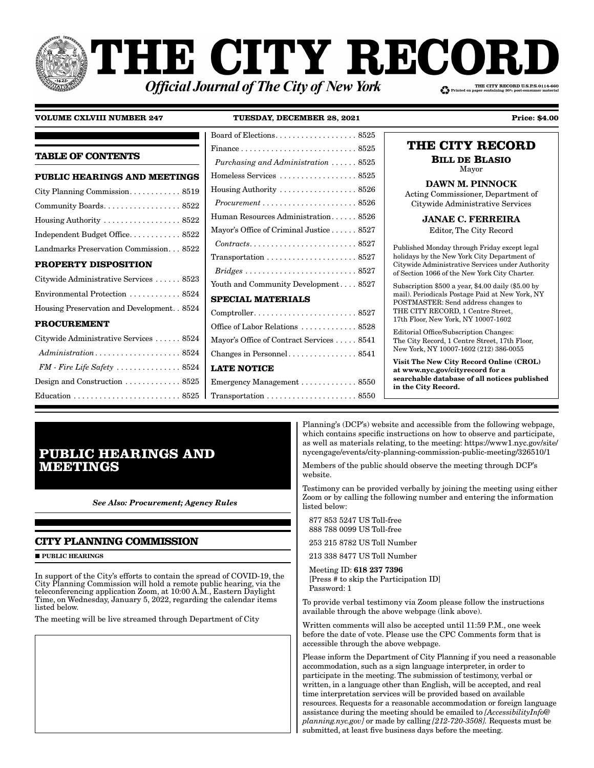# THE CITY RECORD

***Official Journal of The City of New York***

THE CITY RECORD U.S.P.S.0114-660
Printed on paper containing 30% post-consumer material

**VOLUME CXLVIII NUMBER 247** **TUESDAY, DECEMBER 28, 2021** **Price: $4.00**

## TABLE OF CONTENTS

**PUBLIC HEARINGS AND MEETINGS**

City Planning Commission . . . . . . . . . . . . 8519
Community Boards . . . . . . . . . . . . . . . . . . 8522
Housing Authority . . . . . . . . . . . . . . . . . . 8522
Independent Budget Office . . . . . . . . . . . . 8522
Landmarks Preservation Commission . . . 8522

**PROPERTY DISPOSITION**

Citywide Administrative Services . . . . . . 8523
Environmental Protection . . . . . . . . . . . . 8524
Housing Preservation and Development . . 8524

**PROCUREMENT**

Citywide Administrative Services . . . . . . 8524
*Administration* . . . . . . . . . . . . . . . . . . . . 8524
*FM - Fire Life Safety* . . . . . . . . . . . . . . . 8524
Design and Construction . . . . . . . . . . . . . 8525
Education . . . . . . . . . . . . . . . . . . . . . . . . . 8525
Board of Elections . . . . . . . . . . . . . . . . . . . 8525
Finance . . . . . . . . . . . . . . . . . . . . . . . . . . . 8525
*Purchasing and Administration* . . . . . . 8525
Homeless Services . . . . . . . . . . . . . . . . . . 8525
Housing Authority . . . . . . . . . . . . . . . . . . 8526
*Procurement* . . . . . . . . . . . . . . . . . . . . . . 8526
Human Resources Administration . . . . . . 8526
Mayor's Office of Criminal Justice . . . . . . 8527
*Contracts* . . . . . . . . . . . . . . . . . . . . . . . . . 8527
Transportation . . . . . . . . . . . . . . . . . . . . . 8527
*Bridges* . . . . . . . . . . . . . . . . . . . . . . . . . . 8527
Youth and Community Development . . . . 8527

**SPECIAL MATERIALS**

Comptroller . . . . . . . . . . . . . . . . . . . . . . . . 8527
Office of Labor Relations . . . . . . . . . . . . . 8528
Mayor's Office of Contract Services . . . . . 8541
Changes in Personnel . . . . . . . . . . . . . . . . 8541

**LATE NOTICE**

Emergency Management . . . . . . . . . . . . . 8550
Transportation . . . . . . . . . . . . . . . . . . . . . 8550

---

**THE CITY RECORD**

**BILL DE BLASIO**
Mayor

**DAWN M. PINNOCK**
Acting Commissioner, Department of Citywide Administrative Services

**JANAE C. FERREIRA**
Editor, The City Record

Published Monday through Friday except legal holidays by the New York City Department of Citywide Administrative Services under Authority of Section 1066 of the New York City Charter.

Subscription $500 a year, $4.00 daily ($5.00 by mail). Periodicals Postage Paid at New York, NY POSTMASTER: Send address changes to THE CITY RECORD, 1 Centre Street, 17th Floor, New York, NY 10007-1602

Editorial Office/Subscription Changes: The City Record, 1 Centre Street, 17th Floor, New York, NY 10007-1602 (212) 386-0055

**Visit The New City Record Online (CROL) at www.nyc.gov/cityrecord for a searchable database of all notices published in the City Record.**

---

# PUBLIC HEARINGS AND MEETINGS

***See Also: Procurement; Agency Rules***

## CITY PLANNING COMMISSION

■ **PUBLIC HEARINGS**

In support of the City's efforts to contain the spread of COVID-19, the City Planning Commission will hold a remote public hearing, via the teleconferencing application Zoom, at 10:00 A.M., Eastern Daylight Time, on Wednesday, January 5, 2022, regarding the calendar items listed below.

The meeting will be live streamed through Department of City Planning's (DCP's) website and accessible from the following webpage, which contains specific instructions on how to observe and participate, as well as materials relating to the meeting: https://www1.nyc.gov/site/nycengage/events/city-planning-commission-public-meeting/326510/1

Members of the public should observe the meeting through DCP's website.

Testimony can be provided verbally by joining the meeting using either Zoom or by calling the following number and entering the information listed below:

877 853 5247 US Toll-free
888 788 0099 US Toll-free

253 215 8782 US Toll Number

213 338 8477 US Toll Number

Meeting ID: **618 237 7396**
[Press # to skip the Participation ID]
Password: 1

To provide verbal testimony via Zoom please follow the instructions available through the above webpage (link above).

Written comments will also be accepted until 11:59 P.M., one week before the date of vote. Please use the CPC Comments form that is accessible through the above webpage.

Please inform the Department of City Planning if you need a reasonable accommodation, such as a sign language interpreter, in order to participate in the meeting. The submission of testimony, verbal or written, in a language other than English, will be accepted, and real time interpretation services will be provided based on available resources. Requests for a reasonable accommodation or foreign language assistance during the meeting should be emailed to *[AccessibilityInfo@planning.nyc.gov]* or made by calling *[212-720-3508].* Requests must be submitted, at least five business days before the meeting.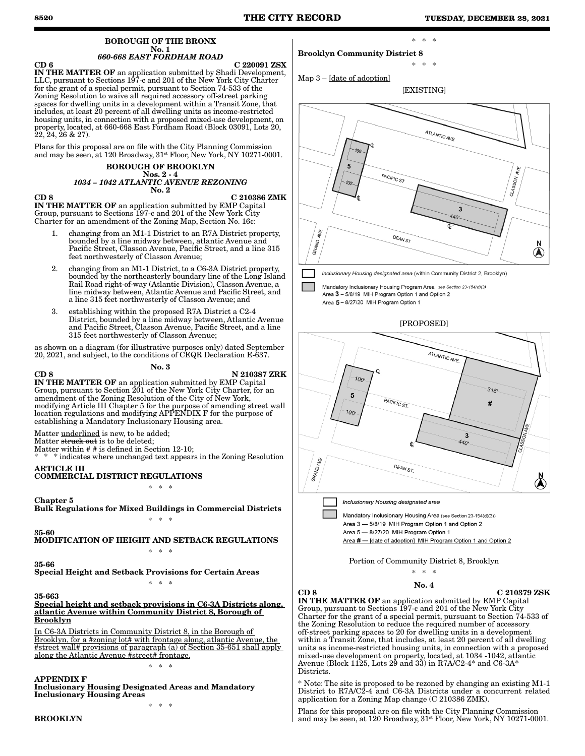**BOROUGH OF THE BRONX**
**No. 1**
***660-668 EAST FORDHAM ROAD***

**CD 6** **C 220091 ZSX**

**IN THE MATTER OF** an application submitted by Shadi Development, LLC, pursuant to Sections 197-c and 201 of the New York City Charter for the grant of a special permit, pursuant to Section 74-533 of the Zoning Resolution to waive all required accessory off-street parking spaces for dwelling units in a development within a Transit Zone, that includes, at least 20 percent of all dwelling units as income-restricted housing units, in connection with a proposed mixed-use development, on property, located, at 660-668 East Fordham Road (Block 03091, Lots 20, 22, 24, 26 & 27).

Plans for this proposal are on file with the City Planning Commission and may be seen, at 120 Broadway, 31st Floor, New York, NY 10271-0001.

**BOROUGH OF BROOKLYN**
**Nos. 2 - 4**
***1034 – 1042 ATLANTIC AVENUE REZONING***
**No. 2**

**CD 8** **C 210386 ZMK**

**IN THE MATTER OF** an application submitted by EMP Capital Group, pursuant to Sections 197-c and 201 of the New York City Charter for an amendment of the Zoning Map, Section No. 16c:

1. changing from an M1-1 District to an R7A District property, bounded by a line midway between, atlantic Avenue and Pacific Street, Classon Avenue, Pacific Street, and a line 315 feet northwesterly of Classon Avenue;
2. changing from an M1-1 District, to a C6-3A District property, bounded by the northeasterly boundary line of the Long Island Rail Road right-of-way (Atlantic Division), Classon Avenue, a line midway between, Atlantic Avenue and Pacific Street, and a line 315 feet northwesterly of Classon Avenue; and
3. establishing within the proposed R7A District a C2-4 District, bounded by a line midway between, Atlantic Avenue and Pacific Street, Classon Avenue, Pacific Street, and a line 315 feet northwesterly of Classon Avenue;

as shown on a diagram (for illustrative purposes only) dated September 20, 2021, and subject, to the conditions of CEQR Declaration E-637.

**No. 3**

**CD 8** **N 210387 ZRK**

**IN THE MATTER OF** an application submitted by EMP Capital Group, pursuant to Section 201 of the New York City Charter, for an amendment of the Zoning Resolution of the City of New York, modifying Article III Chapter 5 for the purpose of amending street wall location regulations and modifying APPENDIX F for the purpose of establishing a Mandatory Inclusionary Housing area.

Matter underlined is new, to be added;
Matter ~~struck out~~ is to be deleted;
Matter within # # is defined in Section 12-10;
* * * indicates where unchanged text appears in the Zoning Resolution

**ARTICLE III**
**COMMERCIAL DISTRICT REGULATIONS**

\* \* \*

**Chapter 5**
**Bulk Regulations for Mixed Buildings in Commercial Districts**

\* \* \*

**35-60**
**MODIFICATION OF HEIGHT AND SETBACK REGULATIONS**

\* \* \*

**35-66**
**Special Height and Setback Provisions for Certain Areas**

\* \* \*

**<u>35-663</u>**
**<u>Special height and setback provisions in C6-3A Districts along, atlantic Avenue within Community District 8, Borough of Brooklyn</u>**

<u>In C6-3A Districts in Community District 8, in the Borough of Brooklyn, for a #zoning lot# with frontage along, atlantic Avenue, the #street wall# provisions of paragraph (a) of Section 35-651 shall apply along the Atlantic Avenue #street# frontage.</u>

\* \* \*

**APPENDIX F**
**Inclusionary Housing Designated Areas and Mandatory Inclusionary Housing Areas**

\* \* \*

**BROOKLYN**

\* \* \*

**Brooklyn Community District 8**

\* \* \*

Map 3 – <u>[date of adoption]</u>

[EXISTING]

Inclusionary Housing designated area (within Community District 2, Brooklyn)

Mandatory Inclusionary Housing Program Area *see Section 23-154(d)(3)*
Area **3** – 5/8/19 MIH Program Option 1 and Option 2
Area **5** – 8/27/20 MIH Program Option 1

[PROPOSED]

Inclusionary Housing designated area

Mandatory Inclusionary Housing Area (see Section 23-154(d)(3))
Area 3 — 5/8/19 MIH Program Option 1 and Option 2
Area 5 — 8/27/20 MIH Program Option 1
<u>Area # — [date of adoption] MIH Program Option 1 and Option 2</u>

Portion of Community District 8, Brooklyn

\* \* \*

**No. 4**

**CD 8** **C 210379 ZSK**

**IN THE MATTER OF** an application submitted by EMP Capital Group, pursuant to Sections 197-c and 201 of the New York City Charter for the grant of a special permit, pursuant to Section 74-533 of the Zoning Resolution to reduce the required number of accessory off-street parking spaces to 20 for dwelling units in a development within a Transit Zone, that includes, at least 20 percent of all dwelling units as income-restricted housing units, in connection with a proposed mixed-use development on property, located, at 1034 -1042, atlantic Avenue (Block 1125, Lots 29 and 33) in R7A/C2-4* and C6-3A* Districts.

\* Note: The site is proposed to be rezoned by changing an existing M1-1 District to R7A/C2-4 and C6-3A Districts under a concurrent related application for a Zoning Map change (C 210386 ZMK).

Plans for this proposal are on file with the City Planning Commission and may be seen, at 120 Broadway, 31st Floor, New York, NY 10271-0001.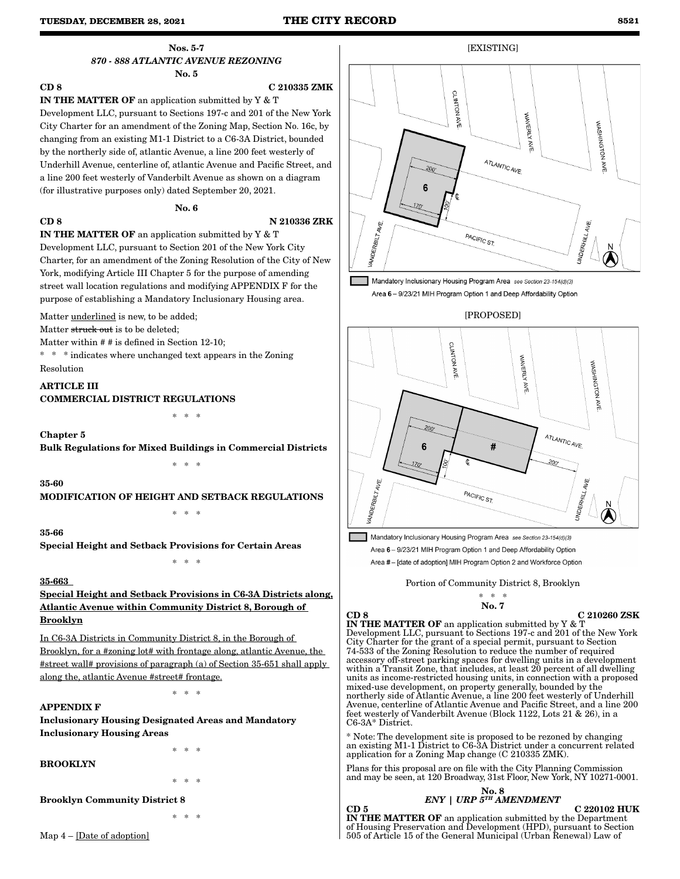**Nos. 5-7**
*870 - 888 ATLANTIC AVENUE REZONING*
**No. 5**

**CD 8** **C 210335 ZMK**

**IN THE MATTER OF** an application submitted by Y & T Development LLC, pursuant to Sections 197-c and 201 of the New York City Charter for an amendment of the Zoning Map, Section No. 16c, by changing from an existing M1-1 District to a C6-3A District, bounded by the northerly side of, atlantic Avenue, a line 200 feet westerly of Underhill Avenue, centerline of, atlantic Avenue and Pacific Street, and a line 200 feet westerly of Vanderbilt Avenue as shown on a diagram (for illustrative purposes only) dated September 20, 2021.

**No. 6**

**CD 8** **N 210336 ZRK**

**IN THE MATTER OF** an application submitted by Y & T Development LLC, pursuant to Section 201 of the New York City Charter, for an amendment of the Zoning Resolution of the City of New York, modifying Article III Chapter 5 for the purpose of amending street wall location regulations and modifying APPENDIX F for the purpose of establishing a Mandatory Inclusionary Housing area.

Matter underlined is new, to be added;
Matter ~~struck out~~ is to be deleted;
Matter within # # is defined in Section 12-10;
\* \* \* indicates where unchanged text appears in the Zoning Resolution

**ARTICLE III**
**COMMERCIAL DISTRICT REGULATIONS**

\* \* \*

**Chapter 5**
**Bulk Regulations for Mixed Buildings in Commercial Districts**

\* \* \*

**35-60**
**MODIFICATION OF HEIGHT AND SETBACK REGULATIONS**

\* \* \*

**35-66**
**Special Height and Setback Provisions for Certain Areas**

\* \* \*

<u>**35-663**</u>
<u>**Special Height and Setback Provisions in C6-3A Districts along, Atlantic Avenue within Community District 8, Borough of Brooklyn**</u>

<u>In C6-3A Districts in Community District 8, in the Borough of Brooklyn, for a #zoning lot# with frontage along, atlantic Avenue, the #street wall# provisions of paragraph (a) of Section 35-651 shall apply along the, atlantic Avenue #street# frontage.</u>

\* \* \*

**APPENDIX F**
**Inclusionary Housing Designated Areas and Mandatory Inclusionary Housing Areas**

\* \* \*

**BROOKLYN**

\* \* \*

**Brooklyn Community District 8**

\* \* \*

Map 4 – <u>[Date of adoption]</u>

[EXISTING]

Mandatory Inclusionary Housing Program Area *see Section 23-154(d)(3)*
Area **6** – 9/23/21 MIH Program Option 1 and Deep Affordability Option

[PROPOSED]

Mandatory Inclusionary Housing Program Area *see Section 23-154(d)(3)*
Area **6** – 9/23/21 MIH Program Option 1 and Deep Affordability Option
Area **#** – [date of adoption] MIH Program Option 2 and Workforce Option

Portion of Community District 8, Brooklyn

\* \* \*

**No. 7**

**CD 8** **C 210260 ZSK**

**IN THE MATTER OF** an application submitted by Y & T Development LLC, pursuant to Sections 197-c and 201 of the New York City Charter for the grant of a special permit, pursuant to Section 74-533 of the Zoning Resolution to reduce the number of required accessory off-street parking spaces for dwelling units in a development within a Transit Zone, that includes, at least 20 percent of all dwelling units as income-restricted housing units, in connection with a proposed mixed-use development, on property generally, bounded by the northerly side of Atlantic Avenue, a line 200 feet westerly of Underhill Avenue, centerline of Atlantic Avenue and Pacific Street, and a line 200 feet westerly of Vanderbilt Avenue (Block 1122, Lots 21 & 26), in a C6-3A\* District.

\* Note: The development site is proposed to be rezoned by changing an existing M1-1 District to C6-3A District under a concurrent related application for a Zoning Map change (C 210335 ZMK).

Plans for this proposal are on file with the City Planning Commission and may be seen, at 120 Broadway, 31st Floor, New York, NY 10271-0001.

**No. 8**
*ENY | URP 5TH AMENDMENT*

**CD 5** **C 220102 HUK**

**IN THE MATTER OF** an application submitted by the Department of Housing Preservation and Development (HPD), pursuant to Section 505 of Article 15 of the General Municipal (Urban Renewal) Law of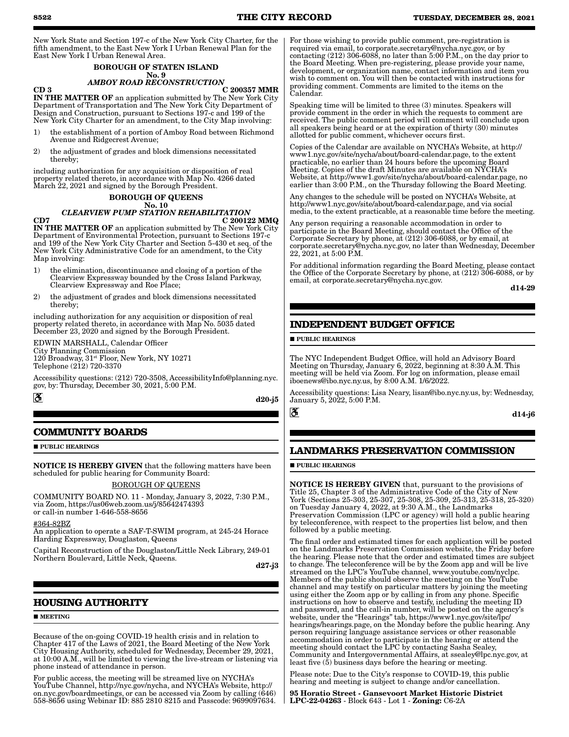New York State and Section 197-c of the New York City Charter, for the fifth amendment, to the East New York I Urban Renewal Plan for the East New York I Urban Renewal Area.

**BOROUGH OF STATEN ISLAND**
**No. 9**
***AMBOY ROAD RECONSTRUCTION***

**CD 3** **C 200357 MMR**

**IN THE MATTER OF** an application submitted by The New York City Department of Transportation and The New York City Department of Design and Construction, pursuant to Sections 197-c and 199 of the New York City Charter for an amendment, to the City Map involving:

1) the establishment of a portion of Amboy Road between Richmond Avenue and Ridgecrest Avenue;
2) the adjustment of grades and block dimensions necessitated thereby;

including authorization for any acquisition or disposition of real property related thereto, in accordance with Map No. 4266 dated March 22, 2021 and signed by the Borough President.

**BOROUGH OF QUEENS**
**No. 10**
***CLEARVIEW PUMP STATION REHABILITATION***

**CD7** **C 200122 MMQ**

**IN THE MATTER OF** an application submitted by The New York City Department of Environmental Protection, pursuant to Sections 197-c and 199 of the New York City Charter and Section 5-430 et seq. of the New York City Administrative Code for an amendment, to the City Map involving:

1) the elimination, discontinuance and closing of a portion of the Clearview Expressway bounded by the Cross Island Parkway, Clearview Expressway and Roe Place;
2) the adjustment of grades and block dimensions necessitated thereby;

including authorization for any acquisition or disposition of real property related thereto, in accordance with Map No. 5035 dated December 23, 2020 and signed by the Borough President.

EDWIN MARSHALL, Calendar Officer
City Planning Commission
120 Broadway, 31st Floor, New York, NY 10271
Telephone (212) 720-3370

Accessibility questions: (212) 720-3508, AccessibilityInfo@planning.nyc.gov, by: Thursday, December 30, 2021, 5:00 P.M.

**d20-j5**

## COMMUNITY BOARDS

■ **PUBLIC HEARINGS**

**NOTICE IS HEREBY GIVEN** that the following matters have been scheduled for public hearing for Community Board:

BOROUGH OF QUEENS

COMMUNITY BOARD NO. 11 - Monday, January 3, 2022, 7:30 P.M., via Zoom, https://us06web.zoom.us/j/85642474393 or call-in number 1-646-558-8656

#364-82BZ
An application to operate a SAF-T-SWIM program, at 245-24 Horace Harding Expressway, Douglaston, Queens

Capital Reconstruction of the Douglaston/Little Neck Library, 249-01 Northern Boulevard, Little Neck, Queens.

**d27-j3**

## HOUSING AUTHORITY

■ **MEETING**

Because of the on-going COVID-19 health crisis and in relation to Chapter 417 of the Laws of 2021, the Board Meeting of the New York City Housing Authority, scheduled for Wednesday, December 29, 2021, at 10:00 A.M., will be limited to viewing the live-stream or listening via phone instead of attendance in person.

For public access, the meeting will be streamed live on NYCHA's YouTube Channel, http://nyc.gov/nycha, and NYCHA's Website, http://on.nyc.gov/boardmeetings, or can be accessed via Zoom by calling (646) 558-8656 using Webinar ID: 885 2810 8215 and Passcode: 9699097634.

For those wishing to provide public comment, pre-registration is required via email, to corporate.secretary@nycha.nyc.gov, or by contacting (212) 306-6088, no later than 5:00 P.M., on the day prior to the Board Meeting. When pre-registering, please provide your name, development, or organization name, contact information and item you wish to comment on. You will then be contacted with instructions for providing comment. Comments are limited to the items on the Calendar.

Speaking time will be limited to three (3) minutes. Speakers will provide comment in the order in which the requests to comment are received. The public comment period will comment will conclude upon all speakers being heard or at the expiration of thirty (30) minutes allotted for public comment, whichever occurs first.

Copies of the Calendar are available on NYCHA's Website, at http://www1.nyc.gov/site/nycha/about/board-calendar.page, to the extent practicable, no earlier than 24 hours before the upcoming Board Meeting. Copies of the draft Minutes are available on NYCHA's Website, at http://www1.gov/site/nycha/about/board-calendar.page, no earlier than 3:00 P.M., on the Thursday following the Board Meeting.

Any changes to the schedule will be posted on NYCHA's Website, at http://www1.nyc.gov/site/about/board-calendar.page, and via social media, to the extent practicable, at a reasonable time before the meeting.

Any person requiring a reasonable accommodation in order to participate in the Board Meeting, should contact the Office of the Corporate Secretary by phone, at (212) 306-6088, or by email, at corporate.secretary@nycha.nyc.gov, no later than Wednesday, December 22, 2021, at 5:00 P.M.

For additional information regarding the Board Meeting, please contact the Office of the Corporate Secretary by phone, at (212) 306-6088, or by email, at corporate.secretary@nycha.nyc.gov.

**d14-29**

## INDEPENDENT BUDGET OFFICE

■ **PUBLIC HEARINGS**

The NYC Independent Budget Office, will hold an Advisory Board Meeting on Thursday, January 6, 2022, beginning at 8:30 A.M. This meeting will be held via Zoom. For log on information, please email iboenews@ibo.nyc.ny.us, by 8:00 A.M. 1/6/2022.

Accessibility questions: Lisa Neary, lisan@ibo.nyc.ny.us, by: Wednesday, January 5, 2022, 5:00 P.M.

**d14-j6**

## LANDMARKS PRESERVATION COMMISSION

■ **PUBLIC HEARINGS**

**NOTICE IS HEREBY GIVEN** that, pursuant to the provisions of Title 25, Chapter 3 of the Administrative Code of the City of New York (Sections 25-303, 25-307, 25-308, 25-309, 25-313, 25-318, 25-320) on Tuesday January 4, 2022, at 9:30 A.M., the Landmarks Preservation Commission (LPC or agency) will hold a public hearing by teleconference, with respect to the properties list below, and then followed by a public meeting.

The final order and estimated times for each application will be posted on the Landmarks Preservation Commission website, the Friday before the hearing. Please note that the order and estimated times are subject to change. The teleconference will be by the Zoom app and will be live streamed on the LPC's YouTube channel, www.youtube.com/nyclpc. Members of the public should observe the meeting on the YouTube channel and may testify on particular matters by joining the meeting using either the Zoom app or by calling in from any phone. Specific instructions on how to observe and testify, including the meeting ID and password, and the call-in number, will be posted on the agency's website, under the "Hearings" tab, https://www1.nyc.gov/site/lpc/hearings/hearings.page, on the Monday before the public hearing. Any person requiring language assistance services or other reasonable accommodation in order to participate in the hearing or attend the meeting should contact the LPC by contacting Sasha Sealey, Community and Intergovernmental Affairs, at ssealey@lpc.nyc.gov, at least five (5) business days before the hearing or meeting.

Please note: Due to the City's response to COVID-19, this public hearing and meeting is subject to change and/or cancellation.

**95 Horatio Street - Gansevoort Market Historic District**
**LPC-22-04263** - Block 643 - Lot 1 - **Zoning:** C6-2A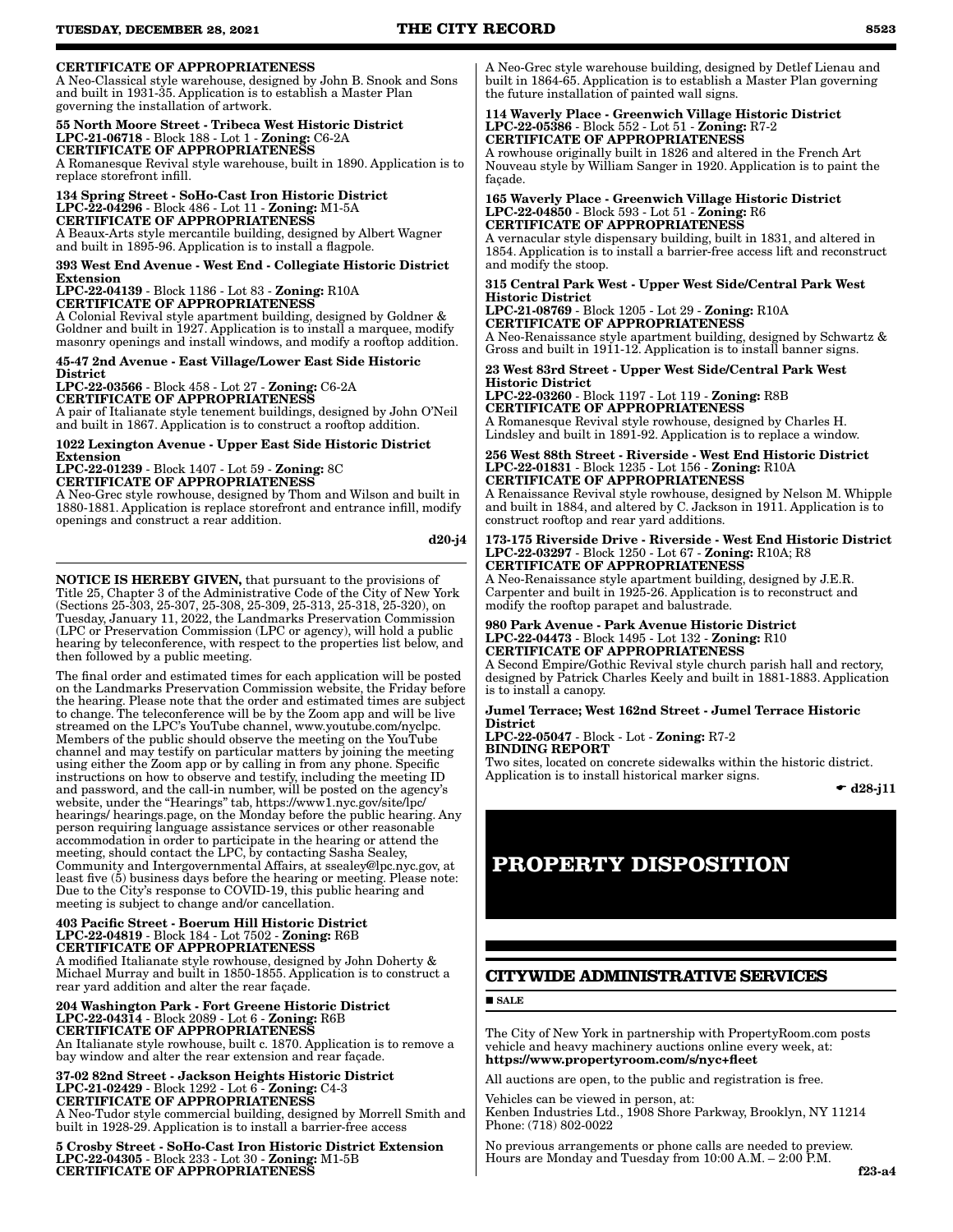**CERTIFICATE OF APPROPRIATENESS**
A Neo-Classical style warehouse, designed by John B. Snook and Sons and built in 1931-35. Application is to establish a Master Plan governing the installation of artwork.

**55 North Moore Street - Tribeca West Historic District**
**LPC-21-06718** - Block 188 - Lot 1 - **Zoning:** C6-2A
**CERTIFICATE OF APPROPRIATENESS**
A Romanesque Revival style warehouse, built in 1890. Application is to replace storefront infill.

**134 Spring Street - SoHo-Cast Iron Historic District**
**LPC-22-04296** - Block 486 - Lot 11 - **Zoning:** M1-5A
**CERTIFICATE OF APPROPRIATENESS**
A Beaux-Arts style mercantile building, designed by Albert Wagner and built in 1895-96. Application is to install a flagpole.

**393 West End Avenue - West End - Collegiate Historic District Extension**
**LPC-22-04139** - Block 1186 - Lot 83 - **Zoning:** R10A
**CERTIFICATE OF APPROPRIATENESS**
A Colonial Revival style apartment building, designed by Goldner & Goldner and built in 1927. Application is to install a marquee, modify masonry openings and install windows, and modify a rooftop addition.

**45-47 2nd Avenue - East Village/Lower East Side Historic District**
**LPC-22-03566** - Block 458 - Lot 27 - **Zoning:** C6-2A
**CERTIFICATE OF APPROPRIATENESS**
A pair of Italianate style tenement buildings, designed by John O'Neil and built in 1867. Application is to construct a rooftop addition.

**1022 Lexington Avenue - Upper East Side Historic District Extension**
**LPC-22-01239** - Block 1407 - Lot 59 - **Zoning:** 8C
**CERTIFICATE OF APPROPRIATENESS**
A Neo-Grec style rowhouse, designed by Thom and Wilson and built in 1880-1881. Application is replace storefront and entrance infill, modify openings and construct a rear addition.

d20-j4

---

**NOTICE IS HEREBY GIVEN,** that pursuant to the provisions of Title 25, Chapter 3 of the Administrative Code of the City of New York (Sections 25-303, 25-307, 25-308, 25-309, 25-313, 25-318, 25-320), on Tuesday, January 11, 2022, the Landmarks Preservation Commission (LPC or Preservation Commission (LPC or agency), will hold a public hearing by teleconference, with respect to the properties list below, and then followed by a public meeting.

The final order and estimated times for each application will be posted on the Landmarks Preservation Commission website, the Friday before the hearing. Please note that the order and estimated times are subject to change. The teleconference will be by the Zoom app and will be live streamed on the LPC's YouTube channel, www.youtube.com/nyclpc. Members of the public should observe the meeting on the YouTube channel and may testify on particular matters by joining the meeting using either the Zoom app or by calling in from any phone. Specific instructions on how to observe and testify, including the meeting ID and password, and the call-in number, will be posted on the agency's website, under the "Hearings" tab, https://www1.nyc.gov/site/lpc/hearings/ hearings.page, on the Monday before the public hearing. Any person requiring language assistance services or other reasonable accommodation in order to participate in the hearing or attend the meeting, should contact the LPC, by contacting Sasha Sealey, Community and Intergovernmental Affairs, at ssealey@lpc.nyc.gov, at least five (5) business days before the hearing or meeting. Please note: Due to the City's response to COVID-19, this public hearing and meeting is subject to change and/or cancellation.

**403 Pacific Street - Boerum Hill Historic District**
**LPC-22-04819** - Block 184 - Lot 7502 - **Zoning:** R6B
**CERTIFICATE OF APPROPRIATENESS**
A modified Italianate style rowhouse, designed by John Doherty & Michael Murray and built in 1850-1855. Application is to construct a rear yard addition and alter the rear façade.

**204 Washington Park - Fort Greene Historic District**
**LPC-22-04314** - Block 2089 - Lot 6 - **Zoning:** R6B
**CERTIFICATE OF APPROPRIATENESS**
An Italianate style rowhouse, built c. 1870. Application is to remove a bay window and alter the rear extension and rear façade.

**37-02 82nd Street - Jackson Heights Historic District**
**LPC-21-02429** - Block 1292 - Lot 6 - **Zoning:** C4-3
**CERTIFICATE OF APPROPRIATENESS**
A Neo-Tudor style commercial building, designed by Morrell Smith and built in 1928-29. Application is to install a barrier-free access

**5 Crosby Street - SoHo-Cast Iron Historic District Extension**
**LPC-22-04305** - Block 233 - Lot 30 - **Zoning:** M1-5B
**CERTIFICATE OF APPROPRIATENESS**
A Neo-Grec style warehouse building, designed by Detlef Lienau and built in 1864-65. Application is to establish a Master Plan governing the future installation of painted wall signs.

**114 Waverly Place - Greenwich Village Historic District**
**LPC-22-05386** - Block 552 - Lot 51 - **Zoning:** R7-2
**CERTIFICATE OF APPROPRIATENESS**
A rowhouse originally built in 1826 and altered in the French Art Nouveau style by William Sanger in 1920. Application is to paint the façade.

**165 Waverly Place - Greenwich Village Historic District**
**LPC-22-04850** - Block 593 - Lot 51 - **Zoning:** R6
**CERTIFICATE OF APPROPRIATENESS**
A vernacular style dispensary building, built in 1831, and altered in 1854. Application is to install a barrier-free access lift and reconstruct and modify the stoop.

**315 Central Park West - Upper West Side/Central Park West Historic District**
**LPC-21-08769** - Block 1205 - Lot 29 - **Zoning:** R10A
**CERTIFICATE OF APPROPRIATENESS**
A Neo-Renaissance style apartment building, designed by Schwartz & Gross and built in 1911-12. Application is to install banner signs.

**23 West 83rd Street - Upper West Side/Central Park West Historic District**
**LPC-22-03260** - Block 1197 - Lot 119 - **Zoning:** R8B
**CERTIFICATE OF APPROPRIATENESS**
A Romanesque Revival style rowhouse, designed by Charles H. Lindsley and built in 1891-92. Application is to replace a window.

**256 West 88th Street - Riverside - West End Historic District**
**LPC-22-01831** - Block 1235 - Lot 156 - **Zoning:** R10A
**CERTIFICATE OF APPROPRIATENESS**
A Renaissance Revival style rowhouse, designed by Nelson M. Whipple and built in 1884, and altered by C. Jackson in 1911. Application is to construct rooftop and rear yard additions.

**173-175 Riverside Drive - Riverside - West End Historic District**
**LPC-22-03297** - Block 1250 - Lot 67 - **Zoning:** R10A; R8
**CERTIFICATE OF APPROPRIATENESS**
A Neo-Renaissance style apartment building, designed by J.E.R. Carpenter and built in 1925-26. Application is to reconstruct and modify the rooftop parapet and balustrade.

**980 Park Avenue - Park Avenue Historic District**
**LPC-22-04473** - Block 1495 - Lot 132 - **Zoning:** R10
**CERTIFICATE OF APPROPRIATENESS**
A Second Empire/Gothic Revival style church parish hall and rectory, designed by Patrick Charles Keely and built in 1881-1883. Application is to install a canopy.

**Jumel Terrace; West 162nd Street - Jumel Terrace Historic District**
**LPC-22-05047** - Block - Lot - **Zoning:** R7-2
**BINDING REPORT**
Two sites, located on concrete sidewalks within the historic district. Application is to install historical marker signs.

☛ d28-j11

# PROPERTY DISPOSITION

## CITYWIDE ADMINISTRATIVE SERVICES

■ **SALE**

The City of New York in partnership with PropertyRoom.com posts vehicle and heavy machinery auctions online every week, at: **https://www.propertyroom.com/s/nyc+fleet**

All auctions are open, to the public and registration is free.

Vehicles can be viewed in person, at:
Kenben Industries Ltd., 1908 Shore Parkway, Brooklyn, NY 11214
Phone: (718) 802-0022

No previous arrangements or phone calls are needed to preview. Hours are Monday and Tuesday from 10:00 A.M. – 2:00 P.M.

f23-a4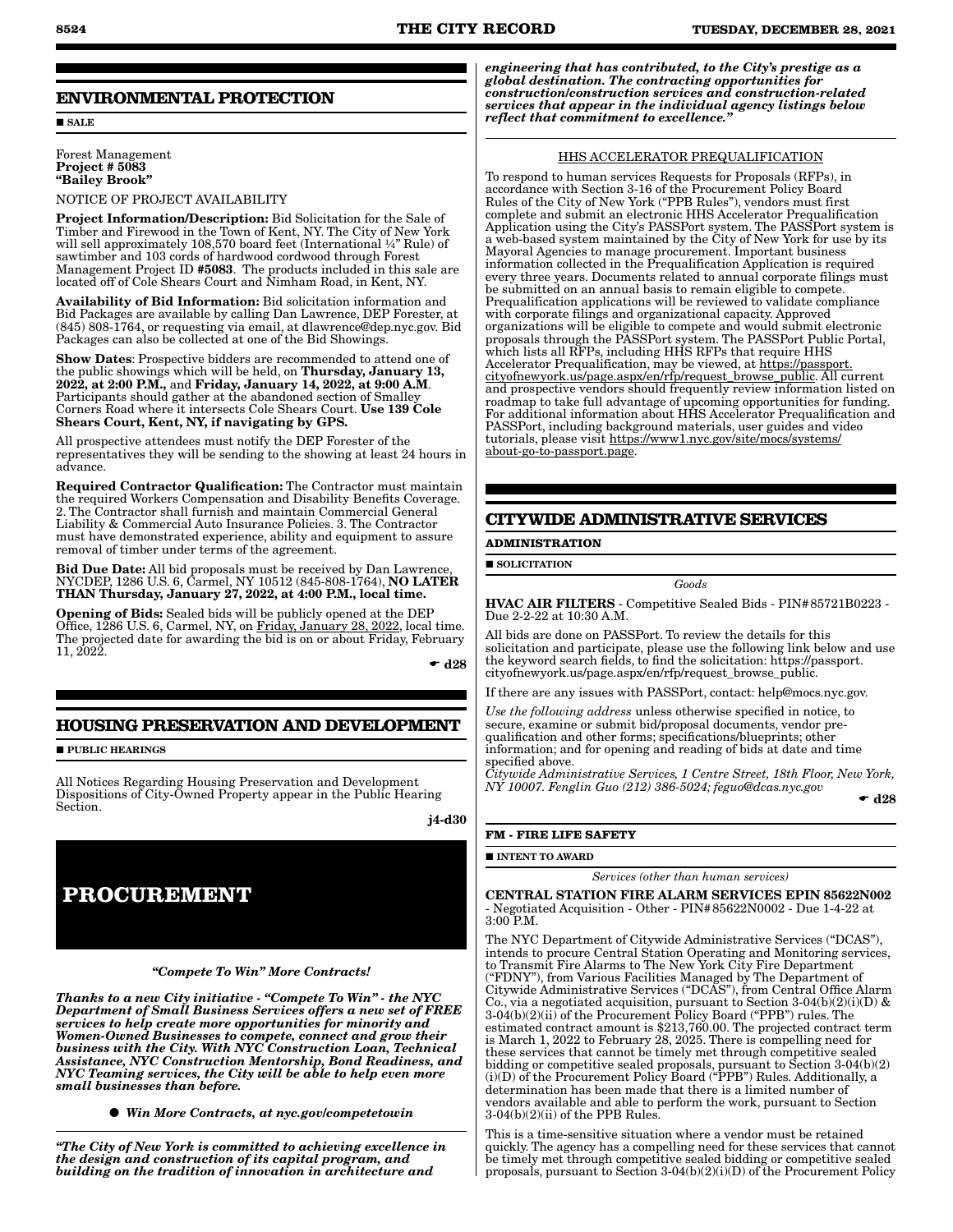## ENVIRONMENTAL PROTECTION

■ SALE

Forest Management
**Project # 5083**
**"Bailey Brook"**

NOTICE OF PROJECT AVAILABILITY

**Project Information/Description:** Bid Solicitation for the Sale of Timber and Firewood in the Town of Kent, NY. The City of New York will sell approximately 108,570 board feet (International ¼" Rule) of sawtimber and 103 cords of hardwood cordwood through Forest Management Project ID **#5083**. The products included in this sale are located off of Cole Shears Court and Nimham Road, in Kent, NY.

**Availability of Bid Information:** Bid solicitation information and Bid Packages are available by calling Dan Lawrence, DEP Forester, at (845) 808-1764, or requesting via email, at dlawrence@dep.nyc.gov. Bid Packages can also be collected at one of the Bid Showings.

**Show Dates**: Prospective bidders are recommended to attend one of the public showings which will be held, on **Thursday, January 13, 2022, at 2:00 P.M.,** and **Friday, January 14, 2022, at 9:00 A.M**. Participants should gather at the abandoned section of Smalley Corners Road where it intersects Cole Shears Court. **Use 139 Cole Shears Court, Kent, NY, if navigating by GPS.**

All prospective attendees must notify the DEP Forester of the representatives they will be sending to the showing at least 24 hours in advance.

**Required Contractor Qualification:** The Contractor must maintain the required Workers Compensation and Disability Benefits Coverage. 2. The Contractor shall furnish and maintain Commercial General Liability & Commercial Auto Insurance Policies. 3. The Contractor must have demonstrated experience, ability and equipment to assure removal of timber under terms of the agreement.

**Bid Due Date:** All bid proposals must be received by Dan Lawrence, NYCDEP, 1286 U.S. 6, Carmel, NY 10512 (845-808-1764), **NO LATER THAN Thursday, January 27, 2022, at 4:00 P.M., local time.**

**Opening of Bids:** Sealed bids will be publicly opened at the DEP Office, 1286 U.S. 6, Carmel, NY, on Friday, January 28, 2022, local time. The projected date for awarding the bid is on or about Friday, February 11, 2022.

☛ **d28**

## HOUSING PRESERVATION AND DEVELOPMENT

■ PUBLIC HEARINGS

All Notices Regarding Housing Preservation and Development Dispositions of City-Owned Property appear in the Public Hearing Section.

**j4-d30**

# PROCUREMENT

***"Compete To Win" More Contracts!***

***Thanks to a new City initiative - "Compete To Win" - the NYC Department of Small Business Services offers a new set of FREE services to help create more opportunities for minority and Women-Owned Businesses to compete, connect and grow their business with the City. With NYC Construction Loan, Technical Assistance, NYC Construction Mentorship, Bond Readiness, and NYC Teaming services, the City will be able to help even more small businesses than before.***

● ***Win More Contracts, at nyc.gov/competetowin***

***"The City of New York is committed to achieving excellence in the design and construction of its capital program, and building on the tradition of innovation in architecture and engineering that has contributed, to the City's prestige as a global destination. The contracting opportunities for construction/construction services and construction-related services that appear in the individual agency listings below reflect that commitment to excellence."***

HHS ACCELERATOR PREQUALIFICATION

To respond to human services Requests for Proposals (RFPs), in accordance with Section 3-16 of the Procurement Policy Board Rules of the City of New York ("PPB Rules"), vendors must first complete and submit an electronic HHS Accelerator Prequalification Application using the City's PASSPort system. The PASSPort system is a web-based system maintained by the City of New York for use by its Mayoral Agencies to manage procurement. Important business information collected in the Prequalification Application is required every three years. Documents related to annual corporate filings must be submitted on an annual basis to remain eligible to compete. Prequalification applications will be reviewed to validate compliance with corporate filings and organizational capacity. Approved organizations will be eligible to compete and would submit electronic proposals through the PASSPort system. The PASSPort Public Portal, which lists all RFPs, including HHS RFPs that require HHS Accelerator Prequalification, may be viewed, at https://passport.cityofnewyork.us/page.aspx/en/rfp/request_browse_public. All current and prospective vendors should frequently review information listed on roadmap to take full advantage of upcoming opportunities for funding. For additional information about HHS Accelerator Prequalification and PASSPort, including background materials, user guides and video tutorials, please visit https://www1.nyc.gov/site/mocs/systems/about-go-to-passport.page.

## CITYWIDE ADMINISTRATIVE SERVICES

**ADMINISTRATION**

■ SOLICITATION

*Goods*

**HVAC AIR FILTERS** - Competitive Sealed Bids - PIN# 85721B0223 - Due 2-2-22 at 10:30 A.M.

All bids are done on PASSPort. To review the details for this solicitation and participate, please use the following link below and use the keyword search fields, to find the solicitation: https://passport.cityofnewyork.us/page.aspx/en/rfp/request_browse_public.

If there are any issues with PASSPort, contact: help@mocs.nyc.gov.

*Use the following address* unless otherwise specified in notice, to secure, examine or submit bid/proposal documents, vendor pre-qualification and other forms; specifications/blueprints; other information; and for opening and reading of bids at date and time specified above.
*Citywide Administrative Services, 1 Centre Street, 18th Floor, New York, NY 10007. Fenglin Guo (212) 386-5024; feguo@dcas.nyc.gov*

☛ **d28**

**FM - FIRE LIFE SAFETY**

■ INTENT TO AWARD

*Services (other than human services)*

**CENTRAL STATION FIRE ALARM SERVICES EPIN 85622N002** - Negotiated Acquisition - Other - PIN# 85622N0002 - Due 1-4-22 at 3:00 P.M.

The NYC Department of Citywide Administrative Services ("DCAS"), intends to procure Central Station Operating and Monitoring services, to Transmit Fire Alarms to The New York City Fire Department ("FDNY"), from Various Facilities Managed by The Department of Citywide Administrative Services ("DCAS"), from Central Office Alarm Co., via a negotiated acquisition, pursuant to Section 3-04(b)(2)(i)(D) & 3-04(b)(2)(ii) of the Procurement Policy Board ("PPB") rules. The estimated contract amount is $213,760.00. The projected contract term is March 1, 2022 to February 28, 2025. There is compelling need for these services that cannot be timely met through competitive sealed bidding or competitive sealed proposals, pursuant to Section 3-04(b)(2)(i)(D) of the Procurement Policy Board ("PPB") Rules. Additionally, a determination has been made that there is a limited number of vendors available and able to perform the work, pursuant to Section 3-04(b)(2)(ii) of the PPB Rules.

This is a time-sensitive situation where a vendor must be retained quickly. The agency has a compelling need for these services that cannot be timely met through competitive sealed bidding or competitive sealed proposals, pursuant to Section 3-04(b)(2)(i)(D) of the Procurement Policy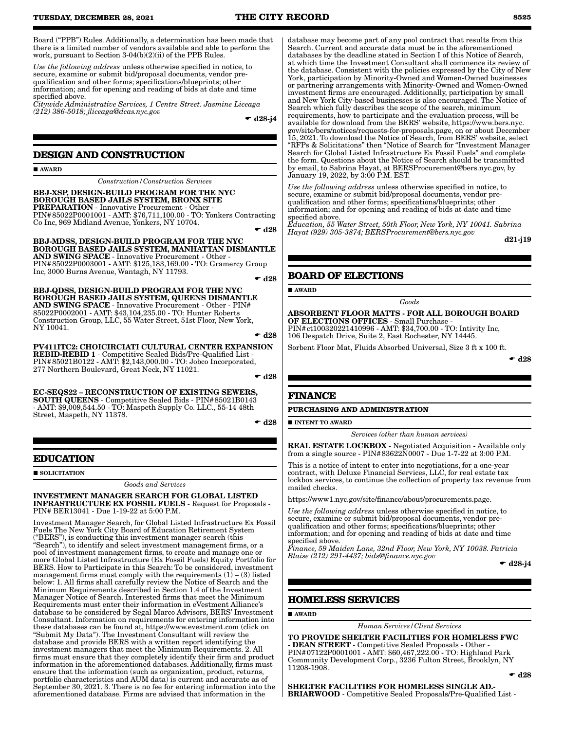Board ("PPB") Rules. Additionally, a determination has been made that there is a limited number of vendors available and able to perform the work, pursuant to Section 3-04(b)(2)(ii) of the PPB Rules.

*Use the following address* unless otherwise specified in notice, to secure, examine or submit bid/proposal documents, vendor pre-qualification and other forms; specifications/blueprints; other information; and for opening and reading of bids at date and time specified above.

*Citywide Administrative Services, 1 Centre Street. Jasmine Liceaga (212) 386-5018; jliceaga@dcas.nyc.gov*

☛ d28-j4

## DESIGN AND CONSTRUCTION

■ **AWARD**

*Construction/Construction Services*

**BBJ-XSP, DESIGN-BUILD PROGRAM FOR THE NYC BOROUGH BASED JAILS SYSTEM, BRONX SITE PREPARATION** - Innovative Procurement - Other - PIN# 85022P0001001 - AMT: $76,711,100.00 - TO: Yonkers Contracting Co Inc, 969 Midland Avenue, Yonkers, NY 10704.

☛ d28

**BBJ-MDSS, DESIGN-BUILD PROGRAM FOR THE NYC BOROUGH BASED JAILS SYSTEM, MANHATTAN DISMANTLE AND SWING SPACE** - Innovative Procurement - Other - PIN# 85022P0003001 - AMT: $125,183,169.00 - TO: Gramercy Group Inc, 3000 Burns Avenue, Wantagh, NY 11793.

☛ d28

**BBJ-QDSS, DESIGN-BUILD PROGRAM FOR THE NYC BOROUGH BASED JAILS SYSTEM, QUEENS DISMANTLE AND SWING SPACE** - Innovative Procurement - Other - PIN# 85022P0002001 - AMT: $43,104,235.00 - TO: Hunter Roberts Construction Group, LLC, 55 Water Street, 51st Floor, New York, NY 10041.

☛ d28

**PV411ITC2: CHOICIRCIATI CULTURAL CENTER EXPANSION REBID-REBID 1** - Competitive Sealed Bids/Pre-Qualified List - PIN# 85021B0122 - AMT: $2,143,000.00 - TO: Jobco Incorporated, 277 Northern Boulevard, Great Neck, NY 11021.

☛ d28

**EC-SEQS22 – RECONSTRUCTION OF EXISTING SEWERS, SOUTH QUEENS** - Competitive Sealed Bids - PIN# 85021B0143 - AMT: $9,009,544.50 - TO: Maspeth Supply Co. LLC., 55-14 48th Street, Maspeth, NY 11378.

☛ d28

## EDUCATION

■ **SOLICITATION**

*Goods and Services*

**INVESTMENT MANAGER SEARCH FOR GLOBAL LISTED INFRASTRUCTURE EX FOSSIL FUELS** - Request for Proposals - PIN# BER13041 - Due 1-19-22 at 5:00 P.M.

Investment Manager Search, for Global Listed Infrastructure Ex Fossil Fuels The New York City Board of Education Retirement System ("BERS"), is conducting this investment manager search (this "Search"), to identify and select investment management firms, or a pool of investment management firms, to create and manage one or more Global Listed Infrastructure (Ex Fossil Fuels) Equity Portfolio for BERS. How to Participate in this Search: To be considered, investment management firms must comply with the requirements (1) – (3) listed below: 1. All firms shall carefully review the Notice of Search and the Minimum Requirements described in Section 1.4 of the Investment Manager Notice of Search. Interested firms that meet the Minimum Requirements must enter their information in eVestment Alliance's database to be considered by Segal Marco Advisors, BERS' Investment Consultant. Information on requirements for entering information into these databases can be found at, https://www.evestment.com (click on "Submit My Data"). The Investment Consultant will review the database and provide BERS with a written report identifying the investment managers that meet the Minimum Requirements. 2. All firms must ensure that they completely identify their firm and product information in the aforementioned databases. Additionally, firms must ensure that the information (such as organization, product, returns, portfolio characteristics and AUM data) is current and accurate as of September 30, 2021. 3. There is no fee for entering information into the aforementioned database. Firms are advised that information in the database may become part of any pool contract that results from this Search. Current and accurate data must be in the aforementioned databases by the deadline stated in Section I of this Notice of Search, at which time the Investment Consultant shall commence its review of the database. Consistent with the policies expressed by the City of New York, participation by Minority-Owned and Women-Owned businesses or partnering arrangements with Minority-Owned and Women-Owned investment firms are encouraged. Additionally, participation by small and New York City-based businesses is also encouraged. The Notice of Search which fully describes the scope of the search, minimum requirements, how to participate and the evaluation process, will be available for download from the BERS' website, https://www.bers.nyc.gov/site/bers/notices/requests-for-proposals.page, on or about December 15, 2021. To download the Notice of Search, from BERS' website, select "RFPs & Solicitations" then "Notice of Search for "Investment Manager Search for Global Listed Infrastructure Ex Fossil Fuels" and complete the form. Questions about the Notice of Search should be transmitted by email, to Sabrina Hayat, at BERSProcurement@bers.nyc.gov, by January 19, 2022, by 3:00 P.M. EST.

*Use the following address* unless otherwise specified in notice, to secure, examine or submit bid/proposal documents, vendor pre-qualification and other forms; specifications/blueprints; other information; and for opening and reading of bids at date and time specified above.

*Education, 55 Water Street, 50th Floor, New York, NY 10041. Sabrina Hayat (929) 305-3874; BERSProcurement@bers.nyc.gov*

d21-j19

## BOARD OF ELECTIONS

■ **AWARD**

*Goods*

**ABSORBENT FLOOR MATTS - FOR ALL BOROUGH BOARD OF ELECTIONS OFFICES** - Small Purchase - PIN# ct100320221410996 - AMT: $34,700.00 - TO: Intivity Inc, 106 Despatch Drive, Suite 2, East Rochester, NY 14445.

Sorbent Floor Mat, Fluids Absorbed Universal, Size 3 ft x 100 ft.

☛ d28

## FINANCE

### PURCHASING AND ADMINISTRATION

■ **INTENT TO AWARD**

*Services (other than human services)*

**REAL ESTATE LOCKBOX** - Negotiated Acquisition - Available only from a single source - PIN# 83622N0007 - Due 1-7-22 at 3:00 P.M.

This is a notice of intent to enter into negotiations, for a one-year contract, with Deluxe Financial Services, LLC, for real estate tax lockbox services, to continue the collection of property tax revenue from mailed checks.

https://www1.nyc.gov/site/finance/about/procurements.page.

*Use the following address* unless otherwise specified in notice, to secure, examine or submit bid/proposal documents, vendor pre-qualification and other forms; specifications/blueprints; other information; and for opening and reading of bids at date and time specified above.

*Finance, 59 Maiden Lane, 32nd Floor, New York, NY 10038. Patricia Blaise (212) 291-4437; bids@finance.nyc.gov*

☛ d28-j4

## HOMELESS SERVICES

■ **AWARD**

*Human Services/Client Services*

**TO PROVIDE SHELTER FACILITIES FOR HOMELESS FWC - DEAN STREET** - Competitive Sealed Proposals - Other - PIN# 07122P0001001 - AMT: $60,467,222.00 - TO: Highland Park Community Development Corp., 3236 Fulton Street, Brooklyn, NY 11208-1908.

☛ d28

**SHELTER FACILITIES FOR HOMELESS SINGLE AD.-BRIARWOOD** - Competitive Sealed Proposals/Pre-Qualified List -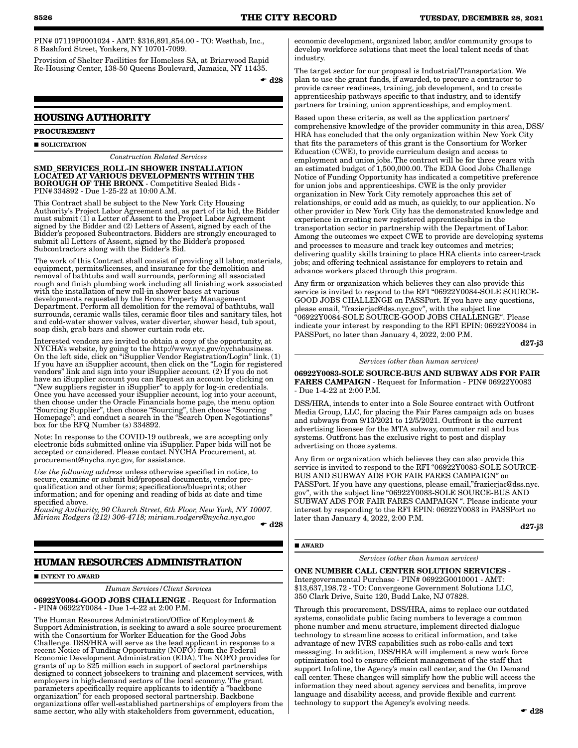PIN# 07119P0001024 - AMT: $316,891,854.00 - TO: Westhab, Inc., 8 Bashford Street, Yonkers, NY 10701-7099.

Provision of Shelter Facilities for Homeless SA, at Briarwood Rapid Re-Housing Center, 138-50 Queens Boulevard, Jamaica, NY 11435.

☛ d28

## HOUSING AUTHORITY

**PROCUREMENT**

■ **SOLICITATION**

*Construction Related Services*

**SMD_SERVICES_ROLL-IN SHOWER INSTALLATION LOCATED AT VARIOUS DEVELOPMENTS WITHIN THE BOROUGH OF THE BRONX** - Competitive Sealed Bids - PIN#334892 - Due 1-25-22 at 10:00 A.M.

This Contract shall be subject to the New York City Housing Authority's Project Labor Agreement and, as part of its bid, the Bidder must submit (1) a Letter of Assent to the Project Labor Agreement signed by the Bidder and (2) Letters of Assent, signed by each of the Bidder's proposed Subcontractors. Bidders are strongly encouraged to submit all Letters of Assent, signed by the Bidder's proposed Subcontractors along with the Bidder's Bid.

The work of this Contract shall consist of providing all labor, materials, equipment, permits/licenses, and insurance for the demolition and removal of bathtubs and wall surrounds, performing all associated rough and finish plumbing work including all finishing work associated with the installation of new roll-in shower bases at various developments requested by the Bronx Property Management Department. Perform all demolition for the removal of bathtubs, wall surrounds, ceramic walls tiles, ceramic floor tiles and sanitary tiles, hot and cold-water shower valves, water diverter, shower head, tub spout, soap dish, grab bars and shower curtain rods etc.

Interested vendors are invited to obtain a copy of the opportunity, at NYCHA's website, by going to the http://www.nyc.gov/nychabusiness. On the left side, click on "iSupplier Vendor Registration/Login" link. (1) If you have an iSupplier account, then click on the "Login for registered vendors" link and sign into your iSupplier account. (2) If you do not have an iSupplier account you can Request an account by clicking on "New suppliers register in iSupplier" to apply for log-in credentials. Once you have accessed your iSupplier account, log into your account, then choose under the Oracle Financials home page, the menu option "Sourcing Supplier", then choose "Sourcing", then choose "Sourcing Homepage"; and conduct a search in the "Search Open Negotiations" box for the RFQ Number (s) 334892.

Note: In response to the COVID-19 outbreak, we are accepting only electronic bids submitted online via iSupplier. Paper bids will not be accepted or considered. Please contact NYCHA Procurement, at procurement@nycha.nyc.gov, for assistance.

*Use the following address* unless otherwise specified in notice, to secure, examine or submit bid/proposal documents, vendor pre-qualification and other forms; specifications/blueprints; other information; and for opening and reading of bids at date and time specified above.

*Housing Authority, 90 Church Street, 6th Floor, New York, NY 10007. Miriam Rodgers (212) 306-4718; miriam.rodgers@nycha.nyc.gov*

☛ d28

## HUMAN RESOURCES ADMINISTRATION

■ **INTENT TO AWARD**

*Human Services/Client Services*

**06922Y0084-GOOD JOBS CHALLENGE** - Request for Information - PIN# 06922Y0084 - Due 1-4-22 at 2:00 P.M.

The Human Resources Administration/Office of Employment & Support Administration, is seeking to award a sole source procurement with the Consortium for Worker Education for the Good Jobs Challenge. DSS/HRA will serve as the lead applicant in response to a recent Notice of Funding Opportunity (NOFO) from the Federal Economic Development Administration (EDA). The NOFO provides for grants of up to $25 million each in support of sectoral partnerships designed to connect jobseekers to training and placement services, with employers in high-demand sectors of the local economy. The grant parameters specifically require applicants to identify a "backbone organization" for each proposed sectoral partnership. Backbone organizations offer well-established partnerships of employers from the same sector, who ally with stakeholders from government, education, economic development, organized labor, and/or community groups to develop workforce solutions that meet the local talent needs of that industry.

The target sector for our proposal is Industrial/Transportation. We plan to use the grant funds, if awarded, to procure a contractor to provide career readiness, training, job development, and to create apprenticeship pathways specific to that industry, and to identify partners for training, union apprenticeships, and employment.

Based upon these criteria, as well as the application partners' comprehensive knowledge of the provider community in this area, DSS/HRA has concluded that the only organization within New York City that fits the parameters of this grant is the Consortium for Worker Education (CWE), to provide curriculum design and access to employment and union jobs. The contract will be for three years with an estimated budget of 1,500,000.00. The EDA Good Jobs Challenge Notice of Funding Opportunity has indicated a competitive preference for union jobs and apprenticeships. CWE is the only provider organization in New York City remotely approaches this set of relationships, or could add as much, as quickly, to our application. No other provider in New York City has the demonstrated knowledge and experience in creating new registered apprenticeships in the transportation sector in partnership with the Department of Labor. Among the outcomes we expect CWE to provide are developing systems and processes to measure and track key outcomes and metrics; delivering quality skills training to place HRA clients into career-track jobs; and offering technical assistance for employers to retain and advance workers placed through this program.

Any firm or organization which believes they can also provide this service is invited to respond to the RFI "06922Y0084-SOLE SOURCE-GOOD JOBS CHALLENGE on PASSPort. If you have any questions, please email, "frazierjac@dss.nyc.gov", with the subject line "06922Y0084-SOLE SOURCE-GOOD JOBS CHALLENGE". Please indicate your interest by responding to the RFI EPIN: 06922Y0084 in PASSPort, no later than January 4, 2022, 2:00 P.M.

d27-j3

*Services (other than human services)*

**06922Y0083-SOLE SOURCE-BUS AND SUBWAY ADS FOR FAIR FARES CAMPAIGN** - Request for Information - PIN# 06922Y0083 - Due 1-4-22 at 2:00 P.M.

DSS/HRA, intends to enter into a Sole Source contract with Outfront Media Group, LLC, for placing the Fair Fares campaign ads on buses and subways from 9/13/2021 to 12/5/2021. Outfront is the current advertising licensee for the MTA subway, commuter rail and bus systems. Outfront has the exclusive right to post and display advertising on those systems.

Any firm or organization which believes they can also provide this service is invited to respond to the RFI "06922Y0083-SOLE SOURCE-BUS AND SUBWAY ADS FOR FAIR FARES CAMPAIGN" on PASSPort. If you have any questions, please email,"frazierjac@dss.nyc.gov", with the subject line "06922Y0083-SOLE SOURCE-BUS AND SUBWAY ADS FOR FAIR FARES CAMPAIGN ". Please indicate your interest by responding to the RFI EPIN: 06922Y0083 in PASSPort no later than January 4, 2022, 2:00 P.M.

d27-j3

■ **AWARD**

*Services (other than human services)*

**ONE NUMBER CALL CENTER SOLUTION SERVICES** - Intergovernmental Purchase - PIN# 06922G0010001 - AMT: $13,637,198.72 - TO: Convergeone Government Solutions LLC, 350 Clark Drive, Suite 120, Budd Lake, NJ 07828.

Through this procurement, DSS/HRA, aims to replace our outdated systems, consolidate public facing numbers to leverage a common phone number and menu structure, implement directed dialogue technology to streamline access to critical information, and take advantage of new IVRS capabilities such as robo-calls and text messaging. In addition, DSS/HRA will implement a new work force optimization tool to ensure efficient management of the staff that support Infoline, the Agency's main call center, and the On Demand call center. These changes will simplify how the public will access the information they need about agency services and benefits, improve language and disability access, and provide flexible and current technology to support the Agency's evolving needs.

☛ d28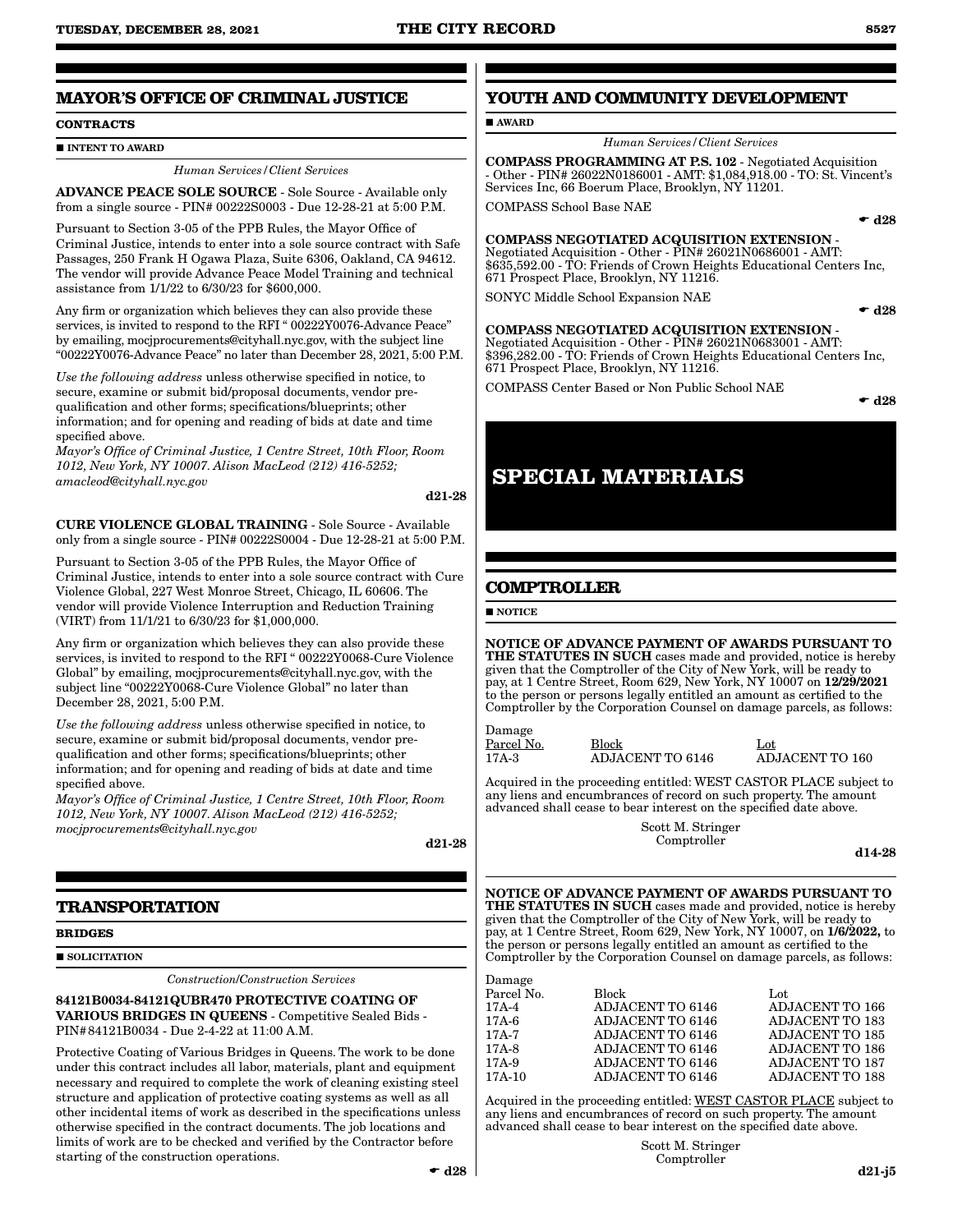## MAYOR'S OFFICE OF CRIMINAL JUSTICE

**CONTRACTS**

■ **INTENT TO AWARD**

*Human Services/Client Services*

**ADVANCE PEACE SOLE SOURCE** - Sole Source - Available only from a single source - PIN# 00222S0003 - Due 12-28-21 at 5:00 P.M.

Pursuant to Section 3-05 of the PPB Rules, the Mayor Office of Criminal Justice, intends to enter into a sole source contract with Safe Passages, 250 Frank H Ogawa Plaza, Suite 6306, Oakland, CA 94612. The vendor will provide Advance Peace Model Training and technical assistance from 1/1/22 to 6/30/23 for $600,000.

Any firm or organization which believes they can also provide these services, is invited to respond to the RFI " 00222Y0076-Advance Peace" by emailing, mocjprocurements@cityhall.nyc.gov, with the subject line "00222Y0076-Advance Peace" no later than December 28, 2021, 5:00 P.M.

*Use the following address* unless otherwise specified in notice, to secure, examine or submit bid/proposal documents, vendor pre-qualification and other forms; specifications/blueprints; other information; and for opening and reading of bids at date and time specified above.
*Mayor's Office of Criminal Justice, 1 Centre Street, 10th Floor, Room 1012, New York, NY 10007. Alison MacLeod (212) 416-5252; amacleod@cityhall.nyc.gov*

**d21-28**

**CURE VIOLENCE GLOBAL TRAINING** - Sole Source - Available only from a single source - PIN# 00222S0004 - Due 12-28-21 at 5:00 P.M.

Pursuant to Section 3-05 of the PPB Rules, the Mayor Office of Criminal Justice, intends to enter into a sole source contract with Cure Violence Global, 227 West Monroe Street, Chicago, IL 60606. The vendor will provide Violence Interruption and Reduction Training (VIRT) from 11/1/21 to 6/30/23 for $1,000,000.

Any firm or organization which believes they can also provide these services, is invited to respond to the RFI " 00222Y0068-Cure Violence Global" by emailing, mocjprocurements@cityhall.nyc.gov, with the subject line "00222Y0068-Cure Violence Global" no later than December 28, 2021, 5:00 P.M.

*Use the following address* unless otherwise specified in notice, to secure, examine or submit bid/proposal documents, vendor pre-qualification and other forms; specifications/blueprints; other information; and for opening and reading of bids at date and time specified above.
*Mayor's Office of Criminal Justice, 1 Centre Street, 10th Floor, Room 1012, New York, NY 10007. Alison MacLeod (212) 416-5252; mocjprocurements@cityhall.nyc.gov*

**d21-28**

## TRANSPORTATION

**BRIDGES**

■ **SOLICITATION**

*Construction/Construction Services*

**84121B0034-84121QUBR470 PROTECTIVE COATING OF VARIOUS BRIDGES IN QUEENS** - Competitive Sealed Bids - PIN# 84121B0034 - Due 2-4-22 at 11:00 A.M.

Protective Coating of Various Bridges in Queens. The work to be done under this contract includes all labor, materials, plant and equipment necessary and required to complete the work of cleaning existing steel structure and application of protective coating systems as well as all other incidental items of work as described in the specifications unless otherwise specified in the contract documents. The job locations and limits of work are to be checked and verified by the Contractor before starting of the construction operations.

☛ **d28**

## YOUTH AND COMMUNITY DEVELOPMENT

■ **AWARD**

*Human Services/Client Services*

**COMPASS PROGRAMMING AT P.S. 102** - Negotiated Acquisition - Other - PIN# 26022N0186001 - AMT: $1,084,918.00 - TO: St. Vincent's Services Inc, 66 Boerum Place, Brooklyn, NY 11201.

COMPASS School Base NAE

☛ **d28**

**COMPASS NEGOTIATED ACQUISITION EXTENSION** - Negotiated Acquisition - Other - PIN# 26021N0686001 - AMT: $635,592.00 - TO: Friends of Crown Heights Educational Centers Inc, 671 Prospect Place, Brooklyn, NY 11216.

SONYC Middle School Expansion NAE

☛ **d28**

**COMPASS NEGOTIATED ACQUISITION EXTENSION** - Negotiated Acquisition - Other - PIN# 26021N0683001 - AMT: $396,282.00 - TO: Friends of Crown Heights Educational Centers Inc, 671 Prospect Place, Brooklyn, NY 11216.

COMPASS Center Based or Non Public School NAE

☛ **d28**

# SPECIAL MATERIALS

## COMPTROLLER

■ **NOTICE**

**NOTICE OF ADVANCE PAYMENT OF AWARDS PURSUANT TO THE STATUTES IN SUCH** cases made and provided, notice is hereby given that the Comptroller of the City of New York, will be ready to pay, at 1 Centre Street, Room 629, New York, NY 10007 on **12/29/2021** to the person or persons legally entitled an amount as certified to the Comptroller by the Corporation Counsel on damage parcels, as follows:

| Damage Parcel No. | Block | Lot |
|---|---|---|
| 17A-3 | ADJACENT TO 6146 | ADJACENT TO 160 |

Acquired in the proceeding entitled: WEST CASTOR PLACE subject to any liens and encumbrances of record on such property. The amount advanced shall cease to bear interest on the specified date above.

Scott M. Stringer
Comptroller

**d14-28**

**NOTICE OF ADVANCE PAYMENT OF AWARDS PURSUANT TO THE STATUTES IN SUCH** cases made and provided, notice is hereby given that the Comptroller of the City of New York, will be ready to pay, at 1 Centre Street, Room 629, New York, NY 10007, on **1/6/2022,** to the person or persons legally entitled an amount as certified to the Comptroller by the Corporation Counsel on damage parcels, as follows:

| Damage Parcel No. | Block | Lot |
|---|---|---|
| 17A-4 | ADJACENT TO 6146 | ADJACENT TO 166 |
| 17A-6 | ADJACENT TO 6146 | ADJACENT TO 183 |
| 17A-7 | ADJACENT TO 6146 | ADJACENT TO 185 |
| 17A-8 | ADJACENT TO 6146 | ADJACENT TO 186 |
| 17A-9 | ADJACENT TO 6146 | ADJACENT TO 187 |
| 17A-10 | ADJACENT TO 6146 | ADJACENT TO 188 |

Acquired in the proceeding entitled: WEST CASTOR PLACE subject to any liens and encumbrances of record on such property. The amount advanced shall cease to bear interest on the specified date above.

Scott M. Stringer
Comptroller

**d21-j5**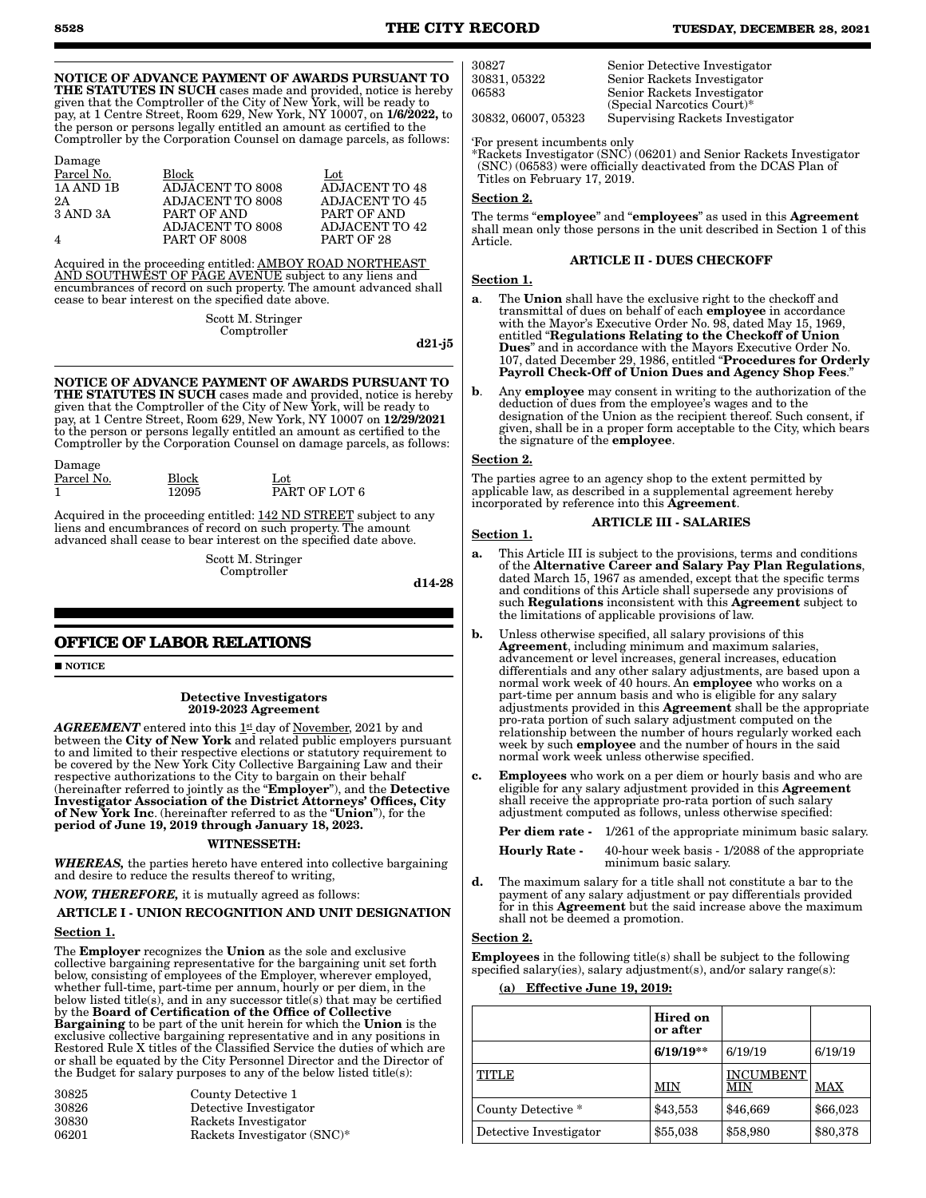**NOTICE OF ADVANCE PAYMENT OF AWARDS PURSUANT TO THE STATUTES IN SUCH** cases made and provided, notice is hereby given that the Comptroller of the City of New York, will be ready to pay, at 1 Centre Street, Room 629, New York, NY 10007, on **1/6/2022,** to the person or persons legally entitled an amount as certified to the Comptroller by the Corporation Counsel on damage parcels, as follows:

| Damage Parcel No. | Block | Lot |
|---|---|---|
| 1A AND 1B | ADJACENT TO 8008 | ADJACENT TO 48 |
| 2A | ADJACENT TO 8008 | ADJACENT TO 45 |
| 3 AND 3A | PART OF AND ADJACENT TO 8008 | PART OF AND ADJACENT TO 42 |
| 4 | PART OF 8008 | PART OF 28 |

Acquired in the proceeding entitled: AMBOY ROAD NORTHEAST AND SOUTHWEST OF PAGE AVENUE subject to any liens and encumbrances of record on such property. The amount advanced shall cease to bear interest on the specified date above.

Scott M. Stringer
Comptroller

**d21-j5**

---

**NOTICE OF ADVANCE PAYMENT OF AWARDS PURSUANT TO THE STATUTES IN SUCH** cases made and provided, notice is hereby given that the Comptroller of the City of New York, will be ready to pay, at 1 Centre Street, Room 629, New York, NY 10007 on **12/29/2021** to the person or persons legally entitled an amount as certified to the Comptroller by the Corporation Counsel on damage parcels, as follows:

| Damage Parcel No. | Block | Lot |
|---|---|---|
| 1 | 12095 | PART OF LOT 6 |

Acquired in the proceeding entitled: 142 ND STREET subject to any liens and encumbrances of record on such property. The amount advanced shall cease to bear interest on the specified date above.

Scott M. Stringer
Comptroller

**d14-28**

---

## OFFICE OF LABOR RELATIONS

■ **NOTICE**

### Detective Investigators 2019-2023 Agreement

***AGREEMENT*** entered into this 1st day of November, 2021 by and between the **City of New York** and related public employers pursuant to and limited to their respective elections or statutory requirement to be covered by the New York City Collective Bargaining Law and their respective authorizations to the City to bargain on their behalf (hereinafter referred to jointly as the "**Employer**"), and the **Detective Investigator Association of the District Attorneys' Offices, City of New York Inc**. (hereinafter referred to as the "**Union**"), for the **period of June 19, 2019 through January 18, 2023.**

**WITNESSETH:**

***WHEREAS,*** the parties hereto have entered into collective bargaining and desire to reduce the results thereof to writing,

***NOW, THEREFORE,*** it is mutually agreed as follows:

**ARTICLE I - UNION RECOGNITION AND UNIT DESIGNATION**

**Section 1.**

The **Employer** recognizes the **Union** as the sole and exclusive collective bargaining representative for the bargaining unit set forth below, consisting of employees of the Employer, wherever employed, whether full-time, part-time per annum, hourly or per diem, in the below listed title(s), and in any successor title(s) that may be certified by the **Board of Certification of the Office of Collective Bargaining** to be part of the unit herein for which the **Union** is the exclusive collective bargaining representative and in any positions in Restored Rule X titles of the Classified Service the duties of which are or shall be equated by the City Personnel Director and the Director of the Budget for salary purposes to any of the below listed title(s):

| | |
|---|---|
| 30825 | County Detective 1 |
| 30826 | Detective Investigator |
| 30830 | Rackets Investigator |
| 06201 | Rackets Investigator (SNC)* |
| 30827 | Senior Detective Investigator |
| 30831, 05322 | Senior Rackets Investigator |
| 06583 | Senior Rackets Investigator (Special Narcotics Court)* |
| 30832, 06007, 05323 | Supervising Rackets Investigator |

'For present incumbents only

*Rackets Investigator (SNC) (06201) and Senior Rackets Investigator (SNC) (06583) were officially deactivated from the DCAS Plan of Titles on February 17, 2019.

**Section 2.**

The terms "**employee**" and "**employees**" as used in this **Agreement** shall mean only those persons in the unit described in Section 1 of this Article.

**ARTICLE II - DUES CHECKOFF**

**Section 1.**

**a**. The **Union** shall have the exclusive right to the checkoff and transmittal of dues on behalf of each **employee** in accordance with the Mayor's Executive Order No. 98, dated May 15, 1969, entitled "**Regulations Relating to the Checkoff of Union Dues**" and in accordance with the Mayors Executive Order No. 107, dated December 29, 1986, entitled "**Procedures for Orderly Payroll Check-Off of Union Dues and Agency Shop Fees**."

**b**. Any **employee** may consent in writing to the authorization of the deduction of dues from the employee's wages and to the designation of the Union as the recipient thereof. Such consent, if given, shall be in a proper form acceptable to the City, which bears the signature of the **employee**.

**Section 2.**

The parties agree to an agency shop to the extent permitted by applicable law, as described in a supplemental agreement hereby incorporated by reference into this **Agreement**.

**ARTICLE III - SALARIES**

**Section 1.**

**a.** This Article III is subject to the provisions, terms and conditions of the **Alternative Career and Salary Pay Plan Regulations**, dated March 15, 1967 as amended, except that the specific terms and conditions of this Article shall supersede any provisions of such **Regulations** inconsistent with this **Agreement** subject to the limitations of applicable provisions of law.

**b.** Unless otherwise specified, all salary provisions of this **Agreement**, including minimum and maximum salaries, advancement or level increases, general increases, education differentials and any other salary adjustments, are based upon a normal work week of 40 hours. An **employee** who works on a part-time per annum basis and who is eligible for any salary adjustments provided in this **Agreement** shall be the appropriate pro-rata portion of such salary adjustment computed on the relationship between the number of hours regularly worked each week by such **employee** and the number of hours in the said normal work week unless otherwise specified.

**c. Employees** who work on a per diem or hourly basis and who are eligible for any salary adjustment provided in this **Agreement** shall receive the appropriate pro-rata portion of such salary adjustment computed as follows, unless otherwise specified:

**Per diem rate -** 1/261 of the appropriate minimum basic salary.

**Hourly Rate -** 40-hour week basis - 1/2088 of the appropriate minimum basic salary.

**d.** The maximum salary for a title shall not constitute a bar to the payment of any salary adjustment or pay differentials provided for in this **Agreement** but the said increase above the maximum shall not be deemed a promotion.

**Section 2.**

**Employees** in the following title(s) shall be subject to the following specified salary(ies), salary adjustment(s), and/or salary range(s):

**(a) Effective June 19, 2019:**

| | Hired on or after | | |
|---|---|---|---|
| | **6/19/19**** | 6/19/19 | 6/19/19 |
| TITLE | MIN | INCUMBENT MIN | MAX |
| County Detective * | $43,553 | $46,669 | $66,023 |
| Detective Investigator | $55,038 | $58,980 | $80,378 |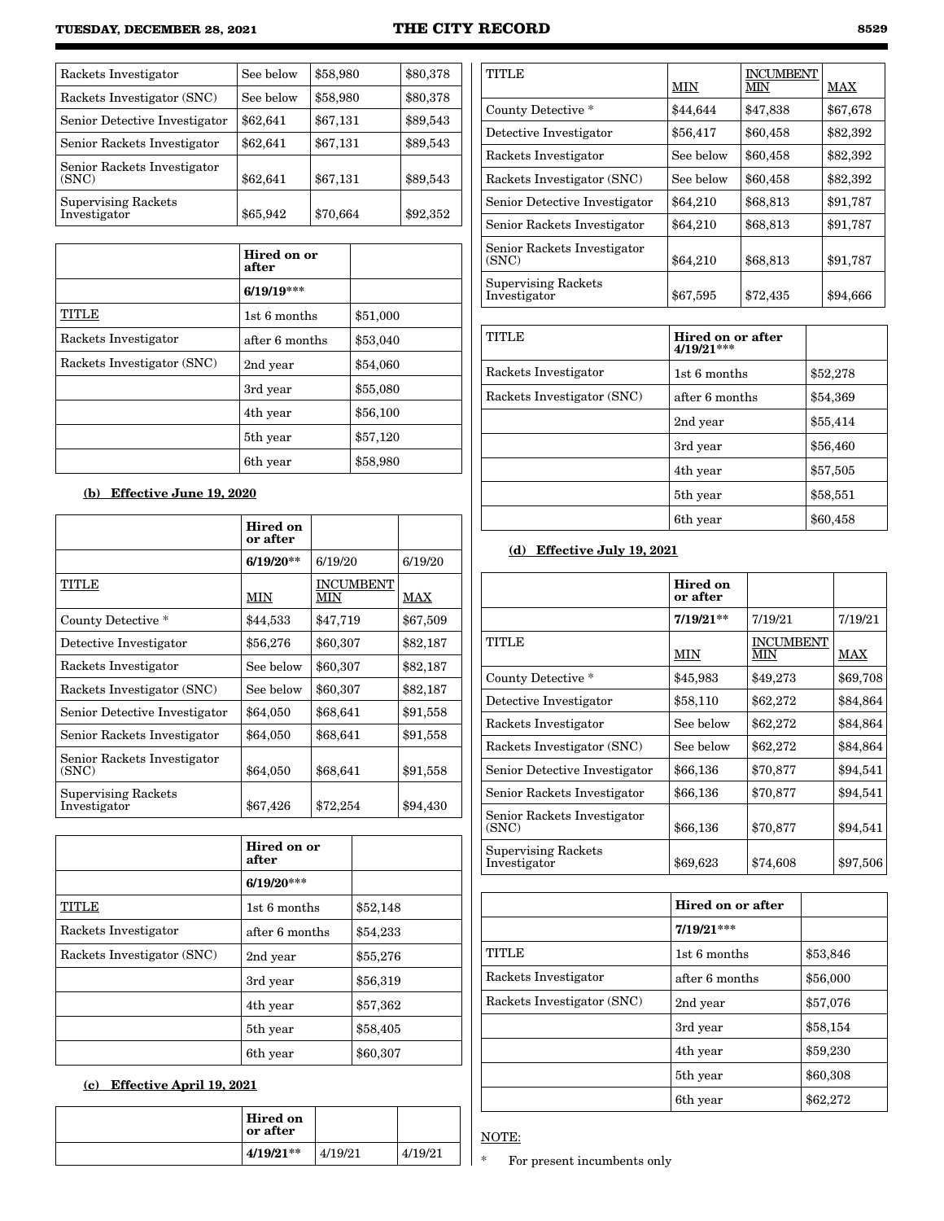| Rackets Investigator | See below | $58,980 | $80,378 |
|---|---|---|---|
| Rackets Investigator (SNC) | See below | $58,980 | $80,378 |
| Senior Detective Investigator | $62,641 | $67,131 | $89,543 |
| Senior Rackets Investigator | $62,641 | $67,131 | $89,543 |
| Senior Rackets Investigator (SNC) | $62,641 | $67,131 | $89,543 |
| Supervising Rackets Investigator | $65,942 | $70,664 | $92,352 |

| | Hired on or after | |
|---|---|---|
| | 6/19/19*** | |
| TITLE | 1st 6 months | $51,000 |
| Rackets Investigator | after 6 months | $53,040 |
| Rackets Investigator (SNC) | 2nd year | $54,060 |
| | 3rd year | $55,080 |
| | 4th year | $56,100 |
| | 5th year | $57,120 |
| | 6th year | $58,980 |

**(b) Effective June 19, 2020**

| | Hired on or after | | |
|---|---|---|---|
| | 6/19/20** | 6/19/20 | 6/19/20 |
| TITLE | MIN | INCUMBENT MIN | MAX |
| County Detective * | $44,533 | $47,719 | $67,509 |
| Detective Investigator | $56,276 | $60,307 | $82,187 |
| Rackets Investigator | See below | $60,307 | $82,187 |
| Rackets Investigator (SNC) | See below | $60,307 | $82,187 |
| Senior Detective Investigator | $64,050 | $68,641 | $91,558 |
| Senior Rackets Investigator | $64,050 | $68,641 | $91,558 |
| Senior Rackets Investigator (SNC) | $64,050 | $68,641 | $91,558 |
| Supervising Rackets Investigator | $67,426 | $72,254 | $94,430 |

| | Hired on or after | |
|---|---|---|
| | 6/19/20*** | |
| TITLE | 1st 6 months | $52,148 |
| Rackets Investigator | after 6 months | $54,233 |
| Rackets Investigator (SNC) | 2nd year | $55,276 |
| | 3rd year | $56,319 |
| | 4th year | $57,362 |
| | 5th year | $58,405 |
| | 6th year | $60,307 |

**(c) Effective April 19, 2021**

| | Hired on or after | | |
|---|---|---|---|
| | 4/19/21** | 4/19/21 | 4/19/21 |
| TITLE | MIN | INCUMBENT MIN | MAX |
| County Detective * | $44,644 | $47,838 | $67,678 |
| Detective Investigator | $56,417 | $60,458 | $82,392 |
| Rackets Investigator | See below | $60,458 | $82,392 |
| Rackets Investigator (SNC) | See below | $60,458 | $82,392 |
| Senior Detective Investigator | $64,210 | $68,813 | $91,787 |
| Senior Rackets Investigator | $64,210 | $68,813 | $91,787 |
| Senior Rackets Investigator (SNC) | $64,210 | $68,813 | $91,787 |
| Supervising Rackets Investigator | $67,595 | $72,435 | $94,666 |

| TITLE | Hired on or after 4/19/21*** | |
|---|---|---|
| Rackets Investigator | 1st 6 months | $52,278 |
| Rackets Investigator (SNC) | after 6 months | $54,369 |
| | 2nd year | $55,414 |
| | 3rd year | $56,460 |
| | 4th year | $57,505 |
| | 5th year | $58,551 |
| | 6th year | $60,458 |

**(d) Effective July 19, 2021**

| | Hired on or after | | |
|---|---|---|---|
| | 7/19/21** | 7/19/21 | 7/19/21 |
| TITLE | MIN | INCUMBENT MIN | MAX |
| County Detective * | $45,983 | $49,273 | $69,708 |
| Detective Investigator | $58,110 | $62,272 | $84,864 |
| Rackets Investigator | See below | $62,272 | $84,864 |
| Rackets Investigator (SNC) | See below | $62,272 | $84,864 |
| Senior Detective Investigator | $66,136 | $70,877 | $94,541 |
| Senior Rackets Investigator | $66,136 | $70,877 | $94,541 |
| Senior Rackets Investigator (SNC) | $66,136 | $70,877 | $94,541 |
| Supervising Rackets Investigator | $69,623 | $74,608 | $97,506 |

| | Hired on or after | |
|---|---|---|
| | 7/19/21*** | |
| TITLE | 1st 6 months | $53,846 |
| Rackets Investigator | after 6 months | $56,000 |
| Rackets Investigator (SNC) | 2nd year | $57,076 |
| | 3rd year | $58,154 |
| | 4th year | $59,230 |
| | 5th year | $60,308 |
| | 6th year | $62,272 |

NOTE:

* For present incumbents only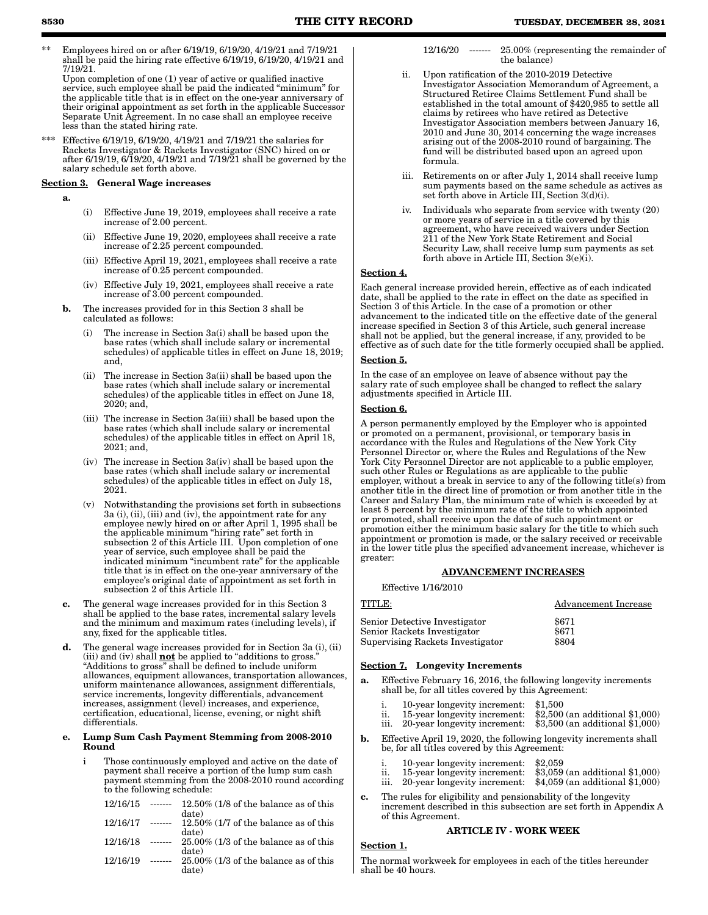\*\* Employees hired on or after 6/19/19, 6/19/20, 4/19/21 and 7/19/21 shall be paid the hiring rate effective 6/19/19, 6/19/20, 4/19/21 and 7/19/21.

Upon completion of one (1) year of active or qualified inactive service, such employee shall be paid the indicated "minimum" for the applicable title that is in effect on the one-year anniversary of their original appointment as set forth in the applicable Successor Separate Unit Agreement. In no case shall an employee receive less than the stated hiring rate.

\*\*\* Effective 6/19/19, 6/19/20, 4/19/21 and 7/19/21 the salaries for Rackets Investigator & Rackets Investigator (SNC) hired on or after 6/19/19, 6/19/20, 4/19/21 and 7/19/21 shall be governed by the salary schedule set forth above.

**Section 3. General Wage increases**

**a.**

(i) Effective June 19, 2019, employees shall receive a rate increase of 2.00 percent.

(ii) Effective June 19, 2020, employees shall receive a rate increase of 2.25 percent compounded.

(iii) Effective April 19, 2021, employees shall receive a rate increase of 0.25 percent compounded.

(iv) Effective July 19, 2021, employees shall receive a rate increase of 3.00 percent compounded.

**b.** The increases provided for in this Section 3 shall be calculated as follows:

(i) The increase in Section 3a(i) shall be based upon the base rates (which shall include salary or incremental schedules) of applicable titles in effect on June 18, 2019; and,

(ii) The increase in Section 3a(ii) shall be based upon the base rates (which shall include salary or incremental schedules) of the applicable titles in effect on June 18, 2020; and,

(iii) The increase in Section 3a(iii) shall be based upon the base rates (which shall include salary or incremental schedules) of the applicable titles in effect on April 18, 2021; and,

(iv) The increase in Section 3a(iv) shall be based upon the base rates (which shall include salary or incremental schedules) of the applicable titles in effect on July 18, 2021.

(v) Notwithstanding the provisions set forth in subsections 3a (i), (ii), (iii) and (iv), the appointment rate for any employee newly hired on or after April 1, 1995 shall be the applicable minimum "hiring rate" set forth in subsection 2 of this Article III. Upon completion of one year of service, such employee shall be paid the indicated minimum "incumbent rate" for the applicable title that is in effect on the one-year anniversary of the employee's original date of appointment as set forth in subsection 2 of this Article III.

**c.** The general wage increases provided for in this Section 3 shall be applied to the base rates, incremental salary levels and the minimum and maximum rates (including levels), if any, fixed for the applicable titles.

**d.** The general wage increases provided for in Section 3a (i), (ii) (iii) and (iv) shall **not** be applied to "additions to gross." "Additions to gross" shall be defined to include uniform allowances, equipment allowances, transportation allowances, uniform maintenance allowances, assignment differentials, service increments, longevity differentials, advancement increases, assignment (level) increases, and experience, certification, educational, license, evening, or night shift differentials.

**e. Lump Sum Cash Payment Stemming from 2008-2010 Round**

i Those continuously employed and active on the date of payment shall receive a portion of the lump sum cash payment stemming from the 2008-2010 round according to the following schedule:

| | | |
|---|---|---|
| 12/16/15 | ------- | 12.50% (1/8 of the balance as of this date) |
| 12/16/17 | ------- | 12.50% (1/7 of the balance as of this date) |
| 12/16/18 | ------- | 25.00% (1/3 of the balance as of this date) |
| 12/16/19 | ------- | 25.00% (1/3 of the balance as of this date) |
| 12/16/20 | ------- | 25.00% (representing the remainder of the balance) |

ii. Upon ratification of the 2010-2019 Detective Investigator Association Memorandum of Agreement, a Structured Retiree Claims Settlement Fund shall be established in the total amount of $420,985 to settle all claims by retirees who have retired as Detective Investigator Association members between January 16, 2010 and June 30, 2014 concerning the wage increases arising out of the 2008-2010 round of bargaining. The fund will be distributed based upon an agreed upon formula.

iii. Retirements on or after July 1, 2014 shall receive lump sum payments based on the same schedule as actives as set forth above in Article III, Section 3(d)(i).

iv. Individuals who separate from service with twenty (20) or more years of service in a title covered by this agreement, who have received waivers under Section 211 of the New York State Retirement and Social Security Law, shall receive lump sum payments as set forth above in Article III, Section 3(e)(i).

**Section 4.**

Each general increase provided herein, effective as of each indicated date, shall be applied to the rate in effect on the date as specified in Section 3 of this Article. In the case of a promotion or other advancement to the indicated title on the effective date of the general increase specified in Section 3 of this Article, such general increase shall not be applied, but the general increase, if any, provided to be effective as of such date for the title formerly occupied shall be applied.

**Section 5.**

In the case of an employee on leave of absence without pay the salary rate of such employee shall be changed to reflect the salary adjustments specified in Article III.

**Section 6.**

A person permanently employed by the Employer who is appointed or promoted on a permanent, provisional, or temporary basis in accordance with the Rules and Regulations of the New York City Personnel Director or, where the Rules and Regulations of the New York City Personnel Director are not applicable to a public employer, such other Rules or Regulations as are applicable to the public employer, without a break in service to any of the following title(s) from another title in the direct line of promotion or from another title in the Career and Salary Plan, the minimum rate of which is exceeded by at least 8 percent by the minimum rate of the title to which appointed or promoted, shall receive upon the date of such appointment or promotion either the minimum basic salary for the title to which such appointment or promotion is made, or the salary received or receivable in the lower title plus the specified advancement increase, whichever is greater:

**ADVANCEMENT INCREASES**

Effective 1/16/2010

| TITLE: | Advancement Increase |
|---|---|
| Senior Detective Investigator | $671 |
| Senior Rackets Investigator | $671 |
| Supervising Rackets Investigator | $804 |

**Section 7. Longevity Increments**

**a.** Effective February 16, 2016, the following longevity increments shall be, for all titles covered by this Agreement:

i. 10-year longevity increment: $1,500
ii. 15-year longevity increment: $2,500 (an additional $1,000)
iii. 20-year longevity increment: $3,500 (an additional $1,000)

**b.** Effective April 19, 2020, the following longevity increments shall be, for all titles covered by this Agreement:

i. 10-year longevity increment: $2,059
ii. 15-year longevity increment: $3,059 (an additional $1,000)
iii. 20-year longevity increment: $4,059 (an additional $1,000)

**c.** The rules for eligibility and pensionability of the longevity increment described in this subsection are set forth in Appendix A of this Agreement.

## ARTICLE IV - WORK WEEK

**Section 1.**

The normal workweek for employees in each of the titles hereunder shall be 40 hours.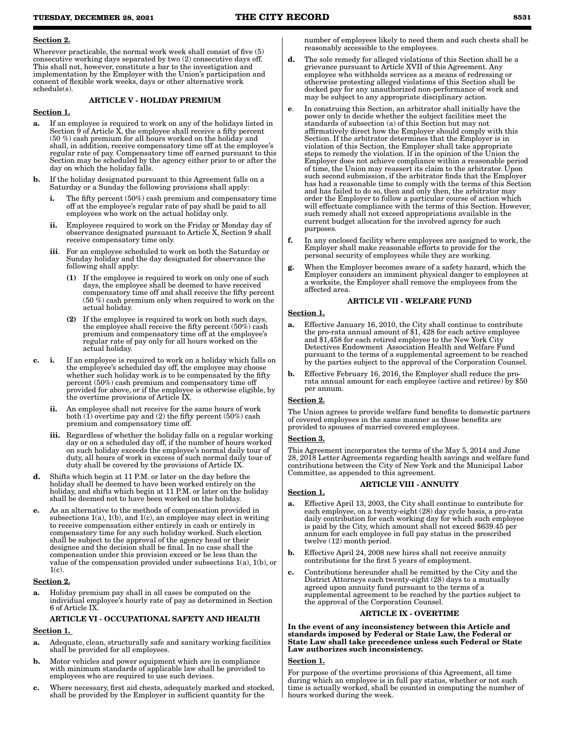**Section 2.**

Wherever practicable, the normal work week shall consist of five (5) consecutive working days separated by two (2) consecutive days off. This shall not, however, constitute a bar to the investigation and implementation by the Employer with the Union's participation and consent of flexible work weeks, days or other alternative work schedule(s).

## ARTICLE V - HOLIDAY PREMIUM

**Section 1.**

**a.** If an employee is required to work on any of the holidays listed in Section 9 of Article X, the employee shall receive a fifty percent (50 %) cash premium for all hours worked on the holiday and shall, in addition, receive compensatory time off at the employee's regular rate of pay. Compensatory time off earned pursuant to this Section may be scheduled by the agency either prior to or after the day on which the holiday falls.

**b.** If the holiday designated pursuant to this Agreement falls on a Saturday or a Sunday the following provisions shall apply:

**i.** The fifty percent (50%) cash premium and compensatory time off at the employee's regular rate of pay shall be paid to all employees who work on the actual holiday only.

**ii.** Employees required to work on the Friday or Monday day of observance designated pursuant to Article X, Section 9 shall receive compensatory time only.

**iii**. For an employee scheduled to work on both the Saturday or Sunday holiday and the day designated for observance the following shall apply:

**(1)** If the employee is required to work on only one of such days, the employee shall be deemed to have received compensatory time off and shall receive the fifty percent (50 %) cash premium only when required to work on the actual holiday.

**(2)** If the employee is required to work on both such days, the employee shall receive the fifty percent (50%) cash premium and compensatory time off at the employee's regular rate of pay only for all hours worked on the actual holiday.

**c.** **i.** If an employee is required to work on a holiday which falls on the employee's scheduled day off, the employee may choose whether such holiday work is to be compensated by the fifty percent (50%) cash premium and compensatory time off provided for above, or if the employee is otherwise eligible, by the overtime provisions of Article IX.

**ii.** An employee shall not receive for the same hours of work both (1) overtime pay and (2) the fifty percent (50%) cash premium and compensatory time off.

**iii.** Regardless of whether the holiday falls on a regular working day or on a scheduled day off, if the number of hours worked on such holiday exceeds the employee's normal daily tour of duty, all hours of work in excess of such normal daily tour of duty shall be covered by the provisions of Article IX.

**d.** Shifts which begin at 11 P.M. or later on the day before the holiday shall be deemed to have been worked entirely on the holiday, and shifts which begin at 11 P.M. or later on the holiday shall be deemed not to have been worked on the holiday.

**e.** As an alternative to the methods of compensation provided in subsections 1(a), 1(b), and 1(c), an employee may elect in writing to receive compensation either entirely in cash or entirely in compensatory time for any such holiday worked. Such election shall be subject to the approval of the agency head or their designee and the decision shall be final. In no case shall the compensation under this provision exceed or be less than the value of the compensation provided under subsections 1(a), 1(b), or 1(c).

**Section 2.**

**a.** Holiday premium pay shall in all cases be computed on the individual employee's hourly rate of pay as determined in Section 6 of Article IX.

## ARTICLE VI - OCCUPATIONAL SAFETY AND HEALTH

**Section 1.**

**a.** Adequate, clean, structurally safe and sanitary working facilities shall be provided for all employees.

**b.** Motor vehicles and power equipment which are in compliance with minimum standards of applicable law shall be provided to employees who are required to use such devises.

**c.** Where necessary, first aid chests, adequately marked and stocked, shall be provided by the Employer in sufficient quantity for the number of employees likely to need them and such chests shall be reasonably accessible to the employees.

**d.** The sole remedy for alleged violations of this Section shall be a grievance pursuant to Article XVII of this Agreement. Any employee who withholds services as a means of redressing or otherwise protesting alleged violations of this Section shall be docked pay for any unauthorized non-performance of work and may be subject to any appropriate disciplinary action.

**e**. In construing this Section, an arbitrator shall initially have the power only to decide whether the subject facilities meet the standards of subsection (a) of this Section but may not affirmatively direct how the Employer should comply with this Section. If the arbitrator determines that the Employer is in violation of this Section, the Employer shall take appropriate steps to remedy the violation. If in the opinion of the Union the Employer does not achieve compliance within a reasonable period of time, the Union may reassert its claim to the arbitrator. Upon such second submission, if the arbitrator finds that the Employer has had a reasonable time to comply with the terms of this Section and has failed to do so, then and only then, the arbitrator may order the Employer to follow a particular course of action which will effectuate compliance with the terms of this Section. However, such remedy shall not exceed appropriations available in the current budget allocation for the involved agency for such purposes.

**f.** In any enclosed facility where employees are assigned to work, the Employer shall make reasonable efforts to provide for the personal security of employees while they are working.

**g.** When the Employer becomes aware of a safety hazard, which the Employer considers an imminent physical danger to employees at a worksite, the Employer shall remove the employees from the affected area.

## ARTICLE VII - WELFARE FUND

**Section 1.**

**a.** Effective January 16, 2010, the City shall continue to contribute the pro-rata annual amount of $1, 428 for each active employee and $1,458 for each retired employee to the New York City Detectives Endowment Association Health and Welfare Fund pursuant to the terms of a supplemental agreement to be reached by the parties subject to the approval of the Corporation Counsel.

**b.** Effective February 16, 2016, the Employer shall reduce the pro-rata annual amount for each employee (active and retiree) by $50 per annum.

**Section 2.**

The Union agrees to provide welfare fund benefits to domestic partners of covered employees in the same manner as those benefits are provided to spouses of married covered employees.

**Section 3.**

This Agreement incorporates the terms of the May 5, 2014 and June 28, 2018 Letter Agreements regarding health savings and welfare fund contributions between the City of New York and the Municipal Labor Committee, as appended to this agreement.

## ARTICLE VIII - ANNUITY

**Section 1.**

**a.** Effective April 13, 2003, the City shall continue to contribute for each employee, on a twenty-eight (28) day cycle basis, a pro-rata daily contribution for each working day for which such employee is paid by the City, which amount shall not exceed $639.45 per annum for each employee in full pay status in the prescribed twelve (12) month period.

**b.** Effective April 24, 2008 new hires shall not receive annuity contributions for the first 5 years of employment.

**c.** Contributions hereunder shall be remitted by the City and the District Attorneys each twenty-eight (28) days to a mutually agreed upon annuity fund pursuant to the terms of a supplemental agreement to be reached by the parties subject to the approval of the Corporation Counsel.

## ARTICLE IX - OVERTIME

**In the event of any inconsistency between this Article and standards imposed by Federal or State Law, the Federal or State Law shall take precedence unless such Federal or State Law authorizes such inconsistency.**

**Section 1.**

For purpose of the overtime provisions of this Agreement, all time during which an employee is in full pay status, whether or not such time is actually worked, shall be counted in computing the number of hours worked during the week.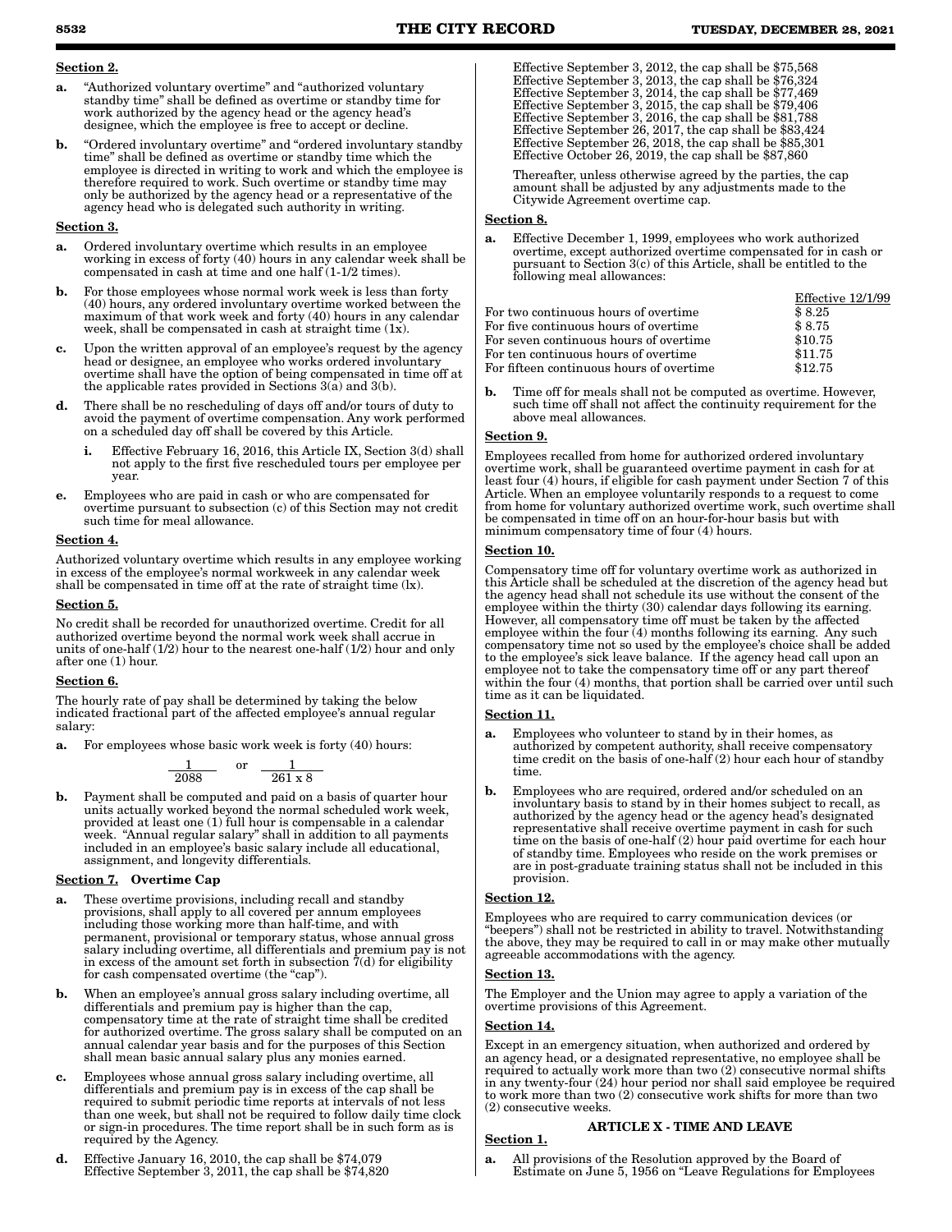## Section 2.

**a.** "Authorized voluntary overtime" and "authorized voluntary standby time" shall be defined as overtime or standby time for work authorized by the agency head or the agency head's designee, which the employee is free to accept or decline.

**b.** "Ordered involuntary overtime" and "ordered involuntary standby time" shall be defined as overtime or standby time which the employee is directed in writing to work and which the employee is therefore required to work. Such overtime or standby time may only be authorized by the agency head or a representative of the agency head who is delegated such authority in writing.

## Section 3.

**a.** Ordered involuntary overtime which results in an employee working in excess of forty (40) hours in any calendar week shall be compensated in cash at time and one half (1-1/2 times).

**b.** For those employees whose normal work week is less than forty (40) hours, any ordered involuntary overtime worked between the maximum of that work week and forty (40) hours in any calendar week, shall be compensated in cash at straight time (1x).

**c.** Upon the written approval of an employee's request by the agency head or designee, an employee who works ordered involuntary overtime shall have the option of being compensated in time off at the applicable rates provided in Sections 3(a) and 3(b).

**d.** There shall be no rescheduling of days off and/or tours of duty to avoid the payment of overtime compensation. Any work performed on a scheduled day off shall be covered by this Article.

- **i.** Effective February 16, 2016, this Article IX, Section 3(d) shall not apply to the first five rescheduled tours per employee per year.

**e.** Employees who are paid in cash or who are compensated for overtime pursuant to subsection (c) of this Section may not credit such time for meal allowance.

## Section 4.

Authorized voluntary overtime which results in any employee working in excess of the employee's normal workweek in any calendar week shall be compensated in time off at the rate of straight time (lx).

## Section 5.

No credit shall be recorded for unauthorized overtime. Credit for all authorized overtime beyond the normal work week shall accrue in units of one-half (1/2) hour to the nearest one-half (1/2) hour and only after one (1) hour.

## Section 6.

The hourly rate of pay shall be determined by taking the below indicated fractional part of the affected employee's annual regular salary:

**a.** For employees whose basic work week is forty (40) hours:

$$\frac{1}{2088} \quad \text{or} \quad \frac{1}{261 \times 8}$$

**b.** Payment shall be computed and paid on a basis of quarter hour units actually worked beyond the normal scheduled work week, provided at least one (1) full hour is compensable in a calendar week. "Annual regular salary" shall in addition to all payments included in an employee's basic salary include all educational, assignment, and longevity differentials.

## Section 7. Overtime Cap

**a.** These overtime provisions, including recall and standby provisions, shall apply to all covered per annum employees including those working more than half-time, and with permanent, provisional or temporary status, whose annual gross salary including overtime, all differentials and premium pay is not in excess of the amount set forth in subsection 7(d) for eligibility for cash compensated overtime (the "cap").

**b.** When an employee's annual gross salary including overtime, all differentials and premium pay is higher than the cap, compensatory time at the rate of straight time shall be credited for authorized overtime. The gross salary shall be computed on an annual calendar year basis and for the purposes of this Section shall mean basic annual salary plus any monies earned.

**c.** Employees whose annual gross salary including overtime, all differentials and premium pay is in excess of the cap shall be required to submit periodic time reports at intervals of not less than one week, but shall not be required to follow daily time clock or sign-in procedures. The time report shall be in such form as is required by the Agency.

**d.** Effective January 16, 2010, the cap shall be $74,079
Effective September 3, 2011, the cap shall be $74,820
Effective September 3, 2012, the cap shall be $75,568
Effective September 3, 2013, the cap shall be $76,324
Effective September 3, 2014, the cap shall be $77,469
Effective September 3, 2015, the cap shall be $79,406
Effective September 3, 2016, the cap shall be $81,788
Effective September 26, 2017, the cap shall be $83,424
Effective September 26, 2018, the cap shall be $85,301
Effective October 26, 2019, the cap shall be $87,860

Thereafter, unless otherwise agreed by the parties, the cap amount shall be adjusted by any adjustments made to the Citywide Agreement overtime cap.

## Section 8.

**a.** Effective December 1, 1999, employees who work authorized overtime, except authorized overtime compensated for in cash or pursuant to Section 3(c) of this Article, shall be entitled to the following meal allowances:

| | Effective 12/1/99 |
|---|---|
| For two continuous hours of overtime | $ 8.25 |
| For five continuous hours of overtime | $ 8.75 |
| For seven continuous hours of overtime | $10.75 |
| For ten continuous hours of overtime | $11.75 |
| For fifteen continuous hours of overtime | $12.75 |

**b.** Time off for meals shall not be computed as overtime. However, such time off shall not affect the continuity requirement for the above meal allowances.

## Section 9.

Employees recalled from home for authorized ordered involuntary overtime work, shall be guaranteed overtime payment in cash for at least four (4) hours, if eligible for cash payment under Section 7 of this Article. When an employee voluntarily responds to a request to come from home for voluntary authorized overtime work, such overtime shall be compensated in time off on an hour-for-hour basis but with minimum compensatory time of four (4) hours.

## Section 10.

Compensatory time off for voluntary overtime work as authorized in this Article shall be scheduled at the discretion of the agency head but the agency head shall not schedule its use without the consent of the employee within the thirty (30) calendar days following its earning. However, all compensatory time off must be taken by the affected employee within the four (4) months following its earning. Any such compensatory time not so used by the employee's choice shall be added to the employee's sick leave balance. If the agency head call upon an employee not to take the compensatory time off or any part thereof within the four (4) months, that portion shall be carried over until such time as it can be liquidated.

## Section 11.

**a.** Employees who volunteer to stand by in their homes, as authorized by competent authority, shall receive compensatory time credit on the basis of one-half (2) hour each hour of standby time.

**b.** Employees who are required, ordered and/or scheduled on an involuntary basis to stand by in their homes subject to recall, as authorized by the agency head or the agency head's designated representative shall receive overtime payment in cash for such time on the basis of one-half (2) hour paid overtime for each hour of standby time. Employees who reside on the work premises or are in post-graduate training status shall not be included in this provision.

## Section 12.

Employees who are required to carry communication devices (or "beepers") shall not be restricted in ability to travel. Notwithstanding the above, they may be required to call in or may make other mutually agreeable accommodations with the agency.

## Section 13.

The Employer and the Union may agree to apply a variation of the overtime provisions of this Agreement.

## Section 14.

Except in an emergency situation, when authorized and ordered by an agency head, or a designated representative, no employee shall be required to actually work more than two (2) consecutive normal shifts in any twenty-four (24) hour period nor shall said employee be required to work more than two (2) consecutive work shifts for more than two (2) consecutive weeks.

# ARTICLE X - TIME AND LEAVE

## Section 1.

**a.** All provisions of the Resolution approved by the Board of Estimate on June 5, 1956 on "Leave Regulations for Employees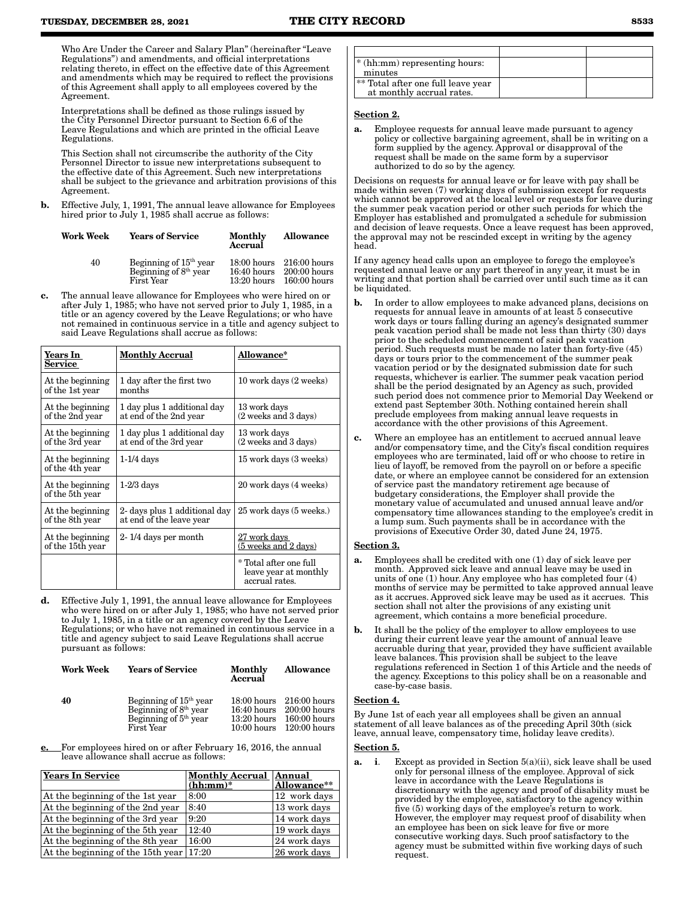Who Are Under the Career and Salary Plan" (hereinafter "Leave Regulations") and amendments, and official interpretations relating thereto, in effect on the effective date of this Agreement and amendments which may be required to reflect the provisions of this Agreement shall apply to all employees covered by the Agreement.

Interpretations shall be defined as those rulings issued by the City Personnel Director pursuant to Section 6.6 of the Leave Regulations and which are printed in the official Leave Regulations.

This Section shall not circumscribe the authority of the City Personnel Director to issue new interpretations subsequent to the effective date of this Agreement. Such new interpretations shall be subject to the grievance and arbitration provisions of this Agreement.

**b.** Effective July, 1, 1991, The annual leave allowance for Employees hired prior to July 1, 1985 shall accrue as follows:

| Work Week | Years of Service | Monthly Accrual | Allowance |
|---|---|---|---|
| 40 | Beginning of 15th year | 18:00 hours | 216:00 hours |
| | Beginning of 8th year | 16:40 hours | 200:00 hours |
| | First Year | 13:20 hours | 160:00 hours |

**c.** The annual leave allowance for Employees who were hired on or after July 1, 1985; who have not served prior to July 1, 1985, in a title or an agency covered by the Leave Regulations; or who have not remained in continuous service in a title and agency subject to said Leave Regulations shall accrue as follows:

| Years In Service | Monthly Accrual | Allowance* |
|---|---|---|
| At the beginning of the 1st year | 1 day after the first two months | 10 work days (2 weeks) |
| At the beginning of the 2nd year | 1 day plus 1 additional day at end of the 2nd year | 13 work days (2 weeks and 3 days) |
| At the beginning of the 3rd year | 1 day plus 1 additional day at end of the 3rd year | 13 work days (2 weeks and 3 days) |
| At the beginning of the 4th year | 1-1/4 days | 15 work days (3 weeks) |
| At the beginning of the 5th year | 1-2/3 days | 20 work days (4 weeks) |
| At the beginning of the 8th year | 2- days plus 1 additional day at end of the leave year | 25 work days (5 weeks.) |
| At the beginning of the 15th year | 2- 1/4 days per month | 27 work days (5 weeks and 2 days) |
| | | * Total after one full leave year at monthly accrual rates. |

**d.** Effective July 1, 1991, the annual leave allowance for Employees who were hired on or after July 1, 1985; who have not served prior to July 1, 1985, in a title or an agency covered by the Leave Regulations; or who have not remained in continuous service in a title and agency subject to said Leave Regulations shall accrue pursuant as follows:

| Work Week | Years of Service | Monthly Accrual | Allowance |
|---|---|---|---|
| **40** | Beginning of 15th year | 18:00 hours | 216:00 hours |
| | Beginning of 8th year | 16:40 hours | 200:00 hours |
| | Beginning of 5th year | 13:20 hours | 160:00 hours |
| | First Year | 10:00 hours | 120:00 hours |

**e.** For employees hired on or after February 16, 2016, the annual leave allowance shall accrue as follows:

| Years In Service | Monthly Accrual (hh:mm)* | Annual Allowance** |
|---|---|---|
| At the beginning of the 1st year | 8:00 | 12 work days |
| At the beginning of the 2nd year | 8:40 | 13 work days |
| At the beginning of the 3rd year | 9:20 | 14 work days |
| At the beginning of the 5th year | 12:40 | 19 work days |
| At the beginning of the 8th year | 16:00 | 24 work days |
| At the beginning of the 15th year | 17:20 | 26 work days |
| | | |
| * (hh:mm) representing hours: minutes | | |
| ** Total after one full leave year at monthly accrual rates. | | |

**Section 2.**

**a.** Employee requests for annual leave made pursuant to agency policy or collective bargaining agreement, shall be in writing on a form supplied by the agency. Approval or disapproval of the request shall be made on the same form by a supervisor authorized to do so by the agency.

Decisions on requests for annual leave or for leave with pay shall be made within seven (7) working days of submission except for requests which cannot be approved at the local level or requests for leave during the summer peak vacation period or other such periods for which the Employer has established and promulgated a schedule for submission and decision of leave requests. Once a leave request has been approved, the approval may not be rescinded except in writing by the agency head.

If any agency head calls upon an employee to forego the employee's requested annual leave or any part thereof in any year, it must be in writing and that portion shall be carried over until such time as it can be liquidated.

**b.** In order to allow employees to make advanced plans, decisions on requests for annual leave in amounts of at least 5 consecutive work days or tours falling during an agency's designated summer peak vacation period shall be made not less than thirty (30) days prior to the scheduled commencement of said peak vacation period. Such requests must be made no later than forty-five (45) days or tours prior to the commencement of the summer peak vacation period or by the designated submission date for such requests, whichever is earlier. The summer peak vacation period shall be the period designated by an Agency as such, provided such period does not commence prior to Memorial Day Weekend or extend past September 30th. Nothing contained herein shall preclude employees from making annual leave requests in accordance with the other provisions of this Agreement.

**c.** Where an employee has an entitlement to accrued annual leave and/or compensatory time, and the City's fiscal condition requires employees who are terminated, laid off or who choose to retire in lieu of layoff, be removed from the payroll on or before a specific date, or where an employee cannot be considered for an extension of service past the mandatory retirement age because of budgetary considerations, the Employer shall provide the monetary value of accumulated and unused annual leave and/or compensatory time allowances standing to the employee's credit in a lump sum. Such payments shall be in accordance with the provisions of Executive Order 30, dated June 24, 1975.

**Section 3.**

**a.** Employees shall be credited with one (1) day of sick leave per month. Approved sick leave and annual leave may be used in units of one (1) hour. Any employee who has completed four (4) months of service may be permitted to take approved annual leave as it accrues. Approved sick leave may be used as it accrues. This section shall not alter the provisions of any existing unit agreement, which contains a more beneficial procedure.

**b.** It shall be the policy of the employer to allow employees to use during their current leave year the amount of annual leave accruable during that year, provided they have sufficient available leave balances. This provision shall be subject to the leave regulations referenced in Section 1 of this Article and the needs of the agency. Exceptions to this policy shall be on a reasonable and case-by-case basis.

**Section 4.**

By June 1st of each year all employees shall be given an annual statement of all leave balances as of the preceding April 30th (sick leave, annual leave, compensatory time, holiday leave credits).

**Section 5.**

**a.** **i**. Except as provided in Section 5(a)(ii), sick leave shall be used only for personal illness of the employee. Approval of sick leave in accordance with the Leave Regulations is discretionary with the agency and proof of disability must be provided by the employee, satisfactory to the agency within five (5) working days of the employee's return to work. However, the employer may request proof of disability when an employee has been on sick leave for five or more consecutive working days. Such proof satisfactory to the agency must be submitted within five working days of such request.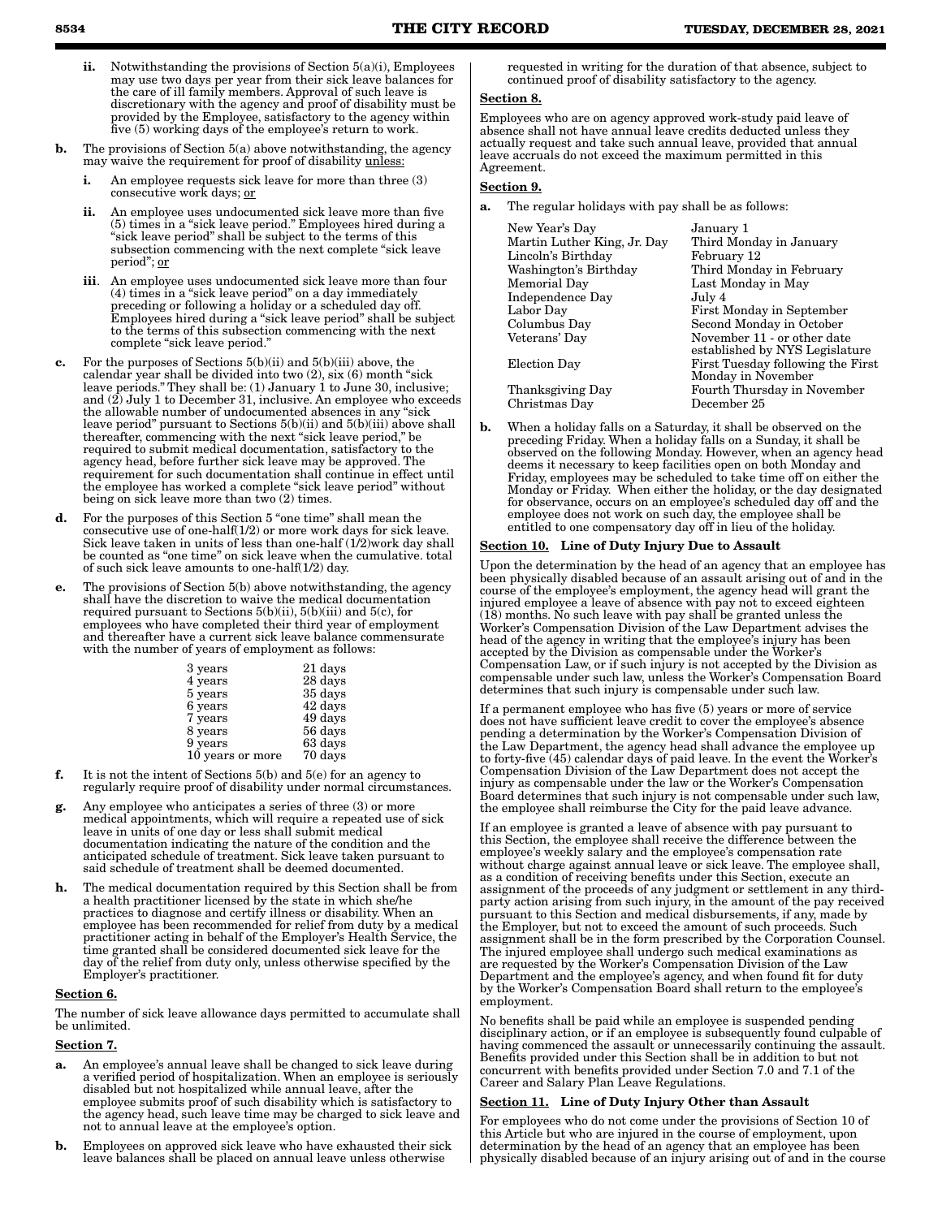ii. Notwithstanding the provisions of Section 5(a)(i), Employees may use two days per year from their sick leave balances for the care of ill family members. Approval of such leave is discretionary with the agency and proof of disability must be provided by the Employee, satisfactory to the agency within five (5) working days of the employee's return to work.

**b.** The provisions of Section 5(a) above notwithstanding, the agency may waive the requirement for proof of disability unless:

**i.** An employee requests sick leave for more than three (3) consecutive work days; or

**ii.** An employee uses undocumented sick leave more than five (5) times in a "sick leave period." Employees hired during a "sick leave period" shall be subject to the terms of this subsection commencing with the next complete "sick leave period"; or

**iii**. An employee uses undocumented sick leave more than four (4) times in a "sick leave period" on a day immediately preceding or following a holiday or a scheduled day off. Employees hired during a "sick leave period" shall be subject to the terms of this subsection commencing with the next complete "sick leave period."

**c.** For the purposes of Sections 5(b)(ii) and 5(b)(iii) above, the calendar year shall be divided into two (2), six (6) month "sick leave periods." They shall be: (1) January 1 to June 30, inclusive; and (2) July 1 to December 31, inclusive. An employee who exceeds the allowable number of undocumented absences in any "sick leave period" pursuant to Sections 5(b)(ii) and 5(b)(iii) above shall thereafter, commencing with the next "sick leave period," be required to submit medical documentation, satisfactory to the agency head, before further sick leave may be approved. The requirement for such documentation shall continue in effect until the employee has worked a complete "sick leave period" without being on sick leave more than two (2) times.

**d.** For the purposes of this Section 5 "one time" shall mean the consecutive use of one-half(1/2) or more work days for sick leave. Sick leave taken in units of less than one-half (1/2)work day shall be counted as "one time" on sick leave when the cumulative. total of such sick leave amounts to one-half(1/2) day.

**e.** The provisions of Section 5(b) above notwithstanding, the agency shall have the discretion to waive the medical documentation required pursuant to Sections 5(b)(ii), 5(b)(iii) and 5(c), for employees who have completed their third year of employment and thereafter have a current sick leave balance commensurate with the number of years of employment as follows:

| | |
|---|---|
| 3 years | 21 days |
| 4 years | 28 days |
| 5 years | 35 days |
| 6 years | 42 days |
| 7 years | 49 days |
| 8 years | 56 days |
| 9 years | 63 days |
| 10 years or more | 70 days |

**f.** It is not the intent of Sections 5(b) and 5(e) for an agency to regularly require proof of disability under normal circumstances.

**g.** Any employee who anticipates a series of three (3) or more medical appointments, which will require a repeated use of sick leave in units of one day or less shall submit medical documentation indicating the nature of the condition and the anticipated schedule of treatment. Sick leave taken pursuant to said schedule of treatment shall be deemed documented.

**h.** The medical documentation required by this Section shall be from a health practitioner licensed by the state in which she/he practices to diagnose and certify illness or disability. When an employee has been recommended for relief from duty by a medical practitioner acting in behalf of the Employer's Health Service, the time granted shall be considered documented sick leave for the day of the relief from duty only, unless otherwise specified by the Employer's practitioner.

### Section 6.

The number of sick leave allowance days permitted to accumulate shall be unlimited.

### Section 7.

**a.** An employee's annual leave shall be changed to sick leave during a verified period of hospitalization. When an employee is seriously disabled but not hospitalized while annual leave, after the employee submits proof of such disability which is satisfactory to the agency head, such leave time may be charged to sick leave and not to annual leave at the employee's option.

**b.** Employees on approved sick leave who have exhausted their sick leave balances shall be placed on annual leave unless otherwise requested in writing for the duration of that absence, subject to continued proof of disability satisfactory to the agency.

### Section 8.

Employees who are on agency approved work-study paid leave of absence shall not have annual leave credits deducted unless they actually request and take such annual leave, provided that annual leave accruals do not exceed the maximum permitted in this Agreement.

### Section 9.

**a.** The regular holidays with pay shall be as follows:

| | |
|---|---|
| New Year's Day | January 1 |
| Martin Luther King, Jr. Day | Third Monday in January |
| Lincoln's Birthday | February 12 |
| Washington's Birthday | Third Monday in February |
| Memorial Day | Last Monday in May |
| Independence Day | July 4 |
| Labor Day | First Monday in September |
| Columbus Day | Second Monday in October |
| Veterans' Day | November 11 - or other date established by NYS Legislature |
| Election Day | First Tuesday following the First Monday in November |
| Thanksgiving Day | Fourth Thursday in November |
| Christmas Day | December 25 |

**b.** When a holiday falls on a Saturday, it shall be observed on the preceding Friday. When a holiday falls on a Sunday, it shall be observed on the following Monday. However, when an agency head deems it necessary to keep facilities open on both Monday and Friday, employees may be scheduled to take time off on either the Monday or Friday. When either the holiday, or the day designated for observance, occurs on an employee's scheduled day off and the employee does not work on such day, the employee shall be entitled to one compensatory day off in lieu of the holiday.

### Section 10. Line of Duty Injury Due to Assault

Upon the determination by the head of an agency that an employee has been physically disabled because of an assault arising out of and in the course of the employee's employment, the agency head will grant the injured employee a leave of absence with pay not to exceed eighteen (18) months. No such leave with pay shall be granted unless the Worker's Compensation Division of the Law Department advises the head of the agency in writing that the employee's injury has been accepted by the Division as compensable under the Worker's Compensation Law, or if such injury is not accepted by the Division as compensable under such law, unless the Worker's Compensation Board determines that such injury is compensable under such law.

If a permanent employee who has five (5) years or more of service does not have sufficient leave credit to cover the employee's absence pending a determination by the Worker's Compensation Division of the Law Department, the agency head shall advance the employee up to forty-five (45) calendar days of paid leave. In the event the Worker's Compensation Division of the Law Department does not accept the injury as compensable under the law or the Worker's Compensation Board determines that such injury is not compensable under such law, the employee shall reimburse the City for the paid leave advance.

If an employee is granted a leave of absence with pay pursuant to this Section, the employee shall receive the difference between the employee's weekly salary and the employee's compensation rate without charge against annual leave or sick leave. The employee shall, as a condition of receiving benefits under this Section, execute an assignment of the proceeds of any judgment or settlement in any third-party action arising from such injury, in the amount of the pay received pursuant to this Section and medical disbursements, if any, made by the Employer, but not to exceed the amount of such proceeds. Such assignment shall be in the form prescribed by the Corporation Counsel. The injured employee shall undergo such medical examinations as are requested by the Worker's Compensation Division of the Law Department and the employee's agency, and when found fit for duty by the Worker's Compensation Board shall return to the employee's employment.

No benefits shall be paid while an employee is suspended pending disciplinary action, or if an employee is subsequently found culpable of having commenced the assault or unnecessarily continuing the assault. Benefits provided under this Section shall be in addition to but not concurrent with benefits provided under Section 7.0 and 7.1 of the Career and Salary Plan Leave Regulations.

### Section 11. Line of Duty Injury Other than Assault

For employees who do not come under the provisions of Section 10 of this Article but who are injured in the course of employment, upon determination by the head of an agency that an employee has been physically disabled because of an injury arising out of and in the course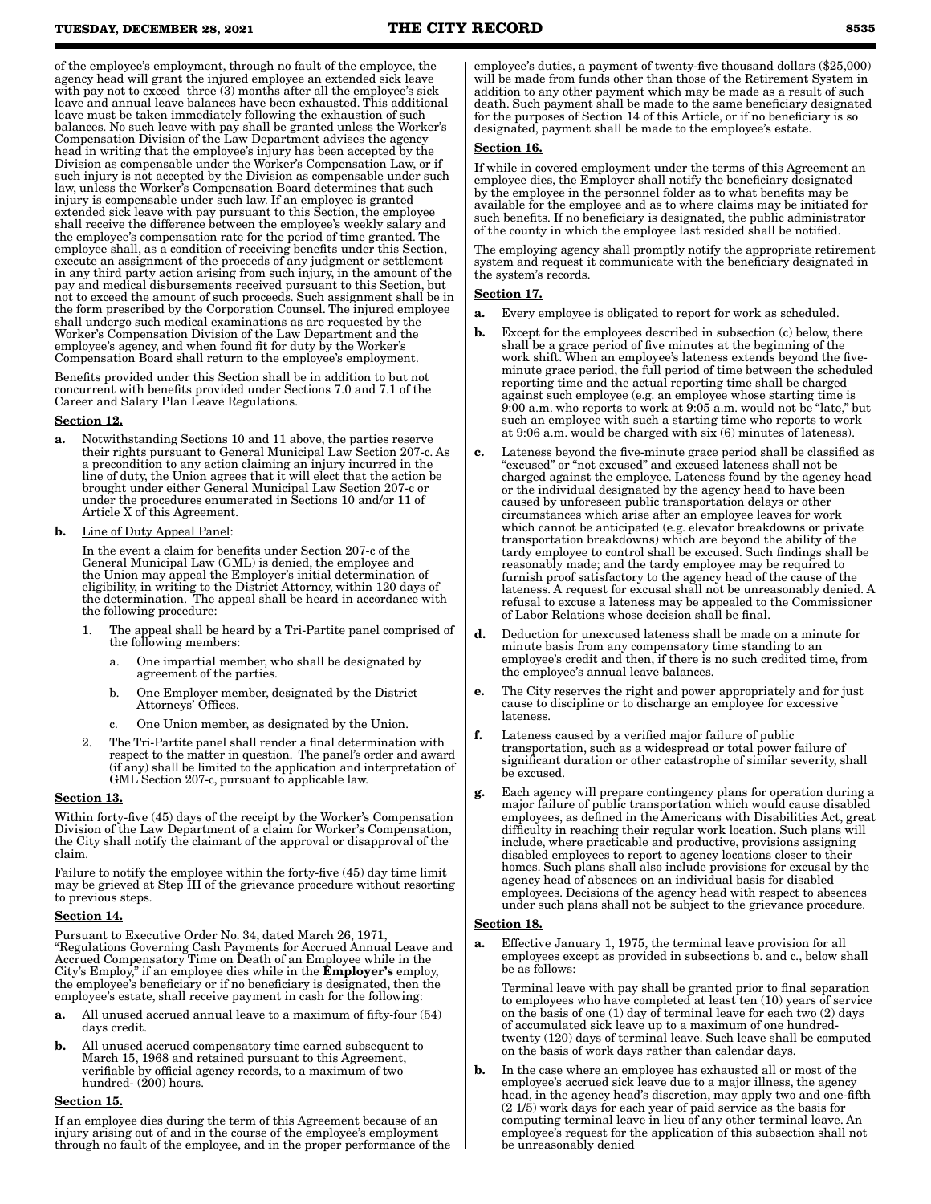of the employee's employment, through no fault of the employee, the agency head will grant the injured employee an extended sick leave with pay not to exceed three (3) months after all the employee's sick leave and annual leave balances have been exhausted. This additional leave must be taken immediately following the exhaustion of such balances. No such leave with pay shall be granted unless the Worker's Compensation Division of the Law Department advises the agency head in writing that the employee's injury has been accepted by the Division as compensable under the Worker's Compensation Law, or if such injury is not accepted by the Division as compensable under such law, unless the Worker's Compensation Board determines that such injury is compensable under such law. If an employee is granted extended sick leave with pay pursuant to this Section, the employee shall receive the difference between the employee's weekly salary and the employee's compensation rate for the period of time granted. The employee shall, as a condition of receiving benefits under this Section, execute an assignment of the proceeds of any judgment or settlement in any third party action arising from such injury, in the amount of the pay and medical disbursements received pursuant to this Section, but not to exceed the amount of such proceeds. Such assignment shall be in the form prescribed by the Corporation Counsel. The injured employee shall undergo such medical examinations as are requested by the Worker's Compensation Division of the Law Department and the employee's agency, and when found fit for duty by the Worker's Compensation Board shall return to the employee's employment.

Benefits provided under this Section shall be in addition to but not concurrent with benefits provided under Sections 7.0 and 7.1 of the Career and Salary Plan Leave Regulations.

**Section 12.**

**a.** Notwithstanding Sections 10 and 11 above, the parties reserve their rights pursuant to General Municipal Law Section 207-c. As a precondition to any action claiming an injury incurred in the line of duty, the Union agrees that it will elect that the action be brought under either General Municipal Law Section 207-c or under the procedures enumerated in Sections 10 and/or 11 of Article X of this Agreement.

**b.** Line of Duty Appeal Panel:

In the event a claim for benefits under Section 207-c of the General Municipal Law (GML) is denied, the employee and the Union may appeal the Employer's initial determination of eligibility, in writing to the District Attorney, within 120 days of the determination. The appeal shall be heard in accordance with the following procedure:

1. The appeal shall be heard by a Tri-Partite panel comprised of the following members:
   a. One impartial member, who shall be designated by agreement of the parties.
   b. One Employer member, designated by the District Attorneys' Offices.
   c. One Union member, as designated by the Union.
2. The Tri-Partite panel shall render a final determination with respect to the matter in question. The panel's order and award (if any) shall be limited to the application and interpretation of GML Section 207-c, pursuant to applicable law.

**Section 13.**

Within forty-five (45) days of the receipt by the Worker's Compensation Division of the Law Department of a claim for Worker's Compensation, the City shall notify the claimant of the approval or disapproval of the claim.

Failure to notify the employee within the forty-five (45) day time limit may be grieved at Step III of the grievance procedure without resorting to previous steps.

**Section 14.**

Pursuant to Executive Order No. 34, dated March 26, 1971, "Regulations Governing Cash Payments for Accrued Annual Leave and Accrued Compensatory Time on Death of an Employee while in the City's Employ," if an employee dies while in the **Employer's** employ, the employee's beneficiary or if no beneficiary is designated, then the employee's estate, shall receive payment in cash for the following:

**a.** All unused accrued annual leave to a maximum of fifty-four (54) days credit.

**b.** All unused accrued compensatory time earned subsequent to March 15, 1968 and retained pursuant to this Agreement, verifiable by official agency records, to a maximum of two hundred- (200) hours.

**Section 15.**

If an employee dies during the term of this Agreement because of an injury arising out of and in the course of the employee's employment through no fault of the employee, and in the proper performance of the employee's duties, a payment of twenty-five thousand dollars ($25,000) will be made from funds other than those of the Retirement System in addition to any other payment which may be made as a result of such death. Such payment shall be made to the same beneficiary designated for the purposes of Section 14 of this Article, or if no beneficiary is so designated, payment shall be made to the employee's estate.

**Section 16.**

If while in covered employment under the terms of this Agreement an employee dies, the Employer shall notify the beneficiary designated by the employee in the personnel folder as to what benefits may be available for the employee and as to where claims may be initiated for such benefits. If no beneficiary is designated, the public administrator of the county in which the employee last resided shall be notified.

The employing agency shall promptly notify the appropriate retirement system and request it communicate with the beneficiary designated in the system's records.

**Section 17.**

**a.** Every employee is obligated to report for work as scheduled.

**b.** Except for the employees described in subsection (c) below, there shall be a grace period of five minutes at the beginning of the work shift. When an employee's lateness extends beyond the five-minute grace period, the full period of time between the scheduled reporting time and the actual reporting time shall be charged against such employee (e.g. an employee whose starting time is 9:00 a.m. who reports to work at 9:05 a.m. would not be "late," but such an employee with such a starting time who reports to work at 9:06 a.m. would be charged with six (6) minutes of lateness).

**c.** Lateness beyond the five-minute grace period shall be classified as "excused" or "not excused" and excused lateness shall not be charged against the employee. Lateness found by the agency head or the individual designated by the agency head to have been caused by unforeseen public transportation delays or other circumstances which arise after an employee leaves for work which cannot be anticipated (e.g. elevator breakdowns or private transportation breakdowns) which are beyond the ability of the tardy employee to control shall be excused. Such findings shall be reasonably made; and the tardy employee may be required to furnish proof satisfactory to the agency head of the cause of the lateness. A request for excusal shall not be unreasonably denied. A refusal to excuse a lateness may be appealed to the Commissioner of Labor Relations whose decision shall be final.

**d.** Deduction for unexcused lateness shall be made on a minute for minute basis from any compensatory time standing to an employee's credit and then, if there is no such credited time, from the employee's annual leave balances.

**e.** The City reserves the right and power appropriately and for just cause to discipline or to discharge an employee for excessive lateness.

**f.** Lateness caused by a verified major failure of public transportation, such as a widespread or total power failure of significant duration or other catastrophe of similar severity, shall be excused.

**g.** Each agency will prepare contingency plans for operation during a major failure of public transportation which would cause disabled employees, as defined in the Americans with Disabilities Act, great difficulty in reaching their regular work location. Such plans will include, where practicable and productive, provisions assigning disabled employees to report to agency locations closer to their homes. Such plans shall also include provisions for excusal by the agency head of absences on an individual basis for disabled employees. Decisions of the agency head with respect to absences under such plans shall not be subject to the grievance procedure.

**Section 18.**

**a.** Effective January 1, 1975, the terminal leave provision for all employees except as provided in subsections b. and c., below shall be as follows:

Terminal leave with pay shall be granted prior to final separation to employees who have completed at least ten (10) years of service on the basis of one (1) day of terminal leave for each two (2) days of accumulated sick leave up to a maximum of one hundred-twenty (120) days of terminal leave. Such leave shall be computed on the basis of work days rather than calendar days.

**b.** In the case where an employee has exhausted all or most of the employee's accrued sick leave due to a major illness, the agency head, in the agency head's discretion, may apply two and one-fifth (2 1/5) work days for each year of paid service as the basis for computing terminal leave in lieu of any other terminal leave. An employee's request for the application of this subsection shall not be unreasonably denied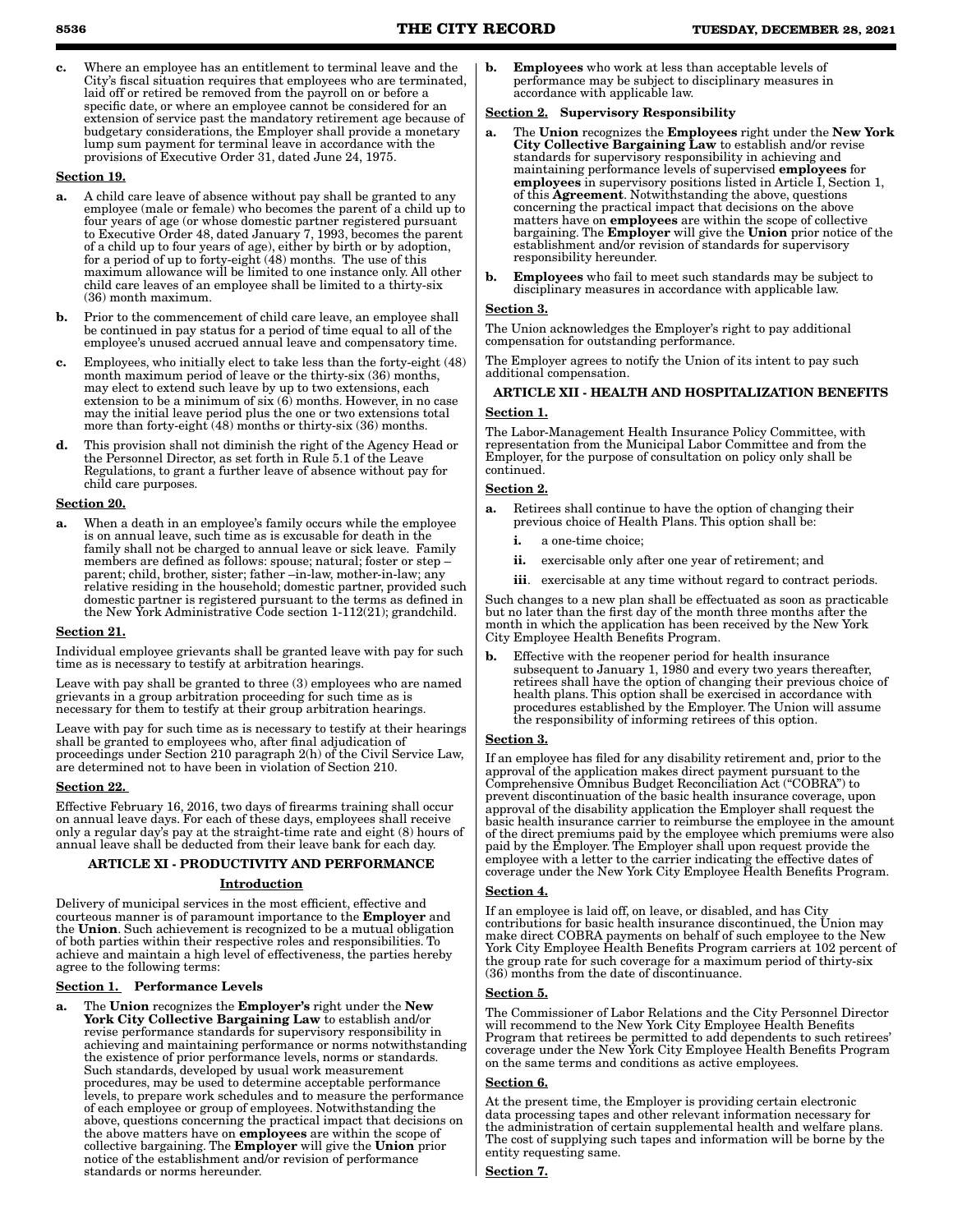**c.** Where an employee has an entitlement to terminal leave and the City's fiscal situation requires that employees who are terminated, laid off or retired be removed from the payroll on or before a specific date, or where an employee cannot be considered for an extension of service past the mandatory retirement age because of budgetary considerations, the Employer shall provide a monetary lump sum payment for terminal leave in accordance with the provisions of Executive Order 31, dated June 24, 1975.

**Section 19.**

**a.** A child care leave of absence without pay shall be granted to any employee (male or female) who becomes the parent of a child up to four years of age (or whose domestic partner registered pursuant to Executive Order 48, dated January 7, 1993, becomes the parent of a child up to four years of age), either by birth or by adoption, for a period of up to forty-eight (48) months. The use of this maximum allowance will be limited to one instance only. All other child care leaves of an employee shall be limited to a thirty-six (36) month maximum.

**b.** Prior to the commencement of child care leave, an employee shall be continued in pay status for a period of time equal to all of the employee's unused accrued annual leave and compensatory time.

**c.** Employees, who initially elect to take less than the forty-eight (48) month maximum period of leave or the thirty-six (36) months, may elect to extend such leave by up to two extensions, each extension to be a minimum of six (6) months. However, in no case may the initial leave period plus the one or two extensions total more than forty-eight (48) months or thirty-six (36) months.

**d.** This provision shall not diminish the right of the Agency Head or the Personnel Director, as set forth in Rule 5.1 of the Leave Regulations, to grant a further leave of absence without pay for child care purposes.

**Section 20.**

**a.** When a death in an employee's family occurs while the employee is on annual leave, such time as is excusable for death in the family shall not be charged to annual leave or sick leave. Family members are defined as follows: spouse; natural; foster or step – parent; child, brother, sister; father –in-law, mother-in-law; any relative residing in the household; domestic partner, provided such domestic partner is registered pursuant to the terms as defined in the New York Administrative Code section 1-112(21); grandchild.

**Section 21.**

Individual employee grievants shall be granted leave with pay for such time as is necessary to testify at arbitration hearings.

Leave with pay shall be granted to three (3) employees who are named grievants in a group arbitration proceeding for such time as is necessary for them to testify at their group arbitration hearings.

Leave with pay for such time as is necessary to testify at their hearings shall be granted to employees who, after final adjudication of proceedings under Section 210 paragraph 2(h) of the Civil Service Law, are determined not to have been in violation of Section 210.

**Section 22.**

Effective February 16, 2016, two days of firearms training shall occur on annual leave days. For each of these days, employees shall receive only a regular day's pay at the straight-time rate and eight (8) hours of annual leave shall be deducted from their leave bank for each day.

## ARTICLE XI - PRODUCTIVITY AND PERFORMANCE

**Introduction**

Delivery of municipal services in the most efficient, effective and courteous manner is of paramount importance to the **Employer** and the **Union**. Such achievement is recognized to be a mutual obligation of both parties within their respective roles and responsibilities. To achieve and maintain a high level of effectiveness, the parties hereby agree to the following terms:

**Section 1. Performance Levels**

**a.** The **Union** recognizes the **Employer's** right under the **New York City Collective Bargaining Law** to establish and/or revise performance standards for supervisory responsibility in achieving and maintaining performance or norms notwithstanding the existence of prior performance levels, norms or standards. Such standards, developed by usual work measurement procedures, may be used to determine acceptable performance levels, to prepare work schedules and to measure the performance of each employee or group of employees. Notwithstanding the above, questions concerning the practical impact that decisions on the above matters have on **employees** are within the scope of collective bargaining. The **Employer** will give the **Union** prior notice of the establishment and/or revision of performance standards or norms hereunder.

**b.** **Employees** who work at less than acceptable levels of performance may be subject to disciplinary measures in accordance with applicable law.

**Section 2. Supervisory Responsibility**

**a.** The **Union** recognizes the **Employees** right under the **New York City Collective Bargaining Law** to establish and/or revise standards for supervisory responsibility in achieving and maintaining performance levels of supervised **employees** for **employees** in supervisory positions listed in Article I, Section 1, of this **Agreement**. Notwithstanding the above, questions concerning the practical impact that decisions on the above matters have on **employees** are within the scope of collective bargaining. The **Employer** will give the **Union** prior notice of the establishment and/or revision of standards for supervisory responsibility hereunder.

**b.** **Employees** who fail to meet such standards may be subject to disciplinary measures in accordance with applicable law.

**Section 3.**

The Union acknowledges the Employer's right to pay additional compensation for outstanding performance.

The Employer agrees to notify the Union of its intent to pay such additional compensation.

## ARTICLE XII - HEALTH AND HOSPITALIZATION BENEFITS

**Section 1.**

The Labor-Management Health Insurance Policy Committee, with representation from the Municipal Labor Committee and from the Employer, for the purpose of consultation on policy only shall be continued.

**Section 2.**

**a.** Retirees shall continue to have the option of changing their previous choice of Health Plans. This option shall be:

**i.** a one-time choice;

**ii.** exercisable only after one year of retirement; and

**iii**. exercisable at any time without regard to contract periods.

Such changes to a new plan shall be effectuated as soon as practicable but no later than the first day of the month three months after the month in which the application has been received by the New York City Employee Health Benefits Program.

**b.** Effective with the reopener period for health insurance subsequent to January 1, 1980 and every two years thereafter, retirees shall have the option of changing their previous choice of health plans. This option shall be exercised in accordance with procedures established by the Employer. The Union will assume the responsibility of informing retirees of this option.

**Section 3.**

If an employee has filed for any disability retirement and, prior to the approval of the application makes direct payment pursuant to the Comprehensive Omnibus Budget Reconciliation Act ("COBRA") to prevent discontinuation of the basic health insurance coverage, upon approval of the disability application the Employer shall request the basic health insurance carrier to reimburse the employee in the amount of the direct premiums paid by the employee which premiums were also paid by the Employer. The Employer shall upon request provide the employee with a letter to the carrier indicating the effective dates of coverage under the New York City Employee Health Benefits Program.

**Section 4.**

If an employee is laid off, on leave, or disabled, and has City contributions for basic health insurance discontinued, the Union may make direct COBRA payments on behalf of such employee to the New York City Employee Health Benefits Program carriers at 102 percent of the group rate for such coverage for a maximum period of thirty-six (36) months from the date of discontinuance.

**Section 5.**

The Commissioner of Labor Relations and the City Personnel Director will recommend to the New York City Employee Health Benefits Program that retirees be permitted to add dependents to such retirees' coverage under the New York City Employee Health Benefits Program on the same terms and conditions as active employees.

**Section 6.**

At the present time, the Employer is providing certain electronic data processing tapes and other relevant information necessary for the administration of certain supplemental health and welfare plans. The cost of supplying such tapes and information will be borne by the entity requesting same.

**Section 7.**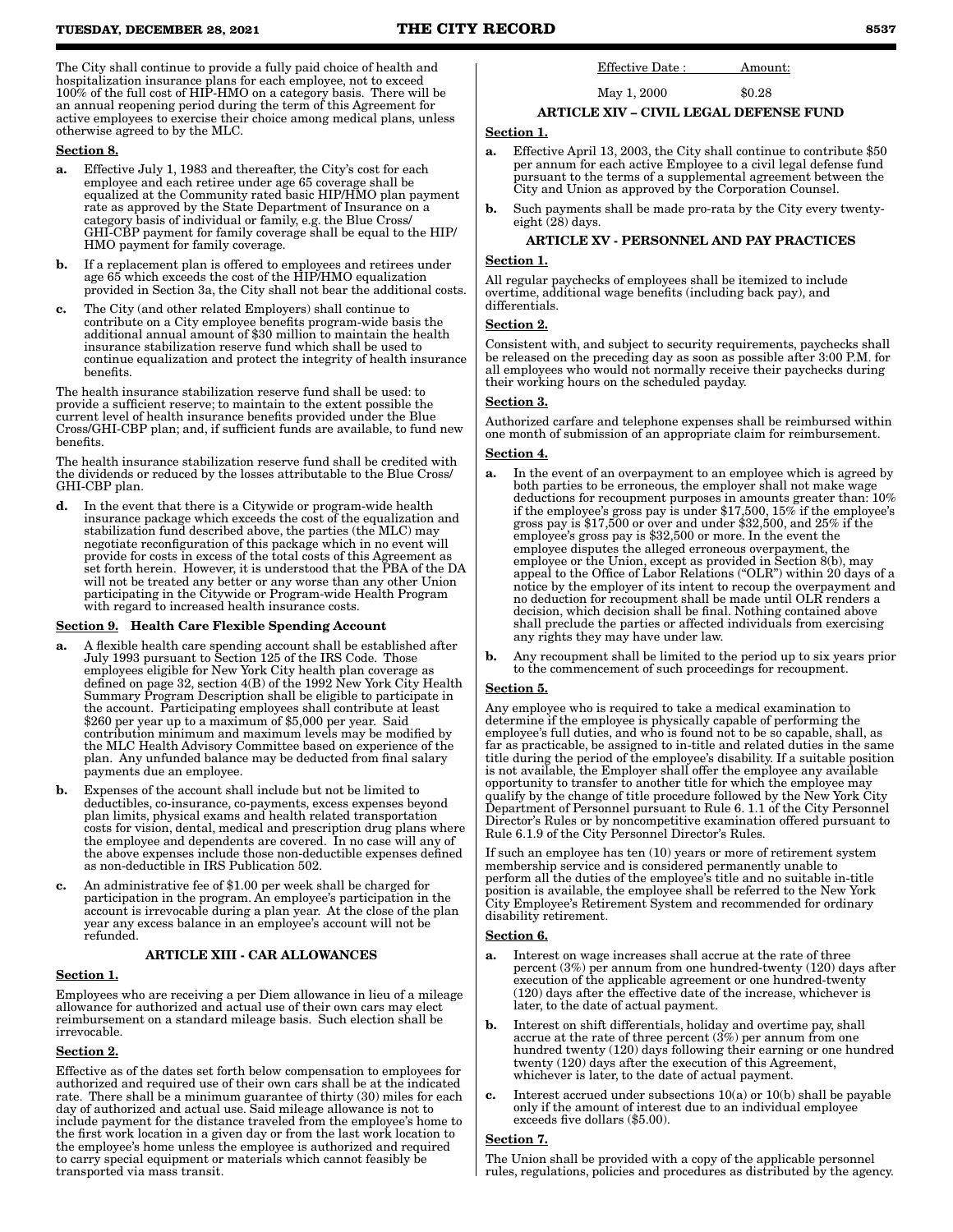The City shall continue to provide a fully paid choice of health and hospitalization insurance plans for each employee, not to exceed 100% of the full cost of HIP-HMO on a category basis. There will be an annual reopening period during the term of this Agreement for active employees to exercise their choice among medical plans, unless otherwise agreed to by the MLC.

**Section 8.**

**a.** Effective July 1, 1983 and thereafter, the City's cost for each employee and each retiree under age 65 coverage shall be equalized at the Community rated basic HIP/HMO plan payment rate as approved by the State Department of Insurance on a category basis of individual or family, e.g. the Blue Cross/GHI-CBP payment for family coverage shall be equal to the HIP/HMO payment for family coverage.

**b.** If a replacement plan is offered to employees and retirees under age 65 which exceeds the cost of the HIP/HMO equalization provided in Section 3a, the City shall not bear the additional costs.

**c.** The City (and other related Employers) shall continue to contribute on a City employee benefits program-wide basis the additional annual amount of $30 million to maintain the health insurance stabilization reserve fund which shall be used to continue equalization and protect the integrity of health insurance benefits.

The health insurance stabilization reserve fund shall be used: to provide a sufficient reserve; to maintain to the extent possible the current level of health insurance benefits provided under the Blue Cross/GHI-CBP plan; and, if sufficient funds are available, to fund new benefits.

The health insurance stabilization reserve fund shall be credited with the dividends or reduced by the losses attributable to the Blue Cross/GHI-CBP plan.

**d.** In the event that there is a Citywide or program-wide health insurance package which exceeds the cost of the equalization and stabilization fund described above, the parties (the MLC) may negotiate reconfiguration of this package which in no event will provide for costs in excess of the total costs of this Agreement as set forth herein. However, it is understood that the PBA of the DA will not be treated any better or any worse than any other Union participating in the Citywide or Program-wide Health Program with regard to increased health insurance costs.

**Section 9. Health Care Flexible Spending Account**

**a.** A flexible health care spending account shall be established after July 1993 pursuant to Section 125 of the IRS Code. Those employees eligible for New York City health plan coverage as defined on page 32, section 4(B) of the 1992 New York City Health Summary Program Description shall be eligible to participate in the account. Participating employees shall contribute at least $260 per year up to a maximum of $5,000 per year. Said contribution minimum and maximum levels may be modified by the MLC Health Advisory Committee based on experience of the plan. Any unfunded balance may be deducted from final salary payments due an employee.

**b.** Expenses of the account shall include but not be limited to deductibles, co-insurance, co-payments, excess expenses beyond plan limits, physical exams and health related transportation costs for vision, dental, medical and prescription drug plans where the employee and dependents are covered. In no case will any of the above expenses include those non-deductible expenses defined as non-deductible in IRS Publication 502.

**c.** An administrative fee of $1.00 per week shall be charged for participation in the program. An employee's participation in the account is irrevocable during a plan year. At the close of the plan year any excess balance in an employee's account will not be refunded.

## ARTICLE XIII - CAR ALLOWANCES

**Section 1.**

Employees who are receiving a per Diem allowance in lieu of a mileage allowance for authorized and actual use of their own cars may elect reimbursement on a standard mileage basis. Such election shall be irrevocable.

**Section 2.**

Effective as of the dates set forth below compensation to employees for authorized and required use of their own cars shall be at the indicated rate. There shall be a minimum guarantee of thirty (30) miles for each day of authorized and actual use. Said mileage allowance is not to include payment for the distance traveled from the employee's home to the first work location in a given day or from the last work location to the employee's home unless the employee is authorized and required to carry special equipment or materials which cannot feasibly be transported via mass transit.

| Effective Date : | Amount: |
|---|---|
| May 1, 2000 | $0.28 |

## ARTICLE XIV – CIVIL LEGAL DEFENSE FUND

**Section 1.**

**a.** Effective April 13, 2003, the City shall continue to contribute $50 per annum for each active Employee to a civil legal defense fund pursuant to the terms of a supplemental agreement between the City and Union as approved by the Corporation Counsel.

**b.** Such payments shall be made pro-rata by the City every twenty-eight (28) days.

## ARTICLE XV - PERSONNEL AND PAY PRACTICES

**Section 1.**

All regular paychecks of employees shall be itemized to include overtime, additional wage benefits (including back pay), and differentials.

**Section 2.**

Consistent with, and subject to security requirements, paychecks shall be released on the preceding day as soon as possible after 3:00 P.M. for all employees who would not normally receive their paychecks during their working hours on the scheduled payday.

**Section 3.**

Authorized carfare and telephone expenses shall be reimbursed within one month of submission of an appropriate claim for reimbursement.

**Section 4.**

**a.** In the event of an overpayment to an employee which is agreed by both parties to be erroneous, the employer shall not make wage deductions for recoupment purposes in amounts greater than: 10% if the employee's gross pay is under $17,500, 15% if the employee's gross pay is $17,500 or over and under $32,500, and 25% if the employee's gross pay is $32,500 or more. In the event the employee disputes the alleged erroneous overpayment, the employee or the Union, except as provided in Section 8(b), may appeal to the Office of Labor Relations ("OLR") within 20 days of a notice by the employer of its intent to recoup the overpayment and no deduction for recoupment shall be made until OLR renders a decision, which decision shall be final. Nothing contained above shall preclude the parties or affected individuals from exercising any rights they may have under law.

**b.** Any recoupment shall be limited to the period up to six years prior to the commencement of such proceedings for recoupment.

**Section 5.**

Any employee who is required to take a medical examination to determine if the employee is physically capable of performing the employee's full duties, and who is found not to be so capable, shall, as far as practicable, be assigned to in-title and related duties in the same title during the period of the employee's disability. If a suitable position is not available, the Employer shall offer the employee any available opportunity to transfer to another title for which the employee may qualify by the change of title procedure followed by the New York City Department of Personnel pursuant to Rule 6. 1.1 of the City Personnel Director's Rules or by noncompetitive examination offered pursuant to Rule 6.1.9 of the City Personnel Director's Rules.

If such an employee has ten (10) years or more of retirement system membership service and is considered permanently unable to perform all the duties of the employee's title and no suitable in-title position is available, the employee shall be referred to the New York City Employee's Retirement System and recommended for ordinary disability retirement.

**Section 6.**

**a.** Interest on wage increases shall accrue at the rate of three percent (3%) per annum from one hundred-twenty (120) days after execution of the applicable agreement or one hundred-twenty (120) days after the effective date of the increase, whichever is later, to the date of actual payment.

**b.** Interest on shift differentials, holiday and overtime pay, shall accrue at the rate of three percent (3%) per annum from one hundred twenty (120) days following their earning or one hundred twenty (120) days after the execution of this Agreement, whichever is later, to the date of actual payment.

**c.** Interest accrued under subsections 10(a) or 10(b) shall be payable only if the amount of interest due to an individual employee exceeds five dollars ($5.00).

**Section 7.**

The Union shall be provided with a copy of the applicable personnel rules, regulations, policies and procedures as distributed by the agency.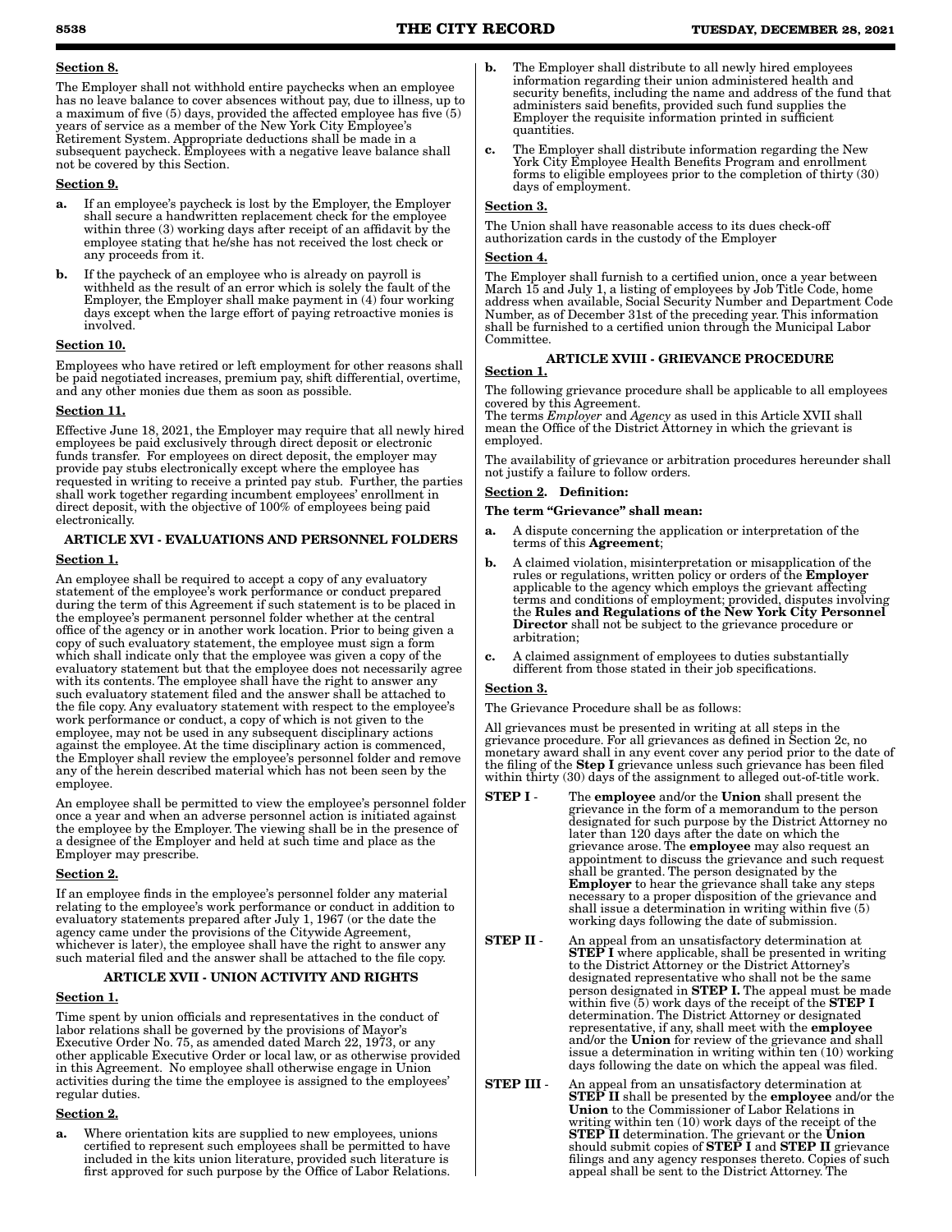### Section 8.

The Employer shall not withhold entire paychecks when an employee has no leave balance to cover absences without pay, due to illness, up to a maximum of five (5) days, provided the affected employee has five (5) years of service as a member of the New York City Employee's Retirement System. Appropriate deductions shall be made in a subsequent paycheck. Employees with a negative leave balance shall not be covered by this Section.

### Section 9.

**a.** If an employee's paycheck is lost by the Employer, the Employer shall secure a handwritten replacement check for the employee within three (3) working days after receipt of an affidavit by the employee stating that he/she has not received the lost check or any proceeds from it.

**b.** If the paycheck of an employee who is already on payroll is withheld as the result of an error which is solely the fault of the Employer, the Employer shall make payment in (4) four working days except when the large effort of paying retroactive monies is involved.

### Section 10.

Employees who have retired or left employment for other reasons shall be paid negotiated increases, premium pay, shift differential, overtime, and any other monies due them as soon as possible.

### Section 11.

Effective June 18, 2021, the Employer may require that all newly hired employees be paid exclusively through direct deposit or electronic funds transfer. For employees on direct deposit, the employer may provide pay stubs electronically except where the employee has requested in writing to receive a printed pay stub. Further, the parties shall work together regarding incumbent employees' enrollment in direct deposit, with the objective of 100% of employees being paid electronically.

## ARTICLE XVI - EVALUATIONS AND PERSONNEL FOLDERS

### Section 1.

An employee shall be required to accept a copy of any evaluatory statement of the employee's work performance or conduct prepared during the term of this Agreement if such statement is to be placed in the employee's permanent personnel folder whether at the central office of the agency or in another work location. Prior to being given a copy of such evaluatory statement, the employee must sign a form which shall indicate only that the employee was given a copy of the evaluatory statement but that the employee does not necessarily agree with its contents. The employee shall have the right to answer any such evaluatory statement filed and the answer shall be attached to the file copy. Any evaluatory statement with respect to the employee's work performance or conduct, a copy of which is not given to the employee, may not be used in any subsequent disciplinary actions against the employee. At the time disciplinary action is commenced, the Employer shall review the employee's personnel folder and remove any of the herein described material which has not been seen by the employee.

An employee shall be permitted to view the employee's personnel folder once a year and when an adverse personnel action is initiated against the employee by the Employer. The viewing shall be in the presence of a designee of the Employer and held at such time and place as the Employer may prescribe.

### Section 2.

If an employee finds in the employee's personnel folder any material relating to the employee's work performance or conduct in addition to evaluatory statements prepared after July 1, 1967 (or the date the agency came under the provisions of the Citywide Agreement, whichever is later), the employee shall have the right to answer any such material filed and the answer shall be attached to the file copy.

## ARTICLE XVII - UNION ACTIVITY AND RIGHTS

### Section 1.

Time spent by union officials and representatives in the conduct of labor relations shall be governed by the provisions of Mayor's Executive Order No. 75, as amended dated March 22, 1973, or any other applicable Executive Order or local law, or as otherwise provided in this Agreement. No employee shall otherwise engage in Union activities during the time the employee is assigned to the employees' regular duties.

### Section 2.

**a.** Where orientation kits are supplied to new employees, unions certified to represent such employees shall be permitted to have included in the kits union literature, provided such literature is first approved for such purpose by the Office of Labor Relations.

**b.** The Employer shall distribute to all newly hired employees information regarding their union administered health and security benefits, including the name and address of the fund that administers said benefits, provided such fund supplies the Employer the requisite information printed in sufficient quantities.

**c.** The Employer shall distribute information regarding the New York City Employee Health Benefits Program and enrollment forms to eligible employees prior to the completion of thirty (30) days of employment.

### Section 3.

The Union shall have reasonable access to its dues check-off authorization cards in the custody of the Employer

### Section 4.

The Employer shall furnish to a certified union, once a year between March 15 and July 1, a listing of employees by Job Title Code, home address when available, Social Security Number and Department Code Number, as of December 31st of the preceding year. This information shall be furnished to a certified union through the Municipal Labor Committee.

## ARTICLE XVIII - GRIEVANCE PROCEDURE

### Section 1.

The following grievance procedure shall be applicable to all employees covered by this Agreement.

The terms *Employer* and *Agency* as used in this Article XVII shall mean the Office of the District Attorney in which the grievant is employed.

The availability of grievance or arbitration procedures hereunder shall not justify a failure to follow orders.

### Section 2. Definition:

**The term "Grievance" shall mean:**

**a.** A dispute concerning the application or interpretation of the terms of this **Agreement**;

**b.** A claimed violation, misinterpretation or misapplication of the rules or regulations, written policy or orders of the **Employer** applicable to the agency which employs the grievant affecting terms and conditions of employment; provided, disputes involving the **Rules and Regulations of the New York City Personnel Director** shall not be subject to the grievance procedure or arbitration;

**c.** A claimed assignment of employees to duties substantially different from those stated in their job specifications.

### Section 3.

The Grievance Procedure shall be as follows:

All grievances must be presented in writing at all steps in the grievance procedure. For all grievances as defined in Section 2c, no monetary award shall in any event cover any period prior to the date of the filing of the **Step I** grievance unless such grievance has been filed within thirty (30) days of the assignment to alleged out-of-title work.

**STEP I** - The **employee** and/or the **Union** shall present the grievance in the form of a memorandum to the person designated for such purpose by the District Attorney no later than 120 days after the date on which the grievance arose. The **employee** may also request an appointment to discuss the grievance and such request shall be granted. The person designated by the **Employer** to hear the grievance shall take any steps necessary to a proper disposition of the grievance and shall issue a determination in writing within five (5) working days following the date of submission.

**STEP II** - An appeal from an unsatisfactory determination at **STEP I** where applicable, shall be presented in writing to the District Attorney or the District Attorney's designated representative who shall not be the same person designated in **STEP I.** The appeal must be made within five (5) work days of the receipt of the **STEP I** determination. The District Attorney or designated representative, if any, shall meet with the **employee** and/or the **Union** for review of the grievance and shall issue a determination in writing within ten (10) working days following the date on which the appeal was filed.

**STEP III** - An appeal from an unsatisfactory determination at **STEP II** shall be presented by the **employee** and/or the **Union** to the Commissioner of Labor Relations in writing within ten (10) work days of the receipt of the **STEP II** determination. The grievant or the **Union** should submit copies of **STEP I** and **STEP II** grievance filings and any agency responses thereto. Copies of such appeal shall be sent to the District Attorney. The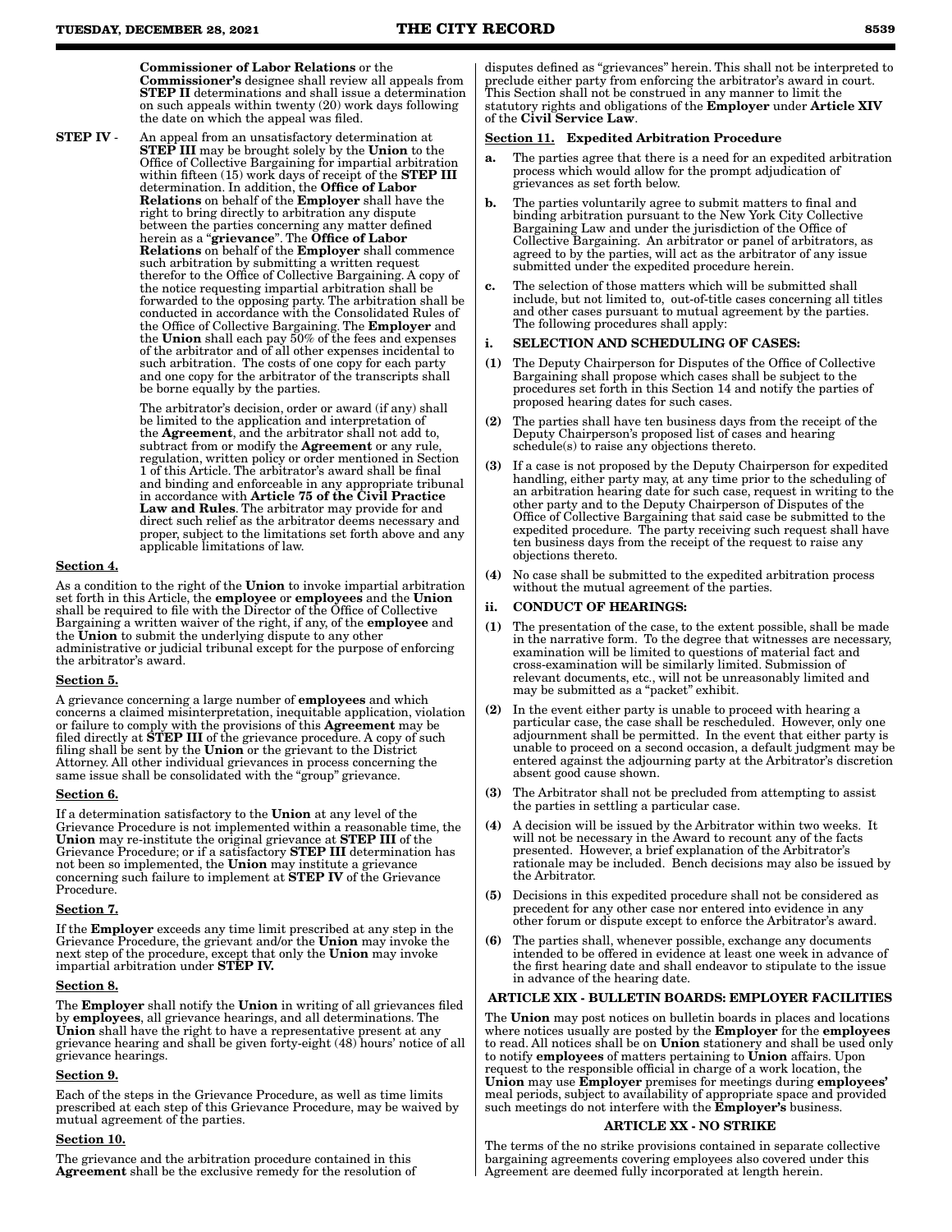**Commissioner of Labor Relations** or the **Commissioner's** designee shall review all appeals from **STEP II** determinations and shall issue a determination on such appeals within twenty (20) work days following the date on which the appeal was filed.

**STEP IV** - An appeal from an unsatisfactory determination at **STEP III** may be brought solely by the **Union** to the Office of Collective Bargaining for impartial arbitration within fifteen (15) work days of receipt of the **STEP III** determination. In addition, the **Office of Labor Relations** on behalf of the **Employer** shall have the right to bring directly to arbitration any dispute between the parties concerning any matter defined herein as a "**grievance**". The **Office of Labor Relations** on behalf of the **Employer** shall commence such arbitration by submitting a written request therefor to the Office of Collective Bargaining. A copy of the notice requesting impartial arbitration shall be forwarded to the opposing party. The arbitration shall be conducted in accordance with the Consolidated Rules of the Office of Collective Bargaining. The **Employer** and the **Union** shall each pay 50% of the fees and expenses of the arbitrator and of all other expenses incidental to such arbitration. The costs of one copy for each party and one copy for the arbitrator of the transcripts shall be borne equally by the parties.

The arbitrator's decision, order or award (if any) shall be limited to the application and interpretation of the **Agreement**, and the arbitrator shall not add to, subtract from or modify the **Agreement** or any rule, regulation, written policy or order mentioned in Section 1 of this Article. The arbitrator's award shall be final and binding and enforceable in any appropriate tribunal in accordance with **Article 75 of the Civil Practice Law and Rules**. The arbitrator may provide for and direct such relief as the arbitrator deems necessary and proper, subject to the limitations set forth above and any applicable limitations of law.

**Section 4.**

As a condition to the right of the **Union** to invoke impartial arbitration set forth in this Article, the **employee** or **employees** and the **Union** shall be required to file with the Director of the Office of Collective Bargaining a written waiver of the right, if any, of the **employee** and the **Union** to submit the underlying dispute to any other administrative or judicial tribunal except for the purpose of enforcing the arbitrator's award.

**Section 5.**

A grievance concerning a large number of **employees** and which concerns a claimed misinterpretation, inequitable application, violation or failure to comply with the provisions of this **Agreement** may be filed directly at **STEP III** of the grievance procedure. A copy of such filing shall be sent by the **Union** or the grievant to the District Attorney. All other individual grievances in process concerning the same issue shall be consolidated with the "group" grievance.

**Section 6.**

If a determination satisfactory to the **Union** at any level of the Grievance Procedure is not implemented within a reasonable time, the **Union** may re-institute the original grievance at **STEP III** of the Grievance Procedure; or if a satisfactory **STEP III** determination has not been so implemented, the **Union** may institute a grievance concerning such failure to implement at **STEP IV** of the Grievance Procedure.

**Section 7.**

If the **Employer** exceeds any time limit prescribed at any step in the Grievance Procedure, the grievant and/or the **Union** may invoke the next step of the procedure, except that only the **Union** may invoke impartial arbitration under **STEP IV.**

**Section 8.**

The **Employer** shall notify the **Union** in writing of all grievances filed by **employees**, all grievance hearings, and all determinations. The **Union** shall have the right to have a representative present at any grievance hearing and shall be given forty-eight (48) hours' notice of all grievance hearings.

**Section 9.**

Each of the steps in the Grievance Procedure, as well as time limits prescribed at each step of this Grievance Procedure, may be waived by mutual agreement of the parties.

**Section 10.**

The grievance and the arbitration procedure contained in this **Agreement** shall be the exclusive remedy for the resolution of disputes defined as "grievances" herein. This shall not be interpreted to preclude either party from enforcing the arbitrator's award in court. This Section shall not be construed in any manner to limit the statutory rights and obligations of the **Employer** under **Article XIV** of the **Civil Service Law**.

**Section 11. Expedited Arbitration Procedure**

**a.** The parties agree that there is a need for an expedited arbitration process which would allow for the prompt adjudication of grievances as set forth below.

**b.** The parties voluntarily agree to submit matters to final and binding arbitration pursuant to the New York City Collective Bargaining Law and under the jurisdiction of the Office of Collective Bargaining. An arbitrator or panel of arbitrators, as agreed to by the parties, will act as the arbitrator of any issue submitted under the expedited procedure herein.

**c.** The selection of those matters which will be submitted shall include, but not limited to, out-of-title cases concerning all titles and other cases pursuant to mutual agreement by the parties. The following procedures shall apply:

**i. SELECTION AND SCHEDULING OF CASES:**

**(1)** The Deputy Chairperson for Disputes of the Office of Collective Bargaining shall propose which cases shall be subject to the procedures set forth in this Section 14 and notify the parties of proposed hearing dates for such cases.

**(2)** The parties shall have ten business days from the receipt of the Deputy Chairperson's proposed list of cases and hearing schedule(s) to raise any objections thereto.

**(3)** If a case is not proposed by the Deputy Chairperson for expedited handling, either party may, at any time prior to the scheduling of an arbitration hearing date for such case, request in writing to the other party and to the Deputy Chairperson of Disputes of the Office of Collective Bargaining that said case be submitted to the expedited procedure. The party receiving such request shall have ten business days from the receipt of the request to raise any objections thereto.

**(4)** No case shall be submitted to the expedited arbitration process without the mutual agreement of the parties.

**ii. CONDUCT OF HEARINGS:**

**(1)** The presentation of the case, to the extent possible, shall be made in the narrative form. To the degree that witnesses are necessary, examination will be limited to questions of material fact and cross-examination will be similarly limited. Submission of relevant documents, etc., will not be unreasonably limited and may be submitted as a "packet" exhibit.

**(2)** In the event either party is unable to proceed with hearing a particular case, the case shall be rescheduled. However, only one adjournment shall be permitted. In the event that either party is unable to proceed on a second occasion, a default judgment may be entered against the adjourning party at the Arbitrator's discretion absent good cause shown.

**(3)** The Arbitrator shall not be precluded from attempting to assist the parties in settling a particular case.

**(4)** A decision will be issued by the Arbitrator within two weeks. It will not be necessary in the Award to recount any of the facts presented. However, a brief explanation of the Arbitrator's rationale may be included. Bench decisions may also be issued by the Arbitrator.

**(5)** Decisions in this expedited procedure shall not be considered as precedent for any other case nor entered into evidence in any other forum or dispute except to enforce the Arbitrator's award.

**(6)** The parties shall, whenever possible, exchange any documents intended to be offered in evidence at least one week in advance of the first hearing date and shall endeavor to stipulate to the issue in advance of the hearing date.

## ARTICLE XIX - BULLETIN BOARDS: EMPLOYER FACILITIES

The **Union** may post notices on bulletin boards in places and locations where notices usually are posted by the **Employer** for the **employees** to read. All notices shall be on **Union** stationery and shall be used only to notify **employees** of matters pertaining to **Union** affairs. Upon request to the responsible official in charge of a work location, the **Union** may use **Employer** premises for meetings during **employees'** meal periods, subject to availability of appropriate space and provided such meetings do not interfere with the **Employer's** business.

## ARTICLE XX - NO STRIKE

The terms of the no strike provisions contained in separate collective bargaining agreements covering employees also covered under this Agreement are deemed fully incorporated at length herein.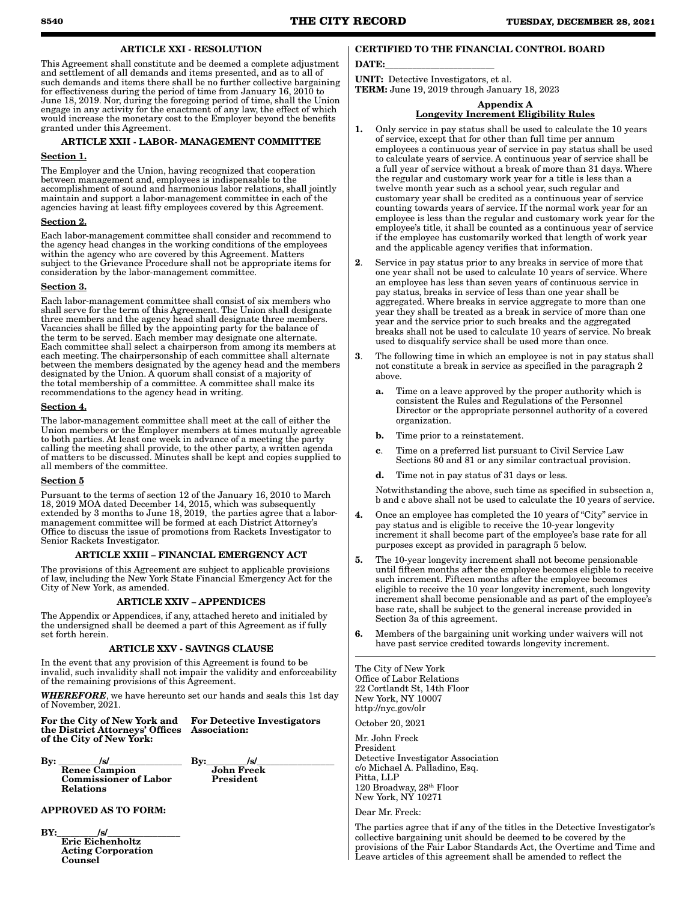### ARTICLE XXI - RESOLUTION

This Agreement shall constitute and be deemed a complete adjustment and settlement of all demands and items presented, and as to all of such demands and items there shall be no further collective bargaining for effectiveness during the period of time from January 16, 2010 to June 18, 2019. Nor, during the foregoing period of time, shall the Union engage in any activity for the enactment of any law, the effect of which would increase the monetary cost to the Employer beyond the benefits granted under this Agreement.

### ARTICLE XXII - LABOR- MANAGEMENT COMMITTEE

**Section 1.**

The Employer and the Union, having recognized that cooperation between management and, employees is indispensable to the accomplishment of sound and harmonious labor relations, shall jointly maintain and support a labor-management committee in each of the agencies having at least fifty employees covered by this Agreement.

**Section 2.**

Each labor-management committee shall consider and recommend to the agency head changes in the working conditions of the employees within the agency who are covered by this Agreement. Matters subject to the Grievance Procedure shall not be appropriate items for consideration by the labor-management committee.

**Section 3.**

Each labor-management committee shall consist of six members who shall serve for the term of this Agreement. The Union shall designate three members and the agency head shall designate three members. Vacancies shall be filled by the appointing party for the balance of the term to be served. Each member may designate one alternate. Each committee shall select a chairperson from among its members at each meeting. The chairpersonship of each committee shall alternate between the members designated by the agency head and the members designated by the Union. A quorum shall consist of a majority of the total membership of a committee. A committee shall make its recommendations to the agency head in writing.

**Section 4.**

The labor-management committee shall meet at the call of either the Union members or the Employer members at times mutually agreeable to both parties. At least one week in advance of a meeting the party calling the meeting shall provide, to the other party, a written agenda of matters to be discussed. Minutes shall be kept and copies supplied to all members of the committee.

**Section 5**

Pursuant to the terms of section 12 of the January 16, 2010 to March 18, 2019 MOA dated December 14, 2015, which was subsequently extended by 3 months to June 18, 2019, the parties agree that a labor-management committee will be formed at each District Attorney's Office to discuss the issue of promotions from Rackets Investigator to Senior Rackets Investigator.

### ARTICLE XXIII – FINANCIAL EMERGENCY ACT

The provisions of this Agreement are subject to applicable provisions of law, including the New York State Financial Emergency Act for the City of New York, as amended.

### ARTICLE XXIV – APPENDICES

The Appendix or Appendices, if any, attached hereto and initialed by the undersigned shall be deemed a part of this Agreement as if fully set forth herein.

### ARTICLE XXV - SAVINGS CLAUSE

In the event that any provision of this Agreement is found to be invalid, such invalidity shall not impair the validity and enforceability of the remaining provisions of this Agreement.

***WHEREFORE***, we have hereunto set our hands and seals this 1st day of November, 2021.

| **For the City of New York and the District Attorneys' Offices of the City of New York:** | **For Detective Investigators Association:** |
|---|---|
| By: \_\_\_\_\_\_\_\_/s/\_\_\_\_\_\_\_\_ **Renee Campion Commissioner of Labor Relations** | By:\_\_\_\_\_\_\_\_/s/\_\_\_\_\_\_\_\_ **John Freck President** |

**APPROVED AS TO FORM:**

BY:\_\_\_\_\_\_\_\_/s/\_\_\_\_\_\_\_\_
**Eric Eichenholtz**
**Acting Corporation Counsel**

**CERTIFIED TO THE FINANCIAL CONTROL BOARD**

**DATE:**\_\_\_\_\_\_\_\_\_\_\_\_\_\_\_\_\_\_\_\_

**UNIT:** Detective Investigators, et al.
**TERM:** June 19, 2019 through January 18, 2023

**Appendix A**
**Longevity Increment Eligibility Rules**

1. Only service in pay status shall be used to calculate the 10 years of service, except that for other than full time per annum employees a continuous year of service in pay status shall be used to calculate years of service. A continuous year of service shall be a full year of service without a break of more than 31 days. Where the regular and customary work year for a title is less than a twelve month year such as a school year, such regular and customary year shall be credited as a continuous year of service counting towards years of service. If the normal work year for an employee is less than the regular and customary work year for the employee's title, it shall be counted as a continuous year of service if the employee has customarily worked that length of work year and the applicable agency verifies that information.
2. Service in pay status prior to any breaks in service of more that one year shall not be used to calculate 10 years of service. Where an employee has less than seven years of continuous service in pay status, breaks in service of less than one year shall be aggregated. Where breaks in service aggregate to more than one year they shall be treated as a break in service of more than one year and the service prior to such breaks and the aggregated breaks shall not be used to calculate 10 years of service. No break used to disqualify service shall be used more than once.
3. The following time in which an employee is not in pay status shall not constitute a break in service as specified in the paragraph 2 above.
   - **a.** Time on a leave approved by the proper authority which is consistent the Rules and Regulations of the Personnel Director or the appropriate personnel authority of a covered organization.
   - **b.** Time prior to a reinstatement.
   - **c**. Time on a preferred list pursuant to Civil Service Law Sections 80 and 81 or any similar contractual provision.
   - **d.** Time not in pay status of 31 days or less.

   Notwithstanding the above, such time as specified in subsection a, b and c above shall not be used to calculate the 10 years of service.
4. Once an employee has completed the 10 years of "City" service in pay status and is eligible to receive the 10-year longevity increment it shall become part of the employee's base rate for all purposes except as provided in paragraph 5 below.
5. The 10-year longevity increment shall not become pensionable until fifteen months after the employee becomes eligible to receive such increment. Fifteen months after the employee becomes eligible to receive the 10 year longevity increment, such longevity increment shall become pensionable and as part of the employee's base rate, shall be subject to the general increase provided in Section 3a of this agreement.
6. Members of the bargaining unit working under waivers will not have past service credited towards longevity increment.

---

The City of New York
Office of Labor Relations
22 Cortlandt St, 14th Floor
New York, NY 10007
http://nyc.gov/olr

October 20, 2021

Mr. John Freck
President
Detective Investigator Association
c/o Michael A. Palladino, Esq.
Pitta, LLP
120 Broadway, 28th Floor
New York, NY 10271

Dear Mr. Freck:

The parties agree that if any of the titles in the Detective Investigator's collective bargaining unit should be deemed to be covered by the provisions of the Fair Labor Standards Act, the Overtime and Time and Leave articles of this agreement shall be amended to reflect the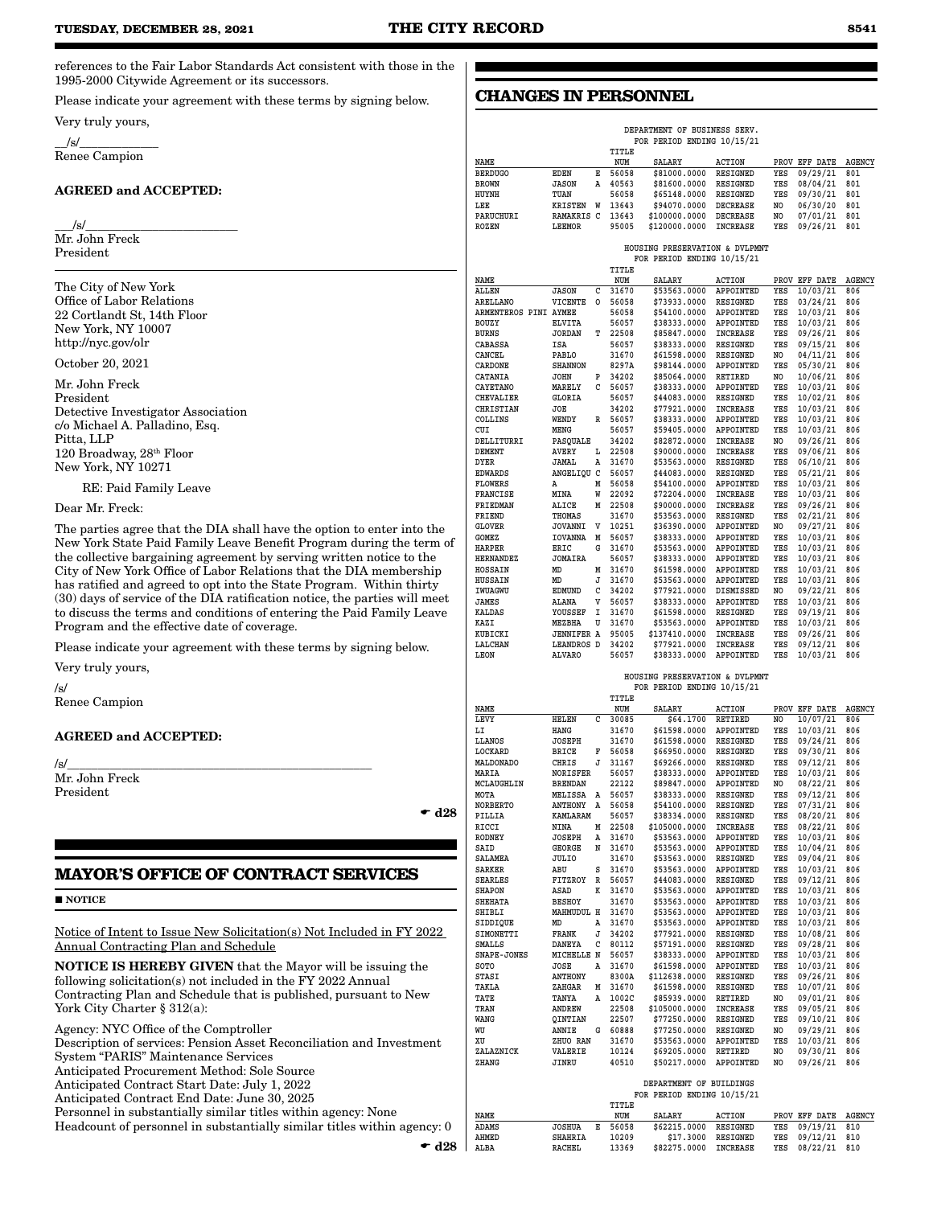references to the Fair Labor Standards Act consistent with those in the 1995-2000 Citywide Agreement or its successors.

Please indicate your agreement with these terms by signing below.

Very truly yours,

__/s/______________
Renee Campion

**AGREED and ACCEPTED:**

___/s/__________________________
Mr. John Freck
President

---

The City of New York
Office of Labor Relations
22 Cortlandt St, 14th Floor
New York, NY 10007
http://nyc.gov/olr

October 20, 2021

Mr. John Freck
President
Detective Investigator Association
c/o Michael A. Palladino, Esq.
Pitta, LLP
120 Broadway, 28th Floor
New York, NY 10271

RE: Paid Family Leave

Dear Mr. Freck:

The parties agree that the DIA shall have the option to enter into the New York State Paid Family Leave Benefit Program during the term of the collective bargaining agreement by serving written notice to the City of New York Office of Labor Relations that the DIA membership has ratified and agreed to opt into the State Program. Within thirty (30) days of service of the DIA ratification notice, the parties will meet to discuss the terms and conditions of entering the Paid Family Leave Program and the effective date of coverage.

Please indicate your agreement with these terms by signing below.

Very truly yours,

/s/
Renee Campion

**AGREED and ACCEPTED:**

/s/______________________________________________
Mr. John Freck
President

☛ **d28**

## MAYOR'S OFFICE OF CONTRACT SERVICES

■ **NOTICE**

Notice of Intent to Issue New Solicitation(s) Not Included in FY 2022 Annual Contracting Plan and Schedule

**NOTICE IS HEREBY GIVEN** that the Mayor will be issuing the following solicitation(s) not included in the FY 2022 Annual Contracting Plan and Schedule that is published, pursuant to New York City Charter § 312(a):

Agency: NYC Office of the Comptroller
Description of services: Pension Asset Reconciliation and Investment System "PARIS" Maintenance Services
Anticipated Procurement Method: Sole Source
Anticipated Contract Start Date: July 1, 2022
Anticipated Contract End Date: June 30, 2025
Personnel in substantially similar titles within agency: None
Headcount of personnel in substantially similar titles within agency: 0

☛ **d28**

## CHANGES IN PERSONNEL

DEPARTMENT OF BUSINESS SERV.
FOR PERIOD ENDING 10/15/21

| NAME | | | TITLE NUM | SALARY | ACTION | PROV | EFF DATE | AGENCY |
|---|---|---|---|---|---|---|---|---|
| BERDUGO | EDEN | E | 56058 | $81000.0000 | RESIGNED | YES | 09/29/21 | 801 |
| BROWN | JASON | A | 40563 | $81600.0000 | RESIGNED | YES | 08/04/21 | 801 |
| HUYNH | TUAN | | 56058 | $65148.0000 | RESIGNED | YES | 09/30/21 | 801 |
| LEE | KRISTEN | W | 13643 | $94070.0000 | DECREASE | NO | 06/30/20 | 801 |
| PARUCHURI | RAMAKRIS | C | 13643 | $100000.0000 | DECREASE | NO | 07/01/21 | 801 |
| ROZEN | LEEMOR | | 95005 | $120000.0000 | INCREASE | YES | 09/26/21 | 801 |

HOUSING PRESERVATION & DVLPMNT
FOR PERIOD ENDING 10/15/21

| NAME | | | TITLE NUM | SALARY | ACTION | PROV | EFF DATE | AGENCY |
|---|---|---|---|---|---|---|---|---|
| ALLEN | JASON | C | 31670 | $53563.0000 | APPOINTED | YES | 10/03/21 | 806 |
| ARELLANO | VICENTE | O | 56058 | $73933.0000 | RESIGNED | YES | 03/24/21 | 806 |
| ARMENTEROS PINI | AYMEE | | 56058 | $54100.0000 | APPOINTED | YES | 10/03/21 | 806 |
| BOUZY | ELVITA | | 56057 | $38333.0000 | APPOINTED | YES | 10/03/21 | 806 |
| BURNS | JORDAN | T | 22508 | $85847.0000 | INCREASE | YES | 09/26/21 | 806 |
| CABASSA | ISA | | 56057 | $38333.0000 | RESIGNED | YES | 09/15/21 | 806 |
| CANCEL | PABLO | | 31670 | $61598.0000 | RESIGNED | NO | 04/11/21 | 806 |
| CARDONE | SHANNON | | 8297A | $98144.0000 | APPOINTED | YES | 05/30/21 | 806 |
| CATANIA | JOHN | P | 34202 | $85064.0000 | RETIRED | NO | 10/06/21 | 806 |
| CAYETANO | MARELY | C | 56057 | $38333.0000 | APPOINTED | YES | 10/03/21 | 806 |
| CHEVALIER | GLORIA | | 56057 | $44083.0000 | RESIGNED | YES | 10/02/21 | 806 |
| CHRISTIAN | JOE | | 34202 | $77921.0000 | INCREASE | YES | 10/03/21 | 806 |
| COLLINS | WENDY | R | 56057 | $38333.0000 | APPOINTED | YES | 10/03/21 | 806 |
| CUI | MENG | | 56057 | $59405.0000 | APPOINTED | YES | 10/03/21 | 806 |
| DELLITURRI | PASQUALE | | 34202 | $82872.0000 | INCREASE | NO | 09/26/21 | 806 |
| DEMENT | AVERY | L | 22508 | $90000.0000 | INCREASE | YES | 09/06/21 | 806 |
| DYER | JAMAL | A | 31670 | $53563.0000 | RESIGNED | YES | 06/10/21 | 806 |
| EDWARDS | ANGELIQU | C | 56057 | $44083.0000 | RESIGNED | YES | 05/21/21 | 806 |
| FLOWERS | A | M | 56058 | $54100.0000 | APPOINTED | YES | 10/03/21 | 806 |
| FRANCISE | MINA | W | 22092 | $72204.0000 | INCREASE | YES | 10/03/21 | 806 |
| FRIEDMAN | ALICE | M | 22508 | $90000.0000 | INCREASE | YES | 09/26/21 | 806 |
| FRIEND | THOMAS | | 31670 | $53563.0000 | RESIGNED | YES | 02/21/21 | 806 |
| GLOVER | JOVANNI | V | 10251 | $36390.0000 | APPOINTED | NO | 09/27/21 | 806 |
| GOMEZ | IOVANNA | M | 56057 | $38333.0000 | APPOINTED | YES | 10/03/21 | 806 |
| HARPER | ERIC | G | 31670 | $53563.0000 | APPOINTED | YES | 10/03/21 | 806 |
| HERNANDEZ | JOMAIRA | | 56057 | $38333.0000 | APPOINTED | YES | 10/03/21 | 806 |
| HOSSAIN | MD | M | 31670 | $61598.0000 | APPOINTED | YES | 10/03/21 | 806 |
| HUSSAIN | MD | J | 31670 | $53563.0000 | APPOINTED | YES | 10/03/21 | 806 |
| IWUAGWU | EDMUND | C | 34202 | $77921.0000 | DISMISSED | NO | 09/22/21 | 806 |
| JAMES | ALANA | V | 56057 | $38333.0000 | APPOINTED | YES | 10/03/21 | 806 |
| KALDAS | YOUSSEF | I | 31670 | $61598.0000 | RESIGNED | YES | 09/19/21 | 806 |
| KAZI | MEZBHA | U | 31670 | $53563.0000 | APPOINTED | YES | 10/03/21 | 806 |
| KUBICKI | JENNIFER | A | 95005 | $137410.0000 | INCREASE | YES | 09/26/21 | 806 |
| LALCHAN | LEANDROS | D | 34202 | $77921.0000 | INCREASE | YES | 09/12/21 | 806 |
| LEON | ALVARO | | 56057 | $38333.0000 | APPOINTED | YES | 10/03/21 | 806 |

HOUSING PRESERVATION & DVLPMNT
FOR PERIOD ENDING 10/15/21

| NAME | | | TITLE NUM | SALARY | ACTION | PROV | EFF DATE | AGENCY |
|---|---|---|---|---|---|---|---|---|
| LEVY | HELEN | C | 30085 | $64.1700 | RETIRED | NO | 10/07/21 | 806 |
| LI | HANG | | 31670 | $61598.0000 | APPOINTED | YES | 10/03/21 | 806 |
| LLANOS | JOSEPH | | 31670 | $61598.0000 | RESIGNED | YES | 09/24/21 | 806 |
| LOCKARD | BRICE | F | 56058 | $66950.0000 | RESIGNED | YES | 09/30/21 | 806 |
| MALDONADO | CHRIS | J | 31167 | $69266.0000 | RESIGNED | YES | 09/12/21 | 806 |
| MARIA | NORISFER | | 56057 | $38333.0000 | APPOINTED | YES | 10/03/21 | 806 |
| MCLAUGHLIN | BRENDAN | | 22122 | $89847.0000 | APPOINTED | NO | 08/22/21 | 806 |
| MOTA | MELISSA | A | 56057 | $38333.0000 | RESIGNED | YES | 09/12/21 | 806 |
| NORBERTO | ANTHONY | A | 56058 | $54100.0000 | RESIGNED | YES | 07/31/21 | 806 |
| PILLIA | KAMLARAM | | 56057 | $38334.0000 | RESIGNED | YES | 08/20/21 | 806 |
| RICCI | NINA | M | 22508 | $105000.0000 | INCREASE | YES | 08/22/21 | 806 |
| RODNEY | JOSEPH | A | 31670 | $53563.0000 | APPOINTED | YES | 10/03/21 | 806 |
| SAID | GEORGE | N | 31670 | $53563.0000 | APPOINTED | YES | 10/04/21 | 806 |
| SALAMEA | JULIO | | 31670 | $53563.0000 | RESIGNED | YES | 09/04/21 | 806 |
| SARKER | ABU | S | 31670 | $53563.0000 | APPOINTED | YES | 10/03/21 | 806 |
| SEARLES | FITZROY | R | 56057 | $44083.0000 | RESIGNED | YES | 09/12/21 | 806 |
| SHAPON | ASAD | K | 31670 | $53563.0000 | APPOINTED | YES | 10/03/21 | 806 |
| SHEHATA | BESHOY | | 31670 | $53563.0000 | APPOINTED | YES | 10/03/21 | 806 |
| SHIBLI | MAHMUDUL | H | 31670 | $53563.0000 | APPOINTED | YES | 10/03/21 | 806 |
| SIDDIQUE | MD | A | 31670 | $53563.0000 | APPOINTED | YES | 10/03/21 | 806 |
| SIMONETTI | FRANK | J | 34202 | $77921.0000 | RESIGNED | YES | 10/08/21 | 806 |
| SMALLS | DANEYA | C | 80112 | $57191.0000 | RESIGNED | YES | 09/28/21 | 806 |
| SNAPE-JONES | MICHELLE | N | 56057 | $38333.0000 | APPOINTED | YES | 10/03/21 | 806 |
| SOTO | JOSE | A | 31670 | $61598.0000 | APPOINTED | YES | 10/03/21 | 806 |
| STASI | ANTHONY | | 8300A | $112638.0000 | RESIGNED | YES | 09/26/21 | 806 |
| TAKLA | ZAHGAR | M | 31670 | $61598.0000 | RESIGNED | YES | 10/07/21 | 806 |
| TATE | TANYA | A | 1002C | $85939.0000 | RETIRED | NO | 09/01/21 | 806 |
| TRAN | ANDREW | | 22508 | $105000.0000 | INCREASE | YES | 09/05/21 | 806 |
| WANG | QINTIAN | | 22507 | $77250.0000 | RESIGNED | YES | 09/10/21 | 806 |
| WU | ANNIE | G | 60888 | $77250.0000 | RESIGNED | NO | 09/29/21 | 806 |
| XU | ZHUO RAN | | 31670 | $53563.0000 | APPOINTED | YES | 10/03/21 | 806 |
| ZALAZNICK | VALERIE | | 10124 | $69205.0000 | RETIRED | NO | 09/30/21 | 806 |
| ZHANG | JINRU | | 40510 | $50217.0000 | APPOINTED | NO | 09/26/21 | 806 |

DEPARTMENT OF BUILDINGS
FOR PERIOD ENDING 10/15/21

| NAME | | | TITLE NUM | SALARY | ACTION | PROV | EFF DATE | AGENCY |
|---|---|---|---|---|---|---|---|---|
| ADAMS | JOSHUA | E | 56058 | $62215.0000 | RESIGNED | YES | 09/19/21 | 810 |
| AHMED | SHAHRIA | | 10209 | $17.3000 | RESIGNED | YES | 09/12/21 | 810 |
| ALBA | RACHEL | | 13369 | $82275.0000 | INCREASE | YES | 08/22/21 | 810 |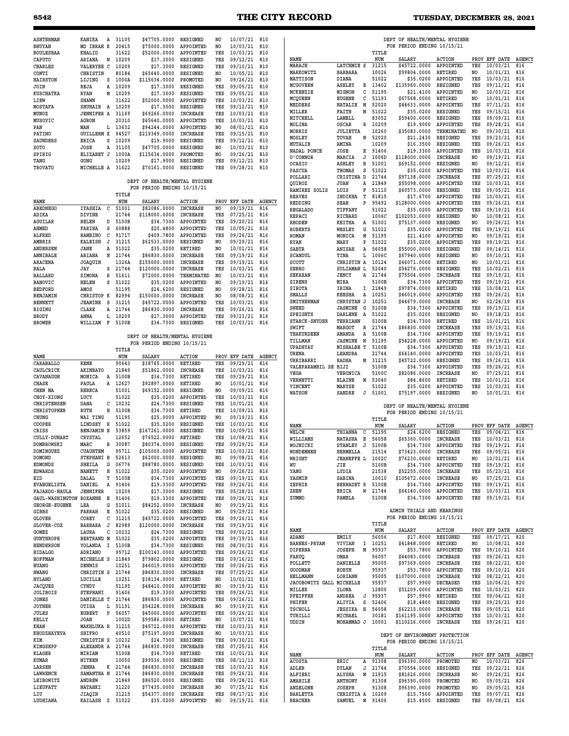| NAME | | | TITLE NUM | SALARY | ACTION | PROV | EFF DATE | AGENCY |
|---|---|---|---|---|---|---|---|---|
| ASHTERMAN | KANIKA | A | 31105 | $47705.0000 | RESIGNED | NO | 10/07/21 | 810 |
| BHUYAN | MD IBRAH | K | 20415 | $75000.0000 | APPOINTED | NO | 10/03/21 | 810 |
| BOULESBAA | KHALID | | 31622 | $52000.0000 | APPOINTED | YES | 10/03/21 | 810 |
| CAPUTO | ARIANA | N | 10209 | $17.3000 | RESIGNED | YES | 09/12/21 | 810 |
| CHARLES | VALERYEE | C | 10209 | $17.3000 | RESIGNED | YES | 09/10/21 | 810 |
| CONTI | CHRISTIN | | 80184 | $65640.0000 | RESIGNED | NO | 10/05/21 | 810 |
| HAIRSTON | LIJING | S | 1000A | $115634.0000 | PROMOTED | NO | 09/26/21 | 810 |
| JOIN | REJA | A | 10209 | $17.3000 | RESIGNED | YES | 09/05/21 | 810 |
| KUSCHATKA | RYAN | M | 10209 | $17.3000 | RESIGNED | YES | 09/05/21 | 810 |
| LIEW | SHAWN | | 31622 | $52000.0000 | APPOINTED | YES | 10/03/21 | 810 |
| MOSTAFA | SHUHAIB | A | 10209 | $17.3000 | RESIGNED | YES | 09/12/21 | 810 |
| MUNOZ | JENNIFER | A | 31169 | $69266.0000 | INCREASE | YES | 10/03/21 | 810 |
| MUSOVIC | AGRON | | 20310 | $65640.0000 | APPOINTED | YES | 10/03/21 | 810 |
| PAN | MAN | L | 13632 | $94244.0000 | APPOINTED | NO | 08/01/21 | 810 |
| PATINO | GUILLERM | X | 94527 | $219349.0000 | INCREASE | YES | 09/15/21 | 810 |
| SAUNDERS | ERICA | S | 10209 | $19.9000 | RESIGNED | YES | 09/12/21 | 810 |
| SOTO | JOSE | A | 31105 | $47705.0000 | RESIGNED | NO | 10/03/21 | 810 |
| SPIRIG | ELIZABET | J | 1000A | $115634.0000 | PROMOTED | NO | 09/26/21 | 810 |
| TANG | GONG | | 10209 | $17.9000 | RESIGNED | YES | 09/12/21 | 810 |
| TROVATO | MICHELLE | A | 31622 | $70161.0000 | RESIGNED | YES | 09/28/21 | 810 |

**DEPT OF HEALTH/MENTAL HYGIENE**
**FOR PERIOD ENDING 10/15/21**

| NAME | | | TITLE NUM | SALARY | ACTION | PROV | EFF DATE | AGENCY |
|---|---|---|---|---|---|---|---|---|
| ABEDNEGO | IYASHIA | C | 51001 | $82086.0000 | INCREASE | NO | 09/19/21 | 816 |
| ADIKA | DIVINE | | 21744 | $118000.0000 | INCREASE | YES | 07/25/21 | 816 |
| AGUILAR | BELEN | D | 5100B | $34.7300 | APPOINTED | YES | 09/20/21 | 816 |
| AHMED | FARIHA | S | 60888 | $20.4800 | APPOINTED | YES | 10/05/21 | 816 |
| ALFRED | BAMBINO | C | 91717 | $409.7800 | APPOINTED | YES | 09/26/21 | 816 |
| AMBRIS | KALEISH | J | 31215 | $62533.0000 | RESIGNED | NO | 09/29/21 | 816 |
| ANDERSEN | JANE | A | 51022 | $35.0200 | RETIRED | NO | 10/01/21 | 816 |
| ANNIBALE | ARIANA | N | 21744 | $86830.0000 | INCREASE | YES | 09/19/21 | 816 |
| ARACENA | JOAQUIN | | 1326A | $155000.0000 | INCREASE | YES | 09/19/21 | 816 |
| BALA | JAY | S | 21744 | $120000.0000 | INCREASE | YES | 10/03/21 | 816 |
| BALLARD | SIMONA | R | 51611 | $72000.0000 | TERMINATED | NO | 10/03/21 | 816 |
| BANOVIC | HELEN | S | 51022 | $35.0200 | APPOINTED | NO | 09/19/21 | 816 |
| BEDFORD | AMOS | | 51195 | $24.6200 | RESIGNED | NO | 09/28/21 | 816 |
| BENJAMIN | CHRISTOP | K | 82994 | $150000.0000 | INCREASE | NO | 08/08/21 | 816 |
| BENNETT | JEANINE | S | 31215 | $45722.0000 | APPOINTED | YES | 10/03/21 | 816 |
| BIGING | CLARE | A | 21744 | $86830.0000 | INCREASE | YES | 09/26/21 | 816 |
| BRODY | ANNA | L | 10209 | $17.3000 | APPOINTED | YES | 09/23/21 | 816 |
| BROWER | WILLIAM | F | 5100B | $34.7300 | RESIGNED | YES | 10/03/21 | 816 |

**DEPT OF HEALTH/MENTAL HYGIENE**
**FOR PERIOD ENDING 10/15/21**

| NAME | | | TITLE NUM | SALARY | ACTION | PROV | EFF DATE | AGENCY |
|---|---|---|---|---|---|---|---|---|
| CARABALLO | RENE | | 90643 | $38765.0000 | RETIRED | YES | 09/29/21 | 816 |
| CAULCRICK | AKINBAYO | | 21849 | $51862.0000 | INCREASE | YES | 10/03/21 | 816 |
| CAVANAUGH | MONICA | A | 5100B | $34.7300 | RETIRED | YES | 09/29/21 | 816 |
| CHASE | PAULA | A | 12627 | $92897.0000 | RETIRED | NO | 10/01/21 | 816 |
| CHEN MA | REBECA | | 51001 | $69152.0000 | RESIGNED | NO | 09/09/21 | 816 |
| CHOY-XIONG | LUCY | | 51022 | $35.0200 | APPOINTED | YES | 10/03/21 | 816 |
| CHRISTENSEN | DANA | C | 10232 | $24.7300 | RESIGNED | YES | 10/01/21 | 816 |
| CHRISTOPHER | RUTH | H | 5100B | $34.7300 | RETIRED | YES | 10/09/21 | 816 |
| CHUNG | WAI TING | | 51195 | $25.0000 | APPOINTED | NO | 09/19/21 | 816 |
| COOPER | LINDSEY | R | 51022 | $35.0200 | RESIGNED | YES | 10/03/21 | 816 |
| CRISS | BENJAMIN | E | 53859 | $167261.0000 | RESIGNED | YES | 10/09/21 | 816 |
| CULLY-DUHART | CRYSTAL | | 12652 | $76522.0000 | RETIRED | YES | 10/08/21 | 816 |
| DOMBROWSKI | MARC | B | 30087 | $80374.0000 | RESIGNED | YES | 09/29/21 | 816 |
| DOMINGUEZ | CUAUHTEM | | 95711 | $105000.0000 | APPOINTED | YES | 10/03/21 | 816 |
| DOMOND | STEPHANI | B | 52613 | $62000.0000 | RESIGNED | NO | 09/08/21 | 816 |
| EDMONDS | SHEILA | G | 06776 | $88780.0000 | RESIGNED | YES | 10/03/21 | 816 |
| EDWARDS | NANETT | H | 51022 | $35.0200 | APPOINTED | NO | 09/26/21 | 816 |
| EID | DALAL | T | 5100B | $34.7300 | APPOINTED | YES | 09/19/21 | 816 |
| EVANGELISTA | DANIEL | A | 91406 | $19.3300 | APPOINTED | YES | 09/26/21 | 816 |
| FAJARDO-NAULA | JENNIFER | | 10209 | $17.3000 | RESIGNED | YES | 05/28/21 | 816 |
| GAUL-WASHINGTON | ROXANNE | E | 91406 | $19.3300 | APPOINTED | YES | 09/26/21 | 816 |
| GEORGE-EUGENE | LEA | G | 51011 | $84252.0000 | INCREASE | NO | 09/19/21 | 816 |
| GIBBS | FARRAH | E | 51022 | $35.0200 | RESIGNED | NO | 09/29/21 | 816 |
| GLOVER | COREY | C | 31215 | $45722.0000 | APPOINTED | YES | 09/26/21 | 816 |
| GLOVER-COX | BARBARA | J | 82989 | $120000.0000 | INCREASE | YES | 09/19/21 | 816 |
| GOMEZ | LAURA | C | 10232 | $24.7300 | RESIGNED | YES | 09/01/21 | 816 |
| GUNTHROPE | BERTRAND | M | 51022 | $35.0200 | APPOINTED | YES | 09/19/21 | 816 |
| HENDERSON | YOLANDA | I | 5100B | $34.7300 | RESIGNED | YES | 08/30/21 | 816 |
| HIDALGO | ADRIANO | | 95712 | $100143.0000 | APPOINTED | YES | 09/26/21 | 816 |
| HOFFMAN | MICHELLE | S | 21849 | $79802.0000 | RESIGNED | YES | 09/16/21 | 816 |
| HUANG | DENNIS | | 10251 | $46019.0000 | APPOINTED | YES | 09/26/21 | 816 |
| HWANG | CHRISTIN | S | 21744 | $86830.0000 | INCREASE | YES | 07/25/21 | 816 |
| HYLAND | LUCILLE | | 10251 | $38134.0000 | RETIRED | NO | 10/01/21 | 816 |
| JACQUES | CYNDY | | 51195 | $48410.0000 | APPOINTED | NO | 09/19/21 | 816 |
| JOLIBOIS | STEPHANI | | 91406 | $19.3300 | APPOINTED | YES | 09/26/21 | 816 |
| JONES | DANIELLE | T | 21744 | $86830.0000 | APPOINTED | YES | 09/26/21 | 816 |
| JOYNER | OTISA | L | 51191 | $54228.0000 | INCREASE | NO | 09/19/21 | 816 |
| JULES | EGBERT | P | 56057 | $45000.0000 | APPOINTED | YES | 09/26/21 | 816 |
| KELLY | JOAN | | 1002D | $99586.0000 | RETIRED | NO | 10/07/21 | 816 |
| KHAN | MAKHLUKA | R | 31215 | $45722.0000 | APPOINTED | YES | 10/03/21 | 816 |
| KHODZHAYEVA | SHIFRO | | 40510 | $75197.0000 | INCREASE | NO | 10/03/21 | 816 |
| KIM | CHRISTIN | S | 10232 | $24.7300 | RESIGNED | YES | 09/30/21 | 816 |
| KINGSEPP | ALEXANDR | A | 21744 | $86830.0000 | INCREASE | YES | 07/25/21 | 816 |
| KLAGER | MIRIAM | | 5100B | $34.7300 | RETIRED | YES | 10/01/21 | 816 |
| KUMAR | NITEEN | | 10050 | $99536.0000 | RESIGNED | YES | 08/11/13 | 816 |
| LARSEN | JENNA | K | 21744 | $86830.0000 | INCREASE | YES | 10/03/21 | 816 |
| LAWRENCE | SAMANTHA | N | 21744 | $86830.0000 | INCREASE | YES | 09/26/21 | 816 |
| LEIBOWITZ | ANDREW | | 21849 | $86520.0000 | RESIGNED | YES | 09/28/21 | 816 |
| LIEUFATT | NATAHKI | | 31220 | $77435.0000 | INCREASE | NO | 07/25/21 | 816 |
| LIU | JIAQIN | | 31215 | $54377.0000 | INCREASE | YES | 08/17/21 | 816 |
| LUDHIANA | KAILASH | Z | 51022 | $35.0200 | APPOINTED | NO | 09/19/21 | 816 |

**DEPT OF HEALTH/MENTAL HYGIENE**
**FOR PERIOD ENDING 10/15/21**

| NAME | | | TITLE NUM | SALARY | ACTION | PROV | EFF DATE | AGENCY |
|---|---|---|---|---|---|---|---|---|
| MARAJH | LATCHMIE | S | 31215 | $45722.0000 | APPOINTED | YES | 10/03/21 | 816 |
| MARKOWITZ | BARBARA | | 10026 | $99804.0000 | RETIRED | NO | 10/01/21 | 816 |
| MATTISON | DIANA | | 51022 | $35.0200 | APPOINTED | YES | 10/03/21 | 816 |
| MCGOVERN | ASHLEY | E | 13402 | $135960.0000 | RESIGNED | YES | 09/11/21 | 816 |
| MCKENZIE | MIGNON | C | 51195 | $21.4100 | APPOINTED | NO | 10/03/21 | 816 |
| MCQUEEN | EUGENE | C | 51193 | $67568.0000 | RETIRED | NO | 10/01/21 | 816 |
| MEDDERS | NATALIE | M | 52020 | $44633.0000 | APPOINTED | YES | 07/11/21 | 816 |
| MILLER | FAITH | M | 51022 | $35.0200 | RESIGNED | YES | 09/15/21 | 816 |
| MITCHELL | LAMELL | | 83052 | $59400.0000 | RESIGNED | YES | 09/09/21 | 816 |
| MOLINA | OSCAR | R | 10209 | $19.9000 | APPOINTED | YES | 09/28/21 | 816 |
| MORRIS | JULIETTA | | 10260 | $35083.0000 | TERMINATED | NO | 09/30/21 | 816 |
| MOSLEY | TOVAH | N | 52020 | $21.2430 | RESIGNED | YES | 09/23/21 | 816 |
| MUTALIB | AMINA | | 10209 | $16.3500 | RESIGNED | YES | 09/26/21 | 816 |
| NADAL PONCE | JOSE | E | 91406 | $19.3300 | APPOINTED | YES | 10/03/21 | 816 |
| O'CONNOR | MARCIA | J | 1006D | $118000.0000 | INCREASE | NO | 09/19/21 | 816 |
| OCASIO | ASHLEY | B | 51001 | $69152.0000 | RESIGNED | NO | 09/12/21 | 816 |
| PASCUA | THOMAS | S | 51022 | $35.0200 | APPOINTED | YES | 10/03/21 | 816 |
| POLLARI | CRISTINA | D | 21744 | $97138.0000 | INCREASE | YES | 07/25/21 | 816 |
| QUIROZ | JUAN | A | 21849 | $55098.0000 | APPOINTED | YES | 10/03/21 | 816 |
| RAMIREZ SOLIS | LUIS | F | 51110 | $60573.0000 | RESIGNED | YES | 09/05/21 | 816 |
| REAVES | INDIKHA | T | 81815 | $17.6700 | APPOINTED | YES | 10/03/21 | 816 |
| REDDING | SEAN | P | 95492 | $128000.0000 | APPOINTED | YES | 09/26/21 | 816 |
| REGALADO | TIFFANY | | 51022 | $35.0200 | APPOINTED | YES | 09/19/21 | 816 |
| REPACI | RICHARD | | 1006C | $102053.0000 | RESIGNED | NO | 10/08/21 | 816 |
| RHODEN | KEITHA | A | 51001 | $75137.0000 | RESIGNED | NO | 09/26/21 | 816 |
| ROBERTS | WESLEY | G | 51022 | $35.0200 | APPOINTED | YES | 09/19/21 | 816 |
| ROMAN | MONICA | M | 51195 | $21.4100 | APPOINTED | NO | 09/19/21 | 816 |
| RYAN | MARY | P | 51022 | $35.0200 | APPOINTED | YES | 09/19/21 | 816 |
| SABUR | ANISAH | A | 56058 | $55000.0000 | RESIGNED | YES | 09/14/21 | 816 |
| SCANDUL | TINA | L | 1006C | $67940.0000 | RESIGNED | NO | 09/10/21 | 816 |
| SCOTT | CHRISTIN | A | 10124 | $66071.0000 | RETIRED | NO | 10/01/21 | 816 |
| SEBRO | SULIAMAN | L | 52040 | $54276.0000 | RESIGNED | YES | 10/02/21 | 816 |
| SEKARAN | JENCY | A | 21744 | $75504.0000 | INCREASE | YES | 09/19/21 | 816 |
| SIRENS | MIRA | | 5100B | $34.7300 | APPOINTED | YES | 09/19/21 | 816 |
| SIROTA | IRINA | I | 21849 | $97874.0000 | RETIRED | YES | 10/08/21 | 816 |
| SMALLS | KEESHA | A | 10251 | $46019.0000 | APPOINTED | YES | 09/26/21 | 816 |
| SMITHERMAN | CHRYSTAN | J | 10251 | $44679.0000 | INCREASE | NO | 02/24/19 | 816 |
| SNEED | JASMINE | G | 5100B | $34.7300 | APPOINTED | YES | 09/19/21 | 816 |
| SPEIGHTS | DARLENE | A | 51022 | $35.0200 | RESIGNED | NO | 09/18/21 | 816 |
| STARCK-SNYDER | TERRIANN | | 5100B | $34.7300 | RETIRED | YES | 10/01/21 | 816 |
| SWIFT | MARGOT | R | 21744 | $86830.0000 | INCREASE | YES | 09/19/21 | 816 |
| THAKURDEEN | AMANDA | A | 5100B | $34.7300 | APPOINTED | YES | 09/19/21 | 816 |
| TILLMAN | JASMINE | N | 51195 | $54228.0000 | APPOINTED | NO | 09/19/21 | 816 |
| UPADHYAY | MISHALBE | T | 5100B | $34.7300 | APPOINTED | YES | 09/19/21 | 816 |
| URENA | LEANDRA | | 21744 | $64140.0000 | APPOINTED | YES | 10/03/21 | 816 |
| URRIBARRI | RADHA | M | 31215 | $45722.0000 | RESIGNED | YES | 09/26/21 | 816 |
| VALEPARAMBIL SE | BIJI | | 5100B | $34.7300 | APPOINTED | YES | 09/26/21 | 816 |
| VEGA | VERONICA | | 5100C | $82086.0000 | INCREASE | NO | 07/25/21 | 816 |
| VERNETTI | ELAINE | M | 53040 | $84.8600 | RETIRED | YES | 10/01/21 | 816 |
| VINCENT | MARYSE | | 51022 | $35.0200 | APPOINTED | YES | 10/03/21 | 816 |
| WATSON | SANDRE | J | 51001 | $75197.0000 | RESIGNED | NO | 10/01/21 | 816 |

**DEPT OF HEALTH/MENTAL HYGIENE**
**FOR PERIOD ENDING 10/15/21**

| NAME | | | TITLE NUM | SALARY | ACTION | PROV | EFF DATE | AGENCY |
|---|---|---|---|---|---|---|---|---|
| WELCH | THIANNA | C | 51195 | $24.6200 | RESIGNED | YES | 09/04/21 | 816 |
| WILLIAMS | NATASHA | E | 56058 | $65360.0000 | INCREASE | YES | 10/03/21 | 816 |
| WOJNICKI | STANLEY | J | 5100B | $34.7300 | APPOINTED | YES | 09/19/21 | 816 |
| WONDEMNEH | HERMELLA | | 21514 | $73423.0000 | INCREASE | YES | 09/05/21 | 816 |
| WRIGHT | JEANEFFE | L | 1002C | $76230.0000 | RETIRED | NO | 10/01/21 | 816 |
| WU | JIE | | 5100B | $34.7300 | APPOINTED | YES | 09/19/21 | 816 |
| YANG | LYDIA | | 21538 | $52255.0000 | INCREASE | YES | 05/23/21 | 816 |
| YASMIN | SABINA | | 10010 | $105672.0000 | INCREASE | NO | 07/25/21 | 816 |
| ZEPHIR | BERNADET | R | 5100B | $34.7300 | APPOINTED | YES | 09/19/21 | 816 |
| ZHEN | ERICA | W | 21744 | $64140.0000 | APPOINTED | YES | 10/03/21 | 816 |
| ZUMMO | PAMELA | | 5100B | $34.7300 | APPOINTED | YES | 09/19/21 | 816 |

**ADMIN TRIALS AND HEARINGS**
**FOR PERIOD ENDING 10/15/21**

| NAME | | | TITLE NUM | SALARY | ACTION | PROV | EFF DATE | AGENCY |
|---|---|---|---|---|---|---|---|---|
| ADAMS | EMILY | | 56056 | $17.8000 | RESIGNED | YES | 09/17/21 | 820 |
| BARNES-PRYAM | VIVIAN | I | 10251 | $41848.0000 | RETIRED | NO | 10/08/21 | 820 |
| DIPERNA | JOSEPH | M | 95937 | $53.7800 | APPOINTED | YES | 09/10/21 | 820 |
| FARUQ | OMAR | | 56057 | $44083.0000 | INCREASE | YES | 09/26/21 | 820 |
| FOLLETT | DANIELLE | | 95005 | $97369.0000 | INCREASE | YES | 08/22/21 | 820 |
| GOODMAN | ROBYN | | 95937 | $53.7800 | APPOINTED | YES | 09/10/21 | 820 |
| HELLMANN | LORIANN | | 95005 | $107000.0000 | INCREASE | YES | 08/22/21 | 820 |
| JACOBOWITZ GALL | MICHELLE | | 95937 | $57.9900 | DECEASED | YES | 10/06/21 | 820 |
| MILLER | ILONA | | 12800 | $51209.0000 | APPOINTED | YES | 10/03/21 | 820 |
| PFEIFFER | ANDREA | J | 95937 | $57.9900 | RETIRED | YES | 09/04/21 | 820 |
| PHIFER | ALIVIA | S | 52406 | $18.4800 | RESIGNED | YES | 09/25/21 | 820 |
| TSCHOLL | JESSIKA | H | 56058 | $62215.0000 | INCREASE | YES | 09/05/21 | 820 |
| TURILLI | MICHAEL | | 30181 | $161195.0000 | APPOINTED | YES | 10/03/21 | 820 |
| UDDIN | MOHAMMAD | J | 10001 | $110216.0000 | INCREASE | YES | 09/26/21 | 820 |

**DEPT OF ENVIRONMENT PROTECTION**
**FOR PERIOD ENDING 10/15/21**

| NAME | | | TITLE NUM | SALARY | ACTION | PROV | EFF DATE | AGENCY |
|---|---|---|---|---|---|---|---|---|
| ACOSTA | ERIC | A | 91308 | $96390.0000 | PROMOTED | NO | 10/03/21 | 826 |
| ADLER | DYLAN | J | 21744 | $70554.0000 | RESIGNED | YES | 09/22/21 | 826 |
| ALFIERI | ALYSHA | M | 21915 | $81626.0000 | INCREASE | NO | 09/26/21 | 826 |
| AMABILE | ANTHONY | | 91308 | $96390.0000 | PROMOTED | NO | 09/05/21 | 826 |
| ANZELONE | JOSEPH | | 91308 | $96390.0000 | PROMOTED | NO | 09/05/21 | 826 |
| BARLETTA | CHRISTIA | A | 10209 | $15.7500 | APPOINTED | YES | 09/07/21 | 826 |
| BEACHER | SAMUEL | M | 91406 | $15.4500 | RESIGNED | YES | 09/08/21 | 826 |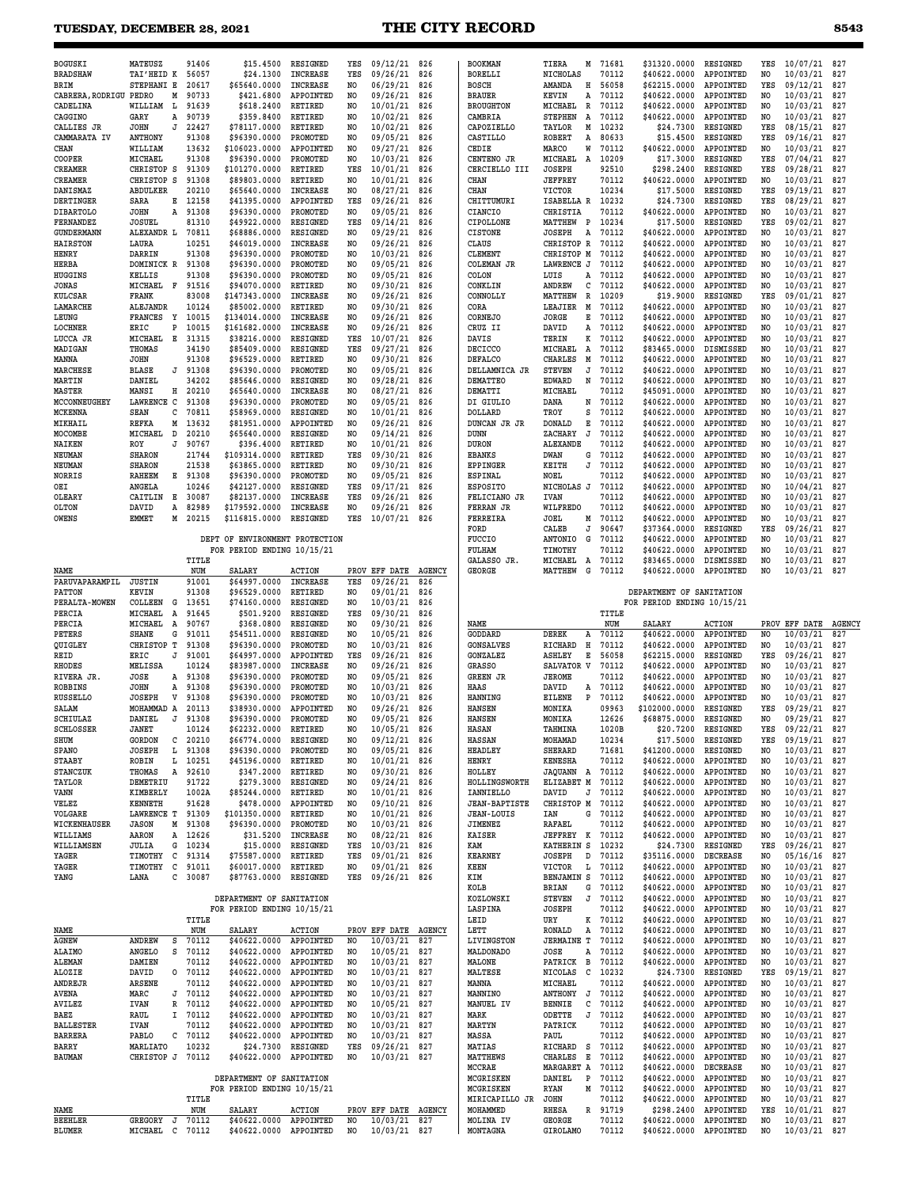| NAME | | | TITLE NUM | SALARY | ACTION | PROV | EFF DATE | AGENCY |
|---|---|---|---|---|---|---|---|---|
| BOGUSKI | MATEUSZ | | 91406 | $15.4500 | RESIGNED | YES | 09/12/21 | 826 |
| BRADSHAW | TAI'HEID | K | 56057 | $24.1300 | INCREASE | YES | 09/26/21 | 826 |
| BRIM | STEPHANI | E | 20617 | $65640.0000 | INCREASE | NO | 06/29/21 | 826 |
| CABRERA,RODRIGU | PEDRO | M | 90733 | $421.6800 | APPOINTED | NO | 09/26/21 | 826 |
| CADELINA | WILLIAM | L | 91639 | $618.2400 | RETIRED | NO | 10/01/21 | 826 |
| CAGGINO | GARY | A | 90739 | $359.8400 | RETIRED | NO | 10/02/21 | 826 |
| CALLIES JR | JOHN | J | 22427 | $78117.0000 | RETIRED | NO | 10/02/21 | 826 |
| CAMMARATA IV | ANTHONY | | 91308 | $96390.0000 | PROMOTED | NO | 09/05/21 | 826 |
| CHAN | WILLIAM | | 13632 | $106023.0000 | APPOINTED | NO | 09/27/21 | 826 |
| COOPER | MICHAEL | | 91308 | $96390.0000 | PROMOTED | NO | 10/03/21 | 826 |
| CREAMER | CHRISTOP | S | 91309 | $101270.0000 | RETIRED | YES | 10/01/21 | 826 |
| CREAMER | CHRISTOP | S | 91308 | $89803.0000 | RETIRED | NO | 10/01/21 | 826 |
| DANISMAZ | ABDULKER | | 20210 | $65640.0000 | INCREASE | NO | 08/27/21 | 826 |
| DERTINGER | SARA | E | 12158 | $41395.0000 | APPOINTED | YES | 09/26/21 | 826 |
| DIBARTOLO | JOHN | A | 91308 | $96390.0000 | PROMOTED | NO | 09/05/21 | 826 |
| FERNANDEZ | JOSUEL | | 81310 | $49922.0000 | RESIGNED | YES | 09/14/21 | 826 |
| GUNDERMANN | ALEXANDR | L | 70811 | $68886.0000 | RESIGNED | NO | 09/29/21 | 826 |
| HAIRSTON | LAURA | | 10251 | $46019.0000 | INCREASE | NO | 09/26/21 | 826 |
| HENRY | DARRIN | | 91308 | $96390.0000 | PROMOTED | NO | 10/03/21 | 826 |
| HERBA | DOMINICK | R | 91308 | $96390.0000 | PROMOTED | NO | 09/05/21 | 826 |
| HUGGINS | KELLIS | | 91308 | $96390.0000 | PROMOTED | NO | 09/05/21 | 826 |
| JONAS | MICHAEL | F | 91516 | $94070.0000 | RETIRED | NO | 09/30/21 | 826 |
| KULCSAR | FRANK | | 83008 | $147343.0000 | INCREASE | NO | 09/26/21 | 826 |
| LAMARCHE | ALEJANDR | | 10124 | $85002.0000 | RETIRED | NO | 09/30/21 | 826 |
| LEUNG | FRANCES | Y | 10015 | $134014.0000 | INCREASE | NO | 09/26/21 | 826 |
| LOCHNER | ERIC | P | 10015 | $161682.0000 | INCREASE | NO | 09/26/21 | 826 |
| LUCCA JR | MICHAEL | E | 31315 | $38216.0000 | RESIGNED | YES | 10/07/21 | 826 |
| MADIGAN | THOMAS | | 34190 | $85409.0000 | RESIGNED | YES | 09/27/21 | 826 |
| MANNA | JOHN | | 91308 | $96529.0000 | RETIRED | NO | 09/30/21 | 826 |
| MARCHESE | BLASE | J | 91308 | $96390.0000 | PROMOTED | NO | 09/05/21 | 826 |
| MARTIN | DANIEL | | 34202 | $85646.0000 | RESIGNED | NO | 09/28/21 | 826 |
| MASTER | MANSI | H | 20210 | $65640.0000 | INCREASE | NO | 08/27/21 | 826 |
| MCCONNEUGHEY | LAWRENCE | C | 91308 | $96390.0000 | PROMOTED | NO | 09/05/21 | 826 |
| MCKENNA | SEAN | C | 70811 | $58969.0000 | RESIGNED | NO | 10/01/21 | 826 |
| MIKHAIL | REFKA | M | 13632 | $81951.0000 | APPOINTED | NO | 09/26/21 | 826 |
| MOCOMBE | MICHAEL | D | 20210 | $65640.0000 | RESIGNED | NO | 09/14/21 | 826 |
| NAIKEN | ROY | J | 90767 | $396.4000 | RETIRED | NO | 10/01/21 | 826 |
| NEUMAN | SHARON | | 21744 | $109314.0000 | RETIRED | YES | 09/30/21 | 826 |
| NEUMAN | SHARON | | 21538 | $63865.0000 | RETIRED | NO | 09/30/21 | 826 |
| NORRIS | RAHEEM | E | 91308 | $96390.0000 | PROMOTED | NO | 09/05/21 | 826 |
| OEI | ANGELA | | 10246 | $42127.0000 | RESIGNED | YES | 09/17/21 | 826 |
| OLEARY | CAITLIN | E | 30087 | $82137.0000 | INCREASE | YES | 09/26/21 | 826 |
| OLTON | DAVID | A | 82989 | $179592.0000 | INCREASE | NO | 09/26/21 | 826 |
| OWENS | EMMET | M | 20215 | $116815.0000 | RESIGNED | YES | 10/07/21 | 826 |

DEPT OF ENVIRONMENT PROTECTION
FOR PERIOD ENDING 10/15/21

| NAME | | | TITLE NUM | SALARY | ACTION | PROV | EFF DATE | AGENCY |
|---|---|---|---|---|---|---|---|---|
| PARUVAPARAMPIL | JUSTIN | | 91001 | $64997.0000 | INCREASE | YES | 09/26/21 | 826 |
| PATTON | KEVIN | | 91308 | $96529.0000 | RETIRED | NO | 09/01/21 | 826 |
| PERALTA-MOWEN | COLLEEN | G | 13651 | $74160.0000 | RESIGNED | NO | 10/03/21 | 826 |
| PERCIA | MICHAEL | A | 91645 | $501.9200 | RESIGNED | YES | 09/30/21 | 826 |
| PERCIA | MICHAEL | A | 90767 | $368.0800 | RESIGNED | NO | 09/30/21 | 826 |
| PETERS | SHANE | G | 91011 | $54511.0000 | RESIGNED | NO | 10/05/21 | 826 |
| QUIGLEY | CHRISTOP | T | 91308 | $96390.0000 | PROMOTED | NO | 10/03/21 | 826 |
| REID | ERIC | J | 91001 | $64997.0000 | APPOINTED | YES | 09/26/21 | 826 |
| RHODES | MELISSA | | 10124 | $83987.0000 | INCREASE | NO | 09/26/21 | 826 |
| RIVERA JR. | JOSE | A | 91308 | $96390.0000 | PROMOTED | NO | 09/05/21 | 826 |
| ROBBINS | JOHN | A | 91308 | $96390.0000 | PROMOTED | NO | 10/03/21 | 826 |
| RUSSELLO | JOSEPH | V | 91308 | $96390.0000 | PROMOTED | NO | 10/03/21 | 826 |
| SALAM | MOHAMMAD | A | 20113 | $38930.0000 | APPOINTED | NO | 09/26/21 | 826 |
| SCHIULAZ | DANIEL | J | 91308 | $96390.0000 | PROMOTED | NO | 09/05/21 | 826 |
| SCHLOSSER | JANET | | 10124 | $62232.0000 | RETIRED | NO | 10/05/21 | 826 |
| SHUM | GORDON | C | 20210 | $66774.0000 | RESIGNED | NO | 09/12/21 | 826 |
| SPANO | JOSEPH | L | 91308 | $96390.0000 | PROMOTED | NO | 09/05/21 | 826 |
| STAABY | ROBIN | L | 10251 | $45196.0000 | RETIRED | NO | 10/01/21 | 826 |
| STANCZUK | THOMAS | A | 92610 | $347.2000 | RETIRED | NO | 09/30/21 | 826 |
| TAYLOR | DEMETRIU | | 91722 | $279.3000 | RESIGNED | NO | 09/24/21 | 826 |
| VANN | KIMBERLY | | 1002A | $85244.0000 | RETIRED | NO | 10/01/21 | 826 |
| VELEZ | KENNETH | | 91628 | $478.0000 | APPOINTED | NO | 09/10/21 | 826 |
| VOLGARE | LAWRENCE | T | 91309 | $101350.0000 | RETIRED | NO | 10/01/21 | 826 |
| WICKENHAUSER | JASON | M | 91308 | $96390.0000 | PROMOTED | NO | 10/03/21 | 826 |
| WILLIAMS | AARON | A | 12626 | $31.5200 | INCREASE | NO | 08/22/21 | 826 |
| WILLIAMSEN | JULIA | G | 10234 | $15.0000 | RESIGNED | YES | 10/03/21 | 826 |
| YAGER | TIMOTHY | C | 91314 | $75587.0000 | RETIRED | YES | 09/01/21 | 826 |
| YAGER | TIMOTHY | C | 91011 | $60017.0000 | RETIRED | NO | 09/01/21 | 826 |
| YANG | LANA | C | 30087 | $87763.0000 | RESIGNED | YES | 09/26/21 | 826 |

DEPARTMENT OF SANITATION
FOR PERIOD ENDING 10/15/21

| NAME | | | TITLE NUM | SALARY | ACTION | PROV | EFF DATE | AGENCY |
|---|---|---|---|---|---|---|---|---|
| AGNEW | ANDREW | S | 70112 | $40622.0000 | APPOINTED | NO | 10/03/21 | 827 |
| ALAIMO | ANGELO | S | 70112 | $40622.0000 | APPOINTED | NO | 10/05/21 | 827 |
| ALEMAN | DAMIEN | | 70112 | $40622.0000 | APPOINTED | NO | 10/03/21 | 827 |
| ALOZIE | DAVID | O | 70112 | $40622.0000 | APPOINTED | NO | 10/03/21 | 827 |
| ANDREJR | ARSENE | | 70112 | $40622.0000 | APPOINTED | NO | 10/03/21 | 827 |
| AVENA | MARC | J | 70112 | $40622.0000 | APPOINTED | NO | 10/03/21 | 827 |
| AVILEZ | IVAN | R | 70112 | $40622.0000 | APPOINTED | NO | 10/05/21 | 827 |
| BAEZ | RAUL | I | 70112 | $40622.0000 | APPOINTED | NO | 10/03/21 | 827 |
| BALLESTER | IVAN | | 70112 | $40622.0000 | APPOINTED | NO | 10/03/21 | 827 |
| BARRERA | PABLO | C | 70112 | $40622.0000 | APPOINTED | NO | 10/03/21 | 827 |
| BARRY | MARLIATO | | 10232 | $24.7300 | RESIGNED | YES | 09/26/21 | 827 |
| BAUMAN | CHRISTOP | J | 70112 | $40622.0000 | APPOINTED | NO | 10/03/21 | 827 |

DEPARTMENT OF SANITATION
FOR PERIOD ENDING 10/15/21

| NAME | | | TITLE NUM | SALARY | ACTION | PROV | EFF DATE | AGENCY |
|---|---|---|---|---|---|---|---|---|
| BEEHLER | GREGORY | J | 70112 | $40622.0000 | APPOINTED | NO | 10/03/21 | 827 |
| BLUMER | MICHAEL | C | 70112 | $40622.0000 | APPOINTED | NO | 10/03/21 | 827 |
| BOOKMAN | TIERA | M | 71681 | $31320.0000 | RESIGNED | YES | 10/07/21 | 827 |
| BORELLI | NICHOLAS | | 70112 | $40622.0000 | APPOINTED | NO | 10/03/21 | 827 |
| BOSCH | AMANDA | H | 56058 | $62215.0000 | APPOINTED | YES | 09/12/21 | 827 |
| BRAUER | KEVIN | A | 70112 | $40622.0000 | APPOINTED | NO | 10/03/21 | 827 |
| BROUGHTON | MICHAEL | R | 70112 | $40622.0000 | APPOINTED | NO | 10/03/21 | 827 |
| CAMBRIA | STEPHEN | A | 70112 | $40622.0000 | APPOINTED | NO | 10/03/21 | 827 |
| CAPOZIELLO | TAYLOR | M | 10232 | $24.7300 | RESIGNED | YES | 08/15/21 | 827 |
| CASTILLO | ROBERT | A | 80633 | $15.4500 | RESIGNED | YES | 09/16/21 | 827 |
| CEDIE | MARCO | W | 70112 | $40622.0000 | APPOINTED | NO | 10/03/21 | 827 |
| CENTENO JR | MICHAEL | A | 10209 | $17.3000 | RESIGNED | YES | 07/04/21 | 827 |
| CERCIELLO III | JOSEPH | | 92510 | $298.2400 | RESIGNED | YES | 09/28/21 | 827 |
| CHAN | JEFFREY | | 70112 | $40622.0000 | APPOINTED | NO | 10/03/21 | 827 |
| CHAN | VICTOR | | 10234 | $17.5000 | RESIGNED | YES | 09/19/21 | 827 |
| CHITTUMURI | ISABELLA | R | 10232 | $24.7300 | RESIGNED | YES | 08/29/21 | 827 |
| CIANCIO | CHRISTIA | | 70112 | $40622.0000 | APPOINTED | NO | 10/03/21 | 827 |
| CIPOLLONE | MATTHEW | P | 10234 | $17.5000 | RESIGNED | YES | 09/02/21 | 827 |
| CISTONE | JOSEPH | A | 70112 | $40622.0000 | APPOINTED | NO | 10/03/21 | 827 |
| CLAUS | CHRISTOP | R | 70112 | $40622.0000 | APPOINTED | NO | 10/03/21 | 827 |
| CLEMENT | CHRISTOP | M | 70112 | $40622.0000 | APPOINTED | NO | 10/03/21 | 827 |
| COLEMAN JR | LAWRENCE | J | 70112 | $40622.0000 | APPOINTED | NO | 10/03/21 | 827 |
| COLON | LUIS | A | 70112 | $40622.0000 | APPOINTED | NO | 10/03/21 | 827 |
| CONKLIN | ANDREW | C | 70112 | $40622.0000 | APPOINTED | NO | 10/03/21 | 827 |
| CONNOLLY | MATTHEW | R | 10209 | $19.9000 | RESIGNED | YES | 09/01/21 | 827 |
| CORA | LEAJIER | M | 70112 | $40622.0000 | APPOINTED | NO | 10/03/21 | 827 |
| CORNEJO | JORGE | E | 70112 | $40622.0000 | APPOINTED | NO | 10/03/21 | 827 |
| CRUZ II | DAVID | A | 70112 | $40622.0000 | APPOINTED | NO | 10/03/21 | 827 |
| DAVIS | TERIN | K | 70112 | $40622.0000 | APPOINTED | NO | 10/03/21 | 827 |
| DECICCO | MICHAEL | A | 70112 | $83465.0000 | DISMISSED | NO | 10/03/21 | 827 |
| DEFALCO | CHARLES | M | 70112 | $40622.0000 | APPOINTED | NO | 10/03/21 | 827 |
| DELLAMNICA JR | STEVEN | J | 70112 | $40622.0000 | APPOINTED | NO | 10/03/21 | 827 |
| DEMATTEO | EDWARD | N | 70112 | $40622.0000 | APPOINTED | NO | 10/03/21 | 827 |
| DEMATTI | MICHAEL | | 70112 | $45091.0000 | APPOINTED | NO | 10/03/21 | 827 |
| DI GIULIO | DANA | N | 70112 | $40622.0000 | APPOINTED | NO | 10/03/21 | 827 |
| DOLLARD | TROY | S | 70112 | $40622.0000 | APPOINTED | NO | 10/03/21 | 827 |
| DUNCAN JR JR | DONALD | E | 70112 | $40622.0000 | APPOINTED | NO | 10/03/21 | 827 |
| DUNN | ZACHARY | J | 70112 | $40622.0000 | APPOINTED | NO | 10/03/21 | 827 |
| DURON | ALEXANDE | | 70112 | $40622.0000 | APPOINTED | NO | 10/03/21 | 827 |
| EBANKS | DWAN | G | 70112 | $40622.0000 | APPOINTED | NO | 10/03/21 | 827 |
| EPPINGER | KEITH | J | 70112 | $40622.0000 | APPOINTED | NO | 10/03/21 | 827 |
| ESPINAL | NOEL | | 70112 | $40622.0000 | APPOINTED | NO | 10/03/21 | 827 |
| ESPOSITO | NICHOLAS | J | 70112 | $40622.0000 | APPOINTED | NO | 10/04/21 | 827 |
| FELICIANO JR | IVAN | | 70112 | $40622.0000 | APPOINTED | NO | 10/03/21 | 827 |
| FERRAN JR | WILFREDO | | 70112 | $40622.0000 | APPOINTED | NO | 10/03/21 | 827 |
| FERREIRA | JOEL | M | 70112 | $40622.0000 | APPOINTED | NO | 10/03/21 | 827 |
| FORD | CALEB | J | 90647 | $37364.0000 | RESIGNED | YES | 09/26/21 | 827 |
| FUCCIO | ANTONIO | G | 70112 | $40622.0000 | APPOINTED | NO | 10/03/21 | 827 |
| FULHAM | TIMOTHY | | 70112 | $40622.0000 | APPOINTED | NO | 10/03/21 | 827 |
| GALASSO JR. | MICHAEL | A | 70112 | $83465.0000 | DISMISSED | NO | 10/03/21 | 827 |
| GEORGE | MATTHEW | G | 70112 | $40622.0000 | APPOINTED | NO | 10/03/21 | 827 |

DEPARTMENT OF SANITATION
FOR PERIOD ENDING 10/15/21

| NAME | | | TITLE NUM | SALARY | ACTION | PROV | EFF DATE | AGENCY |
|---|---|---|---|---|---|---|---|---|
| GODDARD | DEREK | A | 70112 | $40622.0000 | APPOINTED | NO | 10/03/21 | 827 |
| GONSALVES | RICHARD | H | 70112 | $40622.0000 | APPOINTED | NO | 10/03/21 | 827 |
| GONZALEZ | ASHLEY | E | 56058 | $62215.0000 | RESIGNED | YES | 09/26/21 | 827 |
| GRASSO | SALVATOR | V | 70112 | $40622.0000 | APPOINTED | NO | 10/03/21 | 827 |
| GREEN JR | JEROME | | 70112 | $40622.0000 | APPOINTED | NO | 10/03/21 | 827 |
| HAAS | DAVID | A | 70112 | $40622.0000 | APPOINTED | NO | 10/03/21 | 827 |
| HANNING | EILENE | P | 70112 | $40622.0000 | APPOINTED | NO | 10/03/21 | 827 |
| HANSEN | MONIKA | | 09963 | $102000.0000 | RESIGNED | YES | 09/29/21 | 827 |
| HANSEN | MONIKA | | 12626 | $68875.0000 | RESIGNED | NO | 09/29/21 | 827 |
| HASAN | TAHMINA | | 1020B | $20.7200 | RESIGNED | YES | 09/22/21 | 827 |
| HASSAN | MOHAMAD | | 10234 | $17.5000 | RESIGNED | YES | 09/19/21 | 827 |
| HEADLEY | SHERARD | | 71681 | $41200.0000 | RESIGNED | NO | 10/03/21 | 827 |
| HENRY | KENESHA | | 70112 | $40622.0000 | APPOINTED | NO | 10/03/21 | 827 |
| HOLLEY | JAQUANN | A | 70112 | $40622.0000 | APPOINTED | NO | 10/03/21 | 827 |
| HOLLINGSWORTH | ELIZABET | M | 70112 | $40622.0000 | APPOINTED | NO | 10/03/21 | 827 |
| IANNIELLO | DAVID | J | 70112 | $40622.0000 | APPOINTED | NO | 10/03/21 | 827 |
| JEAN-BAPTISTE | CHRISTOP | M | 70112 | $40622.0000 | APPOINTED | NO | 10/03/21 | 827 |
| JEAN-LOUIS | IAN | G | 70112 | $40622.0000 | APPOINTED | NO | 10/03/21 | 827 |
| JIMENEZ | RAFAEL | | 70112 | $40622.0000 | APPOINTED | NO | 10/03/21 | 827 |
| KAISER | JEFFREY | K | 70112 | $40622.0000 | APPOINTED | NO | 10/03/21 | 827 |
| KAM | KATHERIN | S | 10232 | $24.7300 | RESIGNED | YES | 09/26/21 | 827 |
| KEARNEY | JOSEPH | D | 70112 | $35116.0000 | DECREASE | NO | 05/16/16 | 827 |
| KEEN | VICTOR | L | 70112 | $40622.0000 | APPOINTED | NO | 10/03/21 | 827 |
| KIM | BENJAMIN | S | 70112 | $40622.0000 | APPOINTED | NO | 10/03/21 | 827 |
| KOLB | BRIAN | G | 70112 | $40622.0000 | APPOINTED | NO | 10/03/21 | 827 |
| KOZLOWSKI | STEVEN | J | 70112 | $40622.0000 | APPOINTED | NO | 10/03/21 | 827 |
| LASPINA | JOSEPH | | 70112 | $40622.0000 | APPOINTED | NO | 10/03/21 | 827 |
| LEID | URY | K | 70112 | $40622.0000 | APPOINTED | NO | 10/03/21 | 827 |
| LETT | RONALD | A | 70112 | $40622.0000 | APPOINTED | NO | 10/03/21 | 827 |
| LIVINGSTON | JERMAINE | T | 70112 | $40622.0000 | APPOINTED | NO | 10/03/21 | 827 |
| MALDONADO | JOSE | A | 70112 | $40622.0000 | APPOINTED | NO | 10/03/21 | 827 |
| MALONE | PATRICK | B | 70112 | $40622.0000 | APPOINTED | NO | 10/03/21 | 827 |
| MALTESE | NICOLAS | C | 10232 | $24.7300 | RESIGNED | YES | 09/19/21 | 827 |
| MANNA | MICHAEL | | 70112 | $40622.0000 | APPOINTED | NO | 10/03/21 | 827 |
| MANNINO | ANTHONY | J | 70112 | $40622.0000 | APPOINTED | NO | 10/03/21 | 827 |
| MANUEL IV | BENNIE | C | 70112 | $40622.0000 | APPOINTED | NO | 10/03/21 | 827 |
| MARK | ODETTE | J | 70112 | $40622.0000 | APPOINTED | NO | 10/03/21 | 827 |
| MARTYN | PATRICK | | 70112 | $40622.0000 | APPOINTED | NO | 10/03/21 | 827 |
| MASSA | PAUL | | 70112 | $40622.0000 | APPOINTED | NO | 10/03/21 | 827 |
| MATIAS | RICHARD | S | 70112 | $40622.0000 | APPOINTED | NO | 10/03/21 | 827 |
| MATTHEWS | CHARLES | E | 70112 | $40622.0000 | APPOINTED | NO | 10/03/21 | 827 |
| MCCRAE | MARGARET | A | 70112 | $40622.0000 | DECREASE | NO | 10/03/21 | 827 |
| MCGRISKEN | DANIEL | P | 70112 | $40622.0000 | APPOINTED | NO | 10/03/21 | 827 |
| MCGRISKEN | RYAN | M | 70112 | $40622.0000 | APPOINTED | NO | 10/03/21 | 827 |
| MIRICAPILLO JR | JOHN | | 70112 | $40622.0000 | APPOINTED | NO | 10/03/21 | 827 |
| MOHAMMED | RHESA | R | 91719 | $298.2400 | APPOINTED | YES | 10/01/21 | 827 |
| MOLINA IV | GEORGE | | 70112 | $40622.0000 | APPOINTED | NO | 10/03/21 | 827 |
| MONTAGNA | GIROLAMO | | 70112 | $40622.0000 | APPOINTED | NO | 10/03/21 | 827 |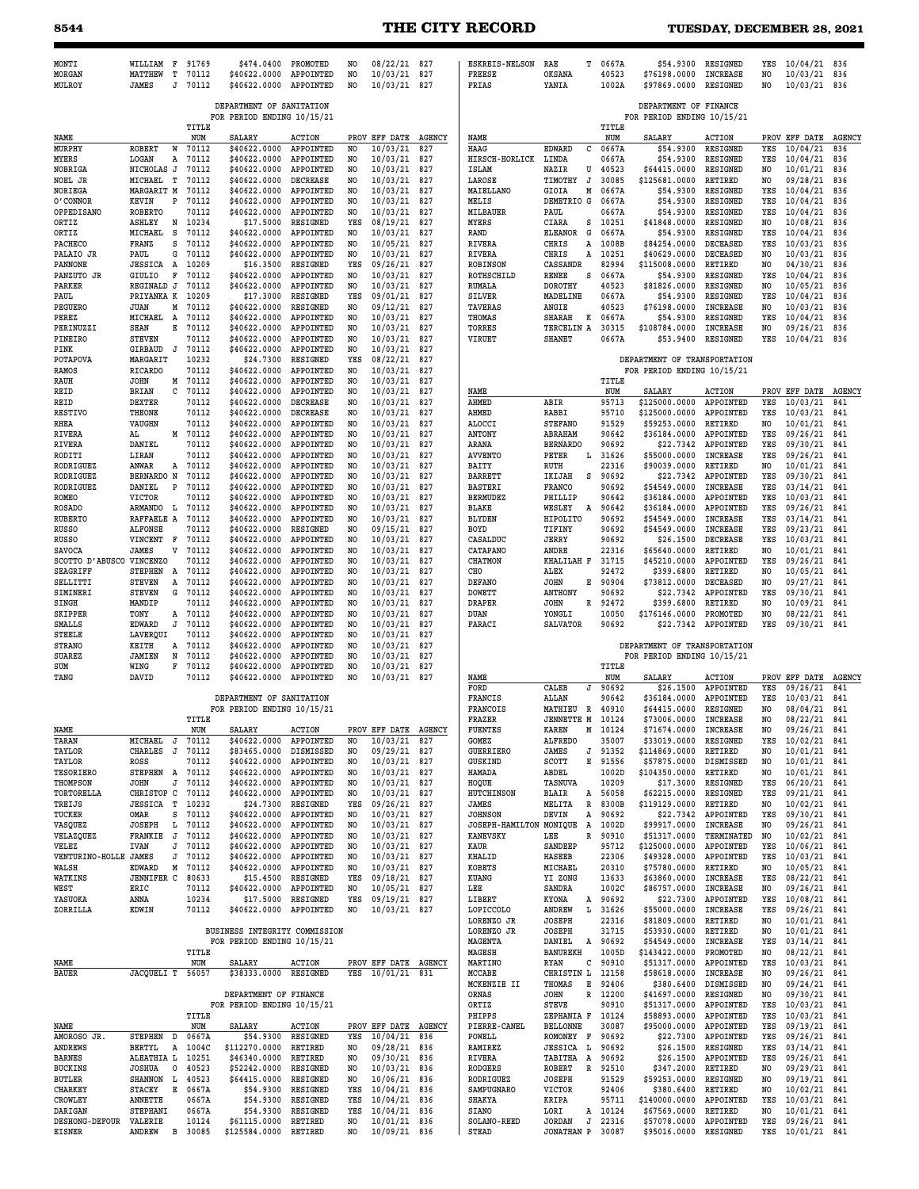| NAME | | | TITLE NUM | SALARY | ACTION | PROV | EFF DATE | AGENCY |
|---|---|---|---|---|---|---|---|---|
| MONTI | WILLIAM | F | 91769 | $474.0400 | PROMOTED | NO | 08/22/21 | 827 |
| MORGAN | MATTHEW | T | 70112 | $40622.0000 | APPOINTED | NO | 10/03/21 | 827 |
| MULROY | JAMES | J | 70112 | $40622.0000 | APPOINTED | NO | 10/03/21 | 827 |

DEPARTMENT OF SANITATION
FOR PERIOD ENDING 10/15/21

| NAME | | | TITLE NUM | SALARY | ACTION | PROV | EFF DATE | AGENCY |
|---|---|---|---|---|---|---|---|---|
| MURPHY | ROBERT | W | 70112 | $40622.0000 | APPOINTED | NO | 10/03/21 | 827 |
| MYERS | LOGAN | A | 70112 | $40622.0000 | APPOINTED | NO | 10/03/21 | 827 |
| NOBRIGA | NICHOLAS | J | 70112 | $40622.0000 | APPOINTED | NO | 10/03/21 | 827 |
| NOEL JR | MICHAEL | T | 70112 | $40622.0000 | DECREASE | NO | 10/03/21 | 827 |
| NORIEGA | MARGARIT | M | 70112 | $40622.0000 | APPOINTED | NO | 10/03/21 | 827 |
| O'CONNOR | KEVIN | P | 70112 | $40622.0000 | APPOINTED | NO | 10/03/21 | 827 |
| OPPEDISANO | ROBERTO | | 70112 | $40622.0000 | APPOINTED | NO | 10/03/21 | 827 |
| ORTIZ | ASHLEY | N | 10234 | $17.5000 | RESIGNED | YES | 08/19/21 | 827 |
| ORTIZ | MICHAEL | S | 70112 | $40622.0000 | APPOINTED | NO | 10/03/21 | 827 |
| PACHECO | FRANZ | S | 70112 | $40622.0000 | APPOINTED | NO | 10/05/21 | 827 |
| PALAIO JR | PAUL | G | 70112 | $40622.0000 | APPOINTED | NO | 10/03/21 | 827 |
| PANNONE | JESSICA | A | 10209 | $16.3500 | RESIGNED | YES | 09/26/21 | 827 |
| PANZUTO JR | GIULIO | F | 70112 | $40622.0000 | APPOINTED | NO | 10/03/21 | 827 |
| PARKER | REGINALD | J | 70112 | $40622.0000 | APPOINTED | NO | 10/03/21 | 827 |
| PAUL | PRIYANKA | K | 10209 | $17.3000 | RESIGNED | YES | 09/01/21 | 827 |
| PEGUERO | JUAN | M | 70112 | $40622.0000 | RESIGNED | NO | 09/12/21 | 827 |
| PEREZ | MICHAEL | A | 70112 | $40622.0000 | APPOINTED | NO | 10/03/21 | 827 |
| PERINUZZI | SEAN | E | 70112 | $40622.0000 | APPOINTED | NO | 10/03/21 | 827 |
| PINEIRO | STEVEN | | 70112 | $40622.0000 | APPOINTED | NO | 10/03/21 | 827 |
| PINK | GIRBAUD | J | 70112 | $40622.0000 | APPOINTED | NO | 10/03/21 | 827 |
| POTAPOVA | MARGARIT | | 10232 | $24.7300 | RESIGNED | YES | 08/22/21 | 827 |
| RAMOS | RICARDO | | 70112 | $40622.0000 | APPOINTED | NO | 10/03/21 | 827 |
| RAUH | JOHN | M | 70112 | $40622.0000 | APPOINTED | NO | 10/03/21 | 827 |
| REID | BRIAN | C | 70112 | $40622.0000 | APPOINTED | NO | 10/03/21 | 827 |
| REID | DEXTER | | 70112 | $40622.0000 | DECREASE | NO | 10/03/21 | 827 |
| RESTIVO | THEONE | | 70112 | $40622.0000 | DECREASE | NO | 10/03/21 | 827 |
| RHEA | VAUGHN | | 70112 | $40622.0000 | APPOINTED | NO | 10/03/21 | 827 |
| RIVERA | AL | M | 70112 | $40622.0000 | APPOINTED | NO | 10/03/21 | 827 |
| RIVERA | DANIEL | | 70112 | $40622.0000 | APPOINTED | NO | 10/03/21 | 827 |
| RODITI | LIRAN | | 70112 | $40622.0000 | APPOINTED | NO | 10/03/21 | 827 |
| RODRIGUEZ | ANWAR | A | 70112 | $40622.0000 | APPOINTED | NO | 10/03/21 | 827 |
| RODRIGUEZ | BERNARDO | N | 70112 | $40622.0000 | APPOINTED | NO | 10/03/21 | 827 |
| RODRIGUEZ | DANIEL | P | 70112 | $40622.0000 | APPOINTED | NO | 10/03/21 | 827 |
| ROMEO | VICTOR | | 70112 | $40622.0000 | APPOINTED | NO | 10/03/21 | 827 |
| ROSADO | ARMANDO | L | 70112 | $40622.0000 | APPOINTED | NO | 10/03/21 | 827 |
| RUBERTO | RAFFAELE | A | 70112 | $40622.0000 | APPOINTED | NO | 10/03/21 | 827 |
| RUSSO | ALFONSE | | 70112 | $40622.0000 | RESIGNED | NO | 09/15/21 | 827 |
| RUSSO | VINCENT | F | 70112 | $40622.0000 | APPOINTED | NO | 10/03/21 | 827 |
| SAVOCA | JAMES | V | 70112 | $40622.0000 | APPOINTED | NO | 10/03/21 | 827 |
| SCOTTO D'ABUSCO | VINCENZO | | 70112 | $40622.0000 | APPOINTED | NO | 10/03/21 | 827 |
| SEAGRIFF | STEPHEN | A | 70112 | $40622.0000 | APPOINTED | NO | 10/03/21 | 827 |
| SELLITTI | STEVEN | A | 70112 | $40622.0000 | APPOINTED | NO | 10/03/21 | 827 |
| SIMINERI | STEVEN | G | 70112 | $40622.0000 | APPOINTED | NO | 10/03/21 | 827 |
| SINGH | MANDIP | | 70112 | $40622.0000 | APPOINTED | NO | 10/03/21 | 827 |
| SKIPPER | TONY | A | 70112 | $40622.0000 | APPOINTED | NO | 10/03/21 | 827 |
| SMALLS | EDWARD | J | 70112 | $40622.0000 | APPOINTED | NO | 10/03/21 | 827 |
| STEELE | LAVERQUI | | 70112 | $40622.0000 | APPOINTED | NO | 10/03/21 | 827 |
| STRANO | KEITH | A | 70112 | $40622.0000 | APPOINTED | NO | 10/03/21 | 827 |
| SUAREZ | JAMIEN | N | 70112 | $40622.0000 | APPOINTED | NO | 10/03/21 | 827 |
| SUM | WING | F | 70112 | $40622.0000 | APPOINTED | NO | 10/03/21 | 827 |
| TANG | DAVID | | 70112 | $40622.0000 | APPOINTED | NO | 10/03/21 | 827 |

DEPARTMENT OF SANITATION
FOR PERIOD ENDING 10/15/21

| NAME | | | TITLE NUM | SALARY | ACTION | PROV | EFF DATE | AGENCY |
|---|---|---|---|---|---|---|---|---|
| TARAN | MICHAEL | J | 70112 | $40622.0000 | APPOINTED | NO | 10/03/21 | 827 |
| TAYLOR | CHARLES | J | 70112 | $83465.0000 | DISMISSED | NO | 09/29/21 | 827 |
| TAYLOR | ROSS | | 70112 | $40622.0000 | APPOINTED | NO | 10/03/21 | 827 |
| TESORIERO | STEPHEN | A | 70112 | $40622.0000 | APPOINTED | NO | 10/03/21 | 827 |
| THOMPSON | JOHN | J | 70112 | $40622.0000 | APPOINTED | NO | 10/03/21 | 827 |
| TORTORELLA | CHRISTOP | C | 70112 | $40622.0000 | APPOINTED | NO | 10/03/21 | 827 |
| TREIJS | JESSICA | T | 10232 | $24.7300 | RESIGNED | YES | 09/26/21 | 827 |
| TUCKER | OMAR | S | 70112 | $40622.0000 | APPOINTED | NO | 10/03/21 | 827 |
| VASQUEZ | JOSEPH | L | 70112 | $40622.0000 | APPOINTED | NO | 10/03/21 | 827 |
| VELAZQUEZ | FRANKIE | J | 70112 | $40622.0000 | APPOINTED | NO | 10/03/21 | 827 |
| VELEZ | IVAN | J | 70112 | $40622.0000 | APPOINTED | NO | 10/03/21 | 827 |
| VENTURINO-HOLLE | JAMES | J | 70112 | $40622.0000 | APPOINTED | NO | 10/03/21 | 827 |
| WALSH | EDWARD | M | 70112 | $40622.0000 | APPOINTED | NO | 10/03/21 | 827 |
| WATKINS | JENNIFER | C | 80633 | $15.4500 | RESIGNED | YES | 09/18/21 | 827 |
| WEST | ERIC | | 70112 | $40622.0000 | APPOINTED | NO | 10/05/21 | 827 |
| YASUOKA | ANNA | | 10234 | $17.5000 | RESIGNED | YES | 09/19/21 | 827 |
| ZORRILLA | EDWIN | | 70112 | $40622.0000 | APPOINTED | NO | 10/03/21 | 827 |

BUSINESS INTEGRITY COMMISSION
FOR PERIOD ENDING 10/15/21

| NAME | | | TITLE NUM | SALARY | ACTION | PROV | EFF DATE | AGENCY |
|---|---|---|---|---|---|---|---|---|
| BAUER | JACQUELI | T | 56057 | $38333.0000 | RESIGNED | YES | 10/01/21 | 831 |

DEPARTMENT OF FINANCE
FOR PERIOD ENDING 10/15/21

| NAME | | | TITLE NUM | SALARY | ACTION | PROV | EFF DATE | AGENCY |
|---|---|---|---|---|---|---|---|---|
| AMOROSO JR. | STEPHEN | D | 0667A | $54.9300 | RESIGNED | YES | 10/04/21 | 836 |
| ANDREWS | BERTYL | A | 1004C | $112270.0000 | RETIRED | NO | 09/28/21 | 836 |
| BARNES | ALEATHIA | L | 10251 | $46340.0000 | RETIRED | NO | 09/30/21 | 836 |
| BUCKINS | JOSHUA | O | 40523 | $52242.0000 | RESIGNED | NO | 10/03/21 | 836 |
| BUTLER | SHANNON | L | 40523 | $64415.0000 | RESIGNED | NO | 10/06/21 | 836 |
| CHARKEY | STACEY | E | 0667A | $54.9300 | RESIGNED | YES | 10/04/21 | 836 |
| CROWLEY | ANNETTE | | 0667A | $54.9300 | RESIGNED | YES | 10/04/21 | 836 |
| DARIGAN | STEPHANI | | 0667A | $54.9300 | RESIGNED | YES | 10/04/21 | 836 |
| DESHONG-DEFOUR | VALERIE | | 10124 | $61115.0000 | RETIRED | NO | 10/01/21 | 836 |
| EISNER | ANDREW | B | 30085 | $125584.0000 | RETIRED | NO | 10/09/21 | 836 |
| ESKREIS-NELSON | RAE | T | 0667A | $54.9300 | RESIGNED | YES | 10/04/21 | 836 |
| FREESE | OKSANA | | 40523 | $76198.0000 | INCREASE | NO | 10/03/21 | 836 |
| FRIAS | YANIA | | 1002A | $97869.0000 | RESIGNED | NO | 10/03/21 | 836 |

DEPARTMENT OF FINANCE
FOR PERIOD ENDING 10/15/21

| NAME | | | TITLE NUM | SALARY | ACTION | PROV | EFF DATE | AGENCY |
|---|---|---|---|---|---|---|---|---|
| HAAG | EDWARD | C | 0667A | $54.9300 | RESIGNED | YES | 10/04/21 | 836 |
| HIRSCH-HORLICK | LINDA | | 0667A | $54.9300 | RESIGNED | YES | 10/04/21 | 836 |
| ISLAM | NAZIR | U | 40523 | $64415.0000 | RESIGNED | NO | 10/01/21 | 836 |
| LAROSE | TIMOTHY | J | 30085 | $125681.0000 | RETIRED | NO | 09/28/21 | 836 |
| MAIELLANO | GIOIA | M | 0667A | $54.9300 | RESIGNED | YES | 10/04/21 | 836 |
| MELIS | DEMETRIO | G | 0667A | $54.9300 | RESIGNED | YES | 10/04/21 | 836 |
| MILBAUER | PAUL | | 0667A | $54.9300 | RESIGNED | YES | 10/04/21 | 836 |
| MYERS | CIARA | S | 10251 | $41848.0000 | RESIGNED | NO | 10/08/21 | 836 |
| RAND | ELEANOR | G | 0667A | $54.9300 | RESIGNED | YES | 10/04/21 | 836 |
| RIVERA | CHRIS | A | 1008B | $84254.0000 | DECEASED | YES | 10/03/21 | 836 |
| RIVERA | CHRIS | A | 10251 | $40629.0000 | DECEASED | NO | 10/03/21 | 836 |
| ROBINSON | CASSANDR | | 82994 | $115008.0000 | RETIRED | NO | 04/30/21 | 836 |
| ROTHSCHILD | RENEE | S | 0667A | $54.9300 | RESIGNED | YES | 10/04/21 | 836 |
| RUMALA | DOROTHY | | 40523 | $81826.0000 | RESIGNED | NO | 10/05/21 | 836 |
| SILVER | MADELINE | | 0667A | $54.9300 | RESIGNED | YES | 10/04/21 | 836 |
| TAVERAS | ANGIE | | 40523 | $76198.0000 | INCREASE | NO | 10/03/21 | 836 |
| THOMAS | SHARAH | K | 0667A | $54.9300 | RESIGNED | YES | 10/04/21 | 836 |
| TORRES | TERCELIN | A | 30315 | $108784.0000 | INCREASE | NO | 09/26/21 | 836 |
| VIRUET | SHANET | | 0667A | $53.9400 | RESIGNED | YES | 10/04/21 | 836 |

DEPARTMENT OF TRANSPORTATION
FOR PERIOD ENDING 10/15/21

| NAME | | | TITLE NUM | SALARY | ACTION | PROV | EFF DATE | AGENCY |
|---|---|---|---|---|---|---|---|---|
| AHMED | ABIR | | 95713 | $125000.0000 | APPOINTED | YES | 10/03/21 | 841 |
| AHMED | RABBI | | 95710 | $125000.0000 | APPOINTED | YES | 10/03/21 | 841 |
| ALOCCI | STEFANO | | 91529 | $59253.0000 | RETIRED | NO | 10/01/21 | 841 |
| ANTONY | ABRAHAM | | 90642 | $36184.0000 | APPOINTED | YES | 09/26/21 | 841 |
| ARANA | BERNARDO | | 90692 | $22.7342 | APPOINTED | YES | 09/30/21 | 841 |
| AVVENTO | PETER | L | 31626 | $55000.0000 | INCREASE | YES | 09/26/21 | 841 |
| BAITY | RUTH | | 22316 | $90039.0000 | RETIRED | NO | 10/01/21 | 841 |
| BARRETT | IKIJAH | S | 90692 | $22.7342 | APPOINTED | YES | 09/30/21 | 841 |
| BASTERI | FRANCO | | 90692 | $54549.0000 | INCREASE | YES | 03/14/21 | 841 |
| BERMUDEZ | PHILLIP | | 90642 | $36184.0000 | APPOINTED | YES | 10/03/21 | 841 |
| BLAKE | WESLEY | A | 90642 | $36184.0000 | APPOINTED | YES | 09/26/21 | 841 |
| BLYDEN | HIPOLITO | | 90692 | $54549.0000 | INCREASE | YES | 03/14/21 | 841 |
| BOYD | TIFINY | | 90692 | $54549.0000 | INCREASE | YES | 09/23/21 | 841 |
| CASALDUC | JERRY | | 90692 | $26.1500 | DECREASE | YES | 10/03/21 | 841 |
| CATAPANO | ANDRE | | 22316 | $65640.0000 | RETIRED | NO | 10/01/21 | 841 |
| CHATMON | KHALILAH | F | 31715 | $45210.0000 | APPOINTED | YES | 09/26/21 | 841 |
| CHO | ALEX | | 92472 | $399.6800 | RETIRED | NO | 10/05/21 | 841 |
| DEFANO | JOHN | E | 90904 | $73812.0000 | DECEASED | NO | 09/27/21 | 841 |
| DOWETT | ANTHONY | | 90692 | $22.7342 | APPOINTED | YES | 09/30/21 | 841 |
| DRAPER | JOHN | R | 92472 | $399.6800 | RETIRED | NO | 10/09/21 | 841 |
| DUAN | YONGLI | | 10050 | $176146.0000 | PROMOTED | NO | 08/22/21 | 841 |
| FARACI | SALVATOR | | 90692 | $22.7342 | APPOINTED | YES | 09/30/21 | 841 |

DEPARTMENT OF TRANSPORTATION
FOR PERIOD ENDING 10/15/21

| NAME | | | TITLE NUM | SALARY | ACTION | PROV | EFF DATE | AGENCY |
|---|---|---|---|---|---|---|---|---|
| FORD | CALEB | J | 90692 | $26.1500 | APPOINTED | YES | 09/26/21 | 841 |
| FRANCIS | ALLAN | | 90642 | $36184.0000 | APPOINTED | YES | 10/03/21 | 841 |
| FRANCOIS | MATHIEU | R | 40910 | $64415.0000 | RESIGNED | NO | 08/04/21 | 841 |
| FRAZER | JENNETTE | M | 10124 | $73006.0000 | INCREASE | NO | 08/22/21 | 841 |
| FUENTES | KAREN | M | 10124 | $71674.0000 | INCREASE | NO | 09/26/21 | 841 |
| GOMEZ | ALFREDO | | 35007 | $33019.0000 | RESIGNED | YES | 10/02/21 | 841 |
| GUERRIERO | JAMES | J | 91352 | $114869.0000 | RETIRED | NO | 10/01/21 | 841 |
| GUSKIND | SCOTT | E | 91556 | $57875.0000 | DISMISSED | NO | 10/01/21 | 841 |
| HAMADA | ABDEL | | 1002D | $104350.0000 | RETIRED | NO | 10/01/21 | 841 |
| HOQUE | TASNUVA | | 10209 | $17.3000 | RESIGNED | YES | 06/20/21 | 841 |
| HUTCHINSON | BLAIR | A | 56058 | $62215.0000 | RESIGNED | YES | 09/21/21 | 841 |
| JAMES | MELITA | R | 8300B | $119129.0000 | RETIRED | NO | 10/02/21 | 841 |
| JOHNSON | DEVIN | A | 90692 | $22.7342 | APPOINTED | YES | 09/30/21 | 841 |
| JOSEPH-HAMILTON | MONIQUE | A | 1002D | $99917.0000 | INCREASE | NO | 09/26/21 | 841 |
| KANEVSKY | LEE | R | 90910 | $51317.0000 | TERMINATED | NO | 10/02/21 | 841 |
| KAUR | SANDEEP | | 95712 | $125000.0000 | APPOINTED | YES | 10/06/21 | 841 |
| KHALID | HASEEB | | 22306 | $49328.0000 | APPOINTED | YES | 10/03/21 | 841 |
| KOBETS | MICHAEL | | 20310 | $75780.0000 | RETIRED | NO | 10/05/21 | 841 |
| KUANG | YI ZONG | | 13633 | $63860.0000 | INCREASE | YES | 08/22/21 | 841 |
| LEE | SANDRA | | 1002C | $86757.0000 | INCREASE | NO | 09/26/21 | 841 |
| LIBERT | KYONA | A | 90692 | $22.7300 | APPOINTED | YES | 10/08/21 | 841 |
| LOPICCOLO | ANDREW | L | 31626 | $55000.0000 | INCREASE | YES | 09/26/21 | 841 |
| LORENZO JR | JOSEPH | | 22316 | $81809.0000 | RETIRED | NO | 10/01/21 | 841 |
| LORENZO JR | JOSEPH | | 31715 | $53930.0000 | RETIRED | NO | 10/01/21 | 841 |
| MAGENTA | DANIEL | A | 90692 | $54549.0000 | INCREASE | YES | 03/14/21 | 841 |
| MAGESH | BANUREKH | | 1005D | $143422.0000 | PROMOTED | NO | 08/22/21 | 841 |
| MARTINO | RYAN | C | 90910 | $51317.0000 | APPOINTED | YES | 10/03/21 | 841 |
| MCCABE | CHRISTIN | L | 12158 | $58618.0000 | INCREASE | NO | 09/26/21 | 841 |
| MCKENZIE II | THOMAS | E | 92406 | $380.6400 | DISMISSED | NO | 09/24/21 | 841 |
| ORNAS | JOHN | R | 12200 | $41697.0000 | RESIGNED | NO | 09/30/21 | 841 |
| ORTIZ | STEVE | | 90910 | $51317.0000 | APPOINTED | YES | 10/03/21 | 841 |
| PHIPPS | ZEPHANIA | F | 10124 | $58893.0000 | APPOINTED | YES | 10/03/21 | 841 |
| PIERRE-CANEL | BELLONNE | | 30087 | $95000.0000 | APPOINTED | YES | 09/19/21 | 841 |
| POWELL | ROMONEY | F | 90692 | $22.7300 | APPOINTED | YES | 09/26/21 | 841 |
| RAMIREZ | JESSICA | L | 90692 | $26.1500 | RESIGNED | YES | 03/14/21 | 841 |
| RIVERA | TABITHA | A | 90692 | $26.1500 | APPOINTED | YES | 09/26/21 | 841 |
| RODGERS | ROBERT | R | 92510 | $347.2000 | RETIRED | NO | 09/29/21 | 841 |
| RODRIGUEZ | JOSEPH | | 91529 | $59253.0000 | RESIGNED | NO | 09/19/21 | 841 |
| SAMPUGNARO | VICTOR | | 92406 | $380.6400 | RETIRED | NO | 10/02/21 | 841 |
| SHAKYA | KRIPA | | 95711 | $140000.0000 | APPOINTED | YES | 10/03/21 | 841 |
| SIANO | LORI | A | 10124 | $67569.0000 | RETIRED | NO | 10/01/21 | 841 |
| SOLANO-REED | JORDAN | J | 22316 | $57078.0000 | APPOINTED | YES | 09/26/21 | 841 |
| STEAD | JONATHAN | P | 30087 | $95016.0000 | RESIGNED | YES | 10/01/21 | 841 |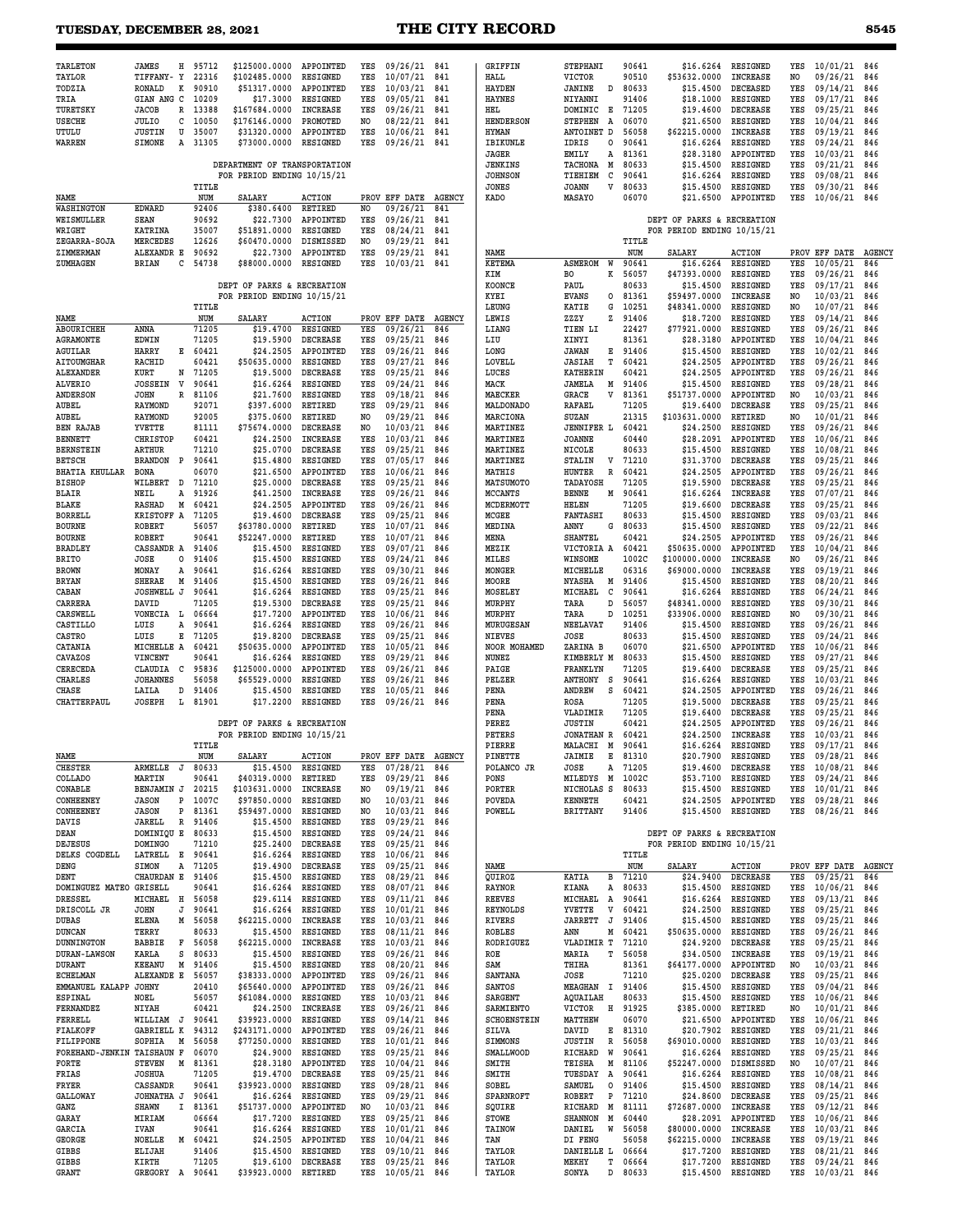| NAME | | | TITLE NUM | SALARY | ACTION | PROV | EFF DATE | AGENCY |
|---|---|---|---|---|---|---|---|---|
| TARLETON | JAMES | H | 95712 | $125000.0000 | APPOINTED | YES | 09/26/21 | 841 |
| TAYLOR | TIFFANY- | Y | 22316 | $102485.0000 | RESIGNED | YES | 10/07/21 | 841 |
| TODZIA | RONALD | K | 90910 | $51317.0000 | APPOINTED | YES | 10/03/21 | 841 |
| TRIA | GIAN ANG | C | 10209 | $17.3000 | RESIGNED | YES | 09/05/21 | 841 |
| TURETSKY | JACOB | R | 13388 | $167684.0000 | INCREASE | YES | 09/26/21 | 841 |
| USECHE | JULIO | C | 10050 | $176146.0000 | PROMOTED | NO | 08/22/21 | 841 |
| UTULU | JUSTIN | U | 35007 | $31320.0000 | APPOINTED | YES | 10/06/21 | 841 |
| WARREN | SIMONE | A | 31305 | $73000.0000 | RESIGNED | YES | 09/26/21 | 841 |

DEPARTMENT OF TRANSPORTATION
FOR PERIOD ENDING 10/15/21

| NAME | | | TITLE NUM | SALARY | ACTION | PROV | EFF DATE | AGENCY |
|---|---|---|---|---|---|---|---|---|
| WASHINGTON | EDWARD | | 92406 | $380.6400 | RETIRED | NO | 09/26/21 | 841 |
| WEISMULLER | SEAN | | 90692 | $22.7300 | APPOINTED | YES | 09/26/21 | 841 |
| WRIGHT | KATRINA | | 35007 | $51891.0000 | RESIGNED | YES | 08/24/21 | 841 |
| ZEGARRA-SOJA | MERCEDES | | 12626 | $60470.0000 | DISMISSED | NO | 09/29/21 | 841 |
| ZIMMERMAN | ALEXANDR | E | 90692 | $22.7300 | APPOINTED | YES | 09/29/21 | 841 |
| ZUMHAGEN | BRIAN | C | 54738 | $88000.0000 | RESIGNED | YES | 10/03/21 | 841 |

DEPT OF PARKS & RECREATION
FOR PERIOD ENDING 10/15/21

| NAME | | | TITLE NUM | SALARY | ACTION | PROV | EFF DATE | AGENCY |
|---|---|---|---|---|---|---|---|---|
| ABOURICHEH | ANNA | | 71205 | $19.4700 | RESIGNED | YES | 09/26/21 | 846 |
| AGRAMONTE | EDWIN | | 71205 | $19.5900 | DECREASE | YES | 09/25/21 | 846 |
| AGUILAR | HARRY | E | 60421 | $24.2505 | APPOINTED | YES | 09/26/21 | 846 |
| AITOUMGHAR | RACHID | | 60421 | $50635.0000 | RESIGNED | YES | 09/27/21 | 846 |
| ALEXANDER | KURT | N | 71205 | $19.5000 | DECREASE | YES | 09/25/21 | 846 |
| ALVERIO | JOSSEIN | V | 90641 | $16.6264 | RESIGNED | YES | 09/24/21 | 846 |
| ANDERSON | JOHN | R | 81106 | $21.7600 | RESIGNED | YES | 09/18/21 | 846 |
| AUBEL | RAYMOND | | 92071 | $397.6000 | RETIRED | YES | 09/29/21 | 846 |
| AUBEL | RAYMOND | | 92005 | $375.0600 | RETIRED | NO | 09/29/21 | 846 |
| BEN RAJAB | YVETTE | | 81111 | $75674.0000 | DECREASE | NO | 10/03/21 | 846 |
| BENNETT | CHRISTOP | | 60421 | $24.2500 | INCREASE | YES | 10/03/21 | 846 |
| BERNSTEIN | ARTHUR | | 71210 | $25.0700 | DECREASE | YES | 09/25/21 | 846 |
| BETSCH | BRANDON | P | 90641 | $15.4800 | RESIGNED | YES | 07/05/17 | 846 |
| BHATIA KHULLAR | BONA | | 06070 | $21.6500 | APPOINTED | YES | 10/06/21 | 846 |
| BISHOP | WILBERT | D | 71210 | $25.0000 | DECREASE | YES | 09/25/21 | 846 |
| BLAIR | NEIL | A | 91926 | $41.2500 | INCREASE | YES | 09/26/21 | 846 |
| BLAKE | RASHAD | M | 60421 | $24.2505 | APPOINTED | YES | 09/26/21 | 846 |
| BORRELL | KRISTOFF | A | 71205 | $19.4600 | DECREASE | YES | 09/25/21 | 846 |
| BOURNE | ROBERT | | 56057 | $63780.0000 | RETIRED | YES | 10/07/21 | 846 |
| BOURNE | ROBERT | | 90641 | $52247.0000 | RETIRED | YES | 10/07/21 | 846 |
| BRADLEY | CASSANDR | A | 91406 | $15.4500 | RESIGNED | YES | 09/07/21 | 846 |
| BRITO | JOSE | O | 91406 | $15.4500 | RESIGNED | YES | 09/24/21 | 846 |
| BROWN | MONAY | A | 90641 | $16.6264 | RESIGNED | YES | 09/30/21 | 846 |
| BRYAN | SHERAE | M | 91406 | $15.4500 | RESIGNED | YES | 09/26/21 | 846 |
| CABAN | JOSHWELL | J | 90641 | $16.6264 | RESIGNED | YES | 09/25/21 | 846 |
| CARRERA | DAVID | | 71205 | $19.5300 | DECREASE | YES | 09/25/21 | 846 |
| CARSWELL | VONECIA | L | 06664 | $17.7200 | APPOINTED | YES | 10/06/21 | 846 |
| CASTILLO | LUIS | A | 90641 | $16.6264 | RESIGNED | YES | 09/26/21 | 846 |
| CASTRO | LUIS | E | 71205 | $19.8200 | DECREASE | YES | 09/25/21 | 846 |
| CATANIA | MICHELLE | A | 60421 | $50635.0000 | APPOINTED | YES | 10/05/21 | 846 |
| CAVAZOS | VINCENT | | 90641 | $16.6264 | RESIGNED | YES | 09/29/21 | 846 |
| CERECEDA | CLAUDIA | C | 95836 | $125000.0000 | APPOINTED | YES | 09/26/21 | 846 |
| CHARLES | JOHANNES | | 56058 | $65529.0000 | RESIGNED | YES | 09/26/21 | 846 |
| CHASE | LAILA | D | 91406 | $15.4500 | RESIGNED | YES | 10/05/21 | 846 |
| CHATTERPAUL | JOSEPH | L | 81901 | $17.2200 | RESIGNED | YES | 09/26/21 | 846 |

DEPT OF PARKS & RECREATION
FOR PERIOD ENDING 10/15/21

| NAME | | | TITLE NUM | SALARY | ACTION | PROV | EFF DATE | AGENCY |
|---|---|---|---|---|---|---|---|---|
| CHESTER | ARMELLE | J | 80633 | $15.4500 | RESIGNED | YES | 07/28/21 | 846 |
| COLLADO | MARTIN | | 90641 | $40319.0000 | RETIRED | YES | 09/29/21 | 846 |
| CONABLE | BENJAMIN | J | 20215 | $103631.0000 | INCREASE | NO | 09/19/21 | 846 |
| CONHEENEY | JASON | P | 1007C | $97850.0000 | RESIGNED | NO | 10/03/21 | 846 |
| CONHEENEY | JASON | P | 81361 | $59497.0000 | RESIGNED | NO | 10/03/21 | 846 |
| DAVIS | JARELL | R | 91406 | $15.4500 | RESIGNED | YES | 09/29/21 | 846 |
| DEAN | DOMINIQU | E | 80633 | $15.4500 | RESIGNED | YES | 09/24/21 | 846 |
| DEJESUS | DOMINGO | | 71210 | $25.2400 | DECREASE | YES | 09/25/21 | 846 |
| DELKS COGDELL | LATRELL | E | 90641 | $16.6264 | RESIGNED | YES | 10/06/21 | 846 |
| DENG | SIMON | A | 71205 | $19.4900 | DECREASE | YES | 09/25/21 | 846 |
| DENT | CHAURDAN | E | 91406 | $15.4500 | RESIGNED | YES | 08/29/21 | 846 |
| DOMINGUEZ MATEO | GRISELL | | 90641 | $16.6264 | RESIGNED | YES | 08/07/21 | 846 |
| DRESSEL | MICHAEL | H | 56058 | $29.6114 | RESIGNED | YES | 09/11/21 | 846 |
| DRISCOLL JR | JOHN | J | 90641 | $16.6264 | RESIGNED | YES | 10/01/21 | 846 |
| DUBAS | ELENA | M | 56058 | $62215.0000 | INCREASE | YES | 10/03/21 | 846 |
| DUNCAN | TERRY | | 80633 | $15.4500 | RESIGNED | YES | 08/11/21 | 846 |
| DUNNINGTON | BABBIE | F | 56058 | $62215.0000 | INCREASE | YES | 10/03/21 | 846 |
| DURAN-LAWSON | KARLA | S | 80633 | $15.4500 | RESIGNED | YES | 09/26/21 | 846 |
| DURANT | KEEANU | M | 91406 | $15.4500 | RESIGNED | YES | 08/20/21 | 846 |
| ECHELMAN | ALEXANDE | E | 56057 | $38333.0000 | APPOINTED | YES | 09/26/21 | 846 |
| EMMANUEL KALAPP | JOHNY | | 20410 | $65640.0000 | APPOINTED | YES | 09/26/21 | 846 |
| ESPINAL | NOEL | | 56057 | $61084.0000 | RESIGNED | YES | 10/03/21 | 846 |
| FERNANDEZ | NIYAH | | 60421 | $24.2500 | INCREASE | YES | 09/26/21 | 846 |
| FERRELL | WILLIAM | J | 90641 | $39923.0000 | RESIGNED | YES | 09/14/21 | 846 |
| FIALKOFF | GABRIELL | K | 94312 | $243171.0000 | APPOINTED | YES | 09/26/21 | 846 |
| FILIPPONE | SOPHIA | M | 56058 | $77250.0000 | RESIGNED | YES | 10/01/21 | 846 |
| FOREHAND-JENKIN | TAISHAUN | F | 06070 | $24.9000 | RESIGNED | YES | 09/25/21 | 846 |
| FORTE | STEVEN | M | 81361 | $28.3180 | APPOINTED | YES | 10/04/21 | 846 |
| FRIAS | JOSHUA | | 71205 | $19.4700 | DECREASE | YES | 09/25/21 | 846 |
| FRYER | CASSANDR | | 90641 | $39923.0000 | RESIGNED | YES | 09/28/21 | 846 |
| GALLOWAY | JOHNATHA | J | 90641 | $16.6264 | RESIGNED | YES | 09/29/21 | 846 |
| GANZ | SHAWN | I | 81361 | $51737.0000 | APPOINTED | NO | 10/03/21 | 846 |
| GARAY | MIRIAM | | 06664 | $17.7200 | RESIGNED | YES | 09/25/21 | 846 |
| GARCIA | IVAN | | 90641 | $16.6264 | RESIGNED | YES | 10/01/21 | 846 |
| GEORGE | NOELLE | M | 60421 | $24.2505 | APPOINTED | YES | 10/04/21 | 846 |
| GIBBS | ELIJAH | | 91406 | $15.4500 | RESIGNED | YES | 09/10/21 | 846 |
| GIBBS | KIRTH | | 71205 | $19.6100 | DECREASE | YES | 09/25/21 | 846 |
| GRANT | GREGORY | A | 90641 | $39923.0000 | RETIRED | YES | 10/05/21 | 846 |
| GRIFFIN | STEPHANI | | 90641 | $16.6264 | RESIGNED | YES | 10/01/21 | 846 |
| HALL | VICTOR | | 90510 | $53632.0000 | INCREASE | NO | 09/26/21 | 846 |
| HAYDEN | JANINE | D | 80633 | $15.4500 | DECEASED | YES | 09/14/21 | 846 |
| HAYNES | NIYANNI | | 91406 | $18.1000 | RESIGNED | YES | 09/17/21 | 846 |
| HEL | DOMINIC | E | 71205 | $19.4600 | DECREASE | YES | 09/25/21 | 846 |
| HENDERSON | STEPHEN | A | 06070 | $21.6500 | RESIGNED | YES | 10/04/21 | 846 |
| HYMAN | ANTOINET | D | 56058 | $62215.0000 | INCREASE | YES | 09/19/21 | 846 |
| IBIKUNLE | IDRIS | O | 90641 | $16.6264 | RESIGNED | YES | 09/24/21 | 846 |
| JAGER | EMILY | A | 81361 | $28.3180 | APPOINTED | YES | 10/03/21 | 846 |
| JENKINS | TACHONA | M | 80633 | $15.4500 | RESIGNED | YES | 09/21/21 | 846 |
| JOHNSON | TIEHIEM | C | 90641 | $16.6264 | RESIGNED | YES | 09/08/21 | 846 |
| JONES | JOANN | V | 80633 | $15.4500 | RESIGNED | YES | 09/30/21 | 846 |
| KADO | MASAYO | | 06070 | $21.6500 | APPOINTED | YES | 10/06/21 | 846 |

DEPT OF PARKS & RECREATION
FOR PERIOD ENDING 10/15/21

| NAME | | | TITLE NUM | SALARY | ACTION | PROV | EFF DATE | AGENCY |
|---|---|---|---|---|---|---|---|---|
| KETEMA | ASMEROM | W | 90641 | $16.6264 | RESIGNED | YES | 10/05/21 | 846 |
| KIM | BO | K | 56057 | $47393.0000 | RESIGNED | YES | 09/26/21 | 846 |
| KOONCE | PAUL | | 80633 | $15.4500 | RESIGNED | YES | 09/17/21 | 846 |
| KYEI | EVANS | O | 81361 | $59497.0000 | INCREASE | NO | 10/03/21 | 846 |
| LEUNG | KATIE | G | 10251 | $48341.0000 | RESIGNED | NO | 10/07/21 | 846 |
| LEWIS | ZZZY | Z | 91406 | $18.7200 | RESIGNED | YES | 09/14/21 | 846 |
| LIANG | TIEN LI | | 22427 | $77921.0000 | RESIGNED | YES | 09/26/21 | 846 |
| LIU | XINYI | | 81361 | $28.3180 | APPOINTED | YES | 10/04/21 | 846 |
| LONG | JAWAN | E | 91406 | $15.4500 | RESIGNED | YES | 10/02/21 | 846 |
| LOVELL | JASIAH | T | 60421 | $24.2505 | APPOINTED | YES | 09/26/21 | 846 |
| LUCES | KATHERIN | | 60421 | $24.2505 | APPOINTED | YES | 09/26/21 | 846 |
| MACK | JAMELA | M | 91406 | $15.4500 | RESIGNED | YES | 09/28/21 | 846 |
| MAECKER | GRACE | V | 81361 | $51737.0000 | APPOINTED | NO | 10/03/21 | 846 |
| MALDONADO | RAFAEL | | 71205 | $19.6400 | DECREASE | YES | 09/25/21 | 846 |
| MARCIONA | SUZAN | | 21315 | $103631.0000 | RETIRED | NO | 10/01/21 | 846 |
| MARTINEZ | JENNIFER | L | 60421 | $24.2500 | RESIGNED | YES | 09/26/21 | 846 |
| MARTINEZ | JOANNE | | 60440 | $28.2091 | APPOINTED | YES | 10/06/21 | 846 |
| MARTINEZ | NICOLE | | 80633 | $15.4500 | RESIGNED | YES | 10/08/21 | 846 |
| MARTINEZ | STALIN | V | 71210 | $31.3700 | DECREASE | YES | 09/25/21 | 846 |
| MATHIS | HUNTER | R | 60421 | $24.2505 | APPOINTED | YES | 09/26/21 | 846 |
| MATSUMOTO | TADAYOSH | | 71205 | $19.5900 | DECREASE | YES | 09/25/21 | 846 |
| MCCANTS | BENNE | M | 90641 | $16.6264 | INCREASE | YES | 07/07/21 | 846 |
| MCDERMOTT | HELEN | | 71205 | $19.6600 | DECREASE | YES | 09/25/21 | 846 |
| MCGEE | FANTASHI | | 80633 | $15.4500 | RESIGNED | YES | 09/03/21 | 846 |
| MEDINA | ANNY | G | 80633 | $15.4500 | RESIGNED | YES | 09/22/21 | 846 |
| MENA | SHANTEL | | 60421 | $24.2505 | APPOINTED | YES | 09/26/21 | 846 |
| MEZIK | VICTORIA | A | 60421 | $50635.0000 | APPOINTED | YES | 10/04/21 | 846 |
| MILES | WINSOME | | 1002C | $100000.0000 | INCREASE | NO | 09/26/21 | 846 |
| MONGER | MICHELLE | | 06316 | $69000.0000 | INCREASE | YES | 09/19/21 | 846 |
| MOORE | NYASHA | M | 91406 | $15.4500 | RESIGNED | YES | 08/20/21 | 846 |
| MOSELEY | MICHAEL | C | 90641 | $16.6264 | RESIGNED | YES | 06/24/21 | 846 |
| MURPHY | TARA | D | 56057 | $48341.0000 | RESIGNED | YES | 09/30/21 | 846 |
| MURPHY | TARA | D | 10251 | $33906.0000 | RESIGNED | NO | 09/30/21 | 846 |
| MURUGESAN | NEELAVAT | | 91406 | $15.4500 | RESIGNED | YES | 09/26/21 | 846 |
| NIEVES | JOSE | | 80633 | $15.4500 | RESIGNED | YES | 09/24/21 | 846 |
| NOOR MOHAMED | ZARINA | B | 06070 | $21.6500 | APPOINTED | YES | 10/06/21 | 846 |
| NUNEZ | KIMBERLY | M | 80633 | $15.4500 | RESIGNED | YES | 09/27/21 | 846 |
| PAIGE | FRANKLYN | | 71205 | $19.6400 | DECREASE | YES | 09/25/21 | 846 |
| PELZER | ANTHONY | S | 90641 | $16.6264 | RESIGNED | YES | 10/03/21 | 846 |
| PENA | ANDREW | S | 60421 | $24.2505 | APPOINTED | YES | 09/26/21 | 846 |
| PENA | ROSA | | 71205 | $19.5000 | DECREASE | YES | 09/25/21 | 846 |
| PENA | VLADIMIR | | 71205 | $19.6400 | DECREASE | YES | 09/25/21 | 846 |
| PEREZ | JUSTIN | | 60421 | $24.2505 | APPOINTED | YES | 09/26/21 | 846 |
| PETERS | JONATHAN | R | 60421 | $24.2500 | INCREASE | YES | 10/03/21 | 846 |
| PIERRE | MALACHI | M | 90641 | $16.6264 | RESIGNED | YES | 09/17/21 | 846 |
| PINETTE | JAIMIE | E | 81310 | $20.7900 | RESIGNED | YES | 09/28/21 | 846 |
| POLANCO JR | JOSE | A | 71205 | $19.4600 | DECREASE | YES | 10/08/21 | 846 |
| PONS | MILEDYS | M | 1002C | $53.7100 | RESIGNED | YES | 09/24/21 | 846 |
| PORTER | NICHOLAS | S | 80633 | $15.4500 | RESIGNED | YES | 10/01/21 | 846 |
| POVEDA | KENNETH | | 60421 | $24.2505 | APPOINTED | YES | 09/28/21 | 846 |
| POWELL | BRITTANY | | 91406 | $15.4500 | RESIGNED | YES | 08/26/21 | 846 |

DEPT OF PARKS & RECREATION
FOR PERIOD ENDING 10/15/21

| NAME | | | TITLE NUM | SALARY | ACTION | PROV | EFF DATE | AGENCY |
|---|---|---|---|---|---|---|---|---|
| QUIROZ | KATIA | B | 71210 | $24.9400 | DECREASE | YES | 09/25/21 | 846 |
| RAYNOR | KIANA | A | 80633 | $15.4500 | RESIGNED | YES | 10/06/21 | 846 |
| REEVES | MICHAEL | A | 90641 | $16.6264 | RESIGNED | YES | 09/13/21 | 846 |
| REYNOLDS | YVETTE | V | 60421 | $24.2500 | RESIGNED | YES | 09/25/21 | 846 |
| RIVERS | JARRETT | J | 91406 | $15.4500 | RESIGNED | YES | 09/25/21 | 846 |
| ROBLES | ANN | M | 60421 | $50635.0000 | RESIGNED | YES | 09/26/21 | 846 |
| RODRIGUEZ | VLADIMIR | T | 71210 | $24.9200 | DECREASE | YES | 09/25/21 | 846 |
| ROE | MARIA | T | 56058 | $34.0500 | INCREASE | YES | 09/19/21 | 846 |
| SAM | THIHA | | 81361 | $64177.0000 | APPOINTED | NO | 10/03/21 | 846 |
| SANTANA | JOSE | | 71210 | $25.0200 | DECREASE | YES | 09/25/21 | 846 |
| SANTOS | MEAGHAN | I | 91406 | $15.4500 | RESIGNED | YES | 09/04/21 | 846 |
| SARGENT | AQUAILAH | | 80633 | $15.4500 | RESIGNED | YES | 10/06/21 | 846 |
| SARMIENTO | VICTOR | H | 91925 | $385.0000 | RETIRED | NO | 10/01/21 | 846 |
| SCHOENSTEIN | MATTHEW | | 06070 | $21.6500 | APPOINTED | YES | 10/06/21 | 846 |
| SILVA | DAVID | E | 81310 | $20.7902 | RESIGNED | YES | 09/21/21 | 846 |
| SIMMONS | JUSTIN | R | 56058 | $69010.0000 | RESIGNED | YES | 10/03/21 | 846 |
| SMALLWOOD | RICHARD | W | 90641 | $16.6264 | RESIGNED | YES | 09/25/21 | 846 |
| SMITH | TEISHA | M | 81106 | $52247.0000 | DISMISSED | NO | 10/07/21 | 846 |
| SMITH | TUESDAY | A | 90641 | $16.6264 | RESIGNED | YES | 10/08/21 | 846 |
| SOBEL | SAMUEL | O | 91406 | $15.4500 | RESIGNED | YES | 08/14/21 | 846 |
| SPARNROFT | ROBERT | P | 71210 | $24.8600 | DECREASE | YES | 09/25/21 | 846 |
| SQUIRE | RICHARD | M | 81111 | $72687.0000 | INCREASE | YES | 09/12/21 | 846 |
| STOWE | SHANNON | M | 60440 | $28.2091 | APPOINTED | YES | 10/06/21 | 846 |
| TAINOW | DANIEL | W | 56058 | $80000.0000 | INCREASE | YES | 10/03/21 | 846 |
| TAN | DI FENG | | 56058 | $62215.0000 | INCREASE | YES | 09/19/21 | 846 |
| TAYLOR | DANIELLE | L | 06664 | $17.7200 | RESIGNED | YES | 08/21/21 | 846 |
| TAYLOR | MEKHY | T | 06664 | $17.7200 | RESIGNED | YES | 09/24/21 | 846 |
| TAYLOR | SONYA | D | 80633 | $15.4500 | RESIGNED | YES | 10/03/21 | 846 |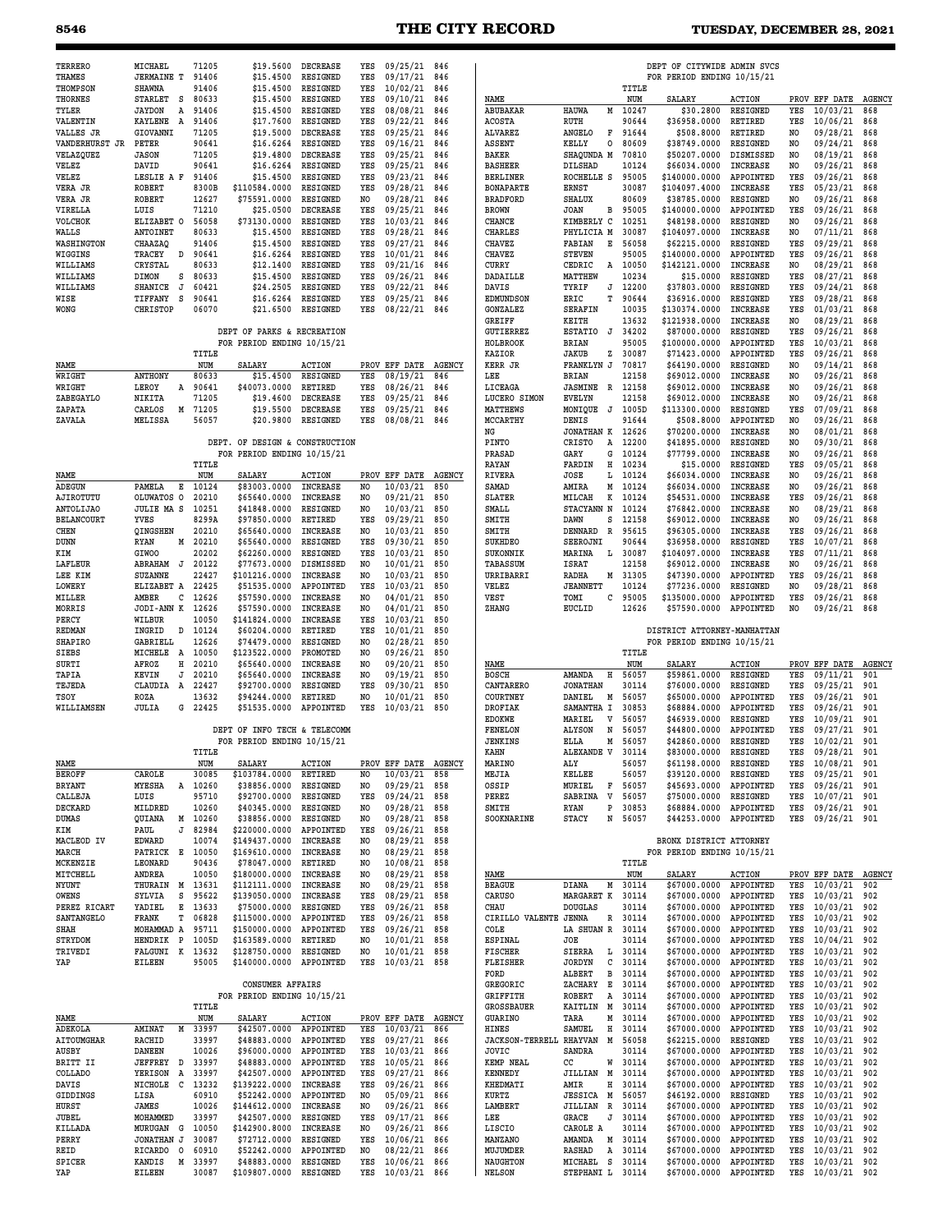| NAME | | TITLE NUM | SALARY | ACTION | PROV | EFF DATE | AGENCY |
|---|---|---|---|---|---|---|---|
| TERRERO | MICHAEL | 71205 | $19.5600 | DECREASE | YES | 09/25/21 | 846 |
| THAMES | JERMAINE T | 91406 | $15.4500 | RESIGNED | YES | 09/17/21 | 846 |
| THOMPSON | SHAWNA | 91406 | $15.4500 | RESIGNED | YES | 10/02/21 | 846 |
| THORNES | STARLET S | 80633 | $15.4500 | RESIGNED | YES | 09/10/21 | 846 |
| TYLER | JAYDON A | 91406 | $15.4500 | RESIGNED | YES | 08/08/21 | 846 |
| VALENTIN | KAYLENE A | 91406 | $17.7600 | RESIGNED | YES | 09/22/21 | 846 |
| VALLES JR | GIOVANNI | 71205 | $19.5000 | DECREASE | YES | 09/25/21 | 846 |
| VANDERHURST JR | PETER | 90641 | $16.6264 | RESIGNED | YES | 09/16/21 | 846 |
| VELAZQUEZ | JASON | 71205 | $19.4800 | DECREASE | YES | 09/25/21 | 846 |
| VELEZ | DAVID | 90641 | $16.6264 | RESIGNED | YES | 09/25/21 | 846 |
| VELEZ | LESLIE A F | 91406 | $15.4500 | RESIGNED | YES | 09/23/21 | 846 |
| VERA JR | ROBERT | 8300B | $110584.0000 | RESIGNED | YES | 09/28/21 | 846 |
| VERA JR | ROBERT | 12627 | $75591.0000 | RESIGNED | NO | 09/28/21 | 846 |
| VIRELLA | LUIS | 71210 | $25.0500 | DECREASE | YES | 09/25/21 | 846 |
| VOLCHOK | ELIZABET O | 56058 | $73130.0000 | RESIGNED | YES | 10/03/21 | 846 |
| WALLS | ANTOINET | 80633 | $15.4500 | RESIGNED | YES | 09/28/21 | 846 |
| WASHINGTON | CHAAZAQ | 91406 | $15.4500 | RESIGNED | YES | 09/27/21 | 846 |
| WIGGINS | TRACEY D | 90641 | $16.6264 | RESIGNED | YES | 10/01/21 | 846 |
| WILLIAMS | CRYSTAL | 80633 | $12.1400 | RESIGNED | YES | 09/21/16 | 846 |
| WILLIAMS | DIMON S | 80633 | $15.4500 | RESIGNED | YES | 09/26/21 | 846 |
| WILLIAMS | SHANICE J | 60421 | $24.2505 | RESIGNED | YES | 09/22/21 | 846 |
| WISE | TIFFANY S | 90641 | $16.6264 | RESIGNED | YES | 09/25/21 | 846 |
| WONG | CHRISTOP | 06070 | $21.6500 | RESIGNED | YES | 08/22/21 | 846 |

DEPT OF PARKS & RECREATION
FOR PERIOD ENDING 10/15/21

| NAME | | TITLE NUM | SALARY | ACTION | PROV | EFF DATE | AGENCY |
|---|---|---|---|---|---|---|---|
| WRIGHT | ANTHONY | 80633 | $15.4500 | RESIGNED | YES | 08/19/21 | 846 |
| WRIGHT | LEROY A | 90641 | $40073.0000 | RETIRED | YES | 08/26/21 | 846 |
| ZABEGAYLO | NIKITA | 71205 | $19.4600 | DECREASE | YES | 09/25/21 | 846 |
| ZAPATA | CARLOS M | 71205 | $19.5500 | DECREASE | YES | 09/25/21 | 846 |
| ZAVALA | MELISSA | 56057 | $20.9800 | RESIGNED | YES | 08/08/21 | 846 |

DEPT. OF DESIGN & CONSTRUCTION
FOR PERIOD ENDING 10/15/21

| NAME | | TITLE NUM | SALARY | ACTION | PROV | EFF DATE | AGENCY |
|---|---|---|---|---|---|---|---|
| ADEGUN | PAMELA E | 10124 | $83003.0000 | INCREASE | NO | 10/03/21 | 850 |
| AJIROTUTU | OLUWATOS O | 20210 | $65640.0000 | INCREASE | NO | 09/21/21 | 850 |
| ANTOLIJAO | JULIE MA S | 10251 | $41848.0000 | RESIGNED | NO | 10/03/21 | 850 |
| BELANCOURT | YVES | 8299A | $97850.0000 | RETIRED | YES | 09/29/21 | 850 |
| CHEN | QINGSHEN | 20210 | $65640.0000 | INCREASE | NO | 10/03/21 | 850 |
| DUNN | RYAN M | 20210 | $65640.0000 | RESIGNED | YES | 09/30/21 | 850 |
| KIM | GIWOO | 20202 | $62260.0000 | RESIGNED | YES | 10/03/21 | 850 |
| LAFLEUR | ABRAHAM J | 20122 | $77673.0000 | DISMISSED | NO | 10/01/21 | 850 |
| LEE KIM | SUZANNE | 22427 | $101216.0000 | INCREASE | NO | 10/03/21 | 850 |
| LOWERY | ELIZABET A | 22425 | $51535.0000 | APPOINTED | YES | 10/03/21 | 850 |
| MILLER | AMBER C | 12626 | $57590.0000 | INCREASE | NO | 04/01/21 | 850 |
| MORRIS | JODI-ANN K | 12626 | $57590.0000 | INCREASE | NO | 04/01/21 | 850 |
| PERCY | WILBUR | 10050 | $141824.0000 | INCREASE | YES | 10/03/21 | 850 |
| REDMAN | INGRID D | 10124 | $60204.0000 | RETIRED | YES | 10/01/21 | 850 |
| SHAPIRO | GABRIELL | 12626 | $74479.0000 | RESIGNED | NO | 02/28/21 | 850 |
| SIEBS | MICHELE A | 10050 | $123522.0000 | PROMOTED | NO | 09/26/21 | 850 |
| SURTI | AFROZ H | 20210 | $65640.0000 | INCREASE | NO | 09/20/21 | 850 |
| TAPIA | KEVIN J | 20210 | $65640.0000 | INCREASE | NO | 09/19/21 | 850 |
| TEJEDA | CLAUDIA A | 22427 | $92700.0000 | RESIGNED | YES | 09/30/21 | 850 |
| TSOY | ROZA | 13632 | $94244.0000 | RETIRED | NO | 10/01/21 | 850 |
| WILLIAMSEN | JULIA G | 22425 | $51535.0000 | APPOINTED | YES | 10/03/21 | 850 |

DEPT OF INFO TECH & TELECOMM
FOR PERIOD ENDING 10/15/21

| NAME | | TITLE NUM | SALARY | ACTION | PROV | EFF DATE | AGENCY |
|---|---|---|---|---|---|---|---|
| BEROFF | CAROLE | 30085 | $103784.0000 | RETIRED | NO | 10/03/21 | 858 |
| BRYANT | MYESHA A | 10260 | $38856.0000 | RESIGNED | NO | 09/29/21 | 858 |
| CALLEJA | LUIS | 95710 | $92700.0000 | RESIGNED | YES | 09/24/21 | 858 |
| DECKARD | MILDRED | 10260 | $40345.0000 | RESIGNED | NO | 09/28/21 | 858 |
| DUMAS | QUIANA M | 10260 | $38856.0000 | RESIGNED | NO | 09/28/21 | 858 |
| KIM | PAUL J | 82984 | $220000.0000 | APPOINTED | YES | 09/26/21 | 858 |
| MACLEOD IV | EDWARD | 10074 | $149437.0000 | INCREASE | NO | 08/29/21 | 858 |
| MARCH | PATRICK E | 10050 | $169610.0000 | INCREASE | NO | 08/29/21 | 858 |
| MCKENZIE | LEONARD | 90436 | $78047.0000 | RETIRED | NO | 10/08/21 | 858 |
| MITCHELL | ANDREA | 10050 | $180000.0000 | INCREASE | NO | 08/29/21 | 858 |
| NYUNT | THURAIN M | 13631 | $112111.0000 | INCREASE | NO | 08/29/21 | 858 |
| OWENS | SYLVIA S | 95622 | $139050.0000 | INCREASE | YES | 08/29/21 | 858 |
| PEREZ RICART | YADIEL E | 13633 | $75000.0000 | RESIGNED | YES | 09/26/21 | 858 |
| SANTANGELO | FRANK T | 06828 | $115000.0000 | APPOINTED | YES | 09/26/21 | 858 |
| SHAH | MOHAMMAD A | 95711 | $150000.0000 | APPOINTED | YES | 09/26/21 | 858 |
| STRYDOM | HENDRIK P | 1005D | $163589.0000 | RETIRED | NO | 10/01/21 | 858 |
| TRIVEDI | FALGUNI K | 13632 | $128750.0000 | RESIGNED | NO | 10/01/21 | 858 |
| YAP | EILEEN | 95005 | $140000.0000 | APPOINTED | YES | 10/03/21 | 858 |

CONSUMER AFFAIRS
FOR PERIOD ENDING 10/15/21

| NAME | | TITLE NUM | SALARY | ACTION | PROV | EFF DATE | AGENCY |
|---|---|---|---|---|---|---|---|
| ADEKOLA | AMINAT M | 33997 | $42507.0000 | APPOINTED | YES | 10/03/21 | 866 |
| AITOUMGHAR | RACHID | 33997 | $48883.0000 | APPOINTED | YES | 09/27/21 | 866 |
| AUSBY | DANEEN | 10026 | $96000.0000 | APPOINTED | YES | 10/03/21 | 866 |
| BRITT II | JEFFREY D | 33997 | $48883.0000 | APPOINTED | YES | 10/05/21 | 866 |
| COLLADO | YERISON A | 33997 | $42507.0000 | APPOINTED | YES | 09/27/21 | 866 |
| DAVIS | NICHOLE C | 13232 | $139222.0000 | INCREASE | YES | 09/26/21 | 866 |
| GIDDINGS | LISA | 60910 | $52242.0000 | APPOINTED | NO | 05/09/21 | 866 |
| HURST | JAMES | 10026 | $144612.0000 | INCREASE | NO | 09/26/21 | 866 |
| JUBEL | MOHAMMED | 33997 | $42507.0000 | RESIGNED | YES | 09/17/21 | 866 |
| KILLADA | MURUGAN G | 10050 | $142900.8000 | INCREASE | NO | 09/26/21 | 866 |
| PERRY | JONATHAN J | 30087 | $77712.0000 | RESIGNED | YES | 10/06/21 | 866 |
| REID | RICARDO O | 60910 | $52242.0000 | APPOINTED | NO | 08/22/21 | 866 |
| SPICER | KANDIS M | 33997 | $48883.0000 | RESIGNED | YES | 10/06/21 | 866 |
| YAP | EILEEN | 30087 | $109807.0000 | RESIGNED | YES | 10/03/21 | 866 |

DEPT OF CITYWIDE ADMIN SVCS
FOR PERIOD ENDING 10/15/21

| NAME | | TITLE NUM | SALARY | ACTION | PROV | EFF DATE | AGENCY |
|---|---|---|---|---|---|---|---|
| ABUBAKAR | HAUWA M | 10247 | $30.2800 | RESIGNED | YES | 10/03/21 | 868 |
| ACOSTA | RUTH | 90644 | $36958.0000 | RETIRED | YES | 10/06/21 | 868 |
| ALVAREZ | ANGELO F | 91644 | $508.8000 | RETIRED | NO | 09/28/21 | 868 |
| ASSENT | KELLY O | 80609 | $38749.0000 | RESIGNED | NO | 09/24/21 | 868 |
| BAKER | SHAQUNDA M | 70810 | $50207.0000 | DISMISSED | NO | 08/19/21 | 868 |
| BASHEER | DILSHAD | 10124 | $66034.0000 | INCREASE | NO | 09/26/21 | 868 |
| BERLINER | ROCHELLE S | 95005 | $140000.0000 | APPOINTED | YES | 09/26/21 | 868 |
| BONAPARTE | ERNST | 30087 | $104097.4000 | INCREASE | YES | 05/23/21 | 868 |
| BRADFORD | SHALUX | 80609 | $38785.0000 | RESIGNED | NO | 09/26/21 | 868 |
| BROWN | JOAN B | 95005 | $140000.0000 | APPOINTED | YES | 09/26/21 | 868 |
| CHANCE | KIMBERLY C | 10251 | $48198.0000 | RESIGNED | NO | 09/26/21 | 868 |
| CHARLES | PHYLICIA M | 30087 | $104097.0000 | INCREASE | NO | 07/11/21 | 868 |
| CHAVEZ | FABIAN E | 56058 | $62215.0000 | RESIGNED | YES | 09/29/21 | 868 |
| CHAVEZ | STEVEN | 95005 | $140000.0000 | APPOINTED | YES | 09/26/21 | 868 |
| CURRY | CEDRIC A | 10050 | $142121.0000 | INCREASE | NO | 08/29/21 | 868 |
| DADAILLE | MATTHEW | 10234 | $15.0000 | RESIGNED | YES | 08/27/21 | 868 |
| DAVIS | TYRIF J | 12200 | $37803.0000 | RESIGNED | YES | 09/24/21 | 868 |
| EDMUNDSON | ERIC T | 90644 | $36916.0000 | RESIGNED | YES | 09/28/21 | 868 |
| GONZALEZ | SERAFIN | 10035 | $130374.0000 | INCREASE | YES | 01/03/21 | 868 |
| GREIFF | KEITH | 13632 | $121938.0000 | INCREASE | NO | 08/29/21 | 868 |
| GUTIERREZ | ESTATIO J | 34202 | $87000.0000 | RESIGNED | YES | 09/26/21 | 868 |
| HOLBROOK | BRIAN | 95005 | $100000.0000 | APPOINTED | YES | 10/03/21 | 868 |
| KAZIOR | JAKUB Z | 30087 | $71423.0000 | APPOINTED | YES | 09/26/21 | 868 |
| KERR JR | FRANKLYN J | 70817 | $64190.0000 | RESIGNED | NO | 09/14/21 | 868 |
| LEE | BRIAN | 12158 | $69012.0000 | INCREASE | NO | 09/26/21 | 868 |
| LICEAGA | JASMINE R | 12158 | $69012.0000 | INCREASE | NO | 09/26/21 | 868 |
| LUCERO SIMON | EVELYN | 12158 | $69012.0000 | INCREASE | NO | 09/26/21 | 868 |
| MATTHEWS | MONIQUE J | 1005D | $113300.0000 | RESIGNED | YES | 07/09/21 | 868 |
| MCCARTHY | DENIS | 91644 | $508.8000 | APPOINTED | NO | 09/26/21 | 868 |
| NG | JONATHAN K | 12626 | $70200.0000 | INCREASE | NO | 08/01/21 | 868 |
| PINTO | CRISTO A | 12200 | $41895.0000 | RESIGNED | NO | 09/30/21 | 868 |
| PRASAD | GARY G | 10124 | $77799.0000 | INCREASE | NO | 09/26/21 | 868 |
| RAYAN | FARDIN H | 10234 | $15.0000 | RESIGNED | YES | 09/05/21 | 868 |
| RIVERA | JOSE L | 10124 | $66034.0000 | INCREASE | NO | 09/26/21 | 868 |
| SAMAD | AMIRA M | 10124 | $66034.0000 | INCREASE | NO | 09/26/21 | 868 |
| SLATER | MILCAH K | 10124 | $54531.0000 | INCREASE | YES | 09/26/21 | 868 |
| SMALL | STACYANN N | 10124 | $76842.0000 | INCREASE | NO | 08/29/21 | 868 |
| SMITH | DAWN S | 12158 | $69012.0000 | INCREASE | NO | 09/26/21 | 868 |
| SMITH | DENNARD R | 95615 | $96305.0000 | INCREASE | YES | 09/26/21 | 868 |
| SUKHDEO | SEEROJNI | 90644 | $36958.0000 | RESIGNED | YES | 10/07/21 | 868 |
| SUKONNIK | MARINA L | 30087 | $104097.0000 | INCREASE | YES | 07/11/21 | 868 |
| TABASSUM | ISRAT | 12158 | $69012.0000 | INCREASE | NO | 09/26/21 | 868 |
| URRIBARRI | RADHA M | 31305 | $47390.0000 | APPOINTED | YES | 09/26/21 | 868 |
| VELEZ | JEANNETT | 10124 | $77236.0000 | RESIGNED | NO | 09/28/21 | 868 |
| VEST | TOMI C | 95005 | $135000.0000 | APPOINTED | YES | 09/26/21 | 868 |
| ZHANG | EUCLID | 12626 | $57590.0000 | APPOINTED | NO | 09/26/21 | 868 |

DISTRICT ATTORNEY-MANHATTAN
FOR PERIOD ENDING 10/15/21

| NAME | | TITLE NUM | SALARY | ACTION | PROV | EFF DATE | AGENCY |
|---|---|---|---|---|---|---|---|
| BOSCH | AMANDA H | 56057 | $59861.0000 | RESIGNED | YES | 09/11/21 | 901 |
| CANTARERO | JONATHAN | 30114 | $76000.0000 | RESIGNED | YES | 09/25/21 | 901 |
| COURTNEY | DANIEL M | 56057 | $65000.0000 | APPOINTED | YES | 09/26/21 | 901 |
| DROFIAK | SAMANTHA I | 30853 | $68884.0000 | APPOINTED | YES | 09/26/21 | 901 |
| EDOKWE | MARIEL V | 56057 | $46939.0000 | RESIGNED | YES | 10/09/21 | 901 |
| FENELON | ALYSON N | 56057 | $44800.0000 | APPOINTED | YES | 09/27/21 | 901 |
| JENKINS | ELLA M | 56057 | $42860.0000 | RESIGNED | YES | 10/02/21 | 901 |
| KAHN | ALEXANDE V | 30114 | $83000.0000 | RESIGNED | YES | 09/28/21 | 901 |
| MARINO | ALY | 56057 | $61198.0000 | RESIGNED | YES | 10/08/21 | 901 |
| MEJIA | KELLEE | 56057 | $39120.0000 | RESIGNED | YES | 09/25/21 | 901 |
| OSSIP | MURIEL F | 56057 | $45693.0000 | APPOINTED | YES | 09/26/21 | 901 |
| PEREZ | SABRINA V | 56057 | $75000.0000 | RESIGNED | YES | 10/07/21 | 901 |
| SMITH | RYAN P | 30853 | $68884.0000 | APPOINTED | YES | 09/26/21 | 901 |
| SOOKNARINE | STACY N | 56057 | $44253.0000 | APPOINTED | YES | 09/26/21 | 901 |

BRONX DISTRICT ATTORNEY
FOR PERIOD ENDING 10/15/21

| NAME | | TITLE NUM | SALARY | ACTION | PROV | EFF DATE | AGENCY |
|---|---|---|---|---|---|---|---|
| BEAGUE | DIANA M | 30114 | $67000.0000 | APPOINTED | YES | 10/03/21 | 902 |
| CARUSO | MARGARET K | 30114 | $67000.0000 | APPOINTED | YES | 10/03/21 | 902 |
| CHAU | DOUGLAS | 30114 | $67000.0000 | APPOINTED | YES | 10/03/21 | 902 |
| CIRILLO VALENTE | JENNA R | 30114 | $67000.0000 | APPOINTED | YES | 10/03/21 | 902 |
| COLE | LA SHUAN R | 30114 | $67000.0000 | APPOINTED | YES | 10/03/21 | 902 |
| ESPINAL | JOE | 30114 | $67000.0000 | APPOINTED | YES | 10/04/21 | 902 |
| FISCHER | SIERRA L | 30114 | $67000.0000 | APPOINTED | YES | 10/03/21 | 902 |
| FLEISHER | JORDYN C | 30114 | $67000.0000 | APPOINTED | YES | 10/03/21 | 902 |
| FORD | ALBERT B | 30114 | $67000.0000 | APPOINTED | YES | 10/03/21 | 902 |
| GREGORIC | ZACHARY E | 30114 | $67000.0000 | APPOINTED | YES | 10/03/21 | 902 |
| GRIFFITH | ROBERT A | 30114 | $67000.0000 | APPOINTED | YES | 10/03/21 | 902 |
| GROSSBAUER | KAITLIN M | 30114 | $67000.0000 | APPOINTED | YES | 10/03/21 | 902 |
| GUARINO | TARA M | 30114 | $67000.0000 | APPOINTED | YES | 10/03/21 | 902 |
| HINES | SAMUEL H | 30114 | $67000.0000 | APPOINTED | YES | 10/03/21 | 902 |
| JACKSON-TERRELL | RHAYVAN M | 56058 | $62215.0000 | RESIGNED | YES | 10/03/21 | 902 |
| JOVIC | SANDRA | 30114 | $67000.0000 | APPOINTED | YES | 10/03/21 | 902 |
| KEMP NEAL | CC W | 30114 | $67000.0000 | APPOINTED | YES | 10/03/21 | 902 |
| KENNEDY | JILLIAN M | 30114 | $67000.0000 | APPOINTED | YES | 10/03/21 | 902 |
| KHEDMATI | AMIR H | 30114 | $67000.0000 | APPOINTED | YES | 10/03/21 | 902 |
| KURTZ | JESSICA M | 56057 | $46192.0000 | RESIGNED | YES | 10/03/21 | 902 |
| LAMBERT | JILLIAN R | 30114 | $67000.0000 | APPOINTED | YES | 10/03/21 | 902 |
| LEE | GRACE J | 30114 | $67000.0000 | APPOINTED | YES | 10/03/21 | 902 |
| LISCIO | CAROLE A | 30114 | $67000.0000 | APPOINTED | YES | 10/03/21 | 902 |
| MANZANO | AMANDA M | 30114 | $67000.0000 | APPOINTED | YES | 10/03/21 | 902 |
| MUJUMDER | RASHAD A | 30114 | $67000.0000 | APPOINTED | YES | 10/03/21 | 902 |
| NAUGHTON | MICHAEL S | 30114 | $67000.0000 | APPOINTED | YES | 10/03/21 | 902 |
| NELSON | STEPHANI L | 30114 | $67000.0000 | APPOINTED | YES | 10/03/21 | 902 |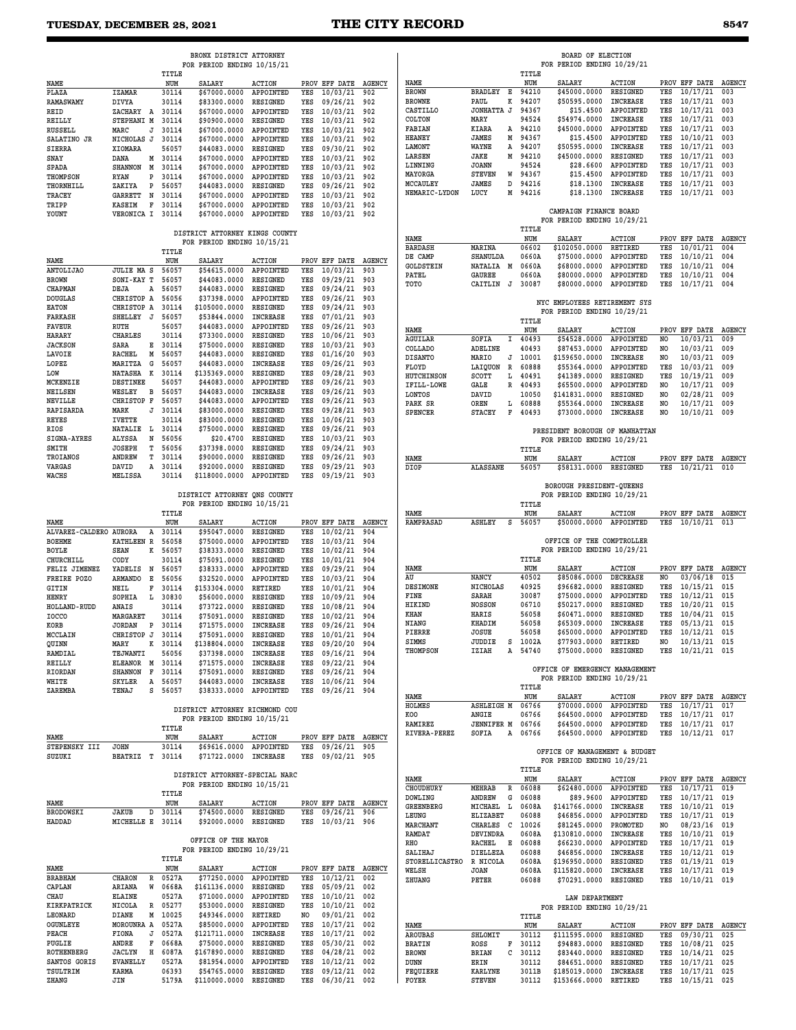### BRONX DISTRICT ATTORNEY
FOR PERIOD ENDING 10/15/21

| NAME | | | TITLE NUM | SALARY | ACTION | PROV | EFF DATE | AGENCY |
|---|---|---|---|---|---|---|---|---|
| PLAZA | IZAMAR | | 30114 | $67000.0000 | APPOINTED | YES | 10/03/21 | 902 |
| RAMASWAMY | DIVYA | | 30114 | $83300.0000 | RESIGNED | YES | 09/26/21 | 902 |
| REID | ZACHARY | A | 30114 | $67000.0000 | APPOINTED | YES | 10/03/21 | 902 |
| REILLY | STEPHANI | M | 30114 | $90900.0000 | RESIGNED | YES | 10/03/21 | 902 |
| RUSSELL | MARC | J | 30114 | $67000.0000 | APPOINTED | YES | 10/03/21 | 902 |
| SALATINO JR | NICHOLAS | J | 30114 | $67000.0000 | APPOINTED | YES | 10/03/21 | 902 |
| SIERRA | XIOMARA | | 56057 | $44083.0000 | RESIGNED | YES | 09/30/21 | 902 |
| SNAY | DANA | M | 30114 | $67000.0000 | APPOINTED | YES | 10/03/21 | 902 |
| SPADA | SHANNON | M | 30114 | $67000.0000 | APPOINTED | YES | 10/03/21 | 902 |
| THOMPSON | RYAN | P | 30114 | $67000.0000 | APPOINTED | YES | 10/03/21 | 902 |
| THORNHILL | ZAKIYA | P | 56057 | $44083.0000 | RESIGNED | YES | 09/26/21 | 902 |
| TRACEY | GARRETT | N | 30114 | $67000.0000 | APPOINTED | YES | 10/03/21 | 902 |
| TRIPP | KASEIM | F | 30114 | $67000.0000 | APPOINTED | YES | 10/03/21 | 902 |
| YOUNT | VERONICA | I | 30114 | $67000.0000 | APPOINTED | YES | 10/03/21 | 902 |

### DISTRICT ATTORNEY KINGS COUNTY
FOR PERIOD ENDING 10/15/21

| NAME | | | TITLE NUM | SALARY | ACTION | PROV | EFF DATE | AGENCY |
|---|---|---|---|---|---|---|---|---|
| ANTOLIJAO | JULIE MA | S | 56057 | $54615.0000 | APPOINTED | YES | 10/03/21 | 903 |
| BROWN | SONI-KAY | T | 56057 | $44083.0000 | RESIGNED | YES | 09/29/21 | 903 |
| CHAPMAN | DEJA | A | 56057 | $44083.0000 | RESIGNED | YES | 09/24/21 | 903 |
| DOUGLAS | CHRISTOP | A | 56056 | $37398.0000 | APPOINTED | YES | 09/26/21 | 903 |
| EATON | CHRISTOP | A | 30114 | $105000.0000 | RESIGNED | YES | 09/24/21 | 903 |
| FARKASH | SHELLEY | J | 56057 | $53844.0000 | INCREASE | YES | 07/01/21 | 903 |
| FAVEUR | RUTH | | 56057 | $44083.0000 | APPOINTED | YES | 09/26/21 | 903 |
| HARARY | CHARLES | | 30114 | $73300.0000 | RESIGNED | YES | 10/06/21 | 903 |
| JACKSON | SARA | E | 30114 | $75000.0000 | RESIGNED | YES | 10/03/21 | 903 |
| LAVOIE | RACHEL | M | 56057 | $44083.0000 | RESIGNED | YES | 01/16/20 | 903 |
| LOPEZ | MARITZA | G | 56057 | $44083.0000 | INCREASE | YES | 09/26/21 | 903 |
| LOW | NATASHA | K | 30114 | $135369.0000 | RESIGNED | YES | 09/28/21 | 903 |
| MCKENZIE | DESTINEE | | 56057 | $44083.0000 | APPOINTED | YES | 09/26/21 | 903 |
| NEILSEN | WESLEY | B | 56057 | $44083.0000 | INCREASE | YES | 09/26/21 | 903 |
| NEVILLE | CHRISTOP | F | 56057 | $44083.0000 | APPOINTED | YES | 09/26/21 | 903 |
| RAPISARDA | MARK | J | 30114 | $83000.0000 | RESIGNED | YES | 09/28/21 | 903 |
| REYES | IVETTE | | 30114 | $83000.0000 | RESIGNED | YES | 10/06/21 | 903 |
| RIOS | NATALIE | L | 30114 | $75000.0000 | RESIGNED | YES | 09/26/21 | 903 |
| SIGNA-AYRES | ALYSSA | N | 56056 | $20.4700 | RESIGNED | YES | 10/03/21 | 903 |
| SMITH | JOSEPH | T | 56056 | $37398.0000 | RESIGNED | YES | 09/24/21 | 903 |
| TROIANOS | ANDREW | T | 30114 | $90000.0000 | RESIGNED | YES | 09/26/21 | 903 |
| VARGAS | DAVID | A | 30114 | $92000.0000 | RESIGNED | YES | 09/29/21 | 903 |
| WACHS | MELISSA | | 30114 | $118000.0000 | APPOINTED | YES | 09/19/21 | 903 |

### DISTRICT ATTORNEY QNS COUNTY
FOR PERIOD ENDING 10/15/21

| NAME | | | TITLE NUM | SALARY | ACTION | PROV | EFF DATE | AGENCY |
|---|---|---|---|---|---|---|---|---|
| ALVAREZ-CALDERO | AURORA | A | 30114 | $95047.0000 | RESIGNED | YES | 10/02/21 | 904 |
| BOEHME | KATHLEEN | R | 56058 | $75000.0000 | APPOINTED | YES | 10/03/21 | 904 |
| BOYLE | SEAN | K | 56057 | $38333.0000 | RESIGNED | YES | 10/02/21 | 904 |
| CHURCHILL | CODY | | 30114 | $75091.0000 | RESIGNED | YES | 10/01/21 | 904 |
| FELIZ JIMENEZ | YADELIS | N | 56057 | $38333.0000 | APPOINTED | YES | 09/29/21 | 904 |
| FREIRE POZO | ARMANDO | E | 56056 | $32520.0000 | APPOINTED | YES | 10/03/21 | 904 |
| GITIN | NEIL | F | 30114 | $153304.0000 | RETIRED | YES | 10/01/21 | 904 |
| HENRY | SOPHIA | L | 30830 | $56000.0000 | RESIGNED | YES | 10/09/21 | 904 |
| HOLLAND-RUDD | ANAIS | | 30114 | $73722.0000 | RESIGNED | YES | 10/08/21 | 904 |
| IOCCO | MARGARET | | 30114 | $75091.0000 | RESIGNED | YES | 10/02/21 | 904 |
| KORB | JORDAN | P | 30114 | $71575.0000 | INCREASE | YES | 09/26/21 | 904 |
| MCCLAIN | CHRISTOP | J | 30114 | $75091.0000 | RESIGNED | YES | 10/01/21 | 904 |
| QUINN | MARY | K | 30114 | $138804.0000 | INCREASE | YES | 09/20/20 | 904 |
| RAMDIAL | TEJWANTI | | 56056 | $37398.0000 | INCREASE | YES | 09/16/21 | 904 |
| REILLY | ELEANOR | M | 30114 | $71575.0000 | INCREASE | YES | 09/22/21 | 904 |
| RIORDAN | SHANNON | F | 30114 | $75091.0000 | RESIGNED | YES | 09/26/21 | 904 |
| WHITE | SKYLER | A | 56057 | $44083.0000 | INCREASE | YES | 10/06/21 | 904 |
| ZAREMBA | TENAJ | S | 56057 | $38333.0000 | APPOINTED | YES | 09/26/21 | 904 |

### DISTRICT ATTORNEY RICHMOND COU
FOR PERIOD ENDING 10/15/21

| NAME | | | TITLE NUM | SALARY | ACTION | PROV | EFF DATE | AGENCY |
|---|---|---|---|---|---|---|---|---|
| STEPENSKY III | JOHN | | 30114 | $69616.0000 | APPOINTED | YES | 09/26/21 | 905 |
| SUZUKI | BEATRIZ | T | 30114 | $71722.0000 | INCREASE | YES | 09/02/21 | 905 |

### DISTRICT ATTORNEY-SPECIAL NARC
FOR PERIOD ENDING 10/15/21

| NAME | | | TITLE NUM | SALARY | ACTION | PROV | EFF DATE | AGENCY |
|---|---|---|---|---|---|---|---|---|
| BRODOWSKI | JAKUB | D | 30114 | $74500.0000 | RESIGNED | YES | 09/26/21 | 906 |
| HADDAD | MICHELLE | E | 30114 | $92000.0000 | RESIGNED | YES | 10/03/21 | 906 |

### OFFICE OF THE MAYOR
FOR PERIOD ENDING 10/29/21

| NAME | | | TITLE NUM | SALARY | ACTION | PROV | EFF DATE | AGENCY |
|---|---|---|---|---|---|---|---|---|
| BRABHAM | CHARON | R | 0527A | $77250.0000 | APPOINTED | YES | 10/12/21 | 002 |
| CAPLAN | ARIANA | W | 0668A | $161136.0000 | RESIGNED | YES | 05/09/21 | 002 |
| CHAU | ELAINE | | 0527A | $71000.0000 | APPOINTED | YES | 10/10/21 | 002 |
| KIRKPATRICK | NICOLA | R | 05277 | $53000.0000 | RESIGNED | YES | 10/12/21 | 002 |
| LEONARD | DIANE | M | 10025 | $49346.0000 | RETIRED | NO | 09/01/21 | 002 |
| OGUNLEYE | MOROUNRA | A | 0527A | $85000.0000 | APPOINTED | YES | 10/17/21 | 002 |
| PEACH | FIONA | J | 0527A | $121711.0000 | INCREASE | YES | 10/17/21 | 002 |
| PUGLIE | ANDRE | F | 0668A | $75000.0000 | RESIGNED | YES | 05/30/21 | 002 |
| ROTHENBERG | JACLYN | H | 6087A | $167890.0000 | RESIGNED | YES | 04/28/21 | 002 |
| SANTOS GORIS | EVANELLY | | 0527A | $81954.0000 | APPOINTED | YES | 10/12/21 | 002 |
| TSULTRIM | KARMA | | 06393 | $54765.0000 | RESIGNED | YES | 09/12/21 | 002 |
| ZHANG | JIN | | 5179A | $110000.0000 | RESIGNED | YES | 06/30/21 | 002 |

### BOARD OF ELECTION
FOR PERIOD ENDING 10/29/21

| NAME | | | TITLE NUM | SALARY | ACTION | PROV | EFF DATE | AGENCY |
|---|---|---|---|---|---|---|---|---|
| BROWN | BRADLEY | E | 94210 | $45000.0000 | RESIGNED | YES | 10/17/21 | 003 |
| BROWNE | PAUL | K | 94207 | $50595.0000 | INCREASE | YES | 10/17/21 | 003 |
| CASTILLO | JONHATTA | J | 94367 | $15.4500 | APPOINTED | YES | 10/17/21 | 003 |
| COLTON | MARY | | 94524 | $54974.0000 | INCREASE | YES | 10/17/21 | 003 |
| FABIAN | KIARA | A | 94210 | $45000.0000 | APPOINTED | YES | 10/17/21 | 003 |
| HEANEY | JAMES | M | 94367 | $15.4500 | APPOINTED | YES | 10/10/21 | 003 |
| LAMONT | WAYNE | A | 94207 | $50595.0000 | INCREASE | YES | 10/17/21 | 003 |
| LARSEN | JAKE | M | 94210 | $45000.0000 | RESIGNED | YES | 10/17/21 | 003 |
| LINNING | JOANN | | 94524 | $28.6600 | APPOINTED | YES | 10/17/21 | 003 |
| MAYORGA | STEVEN | W | 94367 | $15.4500 | APPOINTED | YES | 10/17/21 | 003 |
| MCCAULEY | JAMES | D | 94216 | $18.1300 | INCREASE | YES | 10/17/21 | 003 |
| NEMARIC-LYDON | LUCY | M | 94216 | $18.1300 | INCREASE | YES | 10/17/21 | 003 |

### CAMPAIGN FINANCE BOARD
FOR PERIOD ENDING 10/29/21

| NAME | | | TITLE NUM | SALARY | ACTION | PROV | EFF DATE | AGENCY |
|---|---|---|---|---|---|---|---|---|
| BARDASH | MARINA | | 06602 | $102050.0000 | RETIRED | YES | 10/01/21 | 004 |
| DE CAMP | SHANULDA | | 0660A | $75000.0000 | APPOINTED | YES | 10/10/21 | 004 |
| GOLDSTEIN | NATALIA | M | 0660A | $68000.0000 | APPOINTED | YES | 10/10/21 | 004 |
| PATEL | GAUREE | | 0660A | $80000.0000 | APPOINTED | YES | 10/10/21 | 004 |
| TOTO | CAITLIN | J | 30087 | $80000.0000 | APPOINTED | YES | 10/17/21 | 004 |

### NYC EMPLOYEES RETIREMENT SYS
FOR PERIOD ENDING 10/29/21

| NAME | | | TITLE NUM | SALARY | ACTION | PROV | EFF DATE | AGENCY |
|---|---|---|---|---|---|---|---|---|
| AGUILAR | SOFIA | I | 40493 | $54528.0000 | APPOINTED | NO | 10/03/21 | 009 |
| COLLADO | ADELINE | | 40493 | $87453.0000 | APPOINTED | NO | 10/03/21 | 009 |
| DISANTO | MARIO | J | 10001 | $159650.0000 | INCREASE | NO | 10/03/21 | 009 |
| FLOYD | LAIQUON | R | 60888 | $55364.0000 | APPOINTED | YES | 10/03/21 | 009 |
| HUTCHINSON | SCOTT | L | 40491 | $41389.0000 | RESIGNED | YES | 10/19/21 | 009 |
| IFILL-LOWE | GALE | R | 40493 | $65500.0000 | APPOINTED | NO | 10/17/21 | 009 |
| LONTOS | DAVID | | 10050 | $141831.0000 | RESIGNED | NO | 02/28/21 | 009 |
| PARK SR | OREN | L | 60888 | $55364.0000 | INCREASE | NO | 10/17/21 | 009 |
| SPENCER | STACEY | F | 40493 | $73000.0000 | INCREASE | NO | 10/10/21 | 009 |

### PRESIDENT BOROUGH OF MANHATTAN
FOR PERIOD ENDING 10/29/21

| NAME | | | TITLE NUM | SALARY | ACTION | PROV | EFF DATE | AGENCY |
|---|---|---|---|---|---|---|---|---|
| DIOP | ALASSANE | | 56057 | $58131.0000 | RESIGNED | YES | 10/21/21 | 010 |

### BOROUGH PRESIDENT-QUEENS
FOR PERIOD ENDING 10/29/21

| NAME | | | TITLE NUM | SALARY | ACTION | PROV | EFF DATE | AGENCY |
|---|---|---|---|---|---|---|---|---|
| RAMPRASAD | ASHLEY | S | 56057 | $50000.0000 | APPOINTED | YES | 10/10/21 | 013 |

### OFFICE OF THE COMPTROLLER
FOR PERIOD ENDING 10/29/21

| NAME | | | TITLE NUM | SALARY | ACTION | PROV | EFF DATE | AGENCY |
|---|---|---|---|---|---|---|---|---|
| AU | NANCY | | 40502 | $85086.0000 | DECREASE | NO | 03/06/18 | 015 |
| DESIMONE | NICHOLAS | | 40925 | $96682.0000 | RESIGNED | YES | 10/15/21 | 015 |
| FINE | SARAH | | 30087 | $75000.0000 | APPOINTED | YES | 10/12/21 | 015 |
| HIKIND | NOSSON | | 06710 | $50217.0000 | RESIGNED | YES | 10/20/21 | 015 |
| KHAN | HARIS | | 56058 | $60471.0000 | RESIGNED | YES | 10/04/21 | 015 |
| NIANG | KHADIM | | 56058 | $65309.0000 | INCREASE | YES | 05/13/21 | 015 |
| PIERRE | JOSUE | | 56058 | $65000.0000 | APPOINTED | YES | 10/12/21 | 015 |
| SIMMS | JUDDIE | S | 1002A | $77903.0000 | RETIRED | NO | 10/13/21 | 015 |
| THOMPSON | IZIAH | A | 54740 | $75000.0000 | RESIGNED | YES | 10/21/21 | 015 |

### OFFICE OF EMERGENCY MANAGEMENT
FOR PERIOD ENDING 10/29/21

| NAME | | | TITLE NUM | SALARY | ACTION | PROV | EFF DATE | AGENCY |
|---|---|---|---|---|---|---|---|---|
| HOLMES | ASHLEIGH | M | 06766 | $70000.0000 | APPOINTED | YES | 10/17/21 | 017 |
| KOO | ANGIE | | 06766 | $64500.0000 | APPOINTED | YES | 10/17/21 | 017 |
| RAMIREZ | JENNIFER | M | 06766 | $64500.0000 | APPOINTED | YES | 10/17/21 | 017 |
| RIVERA-PEREZ | SOFIA | A | 06766 | $64500.0000 | APPOINTED | YES | 10/12/21 | 017 |

### OFFICE OF MANAGEMENT & BUDGET
FOR PERIOD ENDING 10/29/21

| NAME | | | TITLE NUM | SALARY | ACTION | PROV | EFF DATE | AGENCY |
|---|---|---|---|---|---|---|---|---|
| CHOUDHURY | MEHRAB | R | 06088 | $62480.0000 | APPOINTED | YES | 10/17/21 | 019 |
| DOWLING | ANDREW | G | 06088 | $89.9600 | APPOINTED | YES | 10/17/21 | 019 |
| GREENBERG | MICHAEL | L | 0608A | $141766.0000 | INCREASE | YES | 10/10/21 | 019 |
| LEUNG | ELIZABET | | 06088 | $46856.0000 | APPOINTED | YES | 10/17/21 | 019 |
| MARCHANT | CHARLES | C | 10026 | $81245.0000 | PROMOTED | NO | 08/23/16 | 019 |
| RAMDAT | DEVINDRA | | 0608A | $130810.0000 | INCREASE | YES | 10/10/21 | 019 |
| RHO | RACHEL | E | 06088 | $66230.0000 | APPOINTED | YES | 10/17/21 | 019 |
| SALIHAJ | DIELLEZA | | 06088 | $46856.0000 | INCREASE | YES | 10/12/21 | 019 |
| STORELLICASTRO | R NICOLA | | 0608A | $196950.0000 | RESIGNED | YES | 01/19/21 | 019 |
| WELSH | JOAN | | 0608A | $115820.0000 | INCREASE | YES | 10/17/21 | 019 |
| ZHUANG | PETER | | 06088 | $70291.0000 | RESIGNED | YES | 10/10/21 | 019 |

### LAW DEPARTMENT
FOR PERIOD ENDING 10/29/21

| NAME | | | TITLE NUM | SALARY | ACTION | PROV | EFF DATE | AGENCY |
|---|---|---|---|---|---|---|---|---|
| AROUBAS | SHLOMIT | | 30112 | $111595.0000 | RESIGNED | YES | 09/30/21 | 025 |
| BRATIN | ROSS | F | 30112 | $94883.0000 | RESIGNED | YES | 10/08/21 | 025 |
| BROWN | BRIAN | C | 30112 | $83440.0000 | RESIGNED | YES | 10/14/21 | 025 |
| DUNN | ERIN | | 30112 | $84651.0000 | RESIGNED | YES | 10/17/21 | 025 |
| FEQUIERE | KARLYNE | | 3011B | $185019.0000 | INCREASE | YES | 10/17/21 | 025 |
| FOYER | STEVEN | | 30112 | $153666.0000 | RETIRED | YES | 10/15/21 | 025 |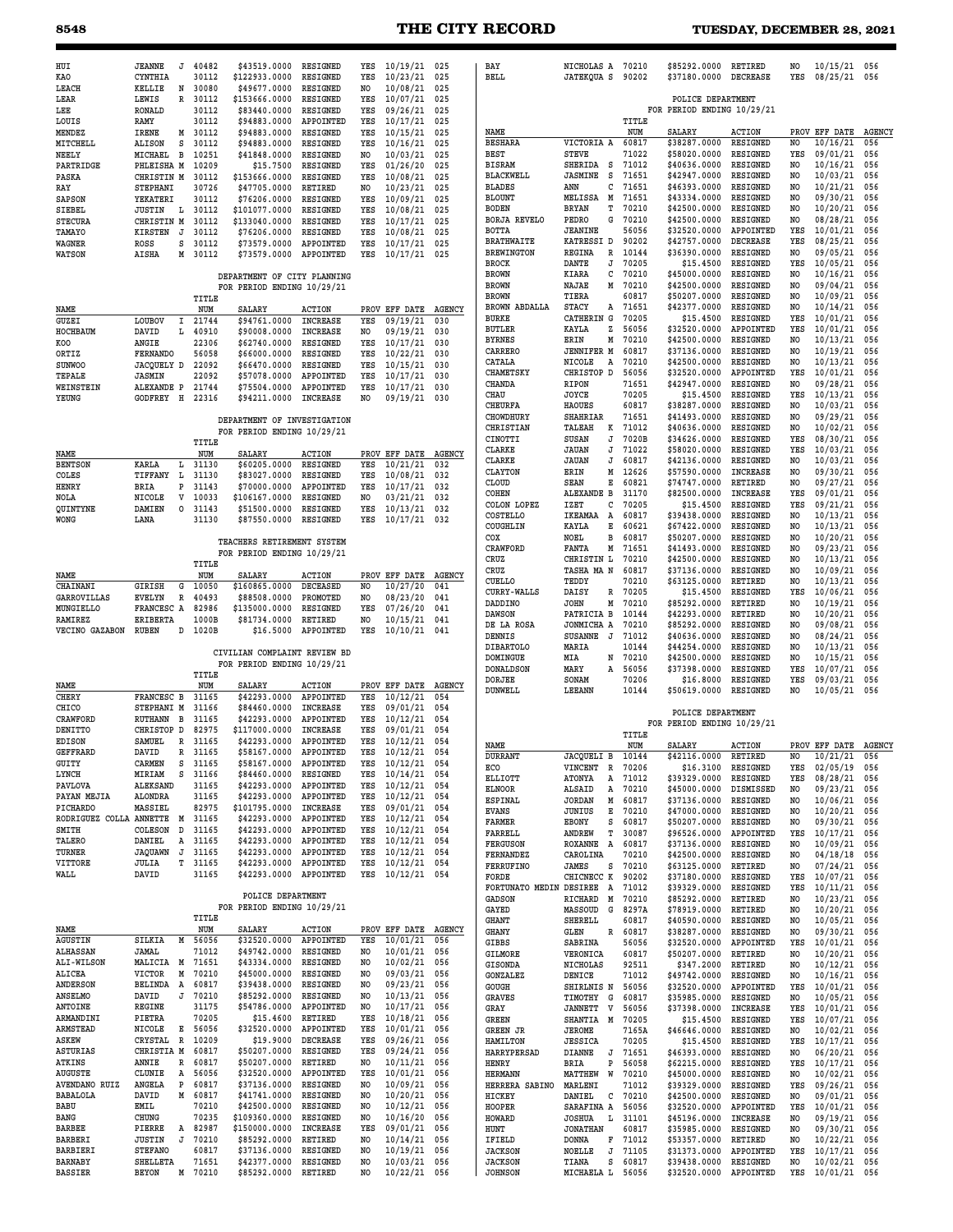| NAME | | | TITLE NUM | SALARY | ACTION | PROV | EFF DATE | AGENCY |
|---|---|---|---|---|---|---|---|---|
| HUI | JEANNE | J | 40482 | $43519.0000 | RESIGNED | YES | 10/19/21 | 025 |
| KAO | CYNTHIA | | 30112 | $122933.0000 | RESIGNED | YES | 10/23/21 | 025 |
| LEACH | KELLIE | N | 30080 | $49677.0000 | RESIGNED | NO | 10/08/21 | 025 |
| LEAR | LEWIS | R | 30112 | $153666.0000 | RESIGNED | YES | 10/07/21 | 025 |
| LEE | RONALD | | 30112 | $83440.0000 | RESIGNED | YES | 09/26/21 | 025 |
| LOUIS | RAMY | | 30112 | $94883.0000 | APPOINTED | YES | 10/17/21 | 025 |
| MENDEZ | IRENE | M | 30112 | $94883.0000 | RESIGNED | YES | 10/15/21 | 025 |
| MITCHELL | ALISON | S | 30112 | $94883.0000 | RESIGNED | YES | 10/16/21 | 025 |
| NEELY | MICHAEL | B | 10251 | $41848.0000 | RESIGNED | NO | 10/03/21 | 025 |
| PARTRIDGE | PHLEISHA | M | 10209 | $15.7500 | RESIGNED | YES | 01/26/20 | 025 |
| PASKA | CHRISTIN | M | 30112 | $153666.0000 | RESIGNED | YES | 10/08/21 | 025 |
| RAY | STEPHANI | | 30726 | $47705.0000 | RETIRED | NO | 10/23/21 | 025 |
| SAPSON | YEKATERI | | 30112 | $76206.0000 | RESIGNED | YES | 10/09/21 | 025 |
| SIEBEL | JUSTIN | L | 30112 | $101077.0000 | RESIGNED | YES | 10/08/21 | 025 |
| STECURA | CHRISTIN | M | 30112 | $133040.0000 | RESIGNED | YES | 10/17/21 | 025 |
| TAMAYO | KIRSTEN | J | 30112 | $76206.0000 | RESIGNED | YES | 10/08/21 | 025 |
| WAGNER | ROSS | S | 30112 | $73579.0000 | APPOINTED | YES | 10/17/21 | 025 |
| WATSON | AISHA | M | 30112 | $73579.0000 | APPOINTED | YES | 10/17/21 | 025 |

**DEPARTMENT OF CITY PLANNING**
**FOR PERIOD ENDING 10/29/21**

| NAME | | | TITLE NUM | SALARY | ACTION | PROV | EFF DATE | AGENCY |
|---|---|---|---|---|---|---|---|---|
| GUZEI | LOUBOV | I | 21744 | $94761.0000 | INCREASE | YES | 09/19/21 | 030 |
| HOCHBAUM | DAVID | L | 40910 | $90008.0000 | INCREASE | NO | 09/19/21 | 030 |
| KOO | ANGIE | | 22306 | $62740.0000 | RESIGNED | YES | 10/17/21 | 030 |
| ORTIZ | FERNANDO | | 56058 | $66000.0000 | RESIGNED | YES | 10/22/21 | 030 |
| SUNWOO | JACQUELY | D | 22092 | $66470.0000 | RESIGNED | YES | 10/15/21 | 030 |
| TEPALE | JASMIN | | 22092 | $57078.0000 | APPOINTED | YES | 10/17/21 | 030 |
| WEINSTEIN | ALEXANDE | P | 21744 | $75504.0000 | APPOINTED | YES | 10/17/21 | 030 |
| YEUNG | GODFREY | H | 22316 | $94211.0000 | INCREASE | NO | 09/19/21 | 030 |

**DEPARTMENT OF INVESTIGATION**
**FOR PERIOD ENDING 10/29/21**

| NAME | | | TITLE NUM | SALARY | ACTION | PROV | EFF DATE | AGENCY |
|---|---|---|---|---|---|---|---|---|
| BENTSON | KARLA | L | 31130 | $60205.0000 | RESIGNED | YES | 10/21/21 | 032 |
| COLES | TIFFANY | L | 31130 | $83027.0000 | RESIGNED | YES | 10/08/21 | 032 |
| HENRY | BRIA | P | 31143 | $70000.0000 | APPOINTED | YES | 10/17/21 | 032 |
| NOLA | NICOLE | V | 10033 | $106167.0000 | RESIGNED | NO | 03/21/21 | 032 |
| QUINTYNE | DAMIEN | O | 31143 | $51500.0000 | RESIGNED | YES | 10/13/21 | 032 |
| WONG | LANA | | 31130 | $87500.0000 | RESIGNED | YES | 10/17/21 | 032 |

**TEACHERS RETIREMENT SYSTEM**
**FOR PERIOD ENDING 10/29/21**

| NAME | | | TITLE NUM | SALARY | ACTION | PROV | EFF DATE | AGENCY |
|---|---|---|---|---|---|---|---|---|
| CHAINANI | GIRISH | G | 10050 | $160865.0000 | DECEASED | NO | 10/27/20 | 041 |
| GARROVILLAS | EVELYN | R | 40493 | $88508.0000 | PROMOTED | NO | 08/23/20 | 041 |
| MUNGIELLO | FRANCESC | A | 82986 | $135000.0000 | RESIGNED | YES | 07/26/20 | 041 |
| RAMIREZ | ERIBERTA | | 1000B | $81734.0000 | RETIRED | NO | 10/15/21 | 041 |
| VECINO GAZABON | RUBEN | D | 1020B | $16.5000 | APPOINTED | YES | 10/10/21 | 041 |

**CIVILIAN COMPLAINT REVIEW BD**
**FOR PERIOD ENDING 10/29/21**

| NAME | | | TITLE NUM | SALARY | ACTION | PROV | EFF DATE | AGENCY |
|---|---|---|---|---|---|---|---|---|
| CHERY | FRANCESC | B | 31165 | $42293.0000 | APPOINTED | YES | 10/12/21 | 054 |
| CHICO | STEPHANI | M | 31166 | $84460.0000 | INCREASE | YES | 09/01/21 | 054 |
| CRAWFORD | RUTHANN | B | 31165 | $42293.0000 | APPOINTED | YES | 10/12/21 | 054 |
| DENITTO | CHRISTOP | D | 82975 | $117000.0000 | INCREASE | YES | 09/01/21 | 054 |
| EDISON | SAMUEL | R | 31165 | $42293.0000 | APPOINTED | YES | 10/12/21 | 054 |
| GEFFRARD | DAVID | R | 31165 | $58167.0000 | APPOINTED | YES | 10/12/21 | 054 |
| GUITY | CARMEN | S | 31165 | $58167.0000 | APPOINTED | YES | 10/12/21 | 054 |
| LYNCH | MIRIAM | S | 31166 | $84460.0000 | RESIGNED | YES | 10/14/21 | 054 |
| PAVLOVA | ALEKSAND | | 31165 | $42293.0000 | APPOINTED | YES | 10/12/21 | 054 |
| PAYAN MEJIA | ALONDRA | | 31165 | $42293.0000 | APPOINTED | YES | 10/12/21 | 054 |
| PICHARDO | MASSIEL | | 82975 | $101795.0000 | INCREASE | YES | 09/01/21 | 054 |
| RODRIGUEZ COLLA | ANNETTE | M | 31165 | $42293.0000 | APPOINTED | YES | 10/12/21 | 054 |
| SMITH | COLESON | D | 31165 | $42293.0000 | APPOINTED | YES | 10/12/21 | 054 |
| TALERO | DANIEL | A | 31165 | $42293.0000 | APPOINTED | YES | 10/12/21 | 054 |
| TURNER | JAQUAWN | J | 31165 | $42293.0000 | APPOINTED | YES | 10/12/21 | 054 |
| VITTORE | JULIA | T | 31165 | $42293.0000 | APPOINTED | YES | 10/12/21 | 054 |
| WALL | DAVID | | 31165 | $42293.0000 | APPOINTED | YES | 10/12/21 | 054 |

**POLICE DEPARTMENT**
**FOR PERIOD ENDING 10/29/21**

| NAME | | | TITLE NUM | SALARY | ACTION | PROV | EFF DATE | AGENCY |
|---|---|---|---|---|---|---|---|---|
| AGUSTIN | SILKIA | M | 56056 | $32520.0000 | APPOINTED | YES | 10/01/21 | 056 |
| ALHASSAN | JAMAL | | 71012 | $49742.0000 | RESIGNED | NO | 10/01/21 | 056 |
| ALI-WILSON | MALICIA | M | 71651 | $43334.0000 | RESIGNED | NO | 10/02/21 | 056 |
| ALICEA | VICTOR | M | 70210 | $45000.0000 | RESIGNED | NO | 09/03/21 | 056 |
| ANDERSON | BELINDA | A | 60817 | $39438.0000 | RESIGNED | NO | 09/23/21 | 056 |
| ANSELMO | DAVID | J | 70210 | $85292.0000 | RESIGNED | NO | 10/13/21 | 056 |
| ANTOINE | REGINE | | 31175 | $54786.0000 | APPOINTED | NO | 10/17/21 | 056 |
| ARMANDINI | PIETRA | | 70205 | $15.4600 | RETIRED | YES | 10/18/21 | 056 |
| ARMSTEAD | NICOLE | E | 56056 | $32520.0000 | APPOINTED | YES | 10/01/21 | 056 |
| ASKEW | CRYSTAL | R | 10209 | $19.9000 | DECREASE | YES | 09/26/21 | 056 |
| ASTURIAS | CHRISTIA | M | 60817 | $50207.0000 | RESIGNED | YES | 09/24/21 | 056 |
| ATKINS | ANNIE | R | 60817 | $50207.0000 | RETIRED | NO | 10/11/21 | 056 |
| AUGUSTE | CLUNIE | A | 56056 | $32520.0000 | APPOINTED | YES | 10/01/21 | 056 |
| AVENDANO RUIZ | ANGELA | P | 60817 | $37136.0000 | RESIGNED | NO | 10/09/21 | 056 |
| BABALOLA | DAVID | M | 60817 | $41741.0000 | RESIGNED | NO | 10/20/21 | 056 |
| BABU | EMIL | | 70210 | $42500.0000 | RESIGNED | NO | 10/12/21 | 056 |
| BANG | CHUNG | | 70235 | $109360.0000 | RESIGNED | NO | 10/16/20 | 056 |
| BARBEE | PIERRE | A | 82987 | $150000.0000 | INCREASE | YES | 09/01/21 | 056 |
| BARBERI | JUSTIN | J | 70210 | $85292.0000 | RETIRED | NO | 10/14/21 | 056 |
| BARBIERI | STEFANO | | 60817 | $37136.0000 | RESIGNED | NO | 10/19/21 | 056 |
| BARNABY | SHELLETA | | 71651 | $42377.0000 | RESIGNED | NO | 10/03/21 | 056 |
| BASSIER | BEYON | M | 70210 | $85292.0000 | RETIRED | NO | 10/22/21 | 056 |
| BAY | NICHOLAS | A | 70210 | $85292.0000 | RETIRED | NO | 10/15/21 | 056 |
| BELL | JATEKQUA | S | 90202 | $37180.0000 | DECREASE | YES | 08/25/21 | 056 |

**POLICE DEPARTMENT**
**FOR PERIOD ENDING 10/29/21**

| NAME | | | TITLE NUM | SALARY | ACTION | PROV | EFF DATE | AGENCY |
|---|---|---|---|---|---|---|---|---|
| BESHARA | VICTORIA | A | 60817 | $38287.0000 | RESIGNED | NO | 10/16/21 | 056 |
| BEST | STEVE | | 71022 | $58020.0000 | RESIGNED | YES | 09/01/21 | 056 |
| BISRAM | SHERIDA | S | 71012 | $40636.0000 | RESIGNED | NO | 10/16/21 | 056 |
| BLACKWELL | JASMINE | S | 71651 | $42947.0000 | RESIGNED | NO | 10/03/21 | 056 |
| BLADES | ANN | C | 71651 | $46393.0000 | RESIGNED | NO | 10/21/21 | 056 |
| BLOUNT | MELISSA | M | 71651 | $43334.0000 | RESIGNED | NO | 09/30/21 | 056 |
| BODEN | BRYAN | T | 70210 | $42500.0000 | RESIGNED | NO | 10/20/21 | 056 |
| BORJA REVELO | PEDRO | G | 70210 | $42500.0000 | RESIGNED | NO | 08/28/21 | 056 |
| BOTTA | JEANINE | | 56056 | $32520.0000 | APPOINTED | YES | 10/01/21 | 056 |
| BRATHWAITE | KATRESSI | D | 90202 | $42757.0000 | DECREASE | YES | 08/25/21 | 056 |
| BREWINGTON | REGINA | R | 10144 | $36390.0000 | RESIGNED | NO | 09/05/21 | 056 |
| BROCK | DANTE | J | 70205 | $15.4500 | RESIGNED | YES | 10/05/21 | 056 |
| BROWN | KIARA | C | 70210 | $45000.0000 | RESIGNED | NO | 10/16/21 | 056 |
| BROWN | NAJAE | M | 70210 | $42500.0000 | RESIGNED | NO | 09/04/21 | 056 |
| BROWN | TIERA | | 60817 | $50207.0000 | RESIGNED | NO | 10/09/21 | 056 |
| BROWN ABDALLA | STACY | A | 71651 | $42377.0000 | RESIGNED | NO | 10/14/21 | 056 |
| BURKE | CATHERIN | G | 70205 | $15.4500 | RESIGNED | YES | 10/01/21 | 056 |
| BUTLER | KAYLA | Z | 56056 | $32520.0000 | APPOINTED | YES | 10/01/21 | 056 |
| BYRNES | ERIN | M | 70210 | $42500.0000 | RESIGNED | NO | 10/13/21 | 056 |
| CARRERO | JENNIFER | M | 60817 | $37136.0000 | RESIGNED | NO | 10/19/21 | 056 |
| CATALA | NICOLE | A | 70210 | $42500.0000 | RESIGNED | NO | 10/13/21 | 056 |
| CHAMETSKY | CHRISTOP | D | 56056 | $32520.0000 | APPOINTED | YES | 10/01/21 | 056 |
| CHANDA | RIPON | | 71651 | $42947.0000 | RESIGNED | NO | 09/28/21 | 056 |
| CHAU | JOYCE | | 70205 | $15.4500 | RESIGNED | YES | 10/13/21 | 056 |
| CHEURFA | HAOUES | | 60817 | $38287.0000 | RESIGNED | NO | 10/03/21 | 056 |
| CHOWDHURY | SHAHRIAR | | 71651 | $41493.0000 | RESIGNED | NO | 09/29/21 | 056 |
| CHRISTIAN | TALEAH | K | 71012 | $40636.0000 | RESIGNED | NO | 10/02/21 | 056 |
| CINOTTI | SUSAN | J | 7020B | $34626.0000 | RESIGNED | YES | 08/30/21 | 056 |
| CLARKE | JAUAN | J | 71022 | $58020.0000 | RESIGNED | YES | 10/03/21 | 056 |
| CLARKE | JAUAN | J | 60817 | $42136.0000 | RESIGNED | NO | 10/03/21 | 056 |
| CLAYTON | ERIN | M | 12626 | $57590.0000 | INCREASE | NO | 09/30/21 | 056 |
| CLOUD | SEAN | E | 60821 | $74747.0000 | RETIRED | NO | 09/27/21 | 056 |
| COHEN | ALEXANDE | B | 31170 | $82500.0000 | INCREASE | YES | 09/01/21 | 056 |
| COLON LOPEZ | IZET | C | 70205 | $15.4500 | RESIGNED | YES | 09/21/21 | 056 |
| COSTELLO | IKEAMAA | A | 60817 | $39438.0000 | RESIGNED | NO | 10/13/21 | 056 |
| COUGHLIN | KAYLA | E | 60621 | $67422.0000 | RESIGNED | NO | 10/13/21 | 056 |
| COX | NOEL | B | 60817 | $50207.0000 | RESIGNED | NO | 10/20/21 | 056 |
| CRAWFORD | FANTA | M | 71651 | $41493.0000 | RESIGNED | NO | 09/23/21 | 056 |
| CRUZ | CHRISTIN | L | 70210 | $42500.0000 | RESIGNED | NO | 10/13/21 | 056 |
| CRUZ | TASHA MA | N | 60817 | $37136.0000 | RESIGNED | NO | 10/09/21 | 056 |
| CUELLO | TEDDY | | 70210 | $63125.0000 | RETIRED | NO | 10/13/21 | 056 |
| CURRY-WALLS | DAISY | R | 70205 | $15.4500 | RESIGNED | YES | 10/06/21 | 056 |
| DADDINO | JOHN | M | 70210 | $85292.0000 | RETIRED | NO | 10/19/21 | 056 |
| DAWSON | PATRICIA | B | 10144 | $42293.0000 | RETIRED | NO | 10/20/21 | 056 |
| DE LA ROSA | JONMICHA | A | 70210 | $85292.0000 | RESIGNED | NO | 09/08/21 | 056 |
| DENNIS | SUSANNE | J | 71012 | $40636.0000 | RESIGNED | NO | 08/24/21 | 056 |
| DIBARTOLO | MARIA | | 10144 | $44254.0000 | RESIGNED | NO | 10/13/21 | 056 |
| DOMINGUE | MIA | N | 70210 | $42500.0000 | RESIGNED | NO | 10/15/21 | 056 |
| DONALDSON | MARY | A | 56056 | $37398.0000 | RESIGNED | YES | 10/07/21 | 056 |
| DORJEE | SONAM | | 70206 | $16.8000 | RESIGNED | YES | 09/03/21 | 056 |
| DUNWELL | LEEANN | | 10144 | $50619.0000 | RESIGNED | NO | 10/05/21 | 056 |

**POLICE DEPARTMENT**
**FOR PERIOD ENDING 10/29/21**

| NAME | | | TITLE NUM | SALARY | ACTION | PROV | EFF DATE | AGENCY |
|---|---|---|---|---|---|---|---|---|
| DURRANT | JACQUELI | B | 10144 | $42116.0000 | RETIRED | NO | 10/21/21 | 056 |
| ECO | VINCENT | R | 70206 | $16.3100 | RESIGNED | YES | 02/05/19 | 056 |
| ELLIOTT | ATONYA | A | 71012 | $39329.0000 | RESIGNED | YES | 08/28/21 | 056 |
| ELNOOR | ALSAID | A | 70210 | $45000.0000 | DISMISSED | NO | 09/23/21 | 056 |
| ESPINAL | JORDAN | M | 60817 | $37136.0000 | RESIGNED | NO | 10/06/21 | 056 |
| EVANS | JUNIUS | E | 70210 | $47000.0000 | RESIGNED | NO | 10/20/21 | 056 |
| FARMER | EBONY | S | 60817 | $50207.0000 | RESIGNED | NO | 09/30/21 | 056 |
| FARRELL | ANDREW | T | 30087 | $96526.0000 | APPOINTED | YES | 10/17/21 | 056 |
| FERGUSON | ROXANNE | A | 60817 | $37136.0000 | RESIGNED | NO | 10/09/21 | 056 |
| FERNANDEZ | CAROLINA | | 70210 | $42500.0000 | RESIGNED | NO | 04/18/18 | 056 |
| FERRUFINO | JAMES | S | 70210 | $63125.0000 | RETIRED | NO | 07/24/21 | 056 |
| FORDE | CHICNECC | K | 90202 | $37180.0000 | RESIGNED | YES | 10/07/21 | 056 |
| FORTUNATO MEDIN | DESIREE | A | 71012 | $39329.0000 | RESIGNED | YES | 10/11/21 | 056 |
| GADSON | RICHARD | M | 70210 | $85292.0000 | RETIRED | NO | 10/23/21 | 056 |
| GAYED | MASSOUD | G | 8297A | $78919.0000 | RETIRED | NO | 10/20/21 | 056 |
| GHANT | SHERELL | | 60817 | $40590.0000 | RESIGNED | NO | 10/05/21 | 056 |
| GHANY | GLEN | R | 60817 | $38287.0000 | RESIGNED | NO | 09/30/21 | 056 |
| GIBBS | SABRINA | | 56056 | $32520.0000 | APPOINTED | YES | 10/01/21 | 056 |
| GILMORE | VERONICA | | 60817 | $50207.0000 | RETIRED | NO | 10/20/21 | 056 |
| GISONDA | NICHOLAS | | 92511 | $347.2000 | RETIRED | NO | 10/12/21 | 056 |
| GONZALEZ | DENICE | | 71012 | $49742.0000 | RESIGNED | NO | 10/16/21 | 056 |
| GOUGH | SHIRLNIS | N | 56056 | $32520.0000 | APPOINTED | YES | 10/01/21 | 056 |
| GRAVES | TIMOTHY | G | 60817 | $35985.0000 | RESIGNED | NO | 10/05/21 | 056 |
| GRAY | JANNETT | V | 56056 | $37398.0000 | INCREASE | YES | 10/01/21 | 056 |
| GREEN | SHANTIA | M | 70205 | $15.4500 | RESIGNED | YES | 10/07/21 | 056 |
| GREEN JR | JEROME | | 7165A | $46646.0000 | RESIGNED | NO | 10/02/21 | 056 |
| HAMILTON | JESSICA | | 70205 | $15.4500 | RESIGNED | YES | 10/17/21 | 056 |
| HARRYPERSAD | DIANNE | J | 71651 | $46393.0000 | RESIGNED | NO | 06/20/21 | 056 |
| HENRY | BRIA | P | 56058 | $62215.0000 | RESIGNED | YES | 10/17/21 | 056 |
| HERMANN | MATTHEW | W | 70210 | $45000.0000 | RESIGNED | NO | 10/02/21 | 056 |
| HERRERA SABINO | MARLENI | | 71012 | $39329.0000 | RESIGNED | YES | 09/26/21 | 056 |
| HICKEY | DANIEL | C | 70210 | $42500.0000 | RESIGNED | NO | 09/01/21 | 056 |
| HOOPER | SARAFINA | A | 56056 | $32520.0000 | APPOINTED | YES | 10/01/21 | 056 |
| HOWARD | JOSHUA | L | 31101 | $45196.0000 | INCREASE | NO | 09/19/21 | 056 |
| HUNT | JONATHAN | | 60817 | $35985.0000 | RESIGNED | NO | 09/30/21 | 056 |
| IFIELD | DONNA | F | 71012 | $53357.0000 | RETIRED | NO | 10/22/21 | 056 |
| JACKSON | NOELLE | J | 71105 | $31373.0000 | APPOINTED | YES | 10/17/21 | 056 |
| JACKSON | TIANA | S | 60817 | $39438.0000 | RESIGNED | NO | 10/02/21 | 056 |
| JOHNSON | MICHAELA | L | 56056 | $32520.0000 | APPOINTED | YES | 10/01/21 | 056 |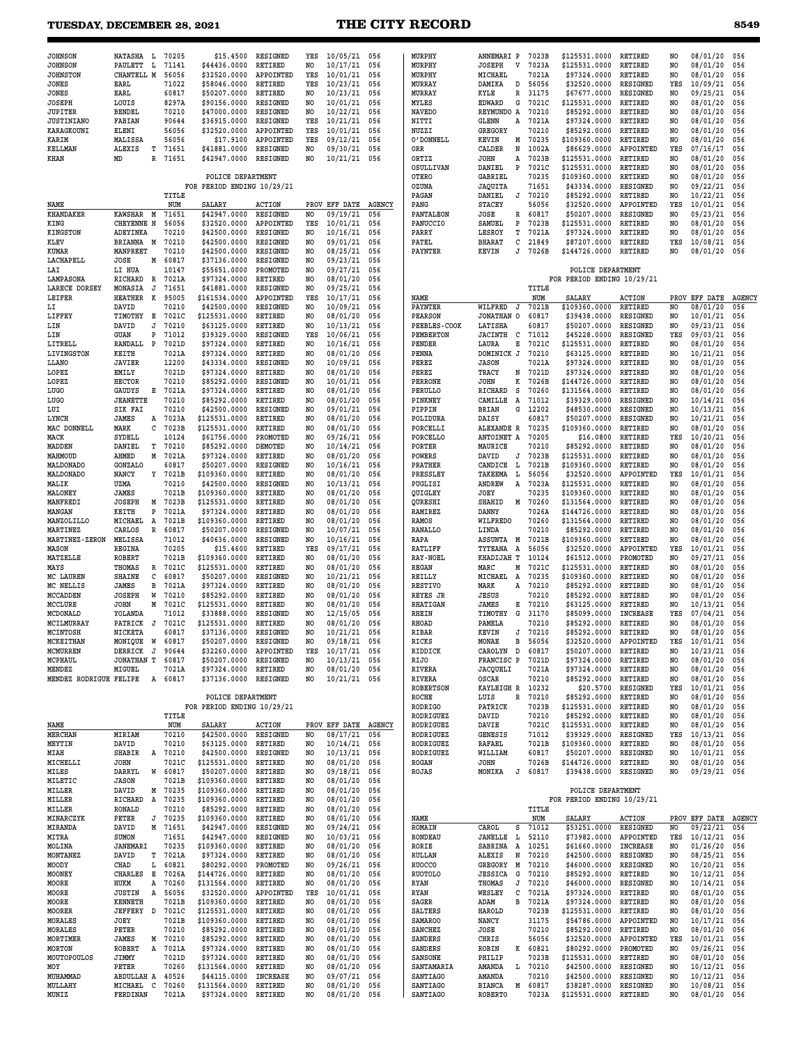| NAME | | | TITLE NUM | SALARY | ACTION | PROV | EFF DATE | AGENCY |
|---|---|---|---|---|---|---|---|---|
| JOHNSON | NATASHA | L | 70205 | $15.4500 | RESIGNED | YES | 10/05/21 | 056 |
| JOHNSON | PAULETT | L | 71141 | $44436.0000 | RETIRED | NO | 10/17/21 | 056 |
| JOHNSTON | CHANTELL | M | 56056 | $32520.0000 | APPOINTED | YES | 10/01/21 | 056 |
| JONES | EARL | | 71022 | $58046.0000 | RETIRED | YES | 10/23/21 | 056 |
| JONES | EARL | | 60817 | $50207.0000 | RETIRED | NO | 10/23/21 | 056 |
| JOSEPH | LOUIS | | 8297A | $90156.0000 | RESIGNED | NO | 10/01/21 | 056 |
| JUPITER | BENDEL | | 70210 | $47000.0000 | RESIGNED | NO | 10/22/21 | 056 |
| JUSTINIANO | FABIAN | | 90644 | $36915.0000 | RESIGNED | YES | 10/21/21 | 056 |
| KARAGKOUNI | ELENI | | 56056 | $32520.0000 | APPOINTED | YES | 10/01/21 | 056 |
| KARIM | MALISSA | | 56056 | $17.9100 | APPOINTED | YES | 09/12/21 | 056 |
| KELLMAN | ALEXIS | T | 71651 | $41881.0000 | RESIGNED | NO | 09/30/21 | 056 |
| KHAN | MD | R | 71651 | $42947.0000 | RESIGNED | NO | 10/21/21 | 056 |

POLICE DEPARTMENT
FOR PERIOD ENDING 10/29/21

| NAME | | | TITLE NUM | SALARY | ACTION | PROV | EFF DATE | AGENCY |
|---|---|---|---|---|---|---|---|---|
| KHANDAKER | KAWSHAR | M | 71651 | $42947.0000 | RESIGNED | NO | 09/19/21 | 056 |
| KING | CHEYENNE | N | 56056 | $32520.0000 | APPOINTED | YES | 10/01/21 | 056 |
| KINGSTON | ADEYINKA | | 70210 | $42500.0000 | RESIGNED | NO | 10/16/21 | 056 |
| KLEV | BRIANNA | M | 70210 | $42500.0000 | RESIGNED | NO | 09/01/21 | 056 |
| KUMAR | MANPREET | | 70210 | $42500.0000 | RESIGNED | NO | 08/25/21 | 056 |
| LACHAPELL | JOSE | M | 60817 | $37136.0000 | RESIGNED | NO | 09/23/21 | 056 |
| LAI | LI HUA | | 10147 | $55651.0000 | PROMOTED | NO | 09/27/21 | 056 |
| LAMPASONA | RICHARD | R | 7021A | $97324.0000 | RETIRED | NO | 08/01/20 | 056 |
| LARECE DORSEY | MONASIA | J | 71651 | $41881.0000 | RESIGNED | NO | 09/25/21 | 056 |
| LEIFER | HEATHER | K | 95005 | $161534.0000 | APPOINTED | YES | 10/17/21 | 056 |
| LI | DAVID | | 70210 | $42500.0000 | RESIGNED | NO | 10/09/21 | 056 |
| LIFFEY | TIMOTHY | E | 7021C | $125531.0000 | RETIRED | NO | 08/01/20 | 056 |
| LIN | DAVID | J | 70210 | $63125.0000 | RETIRED | NO | 10/13/21 | 056 |
| LIN | GUAN | P | 71012 | $39329.0000 | RESIGNED | YES | 10/06/21 | 056 |
| LITRELL | RANDALL | P | 7021D | $97324.0000 | RETIRED | NO | 10/16/21 | 056 |
| LIVINGSTON | KEITH | | 7021A | $97324.0000 | RETIRED | NO | 08/01/20 | 056 |
| LLANO | JAVIER | | 12200 | $43334.0000 | RESIGNED | NO | 10/09/21 | 056 |
| LOPEZ | EMILY | | 7021D | $97324.0000 | RETIRED | NO | 08/01/20 | 056 |
| LOPEZ | HECTOR | | 70210 | $85292.0000 | RESIGNED | NO | 10/01/21 | 056 |
| LUGO | GAUDYS | E | 7021A | $97324.0000 | RETIRED | NO | 08/01/20 | 056 |
| LUGO | JEANETTE | | 70210 | $85292.0000 | RETIRED | NO | 08/01/20 | 056 |
| LUI | SIK FAI | | 70210 | $42500.0000 | RESIGNED | NO | 09/01/21 | 056 |
| LYNCH | JAMES | A | 7023A | $125531.0000 | RETIRED | NO | 08/01/20 | 056 |
| MAC DONNELL | MARK | C | 7023B | $125531.0000 | RETIRED | NO | 08/01/20 | 056 |
| MACK | SYDELL | | 10124 | $61756.0000 | PROMOTED | NO | 09/26/21 | 056 |
| MADDEN | DANIEL | T | 70210 | $85292.0000 | DEMOTED | NO | 10/14/21 | 056 |
| MAHMOUD | AHMED | M | 7021A | $97324.0000 | RETIRED | NO | 08/01/20 | 056 |
| MALDONADO | GONZALO | | 60817 | $50207.0000 | RESIGNED | NO | 10/16/21 | 056 |
| MALDONADO | NANCY | Y | 7021B | $109360.0000 | RETIRED | NO | 08/01/20 | 056 |
| MALIK | UZMA | | 70210 | $42500.0000 | RESIGNED | NO | 10/13/21 | 056 |
| MALONEY | JAMES | | 7021B | $109360.0000 | RETIRED | NO | 08/01/20 | 056 |
| MANFREDI | JOSEPH | M | 7023B | $125531.0000 | RETIRED | NO | 08/01/20 | 056 |
| MANGAN | KEITH | P | 7021A | $97324.0000 | RETIRED | NO | 08/01/20 | 056 |
| MANZOLILLO | MICHAEL | A | 7021B | $109360.0000 | RETIRED | NO | 08/01/20 | 056 |
| MARTINEZ | CARLOS | R | 60817 | $50207.0000 | RESIGNED | NO | 10/07/21 | 056 |
| MARTINEZ-ZERON | MELISSA | | 71012 | $40636.0000 | RESIGNED | NO | 10/16/21 | 056 |
| MASON | REGINA | | 70205 | $15.4600 | RETIRED | YES | 09/17/21 | 056 |
| MATZELLE | ROBERT | | 7021B | $109360.0000 | RETIRED | NO | 08/01/20 | 056 |
| MAYS | THOMAS | R | 7021C | $125531.0000 | RETIRED | NO | 08/01/20 | 056 |
| MC LAUREN | SHAINE | C | 60817 | $50207.0000 | RESIGNED | NO | 10/21/21 | 056 |
| MC NELLIS | JAMES | B | 7021A | $97324.0000 | RETIRED | NO | 08/01/20 | 056 |
| MCCADDEN | JOSEPH | W | 70210 | $85292.0000 | RETIRED | NO | 08/01/20 | 056 |
| MCCLURE | JOHN | M | 7021C | $125531.0000 | RETIRED | NO | 08/01/20 | 056 |
| MCDONALD | YOLANDA | | 71012 | $33888.0000 | RESIGNED | NO | 12/15/05 | 056 |
| MCILMURRAY | PATRICK | J | 7021C | $125531.0000 | RETIRED | NO | 08/01/20 | 056 |
| MCINTOSH | NICKETA | | 60817 | $37136.0000 | RESIGNED | NO | 10/21/21 | 056 |
| MCKEITHAN | MONIQUE | W | 60817 | $50207.0000 | RESIGNED | NO | 09/18/21 | 056 |
| MCMURREN | DERRICK | J | 90644 | $32260.0000 | APPOINTED | YES | 10/17/21 | 056 |
| MCPHAUL | JONATHAN | T | 60817 | $50207.0000 | RESIGNED | NO | 10/13/21 | 056 |
| MENDEZ | MIGUEL | | 7021A | $97324.0000 | RETIRED | NO | 08/01/20 | 056 |
| MENDEZ RODRIGUE | FELIPE | A | 60817 | $37136.0000 | RESIGNED | NO | 10/21/21 | 056 |

POLICE DEPARTMENT
FOR PERIOD ENDING 10/29/21

| NAME | | | TITLE NUM | SALARY | ACTION | PROV | EFF DATE | AGENCY |
|---|---|---|---|---|---|---|---|---|
| MERCHAN | MIRIAM | | 70210 | $42500.0000 | RESIGNED | NO | 08/17/21 | 056 |
| MEYTIN | DAVID | | 70210 | $63125.0000 | RETIRED | NO | 10/14/21 | 056 |
| MIAH | SHABIR | A | 70210 | $42500.0000 | RESIGNED | NO | 10/13/21 | 056 |
| MICHELLI | JOHN | | 7021C | $125531.0000 | RETIRED | NO | 08/01/20 | 056 |
| MILES | DARRYL | W | 60817 | $50207.0000 | RESIGNED | NO | 09/18/21 | 056 |
| MILETIC | JASON | | 7021B | $109360.0000 | RETIRED | NO | 08/01/20 | 056 |
| MILLER | DAVID | M | 70235 | $109360.0000 | RETIRED | NO | 08/01/20 | 056 |
| MILLER | RICHARD | A | 70235 | $109360.0000 | RETIRED | NO | 08/01/20 | 056 |
| MILLER | RONALD | | 70210 | $85292.0000 | RETIRED | NO | 08/01/20 | 056 |
| MINARCZYK | PETER | J | 70235 | $109360.0000 | RETIRED | NO | 08/01/20 | 056 |
| MIRANDA | DAVID | M | 71651 | $42947.0000 | RESIGNED | NO | 09/24/21 | 056 |
| MITRA | SUMON | | 71651 | $42947.0000 | RESIGNED | NO | 10/03/21 | 056 |
| MOLINA | JANEMARI | | 70235 | $109360.0000 | RETIRED | NO | 08/01/20 | 056 |
| MONTANEZ | DAVID | T | 7021A | $97324.0000 | RETIRED | NO | 08/01/20 | 056 |
| MOODY | CHAD | L | 60821 | $80292.0000 | PROMOTED | NO | 09/26/21 | 056 |
| MOONEY | CHARLES | E | 7026A | $144726.0000 | RETIRED | NO | 08/01/20 | 056 |
| MOORE | HUKM | A | 70260 | $131564.0000 | RETIRED | NO | 08/01/20 | 056 |
| MOORE | JUSTIN | A | 56056 | $32520.0000 | APPOINTED | YES | 10/01/21 | 056 |
| MOORE | KENNETH | | 7021B | $109360.0000 | RETIRED | NO | 08/01/20 | 056 |
| MOORER | JEFFERY | D | 7021C | $125531.0000 | RETIRED | NO | 08/01/20 | 056 |
| MORALES | JOEY | | 7021B | $109360.0000 | RETIRED | NO | 08/01/20 | 056 |
| MORALES | PETER | | 70210 | $85292.0000 | RETIRED | NO | 08/01/20 | 056 |
| MORTIMER | JAMES | M | 70210 | $85292.0000 | RETIRED | NO | 08/01/20 | 056 |
| MORTON | ROBERT | A | 7021A | $97324.0000 | RETIRED | NO | 08/01/20 | 056 |
| MOUTOPOULOS | JIMMY | | 7021D | $97324.0000 | RETIRED | NO | 08/01/20 | 056 |
| MOY | PETER | | 70260 | $131564.0000 | RETIRED | NO | 08/01/20 | 056 |
| MUHAMMAD | ABDULLAH | A | 40526 | $44115.0000 | INCREASE | NO | 09/07/21 | 056 |
| MULLAHY | MICHAEL | C | 70260 | $131564.0000 | RETIRED | NO | 08/01/20 | 056 |
| MUNIZ | FERDINAN | | 7021A | $97324.0000 | RETIRED | NO | 08/01/20 | 056 |
| MURPHY | ANNEMARI | P | 7023B | $125531.0000 | RETIRED | NO | 08/01/20 | 056 |
| MURPHY | JOSEPH | V | 7023A | $125531.0000 | RETIRED | NO | 08/01/20 | 056 |
| MURPHY | MICHAEL | | 7021A | $97324.0000 | RETIRED | NO | 08/01/20 | 056 |
| MURRAY | DAMIKA | D | 56056 | $32520.0000 | RESIGNED | YES | 10/09/21 | 056 |
| MURRAY | KYLE | R | 31175 | $67677.0000 | RESIGNED | NO | 09/25/21 | 056 |
| MYLES | EDWARD | G | 7021C | $125531.0000 | RETIRED | NO | 08/01/20 | 056 |
| NAVEDO | REYMUNDO | A | 70210 | $85292.0000 | RETIRED | NO | 08/01/20 | 056 |
| NITTI | GLENN | A | 7021A | $97324.0000 | RETIRED | NO | 08/01/20 | 056 |
| NUZZI | GREGORY | | 70210 | $85292.0000 | RETIRED | NO | 08/01/20 | 056 |
| O'DONNELL | KEVIN | M | 70235 | $109360.0000 | RETIRED | NO | 08/01/20 | 056 |
| ORR | CALDER | N | 1002A | $86629.0000 | APPOINTED | YES | 07/16/17 | 056 |
| ORTIZ | JOHN | A | 7023B | $125531.0000 | RETIRED | NO | 08/01/20 | 056 |
| OSULLIVAN | DANIEL | P | 7021C | $125531.0000 | RETIRED | NO | 08/01/20 | 056 |
| OTERO | GABRIEL | | 70235 | $109360.0000 | RETIRED | NO | 08/01/20 | 056 |
| OZUNA | JAQUITA | | 71651 | $43334.0000 | RESIGNED | NO | 09/22/21 | 056 |
| PAGAN | DANIEL | J | 70210 | $85292.0000 | RETIRED | NO | 10/22/21 | 056 |
| PANG | STACEY | | 56056 | $32520.0000 | APPOINTED | YES | 10/01/21 | 056 |
| PANTALEON | JOSE | R | 60817 | $50207.0000 | RESIGNED | NO | 09/23/21 | 056 |
| PANUCCIO | SAMUEL | P | 7023B | $125531.0000 | RETIRED | NO | 08/01/20 | 056 |
| PARRY | LESROY | T | 7021A | $97324.0000 | RETIRED | NO | 08/01/20 | 056 |
| PATEL | BHARAT | C | 21849 | $87207.0000 | RETIRED | YES | 10/08/21 | 056 |
| PAYNTER | KEVIN | J | 7026B | $144726.0000 | RETIRED | NO | 08/01/20 | 056 |

POLICE DEPARTMENT
FOR PERIOD ENDING 10/29/21

| NAME | | | TITLE NUM | SALARY | ACTION | PROV | EFF DATE | AGENCY |
|---|---|---|---|---|---|---|---|---|
| PAYNTER | WILFRED | J | 7021B | $109360.0000 | RETIRED | NO | 08/01/20 | 056 |
| PEARSON | JONATHAN | O | 60817 | $39438.0000 | RESIGNED | NO | 10/01/21 | 056 |
| PEEBLES-COOK | LATISHA | | 60817 | $50207.0000 | RESIGNED | NO | 09/23/21 | 056 |
| PEMBERTON | JACINTH | C | 71012 | $45228.0000 | RESIGNED | YES | 09/03/21 | 056 |
| PENDER | LAURA | E | 7021C | $125531.0000 | RETIRED | NO | 08/01/20 | 056 |
| PENNA | DOMINICK | J | 70210 | $63125.0000 | RETIRED | NO | 10/21/21 | 056 |
| PEREZ | JASON | | 7021A | $97324.0000 | RETIRED | NO | 08/01/20 | 056 |
| PEREZ | TRACY | N | 7021D | $97324.0000 | RETIRED | NO | 08/01/20 | 056 |
| PERRONE | JOHN | K | 7026B | $144726.0000 | RETIRED | NO | 08/01/20 | 056 |
| PERULLO | RICHARD | S | 70260 | $131564.0000 | RETIRED | NO | 08/01/20 | 056 |
| PINKNEY | CAMILLE | A | 71012 | $39329.0000 | RESIGNED | NO | 10/14/21 | 056 |
| PIPPIN | BRIAN | G | 12202 | $48530.0000 | RESIGNED | NO | 10/13/21 | 056 |
| POLIDURA | DAISY | | 60817 | $50207.0000 | RESIGNED | NO | 10/21/21 | 056 |
| PORCELLI | ALEXANDE | R | 70235 | $109360.0000 | RETIRED | NO | 08/01/20 | 056 |
| PORCELLO | ANTOINET | A | 70205 | $16.0800 | RETIRED | YES | 10/20/21 | 056 |
| PORTER | MAURICE | | 70210 | $85292.0000 | RETIRED | NO | 08/01/20 | 056 |
| POWERS | DAVID | J | 7023B | $125531.0000 | RETIRED | NO | 08/01/20 | 056 |
| PRATHER | CANDICE | L | 7021B | $109360.0000 | RETIRED | NO | 08/01/20 | 056 |
| PRESSLEY | TAKEEMA | L | 56056 | $32520.0000 | APPOINTED | YES | 10/01/21 | 056 |
| PUGLISI | ANDREW | A | 7023A | $125531.0000 | RETIRED | NO | 08/01/20 | 056 |
| QUIGLEY | JOEY | | 70235 | $109360.0000 | RETIRED | NO | 08/01/20 | 056 |
| QURESHI | SHAHID | M | 70260 | $131564.0000 | RETIRED | NO | 08/01/20 | 056 |
| RAMIREZ | DANNY | | 7026A | $144726.0000 | RETIRED | NO | 08/01/20 | 056 |
| RAMOS | WILFREDO | | 70260 | $131564.0000 | RETIRED | NO | 08/01/20 | 056 |
| RANALLO | LINDA | | 70210 | $85292.0000 | RETIRED | NO | 08/01/20 | 056 |
| RAPA | ASSUNTA | M | 7021B | $109360.0000 | RETIRED | NO | 08/01/20 | 056 |
| RATLIFF | TYTEANA | A | 56056 | $32520.0000 | APPOINTED | YES | 10/01/21 | 056 |
| RAY-NOEL | KHADIJAH | T | 10124 | $61512.0000 | PROMOTED | NO | 09/27/21 | 056 |
| REGAN | MARC | M | 7021C | $125531.0000 | RETIRED | NO | 08/01/20 | 056 |
| REILLY | MICHAEL | A | 70235 | $109360.0000 | RETIRED | NO | 08/01/20 | 056 |
| RESTIVO | MARK | A | 70210 | $85292.0000 | RETIRED | NO | 08/01/20 | 056 |
| REYES JR | JESUS | | 70210 | $85292.0000 | RETIRED | NO | 08/01/20 | 056 |
| RHATIGAN | JAMES | E | 70210 | $63125.0000 | RETIRED | NO | 10/13/21 | 056 |
| RHEIN | TIMOTHY | G | 31170 | $85099.0000 | INCREASE | YES | 07/04/21 | 056 |
| RHOAD | PAMELA | | 70210 | $85292.0000 | RETIRED | NO | 08/01/20 | 056 |
| RIBAR | KEVIN | J | 70210 | $85292.0000 | RETIRED | NO | 08/01/20 | 056 |
| RICKS | MONAE | B | 56056 | $32520.0000 | APPOINTED | YES | 10/01/21 | 056 |
| RIDDICK | CAROLYN | D | 60817 | $50207.0000 | RETIRED | NO | 10/23/21 | 056 |
| RIJO | FRANCISC | P | 7021D | $97324.0000 | RETIRED | NO | 08/01/20 | 056 |
| RIVERA | JACQUELI | | 7021A | $97324.0000 | RETIRED | NO | 08/01/20 | 056 |
| RIVERA | OSCAR | | 70210 | $85292.0000 | RETIRED | NO | 08/01/20 | 056 |
| ROBERTSON | KAYLEIGH | R | 10232 | $20.5700 | RESIGNED | YES | 10/01/21 | 056 |
| ROCHE | LUIS | R | 70210 | $85292.0000 | RETIRED | NO | 08/01/20 | 056 |
| RODRIGO | PATRICK | | 7023B | $125531.0000 | RETIRED | NO | 08/01/20 | 056 |
| RODRIGUEZ | DAVID | | 70210 | $85292.0000 | RETIRED | NO | 08/01/20 | 056 |
| RODRIGUEZ | DAVIE | | 7021C | $125531.0000 | RETIRED | NO | 08/01/20 | 056 |
| RODRIGUEZ | GENESIS | | 71012 | $39329.0000 | RESIGNED | YES | 10/13/21 | 056 |
| RODRIGUEZ | RAFAEL | | 7021B | $109360.0000 | RETIRED | NO | 08/01/20 | 056 |
| RODRIGUEZ | WILLIAM | | 60817 | $50207.0000 | RESIGNED | NO | 10/01/21 | 056 |
| ROGAN | JOHN | | 7026B | $144726.0000 | RETIRED | NO | 08/01/20 | 056 |
| ROJAS | MONIKA | J | 60817 | $39438.0000 | RESIGNED | NO | 09/29/21 | 056 |

POLICE DEPARTMENT
FOR PERIOD ENDING 10/29/21

| NAME | | | TITLE NUM | SALARY | ACTION | PROV | EFF DATE | AGENCY |
|---|---|---|---|---|---|---|---|---|
| ROMAIN | CAROL | S | 71012 | $53251.0000 | RESIGNED | NO | 09/22/21 | 056 |
| RONDEAU | JANELLE | L | 52110 | $73982.0000 | APPOINTED | YES | 10/12/21 | 056 |
| RORIE | SABRINA | A | 10251 | $61660.0000 | INCREASE | NO | 01/26/20 | 056 |
| RULLAN | ALEXIS | N | 70210 | $42500.0000 | RESIGNED | NO | 08/25/21 | 056 |
| RUOCCO | GREGORY | M | 70210 | $46000.0000 | RESIGNED | NO | 10/20/21 | 056 |
| RUOTOLO | JESSICA | G | 70210 | $85292.0000 | RETIRED | NO | 10/12/21 | 056 |
| RYAN | THOMAS | J | 70210 | $46000.0000 | RESIGNED | NO | 10/14/21 | 056 |
| RYAN | WESLEY | C | 7021A | $97324.0000 | RETIRED | NO | 08/01/20 | 056 |
| SAGER | ADAM | B | 7021A | $97324.0000 | RETIRED | NO | 08/01/20 | 056 |
| SALTERS | HAROLD | | 7023B | $125531.0000 | RETIRED | NO | 08/01/20 | 056 |
| SAMAROO | NANCY | | 31175 | $54786.0000 | APPOINTED | NO | 10/17/21 | 056 |
| SANCHEZ | JOSE | | 70210 | $85292.0000 | RETIRED | NO | 08/01/20 | 056 |
| SANDERS | CHRIS | | 56056 | $32520.0000 | APPOINTED | YES | 10/01/21 | 056 |
| SANDERS | ROBIN | K | 60821 | $80292.0000 | PROMOTED | NO | 09/26/21 | 056 |
| SANSONE | PHILIP | | 7023B | $125531.0000 | RETIRED | NO | 08/01/20 | 056 |
| SANTAMARIA | AMANDA | L | 70210 | $42500.0000 | RESIGNED | NO | 10/12/21 | 056 |
| SANTIAGO | AMANDA | | 70210 | $42500.0000 | RESIGNED | NO | 10/12/21 | 056 |
| SANTIAGO | BIANCA | M | 60817 | $38287.0000 | RESIGNED | NO | 10/08/21 | 056 |
| SANTIAGO | ROBERTO | | 7023A | $125531.0000 | RETIRED | NO | 08/01/20 | 056 |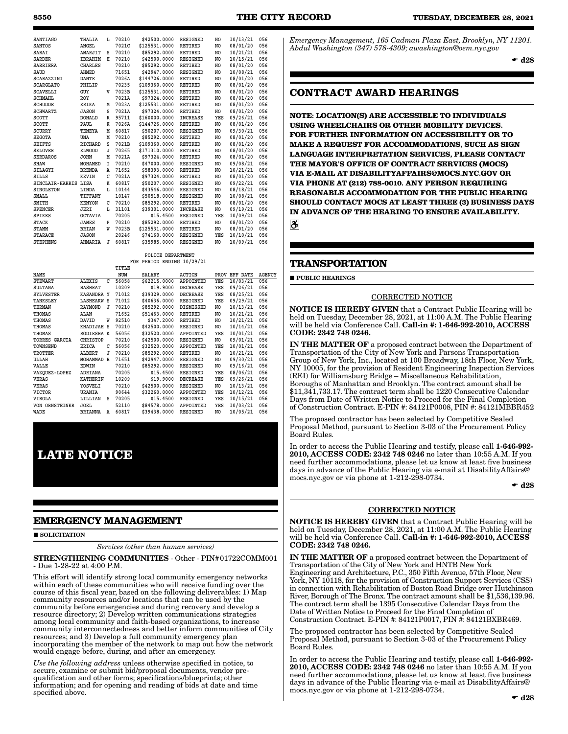| | | | | | | | | |
|---|---|---|---|---|---|---|---|---|
| SANTIAGO | THALIA | L | 70210 | $42500.0000 | RESIGNED | NO | 10/13/21 | 056 |
| SANTOS | ANGEL | | 7021C | $125531.0000 | RETIRED | NO | 08/01/20 | 056 |
| SARAI | AMARJIT | S | 70210 | $85292.0000 | RETIRED | NO | 10/21/21 | 056 |
| SARDER | IBRAHIM | H | 70210 | $42500.0000 | RESIGNED | NO | 10/15/21 | 056 |
| SARRIERA | CHARLES | | 70210 | $85292.0000 | RETIRED | NO | 08/01/20 | 056 |
| SAUD | AHMED | | 71651 | $42947.0000 | RESIGNED | NO | 10/08/21 | 056 |
| SCARAZZINI | DANTE | | 7026A | $144726.0000 | RETIRED | NO | 08/01/20 | 056 |
| SCARGLATO | PHILIP | | 70235 | $109360.0000 | RETIRED | NO | 08/01/20 | 056 |
| SCAVELLI | GUY | V | 7023B | $125531.0000 | RETIRED | NO | 08/01/20 | 056 |
| SCHMAHL | ROY | | 7021A | $97324.0000 | RETIRED | NO | 08/01/20 | 056 |
| SCHUDDE | ERIKA | M | 7023A | $125531.0000 | RETIRED | NO | 08/01/20 | 056 |
| SCHWARTZ | JASON | S | 7021A | $97324.0000 | RETIRED | NO | 08/01/20 | 056 |
| SCOTT | DONALD | R | 95711 | $160000.0000 | INCREASE | YES | 09/26/21 | 056 |
| SCOTT | PAUL | K | 7026A | $144726.0000 | RETIRED | NO | 08/01/20 | 056 |
| SCURRY | TENEYA | M | 60817 | $50207.0000 | RESIGNED | NO | 09/30/21 | 056 |
| SEGOTA | UNA | M | 70210 | $85292.0000 | RETIRED | NO | 08/01/20 | 056 |
| SEIFTS | RICHARD | S | 7021B | $109360.0000 | RETIRED | NO | 08/01/20 | 056 |
| SELOVER | ELWOOD | J | 70265 | $171310.0000 | RETIRED | NO | 08/01/20 | 056 |
| SERDAROS | JOHN | M | 7021A | $97324.0000 | RETIRED | NO | 08/01/20 | 056 |
| SHAW | MOHAMED | I | 70210 | $47000.0000 | RESIGNED | NO | 09/08/21 | 056 |
| SILAGYI | BRENDA | A | 71652 | $58393.0000 | RETIRED | NO | 10/21/21 | 056 |
| SILLS | KEVIN | C | 7021A | $97324.0000 | RETIRED | NO | 08/01/20 | 056 |
| SINCLAIR-HARRIS | LISA | K | 60817 | $50207.0000 | RESIGNED | NO | 09/22/21 | 056 |
| SINGLETON | LINDA | L | 10144 | $43546.0000 | RESIGNED | NO | 08/18/21 | 056 |
| SMALL | TIFFANY | | 10147 | $50518.0000 | RESIGNED | NO | 10/08/21 | 056 |
| SMITH | KENYON | C | 70210 | $85292.0000 | RETIRED | NO | 08/01/20 | 056 |
| SPENCER | JERI | L | 31101 | $39301.0000 | INCREASE | NO | 09/19/21 | 056 |
| SPIKES | OCTAVIA | | 70205 | $15.4500 | RESIGNED | YES | 10/09/21 | 056 |
| STACK | JAMES | P | 70210 | $85292.0000 | RETIRED | NO | 08/01/20 | 056 |
| STAMM | BRIAN | W | 7023B | $125531.0000 | RETIRED | NO | 08/01/20 | 056 |
| STARACE | JASON | | 20246 | $74160.0000 | RESIGNED | YES | 10/10/21 | 056 |
| STEPHENS | AHMARIA | J | 60817 | $35985.0000 | RESIGNED | NO | 10/09/21 | 056 |

POLICE DEPARTMENT
FOR PERIOD ENDING 10/29/21

| NAME | | | TITLE NUM | SALARY | ACTION | PROV | EFF DATE | AGENCY |
|---|---|---|---|---|---|---|---|---|
| STEWART | ALEXIS | C | 56058 | $62215.0000 | APPOINTED | YES | 10/03/21 | 056 |
| SULTANA | BASHRAT | | 10209 | $19.9000 | DECREASE | YES | 09/26/21 | 056 |
| SYLVESTER | KASANDRA | Y | 71012 | $39329.0000 | DECREASE | YES | 08/25/21 | 056 |
| TANKSLEY | LASHEAKW | S | 71012 | $40636.0000 | RESIGNED | YES | 09/29/21 | 056 |
| TERMAN | RAYMOND | J | 70210 | $85292.0000 | DISMISSED | NO | 10/13/21 | 056 |
| THOMAS | ALAN | | 71652 | $51463.0000 | RETIRED | NO | 10/21/21 | 056 |
| THOMAS | DAVID | W | 92510 | $347.2000 | RETIRED | NO | 10/21/21 | 056 |
| THOMAS | KHADIJAH | S | 70210 | $42500.0000 | RESIGNED | NO | 10/14/21 | 056 |
| THOMAS | RODIESHA | K | 56056 | $32520.0000 | APPOINTED | YES | 10/01/21 | 056 |
| TORRES GARCIA | CHRISTOP | | 70210 | $42500.0000 | RESIGNED | NO | 09/01/21 | 056 |
| TOWNSEND | ERICA | C | 56056 | $32520.0000 | APPOINTED | YES | 10/01/21 | 056 |
| TROTTER | ALBERT | J | 70210 | $85292.0000 | RETIRED | NO | 10/21/21 | 056 |
| ULLAH | MOHAMMAD | R | 71651 | $42947.0000 | RESIGNED | NO | 09/30/21 | 056 |
| VALLE | EDWIN | | 70210 | $85292.0000 | RESIGNED | NO | 09/16/21 | 056 |
| VAZQUEZ-LOPEZ | ADRIANA | | 70205 | $15.4500 | RESIGNED | YES | 08/06/21 | 056 |
| VERAS | KATHERIN | | 10209 | $19.9000 | DECREASE | YES | 09/26/21 | 056 |
| VERAS | YOSVELI | | 70210 | $42500.0000 | RESIGNED | NO | 10/13/21 | 056 |
| VICTOR | URANIA | | 90644 | $32260.0000 | APPOINTED | YES | 10/12/21 | 056 |
| VIROLA | LILLIAN | S | 70205 | $15.4500 | RESIGNED | YES | 10/15/21 | 056 |
| VON ORNSTEINER | JOEL | | 52110 | $84578.0000 | APPOINTED | YES | 10/03/21 | 056 |
| WADE | BRIANNA | A | 60817 | $39438.0000 | RESIGNED | NO | 10/05/21 | 056 |

# LATE NOTICE

## EMERGENCY MANAGEMENT

■ **SOLICITATION**

*Services (other than human services)*

**STRENGTHENING COMMUNITIES** - Other - PIN#01722COMM001 - Due 1-28-22 at 4:00 P.M.

This effort will identify strong local community emergency networks within each of these communities who will receive funding over the course of this fiscal year, based on the following deliverables: 1) Map community resources and/or locations that can be used by the community before emergencies and during recovery and develop a resource directory; 2) Develop written communications strategies among local community and faith-based organizations, to increase community interconnectedness and better inform communities of City resources; and 3) Develop a full community emergency plan incorporating the member of the network to map out how the network would engage before, during, and after an emergency.

*Use the following address* unless otherwise specified in notice, to secure, examine or submit bid/proposal documents, vendor pre-qualification and other forms; specifications/blueprints; other information; and for opening and reading of bids at date and time specified above.

*Emergency Management, 165 Cadman Plaza East, Brooklyn, NY 11201. Abdul Washington (347) 578-4309; awashington@oem.nyc.gov*

☛ **d28**

## CONTRACT AWARD HEARINGS

**NOTE: LOCATION(S) ARE ACCESSIBLE TO INDIVIDUALS USING WHEELCHAIRS OR OTHER MOBILITY DEVICES. FOR FURTHER INFORMATION ON ACCESSIBILITY OR TO MAKE A REQUEST FOR ACCOMMODATIONS, SUCH AS SIGN LANGUAGE INTERPRETATION SERVICES, PLEASE CONTACT THE MAYOR'S OFFICE OF CONTRACT SERVICES (MOCS) VIA E-MAIL AT DISABILITYAFFAIRS@MOCS.NYC.GOV OR VIA PHONE AT (212) 788-0010. ANY PERSON REQUIRING REASONABLE ACCOMMODATION FOR THE PUBLIC HEARING SHOULD CONTACT MOCS AT LEAST THREE (3) BUSINESS DAYS IN ADVANCE OF THE HEARING TO ENSURE AVAILABILITY.**

## TRANSPORTATION

■ **PUBLIC HEARINGS**

CORRECTED NOTICE

**NOTICE IS HEREBY GIVEN** that a Contract Public Hearing will be held on Tuesday, December 28, 2021, at 11:00 A.M. The Public Hearing will be held via Conference Call. **Call-in #: 1-646-992-2010, ACCESS CODE: 2342 748 0246.**

**IN THE MATTER OF** a proposed contract between the Department of Transportation of the City of New York and Parsons Transportation Group of New York, Inc., located at 100 Broadway, 18th Floor, New York, NY 10005, for the provision of Resident Engineering Inspection Services (REI) for Williamsburg Bridge – Miscellaneous Rehabilitation, Boroughs of Manhattan and Brooklyn. The contract amount shall be $11,341,733.17. The contract term shall be 1220 Consecutive Calendar Days from Date of Written Notice to Proceed for the Final Completion of Construction Contract. E-PIN #: 84121P0008, PIN #: 84121MBBR452

The proposed contractor has been selected by Competitive Sealed Proposal Method, pursuant to Section 3-03 of the Procurement Policy Board Rules.

In order to access the Public Hearing and testify, please call **1-646-992-2010, ACCESS CODE: 2342 748 0246** no later than 10:55 A.M. If you need further accommodations, please let us know at least five business days in advance of the Public Hearing via e-mail at DisabilityAffairs@mocs.nyc.gov or via phone at 1-212-298-0734.

☛ **d28**

**CORRECTED NOTICE**

**NOTICE IS HEREBY GIVEN** that a Contract Public Hearing will be held on Tuesday, December 28, 2021, at 11:00 A.M. The Public Hearing will be held via Conference Call. **Call-in #: 1-646-992-2010, ACCESS CODE: 2342 748 0246.**

**IN THE MATTER OF** a proposed contract between the Department of Transportation of the City of New York and HNTB New York Engineering and Architecture, P.C., 350 Fifth Avenue, 57th Floor, New York, NY 10118, for the provision of Construction Support Services (CSS) in connection with Rehabilitation of Boston Road Bridge over Hutchinson River, Borough of The Bronx. The contract amount shall be $1,536,139.96. The contract term shall be 1395 Consecutive Calendar Days from the Date of Written Notice to Proceed for the Final Completion of Construction Contract. E-PIN #: 84121P0017, PIN #: 84121BXBR469.

The proposed contractor has been selected by Competitive Sealed Proposal Method, pursuant to Section 3-03 of the Procurement Policy Board Rules.

In order to access the Public Hearing and testify, please call **1-646-992-2010, ACCESS CODE: 2342 748 0246** no later than 10:55 A.M. If you need further accommodations, please let us know at least five business days in advance of the Public Hearing via e-mail at DisabilityAffairs@mocs.nyc.gov or via phone at 1-212-298-0734.

☛ **d28**